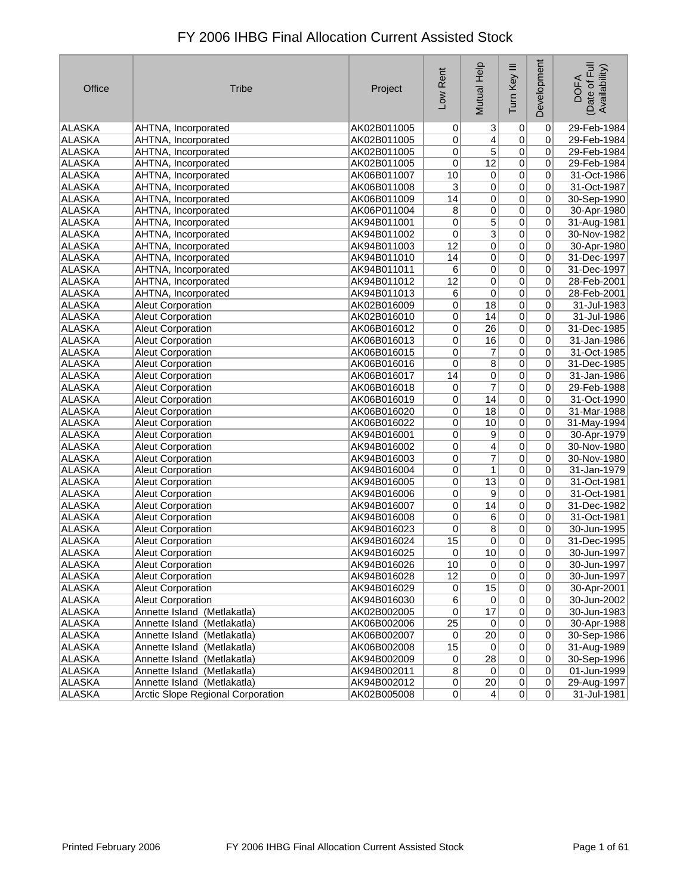# FY 2006 IHBG Final Allocation Current Assisted Stock

| Office | Tribe | Project | Low Rent | Mutual Help | Turn Key III | Development | DOFA (Date of Full Availability) |
|---|---|---|---|---|---|---|---|
| ALASKA | AHTNA, Incorporated | AK02B011005 | 0 | 3 | 0 | 0 | 29-Feb-1984 |
| ALASKA | AHTNA, Incorporated | AK02B011005 | 0 | 4 | 0 | 0 | 29-Feb-1984 |
| ALASKA | AHTNA, Incorporated | AK02B011005 | 0 | 5 | 0 | 0 | 29-Feb-1984 |
| ALASKA | AHTNA, Incorporated | AK02B011005 | 0 | 12 | 0 | 0 | 29-Feb-1984 |
| ALASKA | AHTNA, Incorporated | AK06B011007 | 10 | 0 | 0 | 0 | 31-Oct-1986 |
| ALASKA | AHTNA, Incorporated | AK06B011008 | 3 | 0 | 0 | 0 | 31-Oct-1987 |
| ALASKA | AHTNA, Incorporated | AK06B011009 | 14 | 0 | 0 | 0 | 30-Sep-1990 |
| ALASKA | AHTNA, Incorporated | AK06P011004 | 8 | 0 | 0 | 0 | 30-Apr-1980 |
| ALASKA | AHTNA, Incorporated | AK94B011001 | 0 | 5 | 0 | 0 | 31-Aug-1981 |
| ALASKA | AHTNA, Incorporated | AK94B011002 | 0 | 3 | 0 | 0 | 30-Nov-1982 |
| ALASKA | AHTNA, Incorporated | AK94B011003 | 12 | 0 | 0 | 0 | 30-Apr-1980 |
| ALASKA | AHTNA, Incorporated | AK94B011010 | 14 | 0 | 0 | 0 | 31-Dec-1997 |
| ALASKA | AHTNA, Incorporated | AK94B011011 | 6 | 0 | 0 | 0 | 31-Dec-1997 |
| ALASKA | AHTNA, Incorporated | AK94B011012 | 12 | 0 | 0 | 0 | 28-Feb-2001 |
| ALASKA | AHTNA, Incorporated | AK94B011013 | 6 | 0 | 0 | 0 | 28-Feb-2001 |
| ALASKA | Aleut Corporation | AK02B016009 | 0 | 18 | 0 | 0 | 31-Jul-1983 |
| ALASKA | Aleut Corporation | AK02B016010 | 0 | 14 | 0 | 0 | 31-Jul-1986 |
| ALASKA | Aleut Corporation | AK06B016012 | 0 | 26 | 0 | 0 | 31-Dec-1985 |
| ALASKA | Aleut Corporation | AK06B016013 | 0 | 16 | 0 | 0 | 31-Jan-1986 |
| ALASKA | Aleut Corporation | AK06B016015 | 0 | 7 | 0 | 0 | 31-Oct-1985 |
| ALASKA | Aleut Corporation | AK06B016016 | 0 | 8 | 0 | 0 | 31-Dec-1985 |
| ALASKA | Aleut Corporation | AK06B016017 | 14 | 0 | 0 | 0 | 31-Jan-1986 |
| ALASKA | Aleut Corporation | AK06B016018 | 0 | 7 | 0 | 0 | 29-Feb-1988 |
| ALASKA | Aleut Corporation | AK06B016019 | 0 | 14 | 0 | 0 | 31-Oct-1990 |
| ALASKA | Aleut Corporation | AK06B016020 | 0 | 18 | 0 | 0 | 31-Mar-1988 |
| ALASKA | Aleut Corporation | AK06B016022 | 0 | 10 | 0 | 0 | 31-May-1994 |
| ALASKA | Aleut Corporation | AK94B016001 | 0 | 9 | 0 | 0 | 30-Apr-1979 |
| ALASKA | Aleut Corporation | AK94B016002 | 0 | 4 | 0 | 0 | 30-Nov-1980 |
| ALASKA | Aleut Corporation | AK94B016003 | 0 | 7 | 0 | 0 | 30-Nov-1980 |
| ALASKA | Aleut Corporation | AK94B016004 | 0 | 1 | 0 | 0 | 31-Jan-1979 |
| ALASKA | Aleut Corporation | AK94B016005 | 0 | 13 | 0 | 0 | 31-Oct-1981 |
| ALASKA | Aleut Corporation | AK94B016006 | 0 | 9 | 0 | 0 | 31-Oct-1981 |
| ALASKA | Aleut Corporation | AK94B016007 | 0 | 14 | 0 | 0 | 31-Dec-1982 |
| ALASKA | Aleut Corporation | AK94B016008 | 0 | 6 | 0 | 0 | 31-Oct-1981 |
| ALASKA | Aleut Corporation | AK94B016023 | 0 | 8 | 0 | 0 | 30-Jun-1995 |
| ALASKA | Aleut Corporation | AK94B016024 | 15 | 0 | 0 | 0 | 31-Dec-1995 |
| ALASKA | Aleut Corporation | AK94B016025 | 0 | 10 | 0 | 0 | 30-Jun-1997 |
| ALASKA | Aleut Corporation | AK94B016026 | 10 | 0 | 0 | 0 | 30-Jun-1997 |
| ALASKA | Aleut Corporation | AK94B016028 | 12 | 0 | 0 | 0 | 30-Jun-1997 |
| ALASKA | Aleut Corporation | AK94B016029 | 0 | 15 | 0 | 0 | 30-Apr-2001 |
| ALASKA | Aleut Corporation | AK94B016030 | 6 | 0 | 0 | 0 | 30-Jun-2002 |
| ALASKA | Annette Island (Metlakatla) | AK02B002005 | 0 | 17 | 0 | 0 | 30-Jun-1983 |
| ALASKA | Annette Island (Metlakatla) | AK06B002006 | 25 | 0 | 0 | 0 | 30-Apr-1988 |
| ALASKA | Annette Island (Metlakatla) | AK06B002007 | 0 | 20 | 0 | 0 | 30-Sep-1986 |
| ALASKA | Annette Island (Metlakatla) | AK06B002008 | 15 | 0 | 0 | 0 | 31-Aug-1989 |
| ALASKA | Annette Island (Metlakatla) | AK94B002009 | 0 | 28 | 0 | 0 | 30-Sep-1996 |
| ALASKA | Annette Island (Metlakatla) | AK94B002011 | 8 | 0 | 0 | 0 | 01-Jun-1999 |
| ALASKA | Annette Island (Metlakatla) | AK94B002012 | 0 | 20 | 0 | 0 | 29-Aug-1997 |
| ALASKA | Arctic Slope Regional Corporation | AK02B005008 | 0 | 4 | 0 | 0 | 31-Jul-1981 |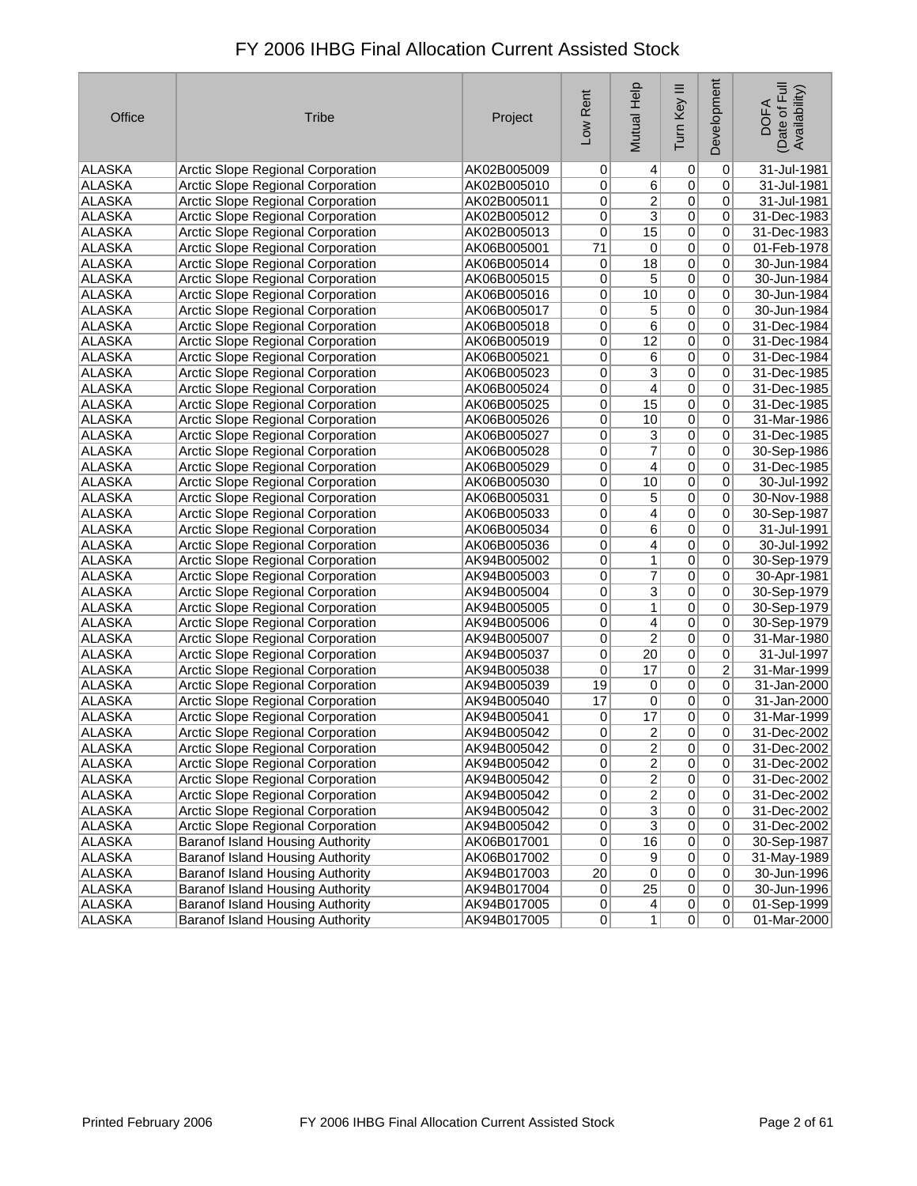# FY 2006 IHBG Final Allocation Current Assisted Stock

| Office | Tribe | Project | Low Rent | Mutual Help | Turn Key III | Development | DOFA (Date of Full Availability) |
|---|---|---|---|---|---|---|---|
| ALASKA | Arctic Slope Regional Corporation | AK02B005009 | 0 | 4 | 0 | 0 | 31-Jul-1981 |
| ALASKA | Arctic Slope Regional Corporation | AK02B005010 | 0 | 6 | 0 | 0 | 31-Jul-1981 |
| ALASKA | Arctic Slope Regional Corporation | AK02B005011 | 0 | 2 | 0 | 0 | 31-Jul-1981 |
| ALASKA | Arctic Slope Regional Corporation | AK02B005012 | 0 | 3 | 0 | 0 | 31-Dec-1983 |
| ALASKA | Arctic Slope Regional Corporation | AK02B005013 | 0 | 15 | 0 | 0 | 31-Dec-1983 |
| ALASKA | Arctic Slope Regional Corporation | AK06B005001 | 71 | 0 | 0 | 0 | 01-Feb-1978 |
| ALASKA | Arctic Slope Regional Corporation | AK06B005014 | 0 | 18 | 0 | 0 | 30-Jun-1984 |
| ALASKA | Arctic Slope Regional Corporation | AK06B005015 | 0 | 5 | 0 | 0 | 30-Jun-1984 |
| ALASKA | Arctic Slope Regional Corporation | AK06B005016 | 0 | 10 | 0 | 0 | 30-Jun-1984 |
| ALASKA | Arctic Slope Regional Corporation | AK06B005017 | 0 | 5 | 0 | 0 | 30-Jun-1984 |
| ALASKA | Arctic Slope Regional Corporation | AK06B005018 | 0 | 6 | 0 | 0 | 31-Dec-1984 |
| ALASKA | Arctic Slope Regional Corporation | AK06B005019 | 0 | 12 | 0 | 0 | 31-Dec-1984 |
| ALASKA | Arctic Slope Regional Corporation | AK06B005021 | 0 | 6 | 0 | 0 | 31-Dec-1984 |
| ALASKA | Arctic Slope Regional Corporation | AK06B005023 | 0 | 3 | 0 | 0 | 31-Dec-1985 |
| ALASKA | Arctic Slope Regional Corporation | AK06B005024 | 0 | 4 | 0 | 0 | 31-Dec-1985 |
| ALASKA | Arctic Slope Regional Corporation | AK06B005025 | 0 | 15 | 0 | 0 | 31-Dec-1985 |
| ALASKA | Arctic Slope Regional Corporation | AK06B005026 | 0 | 10 | 0 | 0 | 31-Mar-1986 |
| ALASKA | Arctic Slope Regional Corporation | AK06B005027 | 0 | 3 | 0 | 0 | 31-Dec-1985 |
| ALASKA | Arctic Slope Regional Corporation | AK06B005028 | 0 | 7 | 0 | 0 | 30-Sep-1986 |
| ALASKA | Arctic Slope Regional Corporation | AK06B005029 | 0 | 4 | 0 | 0 | 31-Dec-1985 |
| ALASKA | Arctic Slope Regional Corporation | AK06B005030 | 0 | 10 | 0 | 0 | 30-Jul-1992 |
| ALASKA | Arctic Slope Regional Corporation | AK06B005031 | 0 | 5 | 0 | 0 | 30-Nov-1988 |
| ALASKA | Arctic Slope Regional Corporation | AK06B005033 | 0 | 4 | 0 | 0 | 30-Sep-1987 |
| ALASKA | Arctic Slope Regional Corporation | AK06B005034 | 0 | 6 | 0 | 0 | 31-Jul-1991 |
| ALASKA | Arctic Slope Regional Corporation | AK06B005036 | 0 | 4 | 0 | 0 | 30-Jul-1992 |
| ALASKA | Arctic Slope Regional Corporation | AK94B005002 | 0 | 1 | 0 | 0 | 30-Sep-1979 |
| ALASKA | Arctic Slope Regional Corporation | AK94B005003 | 0 | 7 | 0 | 0 | 30-Apr-1981 |
| ALASKA | Arctic Slope Regional Corporation | AK94B005004 | 0 | 3 | 0 | 0 | 30-Sep-1979 |
| ALASKA | Arctic Slope Regional Corporation | AK94B005005 | 0 | 1 | 0 | 0 | 30-Sep-1979 |
| ALASKA | Arctic Slope Regional Corporation | AK94B005006 | 0 | 4 | 0 | 0 | 30-Sep-1979 |
| ALASKA | Arctic Slope Regional Corporation | AK94B005007 | 0 | 2 | 0 | 0 | 31-Mar-1980 |
| ALASKA | Arctic Slope Regional Corporation | AK94B005037 | 0 | 20 | 0 | 0 | 31-Jul-1997 |
| ALASKA | Arctic Slope Regional Corporation | AK94B005038 | 0 | 17 | 0 | 2 | 31-Mar-1999 |
| ALASKA | Arctic Slope Regional Corporation | AK94B005039 | 19 | 0 | 0 | 0 | 31-Jan-2000 |
| ALASKA | Arctic Slope Regional Corporation | AK94B005040 | 17 | 0 | 0 | 0 | 31-Jan-2000 |
| ALASKA | Arctic Slope Regional Corporation | AK94B005041 | 0 | 17 | 0 | 0 | 31-Mar-1999 |
| ALASKA | Arctic Slope Regional Corporation | AK94B005042 | 0 | 2 | 0 | 0 | 31-Dec-2002 |
| ALASKA | Arctic Slope Regional Corporation | AK94B005042 | 0 | 2 | 0 | 0 | 31-Dec-2002 |
| ALASKA | Arctic Slope Regional Corporation | AK94B005042 | 0 | 2 | 0 | 0 | 31-Dec-2002 |
| ALASKA | Arctic Slope Regional Corporation | AK94B005042 | 0 | 2 | 0 | 0 | 31-Dec-2002 |
| ALASKA | Arctic Slope Regional Corporation | AK94B005042 | 0 | 2 | 0 | 0 | 31-Dec-2002 |
| ALASKA | Arctic Slope Regional Corporation | AK94B005042 | 0 | 3 | 0 | 0 | 31-Dec-2002 |
| ALASKA | Arctic Slope Regional Corporation | AK94B005042 | 0 | 3 | 0 | 0 | 31-Dec-2002 |
| ALASKA | Baranof Island Housing Authority | AK06B017001 | 0 | 16 | 0 | 0 | 30-Sep-1987 |
| ALASKA | Baranof Island Housing Authority | AK06B017002 | 0 | 9 | 0 | 0 | 31-May-1989 |
| ALASKA | Baranof Island Housing Authority | AK94B017003 | 20 | 0 | 0 | 0 | 30-Jun-1996 |
| ALASKA | Baranof Island Housing Authority | AK94B017004 | 0 | 25 | 0 | 0 | 30-Jun-1996 |
| ALASKA | Baranof Island Housing Authority | AK94B017005 | 0 | 4 | 0 | 0 | 01-Sep-1999 |
| ALASKA | Baranof Island Housing Authority | AK94B017005 | 0 | 1 | 0 | 0 | 01-Mar-2000 |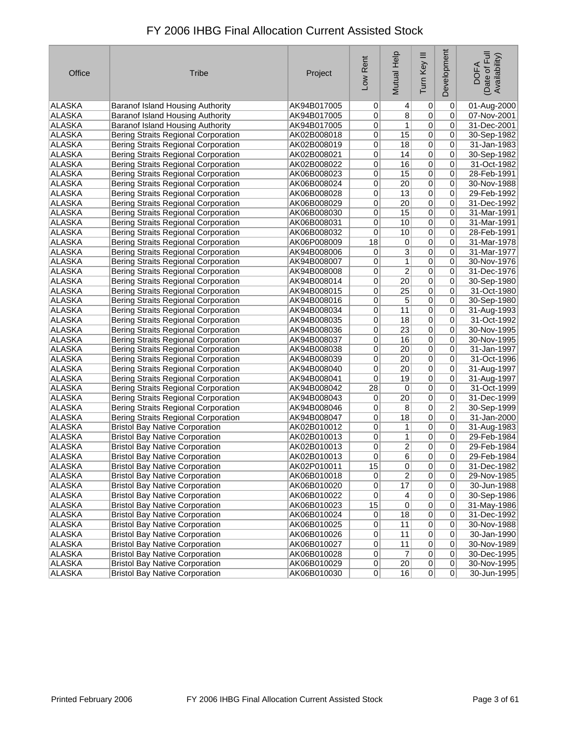# FY 2006 IHBG Final Allocation Current Assisted Stock

| Office | Tribe | Project | Low Rent | Mutual Help | Turn Key III | Development | DOFA (Date of Full Availability) |
|---|---|---|---|---|---|---|---|
| ALASKA | Baranof Island Housing Authority | AK94B017005 | 0 | 4 | 0 | 0 | 01-Aug-2000 |
| ALASKA | Baranof Island Housing Authority | AK94B017005 | 0 | 8 | 0 | 0 | 07-Nov-2001 |
| ALASKA | Baranof Island Housing Authority | AK94B017005 | 0 | 1 | 0 | 0 | 31-Dec-2001 |
| ALASKA | Bering Straits Regional Corporation | AK02B008018 | 0 | 15 | 0 | 0 | 30-Sep-1982 |
| ALASKA | Bering Straits Regional Corporation | AK02B008019 | 0 | 18 | 0 | 0 | 31-Jan-1983 |
| ALASKA | Bering Straits Regional Corporation | AK02B008021 | 0 | 14 | 0 | 0 | 30-Sep-1982 |
| ALASKA | Bering Straits Regional Corporation | AK02B008022 | 0 | 16 | 0 | 0 | 31-Oct-1982 |
| ALASKA | Bering Straits Regional Corporation | AK06B008023 | 0 | 15 | 0 | 0 | 28-Feb-1991 |
| ALASKA | Bering Straits Regional Corporation | AK06B008024 | 0 | 20 | 0 | 0 | 30-Nov-1988 |
| ALASKA | Bering Straits Regional Corporation | AK06B008028 | 0 | 13 | 0 | 0 | 29-Feb-1992 |
| ALASKA | Bering Straits Regional Corporation | AK06B008029 | 0 | 20 | 0 | 0 | 31-Dec-1992 |
| ALASKA | Bering Straits Regional Corporation | AK06B008030 | 0 | 15 | 0 | 0 | 31-Mar-1991 |
| ALASKA | Bering Straits Regional Corporation | AK06B008031 | 0 | 10 | 0 | 0 | 31-Mar-1991 |
| ALASKA | Bering Straits Regional Corporation | AK06B008032 | 0 | 10 | 0 | 0 | 28-Feb-1991 |
| ALASKA | Bering Straits Regional Corporation | AK06P008009 | 18 | 0 | 0 | 0 | 31-Mar-1978 |
| ALASKA | Bering Straits Regional Corporation | AK94B008006 | 0 | 3 | 0 | 0 | 31-Mar-1977 |
| ALASKA | Bering Straits Regional Corporation | AK94B008007 | 0 | 1 | 0 | 0 | 30-Nov-1976 |
| ALASKA | Bering Straits Regional Corporation | AK94B008008 | 0 | 2 | 0 | 0 | 31-Dec-1976 |
| ALASKA | Bering Straits Regional Corporation | AK94B008014 | 0 | 20 | 0 | 0 | 30-Sep-1980 |
| ALASKA | Bering Straits Regional Corporation | AK94B008015 | 0 | 25 | 0 | 0 | 31-Oct-1980 |
| ALASKA | Bering Straits Regional Corporation | AK94B008016 | 0 | 5 | 0 | 0 | 30-Sep-1980 |
| ALASKA | Bering Straits Regional Corporation | AK94B008034 | 0 | 11 | 0 | 0 | 31-Aug-1993 |
| ALASKA | Bering Straits Regional Corporation | AK94B008035 | 0 | 18 | 0 | 0 | 31-Oct-1992 |
| ALASKA | Bering Straits Regional Corporation | AK94B008036 | 0 | 23 | 0 | 0 | 30-Nov-1995 |
| ALASKA | Bering Straits Regional Corporation | AK94B008037 | 0 | 16 | 0 | 0 | 30-Nov-1995 |
| ALASKA | Bering Straits Regional Corporation | AK94B008038 | 0 | 20 | 0 | 0 | 31-Jan-1997 |
| ALASKA | Bering Straits Regional Corporation | AK94B008039 | 0 | 20 | 0 | 0 | 31-Oct-1996 |
| ALASKA | Bering Straits Regional Corporation | AK94B008040 | 0 | 20 | 0 | 0 | 31-Aug-1997 |
| ALASKA | Bering Straits Regional Corporation | AK94B008041 | 0 | 19 | 0 | 0 | 31-Aug-1997 |
| ALASKA | Bering Straits Regional Corporation | AK94B008042 | 28 | 0 | 0 | 0 | 31-Oct-1999 |
| ALASKA | Bering Straits Regional Corporation | AK94B008043 | 0 | 20 | 0 | 0 | 31-Dec-1999 |
| ALASKA | Bering Straits Regional Corporation | AK94B008046 | 0 | 8 | 0 | 2 | 30-Sep-1999 |
| ALASKA | Bering Straits Regional Corporation | AK94B008047 | 0 | 18 | 0 | 0 | 31-Jan-2000 |
| ALASKA | Bristol Bay Native Corporation | AK02B010012 | 0 | 1 | 0 | 0 | 31-Aug-1983 |
| ALASKA | Bristol Bay Native Corporation | AK02B010013 | 0 | 1 | 0 | 0 | 29-Feb-1984 |
| ALASKA | Bristol Bay Native Corporation | AK02B010013 | 0 | 2 | 0 | 0 | 29-Feb-1984 |
| ALASKA | Bristol Bay Native Corporation | AK02B010013 | 0 | 6 | 0 | 0 | 29-Feb-1984 |
| ALASKA | Bristol Bay Native Corporation | AK02P010011 | 15 | 0 | 0 | 0 | 31-Dec-1982 |
| ALASKA | Bristol Bay Native Corporation | AK06B010018 | 0 | 2 | 0 | 0 | 29-Nov-1985 |
| ALASKA | Bristol Bay Native Corporation | AK06B010020 | 0 | 17 | 0 | 0 | 30-Jun-1988 |
| ALASKA | Bristol Bay Native Corporation | AK06B010022 | 0 | 4 | 0 | 0 | 30-Sep-1986 |
| ALASKA | Bristol Bay Native Corporation | AK06B010023 | 15 | 0 | 0 | 0 | 31-May-1986 |
| ALASKA | Bristol Bay Native Corporation | AK06B010024 | 0 | 18 | 0 | 0 | 31-Dec-1992 |
| ALASKA | Bristol Bay Native Corporation | AK06B010025 | 0 | 11 | 0 | 0 | 30-Nov-1988 |
| ALASKA | Bristol Bay Native Corporation | AK06B010026 | 0 | 11 | 0 | 0 | 30-Jan-1990 |
| ALASKA | Bristol Bay Native Corporation | AK06B010027 | 0 | 11 | 0 | 0 | 30-Nov-1989 |
| ALASKA | Bristol Bay Native Corporation | AK06B010028 | 0 | 7 | 0 | 0 | 30-Dec-1995 |
| ALASKA | Bristol Bay Native Corporation | AK06B010029 | 0 | 20 | 0 | 0 | 30-Nov-1995 |
| ALASKA | Bristol Bay Native Corporation | AK06B010030 | 0 | 16 | 0 | 0 | 30-Jun-1995 |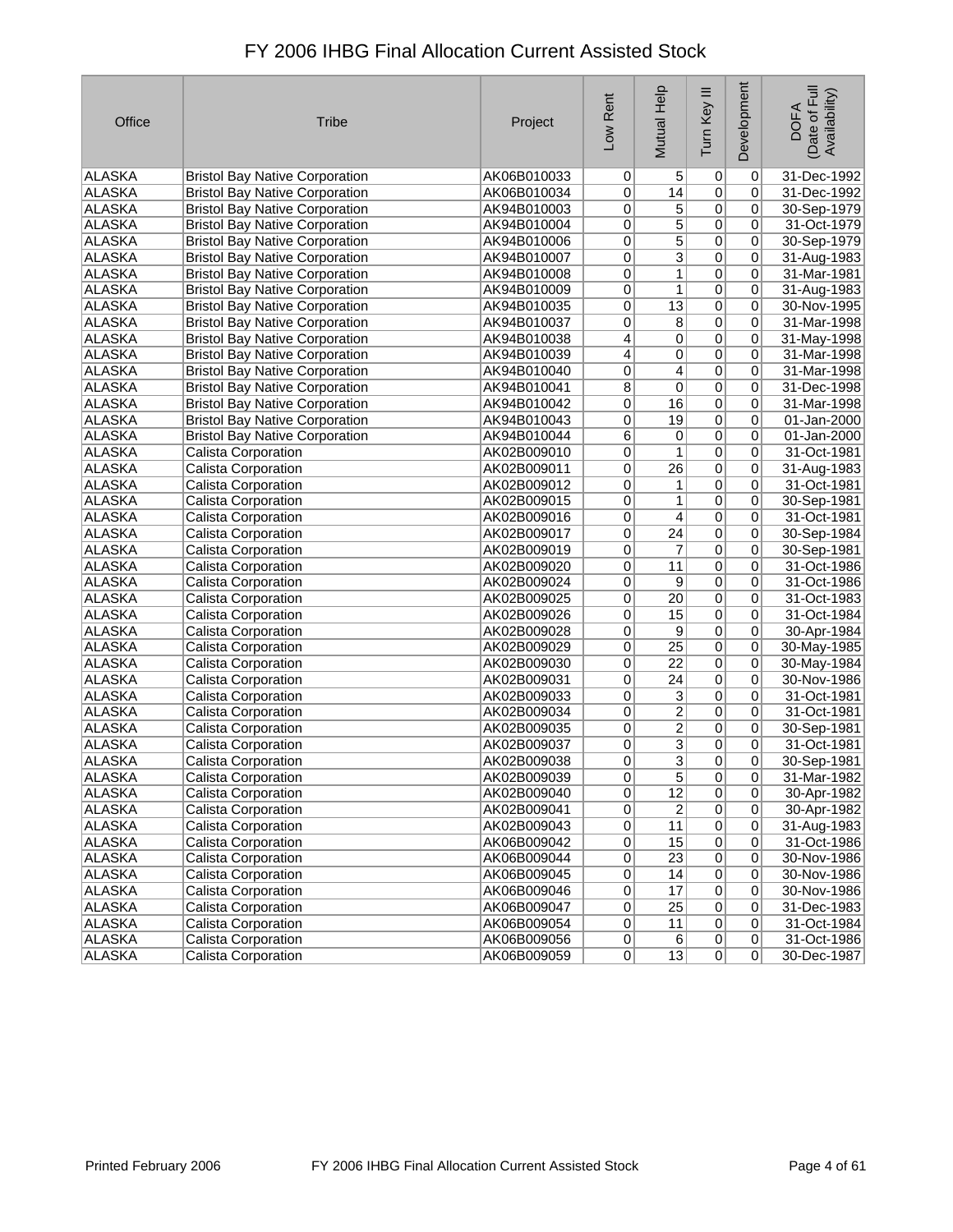# FY 2006 IHBG Final Allocation Current Assisted Stock

| Office | Tribe | Project | Low Rent | Mutual Help | Turn Key III | Development | DOFA (Date of Full Availability) |
|---|---|---|---|---|---|---|---|
| ALASKA | Bristol Bay Native Corporation | AK06B010033 | 0 | 5 | 0 | 0 | 31-Dec-1992 |
| ALASKA | Bristol Bay Native Corporation | AK06B010034 | 0 | 14 | 0 | 0 | 31-Dec-1992 |
| ALASKA | Bristol Bay Native Corporation | AK94B010003 | 0 | 5 | 0 | 0 | 30-Sep-1979 |
| ALASKA | Bristol Bay Native Corporation | AK94B010004 | 0 | 5 | 0 | 0 | 31-Oct-1979 |
| ALASKA | Bristol Bay Native Corporation | AK94B010006 | 0 | 5 | 0 | 0 | 30-Sep-1979 |
| ALASKA | Bristol Bay Native Corporation | AK94B010007 | 0 | 3 | 0 | 0 | 31-Aug-1983 |
| ALASKA | Bristol Bay Native Corporation | AK94B010008 | 0 | 1 | 0 | 0 | 31-Mar-1981 |
| ALASKA | Bristol Bay Native Corporation | AK94B010009 | 0 | 1 | 0 | 0 | 31-Aug-1983 |
| ALASKA | Bristol Bay Native Corporation | AK94B010035 | 0 | 13 | 0 | 0 | 30-Nov-1995 |
| ALASKA | Bristol Bay Native Corporation | AK94B010037 | 0 | 8 | 0 | 0 | 31-Mar-1998 |
| ALASKA | Bristol Bay Native Corporation | AK94B010038 | 4 | 0 | 0 | 0 | 31-May-1998 |
| ALASKA | Bristol Bay Native Corporation | AK94B010039 | 4 | 0 | 0 | 0 | 31-Mar-1998 |
| ALASKA | Bristol Bay Native Corporation | AK94B010040 | 0 | 4 | 0 | 0 | 31-Mar-1998 |
| ALASKA | Bristol Bay Native Corporation | AK94B010041 | 8 | 0 | 0 | 0 | 31-Dec-1998 |
| ALASKA | Bristol Bay Native Corporation | AK94B010042 | 0 | 16 | 0 | 0 | 31-Mar-1998 |
| ALASKA | Bristol Bay Native Corporation | AK94B010043 | 0 | 19 | 0 | 0 | 01-Jan-2000 |
| ALASKA | Bristol Bay Native Corporation | AK94B010044 | 6 | 0 | 0 | 0 | 01-Jan-2000 |
| ALASKA | Calista Corporation | AK02B009010 | 0 | 1 | 0 | 0 | 31-Oct-1981 |
| ALASKA | Calista Corporation | AK02B009011 | 0 | 26 | 0 | 0 | 31-Aug-1983 |
| ALASKA | Calista Corporation | AK02B009012 | 0 | 1 | 0 | 0 | 31-Oct-1981 |
| ALASKA | Calista Corporation | AK02B009015 | 0 | 1 | 0 | 0 | 30-Sep-1981 |
| ALASKA | Calista Corporation | AK02B009016 | 0 | 4 | 0 | 0 | 31-Oct-1981 |
| ALASKA | Calista Corporation | AK02B009017 | 0 | 24 | 0 | 0 | 30-Sep-1984 |
| ALASKA | Calista Corporation | AK02B009019 | 0 | 7 | 0 | 0 | 30-Sep-1981 |
| ALASKA | Calista Corporation | AK02B009020 | 0 | 11 | 0 | 0 | 31-Oct-1986 |
| ALASKA | Calista Corporation | AK02B009024 | 0 | 9 | 0 | 0 | 31-Oct-1986 |
| ALASKA | Calista Corporation | AK02B009025 | 0 | 20 | 0 | 0 | 31-Oct-1983 |
| ALASKA | Calista Corporation | AK02B009026 | 0 | 15 | 0 | 0 | 31-Oct-1984 |
| ALASKA | Calista Corporation | AK02B009028 | 0 | 9 | 0 | 0 | 30-Apr-1984 |
| ALASKA | Calista Corporation | AK02B009029 | 0 | 25 | 0 | 0 | 30-May-1985 |
| ALASKA | Calista Corporation | AK02B009030 | 0 | 22 | 0 | 0 | 30-May-1984 |
| ALASKA | Calista Corporation | AK02B009031 | 0 | 24 | 0 | 0 | 30-Nov-1986 |
| ALASKA | Calista Corporation | AK02B009033 | 0 | 3 | 0 | 0 | 31-Oct-1981 |
| ALASKA | Calista Corporation | AK02B009034 | 0 | 2 | 0 | 0 | 31-Oct-1981 |
| ALASKA | Calista Corporation | AK02B009035 | 0 | 2 | 0 | 0 | 30-Sep-1981 |
| ALASKA | Calista Corporation | AK02B009037 | 0 | 3 | 0 | 0 | 31-Oct-1981 |
| ALASKA | Calista Corporation | AK02B009038 | 0 | 3 | 0 | 0 | 30-Sep-1981 |
| ALASKA | Calista Corporation | AK02B009039 | 0 | 5 | 0 | 0 | 31-Mar-1982 |
| ALASKA | Calista Corporation | AK02B009040 | 0 | 12 | 0 | 0 | 30-Apr-1982 |
| ALASKA | Calista Corporation | AK02B009041 | 0 | 2 | 0 | 0 | 30-Apr-1982 |
| ALASKA | Calista Corporation | AK02B009043 | 0 | 11 | 0 | 0 | 31-Aug-1983 |
| ALASKA | Calista Corporation | AK06B009042 | 0 | 15 | 0 | 0 | 31-Oct-1986 |
| ALASKA | Calista Corporation | AK06B009044 | 0 | 23 | 0 | 0 | 30-Nov-1986 |
| ALASKA | Calista Corporation | AK06B009045 | 0 | 14 | 0 | 0 | 30-Nov-1986 |
| ALASKA | Calista Corporation | AK06B009046 | 0 | 17 | 0 | 0 | 30-Nov-1986 |
| ALASKA | Calista Corporation | AK06B009047 | 0 | 25 | 0 | 0 | 31-Dec-1983 |
| ALASKA | Calista Corporation | AK06B009054 | 0 | 11 | 0 | 0 | 31-Oct-1984 |
| ALASKA | Calista Corporation | AK06B009056 | 0 | 6 | 0 | 0 | 31-Oct-1986 |
| ALASKA | Calista Corporation | AK06B009059 | 0 | 13 | 0 | 0 | 30-Dec-1987 |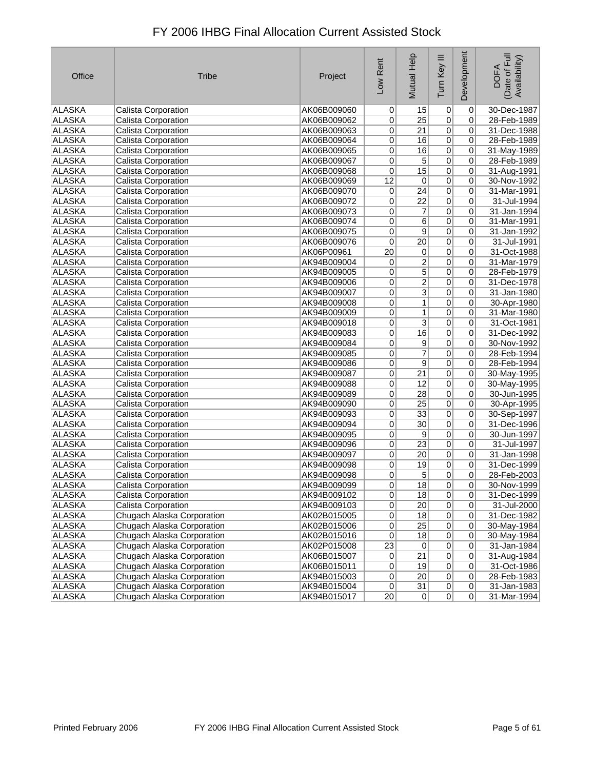# FY 2006 IHBG Final Allocation Current Assisted Stock

| Office | Tribe | Project | Low Rent | Mutual Help | Turn Key III | Development | DOFA (Date of Full Availability) |
|---|---|---|---|---|---|---|---|
| ALASKA | Calista Corporation | AK06B009060 | 0 | 15 | 0 | 0 | 30-Dec-1987 |
| ALASKA | Calista Corporation | AK06B009062 | 0 | 25 | 0 | 0 | 28-Feb-1989 |
| ALASKA | Calista Corporation | AK06B009063 | 0 | 21 | 0 | 0 | 31-Dec-1988 |
| ALASKA | Calista Corporation | AK06B009064 | 0 | 16 | 0 | 0 | 28-Feb-1989 |
| ALASKA | Calista Corporation | AK06B009065 | 0 | 16 | 0 | 0 | 31-May-1989 |
| ALASKA | Calista Corporation | AK06B009067 | 0 | 5 | 0 | 0 | 28-Feb-1989 |
| ALASKA | Calista Corporation | AK06B009068 | 0 | 15 | 0 | 0 | 31-Aug-1991 |
| ALASKA | Calista Corporation | AK06B009069 | 12 | 0 | 0 | 0 | 30-Nov-1992 |
| ALASKA | Calista Corporation | AK06B009070 | 0 | 24 | 0 | 0 | 31-Mar-1991 |
| ALASKA | Calista Corporation | AK06B009072 | 0 | 22 | 0 | 0 | 31-Jul-1994 |
| ALASKA | Calista Corporation | AK06B009073 | 0 | 7 | 0 | 0 | 31-Jan-1994 |
| ALASKA | Calista Corporation | AK06B009074 | 0 | 6 | 0 | 0 | 31-Mar-1991 |
| ALASKA | Calista Corporation | AK06B009075 | 0 | 9 | 0 | 0 | 31-Jan-1992 |
| ALASKA | Calista Corporation | AK06B009076 | 0 | 20 | 0 | 0 | 31-Jul-1991 |
| ALASKA | Calista Corporation | AK06P00961 | 20 | 0 | 0 | 0 | 31-Oct-1988 |
| ALASKA | Calista Corporation | AK94B009004 | 0 | 2 | 0 | 0 | 31-Mar-1979 |
| ALASKA | Calista Corporation | AK94B009005 | 0 | 5 | 0 | 0 | 28-Feb-1979 |
| ALASKA | Calista Corporation | AK94B009006 | 0 | 2 | 0 | 0 | 31-Dec-1978 |
| ALASKA | Calista Corporation | AK94B009007 | 0 | 3 | 0 | 0 | 31-Jan-1980 |
| ALASKA | Calista Corporation | AK94B009008 | 0 | 1 | 0 | 0 | 30-Apr-1980 |
| ALASKA | Calista Corporation | AK94B009009 | 0 | 1 | 0 | 0 | 31-Mar-1980 |
| ALASKA | Calista Corporation | AK94B009018 | 0 | 3 | 0 | 0 | 31-Oct-1981 |
| ALASKA | Calista Corporation | AK94B009083 | 0 | 16 | 0 | 0 | 31-Dec-1992 |
| ALASKA | Calista Corporation | AK94B009084 | 0 | 9 | 0 | 0 | 30-Nov-1992 |
| ALASKA | Calista Corporation | AK94B009085 | 0 | 7 | 0 | 0 | 28-Feb-1994 |
| ALASKA | Calista Corporation | AK94B009086 | 0 | 9 | 0 | 0 | 28-Feb-1994 |
| ALASKA | Calista Corporation | AK94B009087 | 0 | 21 | 0 | 0 | 30-May-1995 |
| ALASKA | Calista Corporation | AK94B009088 | 0 | 12 | 0 | 0 | 30-May-1995 |
| ALASKA | Calista Corporation | AK94B009089 | 0 | 28 | 0 | 0 | 30-Jun-1995 |
| ALASKA | Calista Corporation | AK94B009090 | 0 | 25 | 0 | 0 | 30-Apr-1995 |
| ALASKA | Calista Corporation | AK94B009093 | 0 | 33 | 0 | 0 | 30-Sep-1997 |
| ALASKA | Calista Corporation | AK94B009094 | 0 | 30 | 0 | 0 | 31-Dec-1996 |
| ALASKA | Calista Corporation | AK94B009095 | 0 | 9 | 0 | 0 | 30-Jun-1997 |
| ALASKA | Calista Corporation | AK94B009096 | 0 | 23 | 0 | 0 | 31-Jul-1997 |
| ALASKA | Calista Corporation | AK94B009097 | 0 | 20 | 0 | 0 | 31-Jan-1998 |
| ALASKA | Calista Corporation | AK94B009098 | 0 | 19 | 0 | 0 | 31-Dec-1999 |
| ALASKA | Calista Corporation | AK94B009098 | 0 | 5 | 0 | 0 | 28-Feb-2003 |
| ALASKA | Calista Corporation | AK94B009099 | 0 | 18 | 0 | 0 | 30-Nov-1999 |
| ALASKA | Calista Corporation | AK94B009102 | 0 | 18 | 0 | 0 | 31-Dec-1999 |
| ALASKA | Calista Corporation | AK94B009103 | 0 | 20 | 0 | 0 | 31-Jul-2000 |
| ALASKA | Chugach Alaska Corporation | AK02B015005 | 0 | 18 | 0 | 0 | 31-Dec-1982 |
| ALASKA | Chugach Alaska Corporation | AK02B015006 | 0 | 25 | 0 | 0 | 30-May-1984 |
| ALASKA | Chugach Alaska Corporation | AK02B015016 | 0 | 18 | 0 | 0 | 30-May-1984 |
| ALASKA | Chugach Alaska Corporation | AK02P015008 | 23 | 0 | 0 | 0 | 31-Jan-1984 |
| ALASKA | Chugach Alaska Corporation | AK06B015007 | 0 | 21 | 0 | 0 | 31-Aug-1984 |
| ALASKA | Chugach Alaska Corporation | AK06B015011 | 0 | 19 | 0 | 0 | 31-Oct-1986 |
| ALASKA | Chugach Alaska Corporation | AK94B015003 | 0 | 20 | 0 | 0 | 28-Feb-1983 |
| ALASKA | Chugach Alaska Corporation | AK94B015004 | 0 | 31 | 0 | 0 | 31-Jan-1983 |
| ALASKA | Chugach Alaska Corporation | AK94B015017 | 20 | 0 | 0 | 0 | 31-Mar-1994 |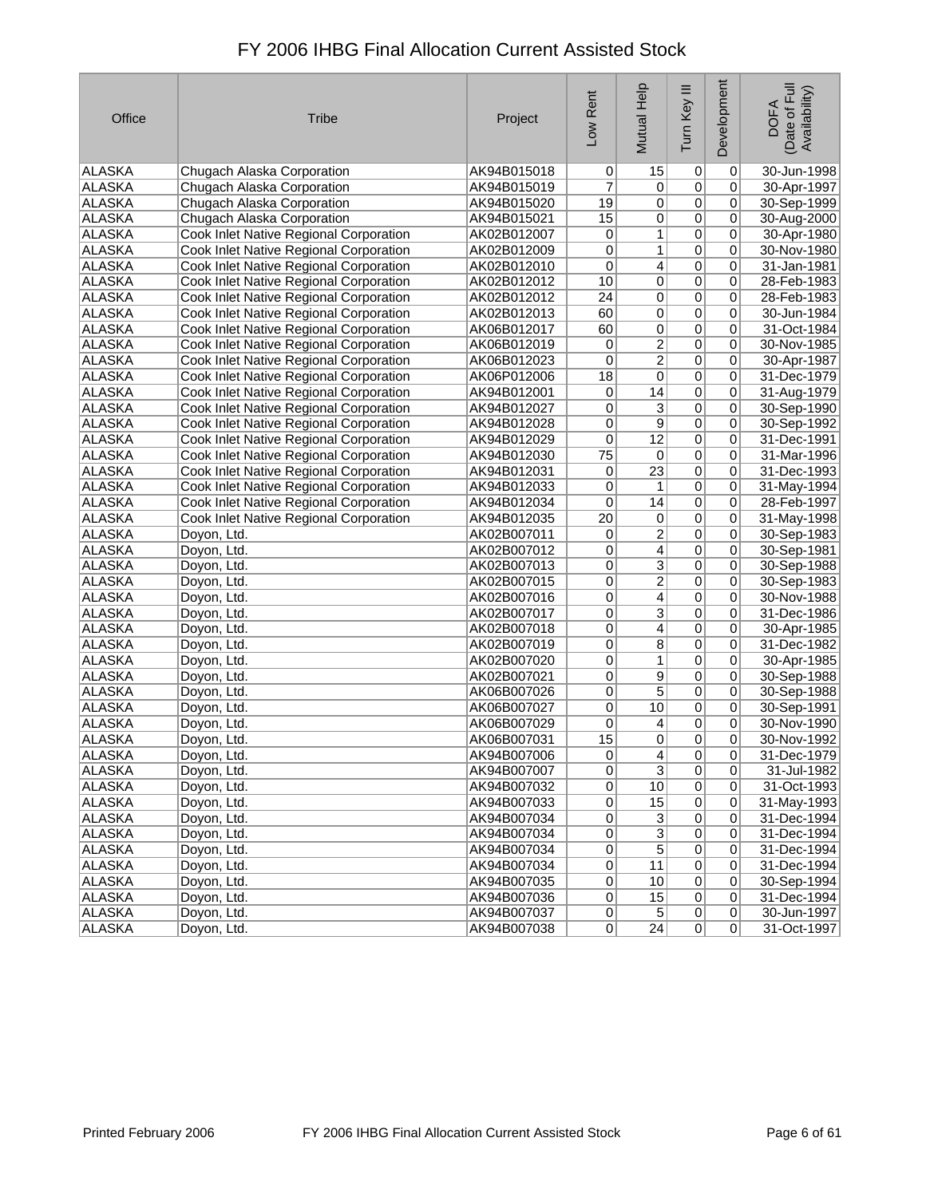# FY 2006 IHBG Final Allocation Current Assisted Stock

| Office | Tribe | Project | Low Rent | Mutual Help | Turn Key III | Development | DOFA (Date of Full Availability) |
|---|---|---|---|---|---|---|---|
| ALASKA | Chugach Alaska Corporation | AK94B015018 | 0 | 15 | 0 | 0 | 30-Jun-1998 |
| ALASKA | Chugach Alaska Corporation | AK94B015019 | 7 | 0 | 0 | 0 | 30-Apr-1997 |
| ALASKA | Chugach Alaska Corporation | AK94B015020 | 19 | 0 | 0 | 0 | 30-Sep-1999 |
| ALASKA | Chugach Alaska Corporation | AK94B015021 | 15 | 0 | 0 | 0 | 30-Aug-2000 |
| ALASKA | Cook Inlet Native Regional Corporation | AK02B012007 | 0 | 1 | 0 | 0 | 30-Apr-1980 |
| ALASKA | Cook Inlet Native Regional Corporation | AK02B012009 | 0 | 1 | 0 | 0 | 30-Nov-1980 |
| ALASKA | Cook Inlet Native Regional Corporation | AK02B012010 | 0 | 4 | 0 | 0 | 31-Jan-1981 |
| ALASKA | Cook Inlet Native Regional Corporation | AK02B012012 | 10 | 0 | 0 | 0 | 28-Feb-1983 |
| ALASKA | Cook Inlet Native Regional Corporation | AK02B012012 | 24 | 0 | 0 | 0 | 28-Feb-1983 |
| ALASKA | Cook Inlet Native Regional Corporation | AK02B012013 | 60 | 0 | 0 | 0 | 30-Jun-1984 |
| ALASKA | Cook Inlet Native Regional Corporation | AK06B012017 | 60 | 0 | 0 | 0 | 31-Oct-1984 |
| ALASKA | Cook Inlet Native Regional Corporation | AK06B012019 | 0 | 2 | 0 | 0 | 30-Nov-1985 |
| ALASKA | Cook Inlet Native Regional Corporation | AK06B012023 | 0 | 2 | 0 | 0 | 30-Apr-1987 |
| ALASKA | Cook Inlet Native Regional Corporation | AK06P012006 | 18 | 0 | 0 | 0 | 31-Dec-1979 |
| ALASKA | Cook Inlet Native Regional Corporation | AK94B012001 | 0 | 14 | 0 | 0 | 31-Aug-1979 |
| ALASKA | Cook Inlet Native Regional Corporation | AK94B012027 | 0 | 3 | 0 | 0 | 30-Sep-1990 |
| ALASKA | Cook Inlet Native Regional Corporation | AK94B012028 | 0 | 9 | 0 | 0 | 30-Sep-1992 |
| ALASKA | Cook Inlet Native Regional Corporation | AK94B012029 | 0 | 12 | 0 | 0 | 31-Dec-1991 |
| ALASKA | Cook Inlet Native Regional Corporation | AK94B012030 | 75 | 0 | 0 | 0 | 31-Mar-1996 |
| ALASKA | Cook Inlet Native Regional Corporation | AK94B012031 | 0 | 23 | 0 | 0 | 31-Dec-1993 |
| ALASKA | Cook Inlet Native Regional Corporation | AK94B012033 | 0 | 1 | 0 | 0 | 31-May-1994 |
| ALASKA | Cook Inlet Native Regional Corporation | AK94B012034 | 0 | 14 | 0 | 0 | 28-Feb-1997 |
| ALASKA | Cook Inlet Native Regional Corporation | AK94B012035 | 20 | 0 | 0 | 0 | 31-May-1998 |
| ALASKA | Doyon, Ltd. | AK02B007011 | 0 | 2 | 0 | 0 | 30-Sep-1983 |
| ALASKA | Doyon, Ltd. | AK02B007012 | 0 | 4 | 0 | 0 | 30-Sep-1981 |
| ALASKA | Doyon, Ltd. | AK02B007013 | 0 | 3 | 0 | 0 | 30-Sep-1988 |
| ALASKA | Doyon, Ltd. | AK02B007015 | 0 | 2 | 0 | 0 | 30-Sep-1983 |
| ALASKA | Doyon, Ltd. | AK02B007016 | 0 | 4 | 0 | 0 | 30-Nov-1988 |
| ALASKA | Doyon, Ltd. | AK02B007017 | 0 | 3 | 0 | 0 | 31-Dec-1986 |
| ALASKA | Doyon, Ltd. | AK02B007018 | 0 | 4 | 0 | 0 | 30-Apr-1985 |
| ALASKA | Doyon, Ltd. | AK02B007019 | 0 | 8 | 0 | 0 | 31-Dec-1982 |
| ALASKA | Doyon, Ltd. | AK02B007020 | 0 | 1 | 0 | 0 | 30-Apr-1985 |
| ALASKA | Doyon, Ltd. | AK02B007021 | 0 | 9 | 0 | 0 | 30-Sep-1988 |
| ALASKA | Doyon, Ltd. | AK06B007026 | 0 | 5 | 0 | 0 | 30-Sep-1988 |
| ALASKA | Doyon, Ltd. | AK06B007027 | 0 | 10 | 0 | 0 | 30-Sep-1991 |
| ALASKA | Doyon, Ltd. | AK06B007029 | 0 | 4 | 0 | 0 | 30-Nov-1990 |
| ALASKA | Doyon, Ltd. | AK06B007031 | 15 | 0 | 0 | 0 | 30-Nov-1992 |
| ALASKA | Doyon, Ltd. | AK94B007006 | 0 | 4 | 0 | 0 | 31-Dec-1979 |
| ALASKA | Doyon, Ltd. | AK94B007007 | 0 | 3 | 0 | 0 | 31-Jul-1982 |
| ALASKA | Doyon, Ltd. | AK94B007032 | 0 | 10 | 0 | 0 | 31-Oct-1993 |
| ALASKA | Doyon, Ltd. | AK94B007033 | 0 | 15 | 0 | 0 | 31-May-1993 |
| ALASKA | Doyon, Ltd. | AK94B007034 | 0 | 3 | 0 | 0 | 31-Dec-1994 |
| ALASKA | Doyon, Ltd. | AK94B007034 | 0 | 3 | 0 | 0 | 31-Dec-1994 |
| ALASKA | Doyon, Ltd. | AK94B007034 | 0 | 5 | 0 | 0 | 31-Dec-1994 |
| ALASKA | Doyon, Ltd. | AK94B007034 | 0 | 11 | 0 | 0 | 31-Dec-1994 |
| ALASKA | Doyon, Ltd. | AK94B007035 | 0 | 10 | 0 | 0 | 30-Sep-1994 |
| ALASKA | Doyon, Ltd. | AK94B007036 | 0 | 15 | 0 | 0 | 31-Dec-1994 |
| ALASKA | Doyon, Ltd. | AK94B007037 | 0 | 5 | 0 | 0 | 30-Jun-1997 |
| ALASKA | Doyon, Ltd. | AK94B007038 | 0 | 24 | 0 | 0 | 31-Oct-1997 |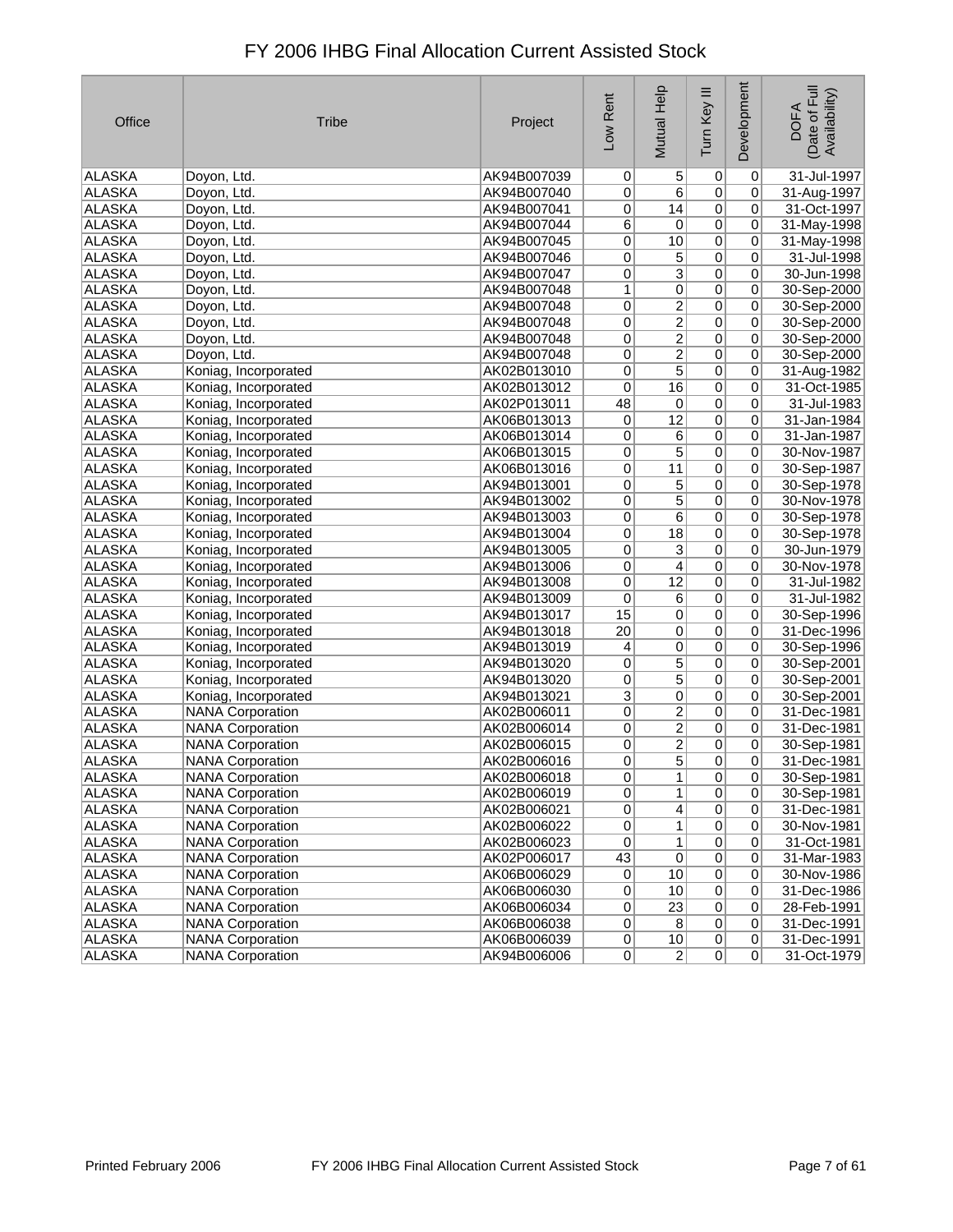# FY 2006 IHBG Final Allocation Current Assisted Stock

| Office | Tribe | Project | Low Rent | Mutual Help | Turn Key III | Development | DOFA (Date of Full Availability) |
|---|---|---|---|---|---|---|---|
| ALASKA | Doyon, Ltd. | AK94B007039 | 0 | 5 | 0 | 0 | 31-Jul-1997 |
| ALASKA | Doyon, Ltd. | AK94B007040 | 0 | 6 | 0 | 0 | 31-Aug-1997 |
| ALASKA | Doyon, Ltd. | AK94B007041 | 0 | 14 | 0 | 0 | 31-Oct-1997 |
| ALASKA | Doyon, Ltd. | AK94B007044 | 6 | 0 | 0 | 0 | 31-May-1998 |
| ALASKA | Doyon, Ltd. | AK94B007045 | 0 | 10 | 0 | 0 | 31-May-1998 |
| ALASKA | Doyon, Ltd. | AK94B007046 | 0 | 5 | 0 | 0 | 31-Jul-1998 |
| ALASKA | Doyon, Ltd. | AK94B007047 | 0 | 3 | 0 | 0 | 30-Jun-1998 |
| ALASKA | Doyon, Ltd. | AK94B007048 | 1 | 0 | 0 | 0 | 30-Sep-2000 |
| ALASKA | Doyon, Ltd. | AK94B007048 | 0 | 2 | 0 | 0 | 30-Sep-2000 |
| ALASKA | Doyon, Ltd. | AK94B007048 | 0 | 2 | 0 | 0 | 30-Sep-2000 |
| ALASKA | Doyon, Ltd. | AK94B007048 | 0 | 2 | 0 | 0 | 30-Sep-2000 |
| ALASKA | Doyon, Ltd. | AK94B007048 | 0 | 2 | 0 | 0 | 30-Sep-2000 |
| ALASKA | Koniag, Incorporated | AK02B013010 | 0 | 5 | 0 | 0 | 31-Aug-1982 |
| ALASKA | Koniag, Incorporated | AK02B013012 | 0 | 16 | 0 | 0 | 31-Oct-1985 |
| ALASKA | Koniag, Incorporated | AK02P013011 | 48 | 0 | 0 | 0 | 31-Jul-1983 |
| ALASKA | Koniag, Incorporated | AK06B013013 | 0 | 12 | 0 | 0 | 31-Jan-1984 |
| ALASKA | Koniag, Incorporated | AK06B013014 | 0 | 6 | 0 | 0 | 31-Jan-1987 |
| ALASKA | Koniag, Incorporated | AK06B013015 | 0 | 5 | 0 | 0 | 30-Nov-1987 |
| ALASKA | Koniag, Incorporated | AK06B013016 | 0 | 11 | 0 | 0 | 30-Sep-1987 |
| ALASKA | Koniag, Incorporated | AK94B013001 | 0 | 5 | 0 | 0 | 30-Sep-1978 |
| ALASKA | Koniag, Incorporated | AK94B013002 | 0 | 5 | 0 | 0 | 30-Nov-1978 |
| ALASKA | Koniag, Incorporated | AK94B013003 | 0 | 6 | 0 | 0 | 30-Sep-1978 |
| ALASKA | Koniag, Incorporated | AK94B013004 | 0 | 18 | 0 | 0 | 30-Sep-1978 |
| ALASKA | Koniag, Incorporated | AK94B013005 | 0 | 3 | 0 | 0 | 30-Jun-1979 |
| ALASKA | Koniag, Incorporated | AK94B013006 | 0 | 4 | 0 | 0 | 30-Nov-1978 |
| ALASKA | Koniag, Incorporated | AK94B013008 | 0 | 12 | 0 | 0 | 31-Jul-1982 |
| ALASKA | Koniag, Incorporated | AK94B013009 | 0 | 6 | 0 | 0 | 31-Jul-1982 |
| ALASKA | Koniag, Incorporated | AK94B013017 | 15 | 0 | 0 | 0 | 30-Sep-1996 |
| ALASKA | Koniag, Incorporated | AK94B013018 | 20 | 0 | 0 | 0 | 31-Dec-1996 |
| ALASKA | Koniag, Incorporated | AK94B013019 | 4 | 0 | 0 | 0 | 30-Sep-1996 |
| ALASKA | Koniag, Incorporated | AK94B013020 | 0 | 5 | 0 | 0 | 30-Sep-2001 |
| ALASKA | Koniag, Incorporated | AK94B013020 | 0 | 5 | 0 | 0 | 30-Sep-2001 |
| ALASKA | Koniag, Incorporated | AK94B013021 | 3 | 0 | 0 | 0 | 30-Sep-2001 |
| ALASKA | NANA Corporation | AK02B006011 | 0 | 2 | 0 | 0 | 31-Dec-1981 |
| ALASKA | NANA Corporation | AK02B006014 | 0 | 2 | 0 | 0 | 31-Dec-1981 |
| ALASKA | NANA Corporation | AK02B006015 | 0 | 2 | 0 | 0 | 30-Sep-1981 |
| ALASKA | NANA Corporation | AK02B006016 | 0 | 5 | 0 | 0 | 31-Dec-1981 |
| ALASKA | NANA Corporation | AK02B006018 | 0 | 1 | 0 | 0 | 30-Sep-1981 |
| ALASKA | NANA Corporation | AK02B006019 | 0 | 1 | 0 | 0 | 30-Sep-1981 |
| ALASKA | NANA Corporation | AK02B006021 | 0 | 4 | 0 | 0 | 31-Dec-1981 |
| ALASKA | NANA Corporation | AK02B006022 | 0 | 1 | 0 | 0 | 30-Nov-1981 |
| ALASKA | NANA Corporation | AK02B006023 | 0 | 1 | 0 | 0 | 31-Oct-1981 |
| ALASKA | NANA Corporation | AK02P006017 | 43 | 0 | 0 | 0 | 31-Mar-1983 |
| ALASKA | NANA Corporation | AK06B006029 | 0 | 10 | 0 | 0 | 30-Nov-1986 |
| ALASKA | NANA Corporation | AK06B006030 | 0 | 10 | 0 | 0 | 31-Dec-1986 |
| ALASKA | NANA Corporation | AK06B006034 | 0 | 23 | 0 | 0 | 28-Feb-1991 |
| ALASKA | NANA Corporation | AK06B006038 | 0 | 8 | 0 | 0 | 31-Dec-1991 |
| ALASKA | NANA Corporation | AK06B006039 | 0 | 10 | 0 | 0 | 31-Dec-1991 |
| ALASKA | NANA Corporation | AK94B006006 | 0 | 2 | 0 | 0 | 31-Oct-1979 |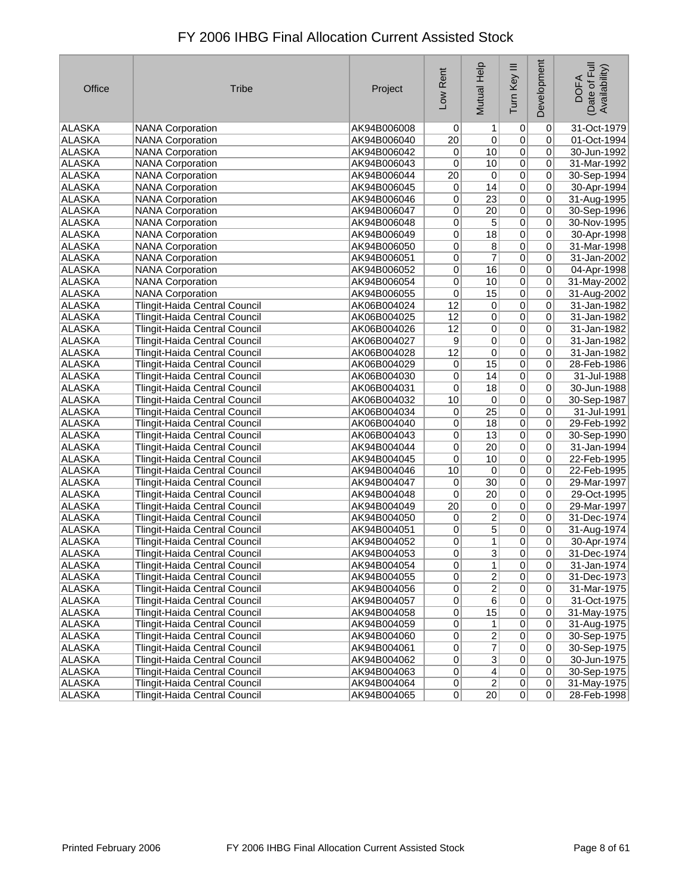# FY 2006 IHBG Final Allocation Current Assisted Stock

| Office | Tribe | Project | Low Rent | Mutual Help | Turn Key III | Development | DOFA (Date of Full Availability) |
|---|---|---|---|---|---|---|---|
| ALASKA | NANA Corporation | AK94B006008 | 0 | 1 | 0 | 0 | 31-Oct-1979 |
| ALASKA | NANA Corporation | AK94B006040 | 20 | 0 | 0 | 0 | 01-Oct-1994 |
| ALASKA | NANA Corporation | AK94B006042 | 0 | 10 | 0 | 0 | 30-Jun-1992 |
| ALASKA | NANA Corporation | AK94B006043 | 0 | 10 | 0 | 0 | 31-Mar-1992 |
| ALASKA | NANA Corporation | AK94B006044 | 20 | 0 | 0 | 0 | 30-Sep-1994 |
| ALASKA | NANA Corporation | AK94B006045 | 0 | 14 | 0 | 0 | 30-Apr-1994 |
| ALASKA | NANA Corporation | AK94B006046 | 0 | 23 | 0 | 0 | 31-Aug-1995 |
| ALASKA | NANA Corporation | AK94B006047 | 0 | 20 | 0 | 0 | 30-Sep-1996 |
| ALASKA | NANA Corporation | AK94B006048 | 0 | 5 | 0 | 0 | 30-Nov-1995 |
| ALASKA | NANA Corporation | AK94B006049 | 0 | 18 | 0 | 0 | 30-Apr-1998 |
| ALASKA | NANA Corporation | AK94B006050 | 0 | 8 | 0 | 0 | 31-Mar-1998 |
| ALASKA | NANA Corporation | AK94B006051 | 0 | 7 | 0 | 0 | 31-Jan-2002 |
| ALASKA | NANA Corporation | AK94B006052 | 0 | 16 | 0 | 0 | 04-Apr-1998 |
| ALASKA | NANA Corporation | AK94B006054 | 0 | 10 | 0 | 0 | 31-May-2002 |
| ALASKA | NANA Corporation | AK94B006055 | 0 | 15 | 0 | 0 | 31-Aug-2002 |
| ALASKA | Tlingit-Haida Central Council | AK06B004024 | 12 | 0 | 0 | 0 | 31-Jan-1982 |
| ALASKA | Tlingit-Haida Central Council | AK06B004025 | 12 | 0 | 0 | 0 | 31-Jan-1982 |
| ALASKA | Tlingit-Haida Central Council | AK06B004026 | 12 | 0 | 0 | 0 | 31-Jan-1982 |
| ALASKA | Tlingit-Haida Central Council | AK06B004027 | 9 | 0 | 0 | 0 | 31-Jan-1982 |
| ALASKA | Tlingit-Haida Central Council | AK06B004028 | 12 | 0 | 0 | 0 | 31-Jan-1982 |
| ALASKA | Tlingit-Haida Central Council | AK06B004029 | 0 | 15 | 0 | 0 | 28-Feb-1986 |
| ALASKA | Tlingit-Haida Central Council | AK06B004030 | 0 | 14 | 0 | 0 | 31-Jul-1988 |
| ALASKA | Tlingit-Haida Central Council | AK06B004031 | 0 | 18 | 0 | 0 | 30-Jun-1988 |
| ALASKA | Tlingit-Haida Central Council | AK06B004032 | 10 | 0 | 0 | 0 | 30-Sep-1987 |
| ALASKA | Tlingit-Haida Central Council | AK06B004034 | 0 | 25 | 0 | 0 | 31-Jul-1991 |
| ALASKA | Tlingit-Haida Central Council | AK06B004040 | 0 | 18 | 0 | 0 | 29-Feb-1992 |
| ALASKA | Tlingit-Haida Central Council | AK06B004043 | 0 | 13 | 0 | 0 | 30-Sep-1990 |
| ALASKA | Tlingit-Haida Central Council | AK94B004044 | 0 | 20 | 0 | 0 | 31-Jan-1994 |
| ALASKA | Tlingit-Haida Central Council | AK94B004045 | 0 | 10 | 0 | 0 | 22-Feb-1995 |
| ALASKA | Tlingit-Haida Central Council | AK94B004046 | 10 | 0 | 0 | 0 | 22-Feb-1995 |
| ALASKA | Tlingit-Haida Central Council | AK94B004047 | 0 | 30 | 0 | 0 | 29-Mar-1997 |
| ALASKA | Tlingit-Haida Central Council | AK94B004048 | 0 | 20 | 0 | 0 | 29-Oct-1995 |
| ALASKA | Tlingit-Haida Central Council | AK94B004049 | 20 | 0 | 0 | 0 | 29-Mar-1997 |
| ALASKA | Tlingit-Haida Central Council | AK94B004050 | 0 | 2 | 0 | 0 | 31-Dec-1974 |
| ALASKA | Tlingit-Haida Central Council | AK94B004051 | 0 | 5 | 0 | 0 | 31-Aug-1974 |
| ALASKA | Tlingit-Haida Central Council | AK94B004052 | 0 | 1 | 0 | 0 | 30-Apr-1974 |
| ALASKA | Tlingit-Haida Central Council | AK94B004053 | 0 | 3 | 0 | 0 | 31-Dec-1974 |
| ALASKA | Tlingit-Haida Central Council | AK94B004054 | 0 | 1 | 0 | 0 | 31-Jan-1974 |
| ALASKA | Tlingit-Haida Central Council | AK94B004055 | 0 | 2 | 0 | 0 | 31-Dec-1973 |
| ALASKA | Tlingit-Haida Central Council | AK94B004056 | 0 | 2 | 0 | 0 | 31-Mar-1975 |
| ALASKA | Tlingit-Haida Central Council | AK94B004057 | 0 | 6 | 0 | 0 | 31-Oct-1975 |
| ALASKA | Tlingit-Haida Central Council | AK94B004058 | 0 | 15 | 0 | 0 | 31-May-1975 |
| ALASKA | Tlingit-Haida Central Council | AK94B004059 | 0 | 1 | 0 | 0 | 31-Aug-1975 |
| ALASKA | Tlingit-Haida Central Council | AK94B004060 | 0 | 2 | 0 | 0 | 30-Sep-1975 |
| ALASKA | Tlingit-Haida Central Council | AK94B004061 | 0 | 7 | 0 | 0 | 30-Sep-1975 |
| ALASKA | Tlingit-Haida Central Council | AK94B004062 | 0 | 3 | 0 | 0 | 30-Jun-1975 |
| ALASKA | Tlingit-Haida Central Council | AK94B004063 | 0 | 4 | 0 | 0 | 30-Sep-1975 |
| ALASKA | Tlingit-Haida Central Council | AK94B004064 | 0 | 2 | 0 | 0 | 31-May-1975 |
| ALASKA | Tlingit-Haida Central Council | AK94B004065 | 0 | 20 | 0 | 0 | 28-Feb-1998 |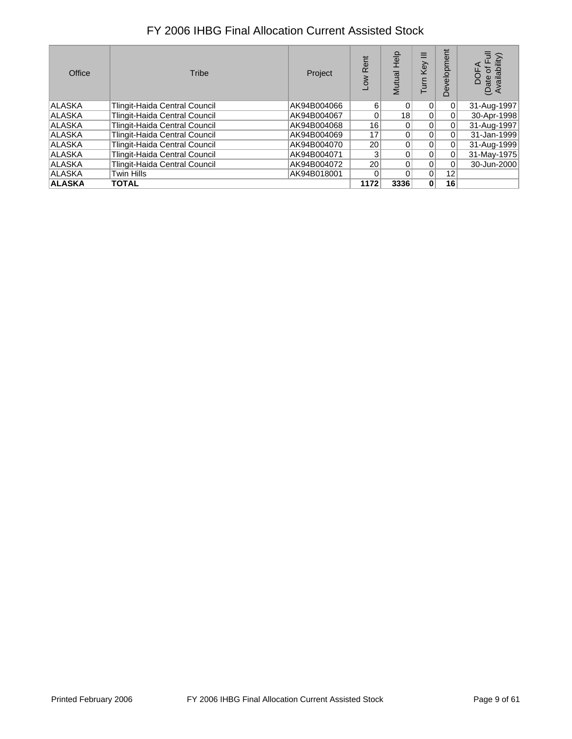# FY 2006 IHBG Final Allocation Current Assisted Stock

| Office | Tribe | Project | Low Rent | Mutual Help | Turn Key III | Development | DOFA (Date of Full Availability) |
|---|---|---|---|---|---|---|---|
| ALASKA | Tlingit-Haida Central Council | AK94B004066 | 6 | 0 | 0 | 0 | 31-Aug-1997 |
| ALASKA | Tlingit-Haida Central Council | AK94B004067 | 0 | 18 | 0 | 0 | 30-Apr-1998 |
| ALASKA | Tlingit-Haida Central Council | AK94B004068 | 16 | 0 | 0 | 0 | 31-Aug-1997 |
| ALASKA | Tlingit-Haida Central Council | AK94B004069 | 17 | 0 | 0 | 0 | 31-Jan-1999 |
| ALASKA | Tlingit-Haida Central Council | AK94B004070 | 20 | 0 | 0 | 0 | 31-Aug-1999 |
| ALASKA | Tlingit-Haida Central Council | AK94B004071 | 3 | 0 | 0 | 0 | 31-May-1975 |
| ALASKA | Tlingit-Haida Central Council | AK94B004072 | 20 | 0 | 0 | 0 | 30-Jun-2000 |
| ALASKA | Twin Hills | AK94B018001 | 0 | 0 | 0 | 12 | |
| **ALASKA** | **TOTAL** | | **1172** | **3336** | **0** | **16** | |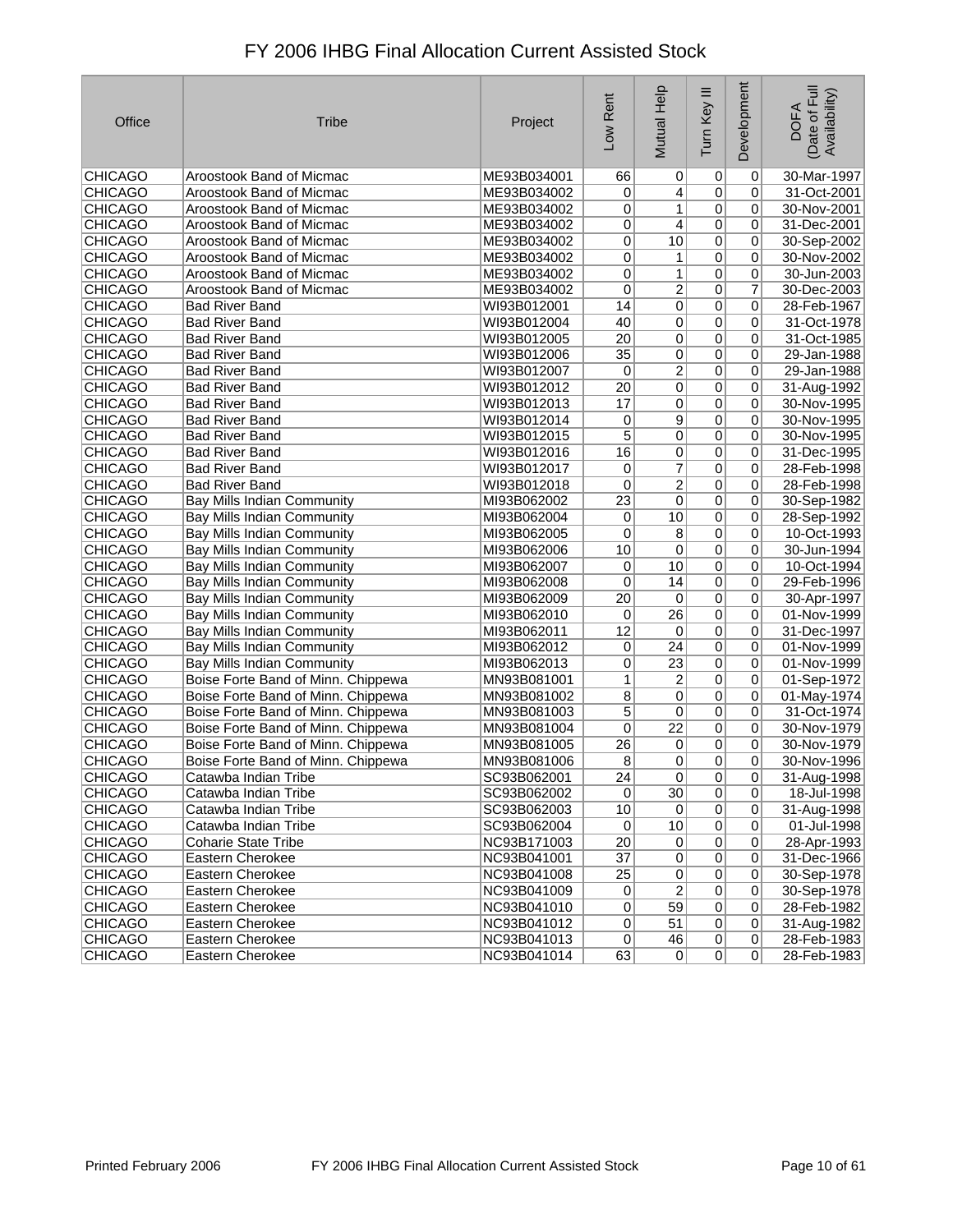# FY 2006 IHBG Final Allocation Current Assisted Stock

| Office | Tribe | Project | Low Rent | Mutual Help | Turn Key III | Development | DOFA (Date of Full Availability) |
|---|---|---|---|---|---|---|---|
| CHICAGO | Aroostook Band of Micmac | ME93B034001 | 66 | 0 | 0 | 0 | 30-Mar-1997 |
| CHICAGO | Aroostook Band of Micmac | ME93B034002 | 0 | 4 | 0 | 0 | 31-Oct-2001 |
| CHICAGO | Aroostook Band of Micmac | ME93B034002 | 0 | 1 | 0 | 0 | 30-Nov-2001 |
| CHICAGO | Aroostook Band of Micmac | ME93B034002 | 0 | 4 | 0 | 0 | 31-Dec-2001 |
| CHICAGO | Aroostook Band of Micmac | ME93B034002 | 0 | 10 | 0 | 0 | 30-Sep-2002 |
| CHICAGO | Aroostook Band of Micmac | ME93B034002 | 0 | 1 | 0 | 0 | 30-Nov-2002 |
| CHICAGO | Aroostook Band of Micmac | ME93B034002 | 0 | 1 | 0 | 0 | 30-Jun-2003 |
| CHICAGO | Aroostook Band of Micmac | ME93B034002 | 0 | 2 | 0 | 7 | 30-Dec-2003 |
| CHICAGO | Bad River Band | WI93B012001 | 14 | 0 | 0 | 0 | 28-Feb-1967 |
| CHICAGO | Bad River Band | WI93B012004 | 40 | 0 | 0 | 0 | 31-Oct-1978 |
| CHICAGO | Bad River Band | WI93B012005 | 20 | 0 | 0 | 0 | 31-Oct-1985 |
| CHICAGO | Bad River Band | WI93B012006 | 35 | 0 | 0 | 0 | 29-Jan-1988 |
| CHICAGO | Bad River Band | WI93B012007 | 0 | 2 | 0 | 0 | 29-Jan-1988 |
| CHICAGO | Bad River Band | WI93B012012 | 20 | 0 | 0 | 0 | 31-Aug-1992 |
| CHICAGO | Bad River Band | WI93B012013 | 17 | 0 | 0 | 0 | 30-Nov-1995 |
| CHICAGO | Bad River Band | WI93B012014 | 0 | 9 | 0 | 0 | 30-Nov-1995 |
| CHICAGO | Bad River Band | WI93B012015 | 5 | 0 | 0 | 0 | 30-Nov-1995 |
| CHICAGO | Bad River Band | WI93B012016 | 16 | 0 | 0 | 0 | 31-Dec-1995 |
| CHICAGO | Bad River Band | WI93B012017 | 0 | 7 | 0 | 0 | 28-Feb-1998 |
| CHICAGO | Bad River Band | WI93B012018 | 0 | 2 | 0 | 0 | 28-Feb-1998 |
| CHICAGO | Bay Mills Indian Community | MI93B062002 | 23 | 0 | 0 | 0 | 30-Sep-1982 |
| CHICAGO | Bay Mills Indian Community | MI93B062004 | 0 | 10 | 0 | 0 | 28-Sep-1992 |
| CHICAGO | Bay Mills Indian Community | MI93B062005 | 0 | 8 | 0 | 0 | 10-Oct-1993 |
| CHICAGO | Bay Mills Indian Community | MI93B062006 | 10 | 0 | 0 | 0 | 30-Jun-1994 |
| CHICAGO | Bay Mills Indian Community | MI93B062007 | 0 | 10 | 0 | 0 | 10-Oct-1994 |
| CHICAGO | Bay Mills Indian Community | MI93B062008 | 0 | 14 | 0 | 0 | 29-Feb-1996 |
| CHICAGO | Bay Mills Indian Community | MI93B062009 | 20 | 0 | 0 | 0 | 30-Apr-1997 |
| CHICAGO | Bay Mills Indian Community | MI93B062010 | 0 | 26 | 0 | 0 | 01-Nov-1999 |
| CHICAGO | Bay Mills Indian Community | MI93B062011 | 12 | 0 | 0 | 0 | 31-Dec-1997 |
| CHICAGO | Bay Mills Indian Community | MI93B062012 | 0 | 24 | 0 | 0 | 01-Nov-1999 |
| CHICAGO | Bay Mills Indian Community | MI93B062013 | 0 | 23 | 0 | 0 | 01-Nov-1999 |
| CHICAGO | Boise Forte Band of Minn. Chippewa | MN93B081001 | 1 | 2 | 0 | 0 | 01-Sep-1972 |
| CHICAGO | Boise Forte Band of Minn. Chippewa | MN93B081002 | 8 | 0 | 0 | 0 | 01-May-1974 |
| CHICAGO | Boise Forte Band of Minn. Chippewa | MN93B081003 | 5 | 0 | 0 | 0 | 31-Oct-1974 |
| CHICAGO | Boise Forte Band of Minn. Chippewa | MN93B081004 | 0 | 22 | 0 | 0 | 30-Nov-1979 |
| CHICAGO | Boise Forte Band of Minn. Chippewa | MN93B081005 | 26 | 0 | 0 | 0 | 30-Nov-1979 |
| CHICAGO | Boise Forte Band of Minn. Chippewa | MN93B081006 | 8 | 0 | 0 | 0 | 30-Nov-1996 |
| CHICAGO | Catawba Indian Tribe | SC93B062001 | 24 | 0 | 0 | 0 | 31-Aug-1998 |
| CHICAGO | Catawba Indian Tribe | SC93B062002 | 0 | 30 | 0 | 0 | 18-Jul-1998 |
| CHICAGO | Catawba Indian Tribe | SC93B062003 | 10 | 0 | 0 | 0 | 31-Aug-1998 |
| CHICAGO | Catawba Indian Tribe | SC93B062004 | 0 | 10 | 0 | 0 | 01-Jul-1998 |
| CHICAGO | Coharie State Tribe | NC93B171003 | 20 | 0 | 0 | 0 | 28-Apr-1993 |
| CHICAGO | Eastern Cherokee | NC93B041001 | 37 | 0 | 0 | 0 | 31-Dec-1966 |
| CHICAGO | Eastern Cherokee | NC93B041008 | 25 | 0 | 0 | 0 | 30-Sep-1978 |
| CHICAGO | Eastern Cherokee | NC93B041009 | 0 | 2 | 0 | 0 | 30-Sep-1978 |
| CHICAGO | Eastern Cherokee | NC93B041010 | 0 | 59 | 0 | 0 | 28-Feb-1982 |
| CHICAGO | Eastern Cherokee | NC93B041012 | 0 | 51 | 0 | 0 | 31-Aug-1982 |
| CHICAGO | Eastern Cherokee | NC93B041013 | 0 | 46 | 0 | 0 | 28-Feb-1983 |
| CHICAGO | Eastern Cherokee | NC93B041014 | 63 | 0 | 0 | 0 | 28-Feb-1983 |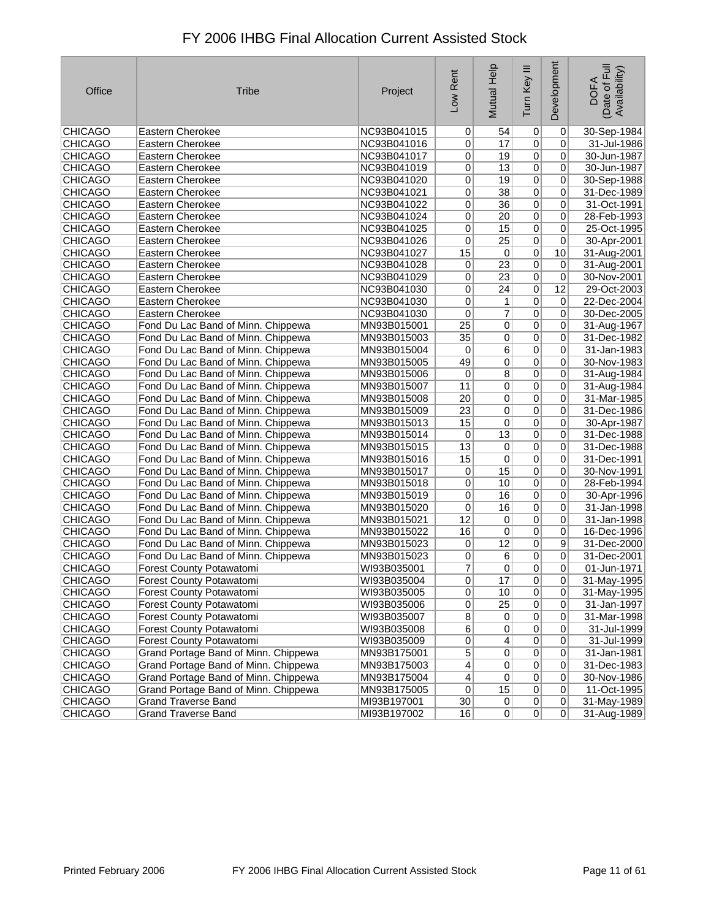# FY 2006 IHBG Final Allocation Current Assisted Stock

| Office | Tribe | Project | Low Rent | Mutual Help | Turn Key III | Development | DOFA (Date of Full Availability) |
|---|---|---|---|---|---|---|---|
| CHICAGO | Eastern Cherokee | NC93B041015 | 0 | 54 | 0 | 0 | 30-Sep-1984 |
| CHICAGO | Eastern Cherokee | NC93B041016 | 0 | 17 | 0 | 0 | 31-Jul-1986 |
| CHICAGO | Eastern Cherokee | NC93B041017 | 0 | 19 | 0 | 0 | 30-Jun-1987 |
| CHICAGO | Eastern Cherokee | NC93B041019 | 0 | 13 | 0 | 0 | 30-Jun-1987 |
| CHICAGO | Eastern Cherokee | NC93B041020 | 0 | 19 | 0 | 0 | 30-Sep-1988 |
| CHICAGO | Eastern Cherokee | NC93B041021 | 0 | 38 | 0 | 0 | 31-Dec-1989 |
| CHICAGO | Eastern Cherokee | NC93B041022 | 0 | 36 | 0 | 0 | 31-Oct-1991 |
| CHICAGO | Eastern Cherokee | NC93B041024 | 0 | 20 | 0 | 0 | 28-Feb-1993 |
| CHICAGO | Eastern Cherokee | NC93B041025 | 0 | 15 | 0 | 0 | 25-Oct-1995 |
| CHICAGO | Eastern Cherokee | NC93B041026 | 0 | 25 | 0 | 0 | 30-Apr-2001 |
| CHICAGO | Eastern Cherokee | NC93B041027 | 15 | 0 | 0 | 10 | 31-Aug-2001 |
| CHICAGO | Eastern Cherokee | NC93B041028 | 0 | 23 | 0 | 0 | 31-Aug-2001 |
| CHICAGO | Eastern Cherokee | NC93B041029 | 0 | 23 | 0 | 0 | 30-Nov-2001 |
| CHICAGO | Eastern Cherokee | NC93B041030 | 0 | 24 | 0 | 12 | 29-Oct-2003 |
| CHICAGO | Eastern Cherokee | NC93B041030 | 0 | 1 | 0 | 0 | 22-Dec-2004 |
| CHICAGO | Eastern Cherokee | NC93B041030 | 0 | 7 | 0 | 0 | 30-Dec-2005 |
| CHICAGO | Fond Du Lac Band of Minn. Chippewa | MN93B015001 | 25 | 0 | 0 | 0 | 31-Aug-1967 |
| CHICAGO | Fond Du Lac Band of Minn. Chippewa | MN93B015003 | 35 | 0 | 0 | 0 | 31-Dec-1982 |
| CHICAGO | Fond Du Lac Band of Minn. Chippewa | MN93B015004 | 0 | 6 | 0 | 0 | 31-Jan-1983 |
| CHICAGO | Fond Du Lac Band of Minn. Chippewa | MN93B015005 | 49 | 0 | 0 | 0 | 30-Nov-1983 |
| CHICAGO | Fond Du Lac Band of Minn. Chippewa | MN93B015006 | 0 | 8 | 0 | 0 | 31-Aug-1984 |
| CHICAGO | Fond Du Lac Band of Minn. Chippewa | MN93B015007 | 11 | 0 | 0 | 0 | 31-Aug-1984 |
| CHICAGO | Fond Du Lac Band of Minn. Chippewa | MN93B015008 | 20 | 0 | 0 | 0 | 31-Mar-1985 |
| CHICAGO | Fond Du Lac Band of Minn. Chippewa | MN93B015009 | 23 | 0 | 0 | 0 | 31-Dec-1986 |
| CHICAGO | Fond Du Lac Band of Minn. Chippewa | MN93B015013 | 15 | 0 | 0 | 0 | 30-Apr-1987 |
| CHICAGO | Fond Du Lac Band of Minn. Chippewa | MN93B015014 | 0 | 13 | 0 | 0 | 31-Dec-1988 |
| CHICAGO | Fond Du Lac Band of Minn. Chippewa | MN93B015015 | 13 | 0 | 0 | 0 | 31-Dec-1988 |
| CHICAGO | Fond Du Lac Band of Minn. Chippewa | MN93B015016 | 15 | 0 | 0 | 0 | 31-Dec-1991 |
| CHICAGO | Fond Du Lac Band of Minn. Chippewa | MN93B015017 | 0 | 15 | 0 | 0 | 30-Nov-1991 |
| CHICAGO | Fond Du Lac Band of Minn. Chippewa | MN93B015018 | 0 | 10 | 0 | 0 | 28-Feb-1994 |
| CHICAGO | Fond Du Lac Band of Minn. Chippewa | MN93B015019 | 0 | 16 | 0 | 0 | 30-Apr-1996 |
| CHICAGO | Fond Du Lac Band of Minn. Chippewa | MN93B015020 | 0 | 16 | 0 | 0 | 31-Jan-1998 |
| CHICAGO | Fond Du Lac Band of Minn. Chippewa | MN93B015021 | 12 | 0 | 0 | 0 | 31-Jan-1998 |
| CHICAGO | Fond Du Lac Band of Minn. Chippewa | MN93B015022 | 16 | 0 | 0 | 0 | 16-Dec-1996 |
| CHICAGO | Fond Du Lac Band of Minn. Chippewa | MN93B015023 | 0 | 12 | 0 | 9 | 31-Dec-2000 |
| CHICAGO | Fond Du Lac Band of Minn. Chippewa | MN93B015023 | 0 | 6 | 0 | 0 | 31-Dec-2001 |
| CHICAGO | Forest County Potawatomi | WI93B035001 | 7 | 0 | 0 | 0 | 01-Jun-1971 |
| CHICAGO | Forest County Potawatomi | WI93B035004 | 0 | 17 | 0 | 0 | 31-May-1995 |
| CHICAGO | Forest County Potawatomi | WI93B035005 | 0 | 10 | 0 | 0 | 31-May-1995 |
| CHICAGO | Forest County Potawatomi | WI93B035006 | 0 | 25 | 0 | 0 | 31-Jan-1997 |
| CHICAGO | Forest County Potawatomi | WI93B035007 | 8 | 0 | 0 | 0 | 31-Mar-1998 |
| CHICAGO | Forest County Potawatomi | WI93B035008 | 6 | 0 | 0 | 0 | 31-Jul-1999 |
| CHICAGO | Forest County Potawatomi | WI93B035009 | 0 | 4 | 0 | 0 | 31-Jul-1999 |
| CHICAGO | Grand Portage Band of Minn. Chippewa | MN93B175001 | 5 | 0 | 0 | 0 | 31-Jan-1981 |
| CHICAGO | Grand Portage Band of Minn. Chippewa | MN93B175003 | 4 | 0 | 0 | 0 | 31-Dec-1983 |
| CHICAGO | Grand Portage Band of Minn. Chippewa | MN93B175004 | 4 | 0 | 0 | 0 | 30-Nov-1986 |
| CHICAGO | Grand Portage Band of Minn. Chippewa | MN93B175005 | 0 | 15 | 0 | 0 | 11-Oct-1995 |
| CHICAGO | Grand Traverse Band | MI93B197001 | 30 | 0 | 0 | 0 | 31-May-1989 |
| CHICAGO | Grand Traverse Band | MI93B197002 | 16 | 0 | 0 | 0 | 31-Aug-1989 |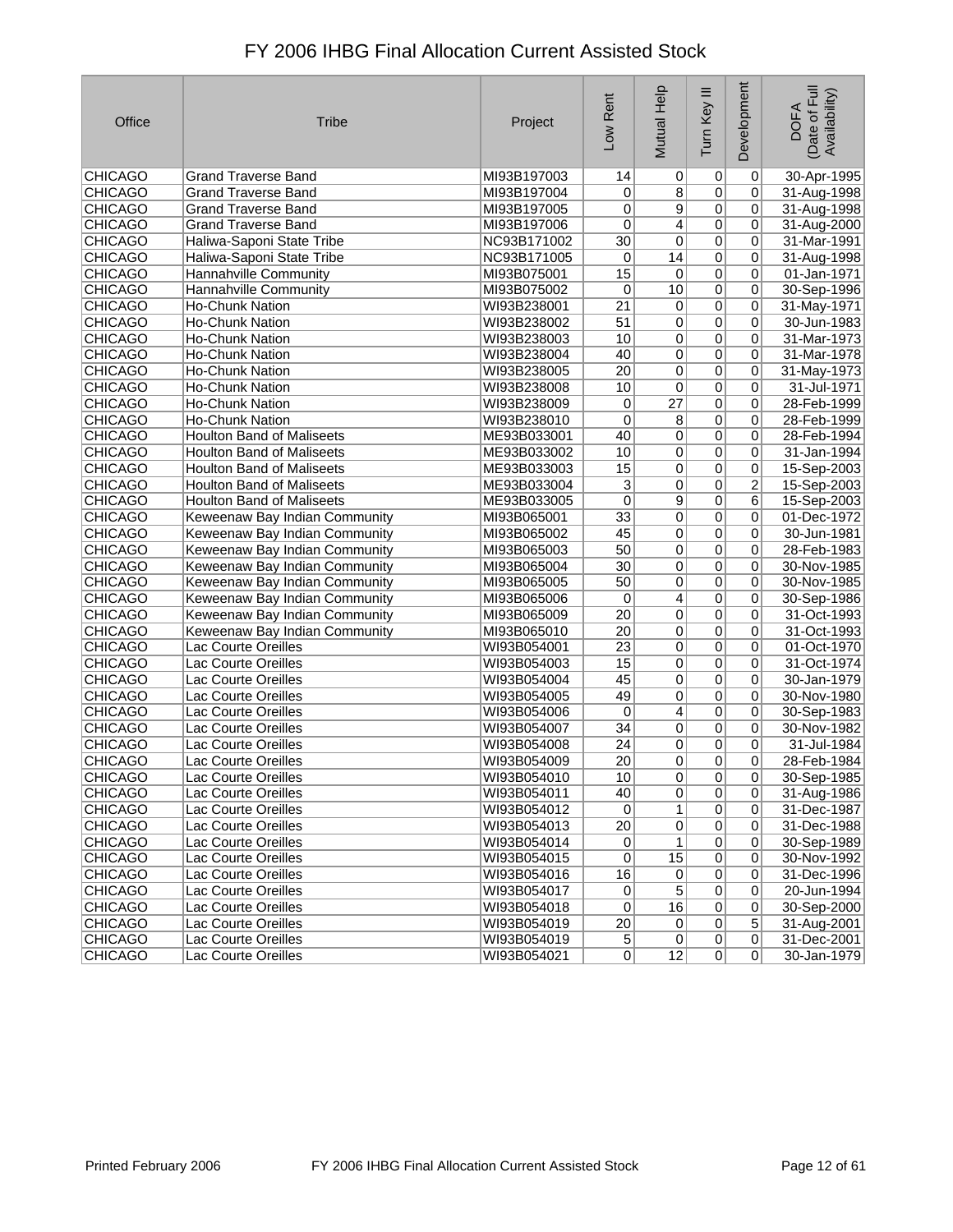# FY 2006 IHBG Final Allocation Current Assisted Stock

| Office | Tribe | Project | Low Rent | Mutual Help | Turn Key III | Development | DOFA (Date of Full Availability) |
|---|---|---|---|---|---|---|---|
| CHICAGO | Grand Traverse Band | MI93B197003 | 14 | 0 | 0 | 0 | 30-Apr-1995 |
| CHICAGO | Grand Traverse Band | MI93B197004 | 0 | 8 | 0 | 0 | 31-Aug-1998 |
| CHICAGO | Grand Traverse Band | MI93B197005 | 0 | 9 | 0 | 0 | 31-Aug-1998 |
| CHICAGO | Grand Traverse Band | MI93B197006 | 0 | 4 | 0 | 0 | 31-Aug-2000 |
| CHICAGO | Haliwa-Saponi State Tribe | NC93B171002 | 30 | 0 | 0 | 0 | 31-Mar-1991 |
| CHICAGO | Haliwa-Saponi State Tribe | NC93B171005 | 0 | 14 | 0 | 0 | 31-Aug-1998 |
| CHICAGO | Hannahville Community | MI93B075001 | 15 | 0 | 0 | 0 | 01-Jan-1971 |
| CHICAGO | Hannahville Community | MI93B075002 | 0 | 10 | 0 | 0 | 30-Sep-1996 |
| CHICAGO | Ho-Chunk Nation | WI93B238001 | 21 | 0 | 0 | 0 | 31-May-1971 |
| CHICAGO | Ho-Chunk Nation | WI93B238002 | 51 | 0 | 0 | 0 | 30-Jun-1983 |
| CHICAGO | Ho-Chunk Nation | WI93B238003 | 10 | 0 | 0 | 0 | 31-Mar-1973 |
| CHICAGO | Ho-Chunk Nation | WI93B238004 | 40 | 0 | 0 | 0 | 31-Mar-1978 |
| CHICAGO | Ho-Chunk Nation | WI93B238005 | 20 | 0 | 0 | 0 | 31-May-1973 |
| CHICAGO | Ho-Chunk Nation | WI93B238008 | 10 | 0 | 0 | 0 | 31-Jul-1971 |
| CHICAGO | Ho-Chunk Nation | WI93B238009 | 0 | 27 | 0 | 0 | 28-Feb-1999 |
| CHICAGO | Ho-Chunk Nation | WI93B238010 | 0 | 8 | 0 | 0 | 28-Feb-1999 |
| CHICAGO | Houlton Band of Maliseets | ME93B033001 | 40 | 0 | 0 | 0 | 28-Feb-1994 |
| CHICAGO | Houlton Band of Maliseets | ME93B033002 | 10 | 0 | 0 | 0 | 31-Jan-1994 |
| CHICAGO | Houlton Band of Maliseets | ME93B033003 | 15 | 0 | 0 | 0 | 15-Sep-2003 |
| CHICAGO | Houlton Band of Maliseets | ME93B033004 | 3 | 0 | 0 | 2 | 15-Sep-2003 |
| CHICAGO | Houlton Band of Maliseets | ME93B033005 | 0 | 9 | 0 | 6 | 15-Sep-2003 |
| CHICAGO | Keweenaw Bay Indian Community | MI93B065001 | 33 | 0 | 0 | 0 | 01-Dec-1972 |
| CHICAGO | Keweenaw Bay Indian Community | MI93B065002 | 45 | 0 | 0 | 0 | 30-Jun-1981 |
| CHICAGO | Keweenaw Bay Indian Community | MI93B065003 | 50 | 0 | 0 | 0 | 28-Feb-1983 |
| CHICAGO | Keweenaw Bay Indian Community | MI93B065004 | 30 | 0 | 0 | 0 | 30-Nov-1985 |
| CHICAGO | Keweenaw Bay Indian Community | MI93B065005 | 50 | 0 | 0 | 0 | 30-Nov-1985 |
| CHICAGO | Keweenaw Bay Indian Community | MI93B065006 | 0 | 4 | 0 | 0 | 30-Sep-1986 |
| CHICAGO | Keweenaw Bay Indian Community | MI93B065009 | 20 | 0 | 0 | 0 | 31-Oct-1993 |
| CHICAGO | Keweenaw Bay Indian Community | MI93B065010 | 20 | 0 | 0 | 0 | 31-Oct-1993 |
| CHICAGO | Lac Courte Oreilles | WI93B054001 | 23 | 0 | 0 | 0 | 01-Oct-1970 |
| CHICAGO | Lac Courte Oreilles | WI93B054003 | 15 | 0 | 0 | 0 | 31-Oct-1974 |
| CHICAGO | Lac Courte Oreilles | WI93B054004 | 45 | 0 | 0 | 0 | 30-Jan-1979 |
| CHICAGO | Lac Courte Oreilles | WI93B054005 | 49 | 0 | 0 | 0 | 30-Nov-1980 |
| CHICAGO | Lac Courte Oreilles | WI93B054006 | 0 | 4 | 0 | 0 | 30-Sep-1983 |
| CHICAGO | Lac Courte Oreilles | WI93B054007 | 34 | 0 | 0 | 0 | 30-Nov-1982 |
| CHICAGO | Lac Courte Oreilles | WI93B054008 | 24 | 0 | 0 | 0 | 31-Jul-1984 |
| CHICAGO | Lac Courte Oreilles | WI93B054009 | 20 | 0 | 0 | 0 | 28-Feb-1984 |
| CHICAGO | Lac Courte Oreilles | WI93B054010 | 10 | 0 | 0 | 0 | 30-Sep-1985 |
| CHICAGO | Lac Courte Oreilles | WI93B054011 | 40 | 0 | 0 | 0 | 31-Aug-1986 |
| CHICAGO | Lac Courte Oreilles | WI93B054012 | 0 | 1 | 0 | 0 | 31-Dec-1987 |
| CHICAGO | Lac Courte Oreilles | WI93B054013 | 20 | 0 | 0 | 0 | 31-Dec-1988 |
| CHICAGO | Lac Courte Oreilles | WI93B054014 | 0 | 1 | 0 | 0 | 30-Sep-1989 |
| CHICAGO | Lac Courte Oreilles | WI93B054015 | 0 | 15 | 0 | 0 | 30-Nov-1992 |
| CHICAGO | Lac Courte Oreilles | WI93B054016 | 16 | 0 | 0 | 0 | 31-Dec-1996 |
| CHICAGO | Lac Courte Oreilles | WI93B054017 | 0 | 5 | 0 | 0 | 20-Jun-1994 |
| CHICAGO | Lac Courte Oreilles | WI93B054018 | 0 | 16 | 0 | 0 | 30-Sep-2000 |
| CHICAGO | Lac Courte Oreilles | WI93B054019 | 20 | 0 | 0 | 5 | 31-Aug-2001 |
| CHICAGO | Lac Courte Oreilles | WI93B054019 | 5 | 0 | 0 | 0 | 31-Dec-2001 |
| CHICAGO | Lac Courte Oreilles | WI93B054021 | 0 | 12 | 0 | 0 | 30-Jan-1979 |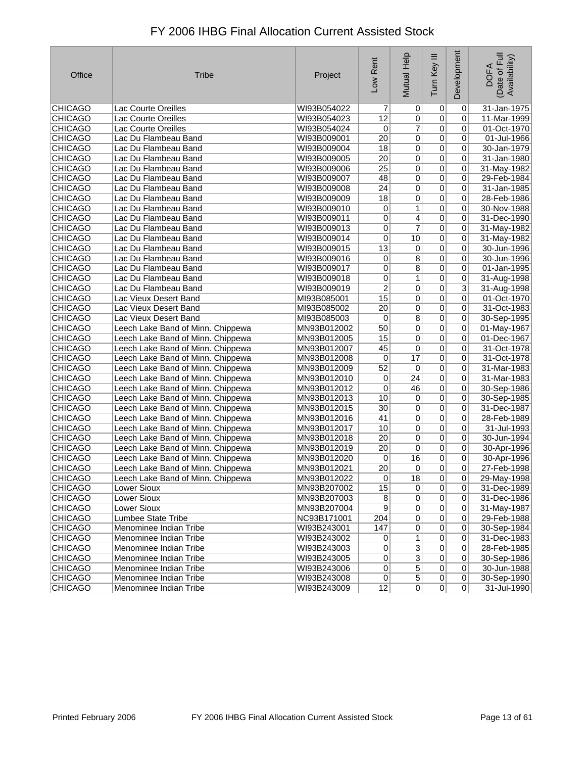# FY 2006 IHBG Final Allocation Current Assisted Stock

| Office | Tribe | Project | Low Rent | Mutual Help | Turn Key III | Development | DOFA (Date of Full Availability) |
|---|---|---|---|---|---|---|---|
| CHICAGO | Lac Courte Oreilles | WI93B054022 | 7 | 0 | 0 | 0 | 31-Jan-1975 |
| CHICAGO | Lac Courte Oreilles | WI93B054023 | 12 | 0 | 0 | 0 | 11-Mar-1999 |
| CHICAGO | Lac Courte Oreilles | WI93B054024 | 0 | 7 | 0 | 0 | 01-Oct-1970 |
| CHICAGO | Lac Du Flambeau Band | WI93B009001 | 20 | 0 | 0 | 0 | 01-Jul-1966 |
| CHICAGO | Lac Du Flambeau Band | WI93B009004 | 18 | 0 | 0 | 0 | 30-Jan-1979 |
| CHICAGO | Lac Du Flambeau Band | WI93B009005 | 20 | 0 | 0 | 0 | 31-Jan-1980 |
| CHICAGO | Lac Du Flambeau Band | WI93B009006 | 25 | 0 | 0 | 0 | 31-May-1982 |
| CHICAGO | Lac Du Flambeau Band | WI93B009007 | 48 | 0 | 0 | 0 | 29-Feb-1984 |
| CHICAGO | Lac Du Flambeau Band | WI93B009008 | 24 | 0 | 0 | 0 | 31-Jan-1985 |
| CHICAGO | Lac Du Flambeau Band | WI93B009009 | 18 | 0 | 0 | 0 | 28-Feb-1986 |
| CHICAGO | Lac Du Flambeau Band | WI93B009010 | 0 | 1 | 0 | 0 | 30-Nov-1988 |
| CHICAGO | Lac Du Flambeau Band | WI93B009011 | 0 | 4 | 0 | 0 | 31-Dec-1990 |
| CHICAGO | Lac Du Flambeau Band | WI93B009013 | 0 | 7 | 0 | 0 | 31-May-1982 |
| CHICAGO | Lac Du Flambeau Band | WI93B009014 | 0 | 10 | 0 | 0 | 31-May-1982 |
| CHICAGO | Lac Du Flambeau Band | WI93B009015 | 13 | 0 | 0 | 0 | 30-Jun-1996 |
| CHICAGO | Lac Du Flambeau Band | WI93B009016 | 0 | 8 | 0 | 0 | 30-Jun-1996 |
| CHICAGO | Lac Du Flambeau Band | WI93B009017 | 0 | 8 | 0 | 0 | 01-Jan-1995 |
| CHICAGO | Lac Du Flambeau Band | WI93B009018 | 0 | 1 | 0 | 0 | 31-Aug-1998 |
| CHICAGO | Lac Du Flambeau Band | WI93B009019 | 2 | 0 | 0 | 3 | 31-Aug-1998 |
| CHICAGO | Lac Vieux Desert Band | MI93B085001 | 15 | 0 | 0 | 0 | 01-Oct-1970 |
| CHICAGO | Lac Vieux Desert Band | MI93B085002 | 20 | 0 | 0 | 0 | 31-Oct-1983 |
| CHICAGO | Lac Vieux Desert Band | MI93B085003 | 0 | 8 | 0 | 0 | 30-Sep-1995 |
| CHICAGO | Leech Lake Band of Minn. Chippewa | MN93B012002 | 50 | 0 | 0 | 0 | 01-May-1967 |
| CHICAGO | Leech Lake Band of Minn. Chippewa | MN93B012005 | 15 | 0 | 0 | 0 | 01-Dec-1967 |
| CHICAGO | Leech Lake Band of Minn. Chippewa | MN93B012007 | 45 | 0 | 0 | 0 | 31-Oct-1978 |
| CHICAGO | Leech Lake Band of Minn. Chippewa | MN93B012008 | 0 | 17 | 0 | 0 | 31-Oct-1978 |
| CHICAGO | Leech Lake Band of Minn. Chippewa | MN93B012009 | 52 | 0 | 0 | 0 | 31-Mar-1983 |
| CHICAGO | Leech Lake Band of Minn. Chippewa | MN93B012010 | 0 | 24 | 0 | 0 | 31-Mar-1983 |
| CHICAGO | Leech Lake Band of Minn. Chippewa | MN93B012012 | 0 | 46 | 0 | 0 | 30-Sep-1986 |
| CHICAGO | Leech Lake Band of Minn. Chippewa | MN93B012013 | 10 | 0 | 0 | 0 | 30-Sep-1985 |
| CHICAGO | Leech Lake Band of Minn. Chippewa | MN93B012015 | 30 | 0 | 0 | 0 | 31-Dec-1987 |
| CHICAGO | Leech Lake Band of Minn. Chippewa | MN93B012016 | 41 | 0 | 0 | 0 | 28-Feb-1989 |
| CHICAGO | Leech Lake Band of Minn. Chippewa | MN93B012017 | 10 | 0 | 0 | 0 | 31-Jul-1993 |
| CHICAGO | Leech Lake Band of Minn. Chippewa | MN93B012018 | 20 | 0 | 0 | 0 | 30-Jun-1994 |
| CHICAGO | Leech Lake Band of Minn. Chippewa | MN93B012019 | 20 | 0 | 0 | 0 | 30-Apr-1996 |
| CHICAGO | Leech Lake Band of Minn. Chippewa | MN93B012020 | 0 | 16 | 0 | 0 | 30-Apr-1996 |
| CHICAGO | Leech Lake Band of Minn. Chippewa | MN93B012021 | 20 | 0 | 0 | 0 | 27-Feb-1998 |
| CHICAGO | Leech Lake Band of Minn. Chippewa | MN93B012022 | 0 | 18 | 0 | 0 | 29-May-1998 |
| CHICAGO | Lower Sioux | MN93B207002 | 15 | 0 | 0 | 0 | 31-Dec-1989 |
| CHICAGO | Lower Sioux | MN93B207003 | 8 | 0 | 0 | 0 | 31-Dec-1986 |
| CHICAGO | Lower Sioux | MN93B207004 | 9 | 0 | 0 | 0 | 31-May-1987 |
| CHICAGO | Lumbee State Tribe | NC93B171001 | 204 | 0 | 0 | 0 | 29-Feb-1988 |
| CHICAGO | Menominee Indian Tribe | WI93B243001 | 147 | 0 | 0 | 0 | 30-Sep-1984 |
| CHICAGO | Menominee Indian Tribe | WI93B243002 | 0 | 1 | 0 | 0 | 31-Dec-1983 |
| CHICAGO | Menominee Indian Tribe | WI93B243003 | 0 | 3 | 0 | 0 | 28-Feb-1985 |
| CHICAGO | Menominee Indian Tribe | WI93B243005 | 0 | 3 | 0 | 0 | 30-Sep-1986 |
| CHICAGO | Menominee Indian Tribe | WI93B243006 | 0 | 5 | 0 | 0 | 30-Jun-1988 |
| CHICAGO | Menominee Indian Tribe | WI93B243008 | 0 | 5 | 0 | 0 | 30-Sep-1990 |
| CHICAGO | Menominee Indian Tribe | WI93B243009 | 12 | 0 | 0 | 0 | 31-Jul-1990 |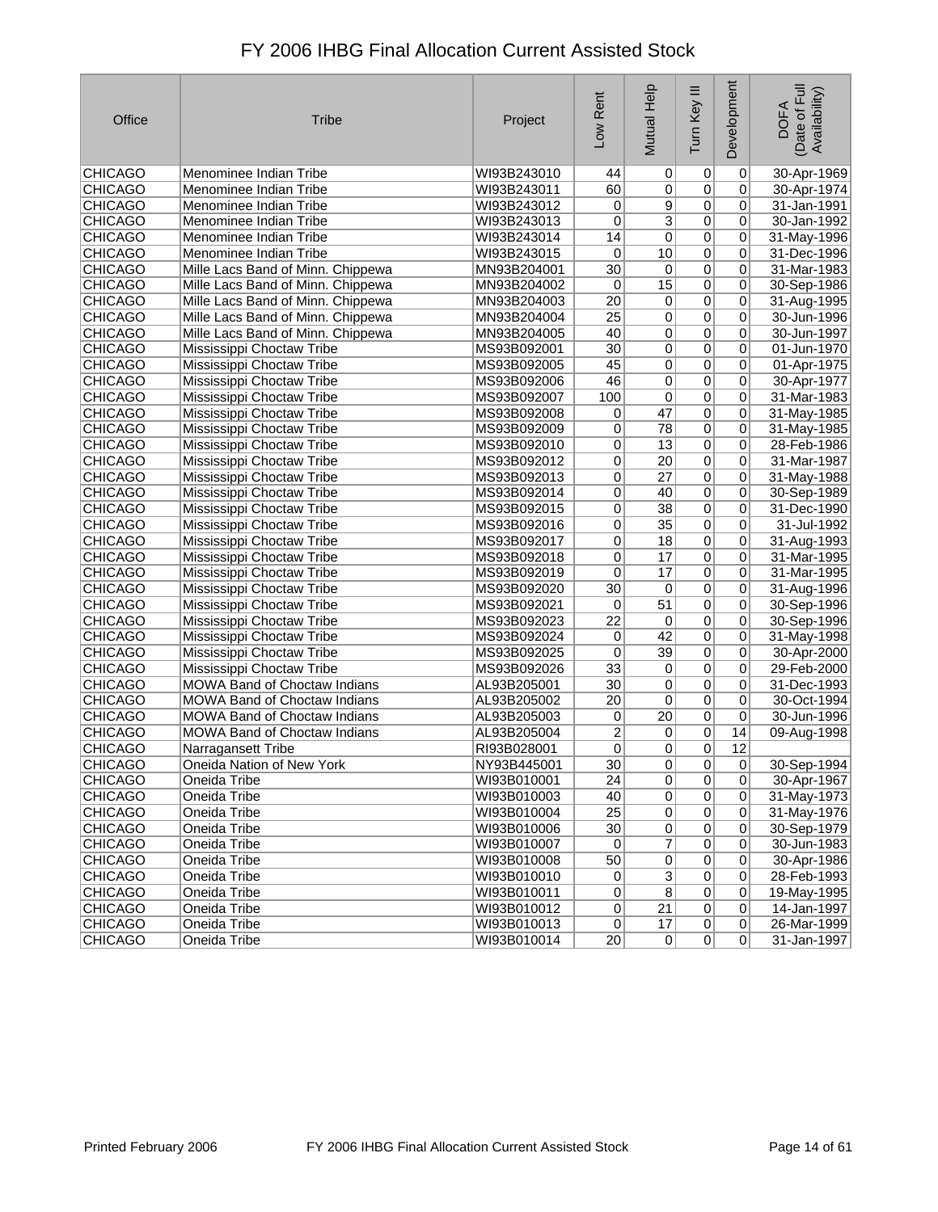# FY 2006 IHBG Final Allocation Current Assisted Stock

| Office | Tribe | Project | Low Rent | Mutual Help | Turn Key III | Development | DOFA (Date of Full Availability) |
|---|---|---|---|---|---|---|---|
| CHICAGO | Menominee Indian Tribe | WI93B243010 | 44 | 0 | 0 | 0 | 30-Apr-1969 |
| CHICAGO | Menominee Indian Tribe | WI93B243011 | 60 | 0 | 0 | 0 | 30-Apr-1974 |
| CHICAGO | Menominee Indian Tribe | WI93B243012 | 0 | 9 | 0 | 0 | 31-Jan-1991 |
| CHICAGO | Menominee Indian Tribe | WI93B243013 | 0 | 3 | 0 | 0 | 30-Jan-1992 |
| CHICAGO | Menominee Indian Tribe | WI93B243014 | 14 | 0 | 0 | 0 | 31-May-1996 |
| CHICAGO | Menominee Indian Tribe | WI93B243015 | 0 | 10 | 0 | 0 | 31-Dec-1996 |
| CHICAGO | Mille Lacs Band of Minn. Chippewa | MN93B204001 | 30 | 0 | 0 | 0 | 31-Mar-1983 |
| CHICAGO | Mille Lacs Band of Minn. Chippewa | MN93B204002 | 0 | 15 | 0 | 0 | 30-Sep-1986 |
| CHICAGO | Mille Lacs Band of Minn. Chippewa | MN93B204003 | 20 | 0 | 0 | 0 | 31-Aug-1995 |
| CHICAGO | Mille Lacs Band of Minn. Chippewa | MN93B204004 | 25 | 0 | 0 | 0 | 30-Jun-1996 |
| CHICAGO | Mille Lacs Band of Minn. Chippewa | MN93B204005 | 40 | 0 | 0 | 0 | 30-Jun-1997 |
| CHICAGO | Mississippi Choctaw Tribe | MS93B092001 | 30 | 0 | 0 | 0 | 01-Jun-1970 |
| CHICAGO | Mississippi Choctaw Tribe | MS93B092005 | 45 | 0 | 0 | 0 | 01-Apr-1975 |
| CHICAGO | Mississippi Choctaw Tribe | MS93B092006 | 46 | 0 | 0 | 0 | 30-Apr-1977 |
| CHICAGO | Mississippi Choctaw Tribe | MS93B092007 | 100 | 0 | 0 | 0 | 31-Mar-1983 |
| CHICAGO | Mississippi Choctaw Tribe | MS93B092008 | 0 | 47 | 0 | 0 | 31-May-1985 |
| CHICAGO | Mississippi Choctaw Tribe | MS93B092009 | 0 | 78 | 0 | 0 | 31-May-1985 |
| CHICAGO | Mississippi Choctaw Tribe | MS93B092010 | 0 | 13 | 0 | 0 | 28-Feb-1986 |
| CHICAGO | Mississippi Choctaw Tribe | MS93B092012 | 0 | 20 | 0 | 0 | 31-Mar-1987 |
| CHICAGO | Mississippi Choctaw Tribe | MS93B092013 | 0 | 27 | 0 | 0 | 31-May-1988 |
| CHICAGO | Mississippi Choctaw Tribe | MS93B092014 | 0 | 40 | 0 | 0 | 30-Sep-1989 |
| CHICAGO | Mississippi Choctaw Tribe | MS93B092015 | 0 | 38 | 0 | 0 | 31-Dec-1990 |
| CHICAGO | Mississippi Choctaw Tribe | MS93B092016 | 0 | 35 | 0 | 0 | 31-Jul-1992 |
| CHICAGO | Mississippi Choctaw Tribe | MS93B092017 | 0 | 18 | 0 | 0 | 31-Aug-1993 |
| CHICAGO | Mississippi Choctaw Tribe | MS93B092018 | 0 | 17 | 0 | 0 | 31-Mar-1995 |
| CHICAGO | Mississippi Choctaw Tribe | MS93B092019 | 0 | 17 | 0 | 0 | 31-Mar-1995 |
| CHICAGO | Mississippi Choctaw Tribe | MS93B092020 | 30 | 0 | 0 | 0 | 31-Aug-1996 |
| CHICAGO | Mississippi Choctaw Tribe | MS93B092021 | 0 | 51 | 0 | 0 | 30-Sep-1996 |
| CHICAGO | Mississippi Choctaw Tribe | MS93B092023 | 22 | 0 | 0 | 0 | 30-Sep-1996 |
| CHICAGO | Mississippi Choctaw Tribe | MS93B092024 | 0 | 42 | 0 | 0 | 31-May-1998 |
| CHICAGO | Mississippi Choctaw Tribe | MS93B092025 | 0 | 39 | 0 | 0 | 30-Apr-2000 |
| CHICAGO | Mississippi Choctaw Tribe | MS93B092026 | 33 | 0 | 0 | 0 | 29-Feb-2000 |
| CHICAGO | MOWA Band of Choctaw Indians | AL93B205001 | 30 | 0 | 0 | 0 | 31-Dec-1993 |
| CHICAGO | MOWA Band of Choctaw Indians | AL93B205002 | 20 | 0 | 0 | 0 | 30-Oct-1994 |
| CHICAGO | MOWA Band of Choctaw Indians | AL93B205003 | 0 | 20 | 0 | 0 | 30-Jun-1996 |
| CHICAGO | MOWA Band of Choctaw Indians | AL93B205004 | 2 | 0 | 0 | 14 | 09-Aug-1998 |
| CHICAGO | Narragansett Tribe | RI93B028001 | 0 | 0 | 0 | 12 | |
| CHICAGO | Oneida Nation of New York | NY93B445001 | 30 | 0 | 0 | 0 | 30-Sep-1994 |
| CHICAGO | Oneida Tribe | WI93B010001 | 24 | 0 | 0 | 0 | 30-Apr-1967 |
| CHICAGO | Oneida Tribe | WI93B010003 | 40 | 0 | 0 | 0 | 31-May-1973 |
| CHICAGO | Oneida Tribe | WI93B010004 | 25 | 0 | 0 | 0 | 31-May-1976 |
| CHICAGO | Oneida Tribe | WI93B010006 | 30 | 0 | 0 | 0 | 30-Sep-1979 |
| CHICAGO | Oneida Tribe | WI93B010007 | 0 | 7 | 0 | 0 | 30-Jun-1983 |
| CHICAGO | Oneida Tribe | WI93B010008 | 50 | 0 | 0 | 0 | 30-Apr-1986 |
| CHICAGO | Oneida Tribe | WI93B010010 | 0 | 3 | 0 | 0 | 28-Feb-1993 |
| CHICAGO | Oneida Tribe | WI93B010011 | 0 | 8 | 0 | 0 | 19-May-1995 |
| CHICAGO | Oneida Tribe | WI93B010012 | 0 | 21 | 0 | 0 | 14-Jan-1997 |
| CHICAGO | Oneida Tribe | WI93B010013 | 0 | 17 | 0 | 0 | 26-Mar-1999 |
| CHICAGO | Oneida Tribe | WI93B010014 | 20 | 0 | 0 | 0 | 31-Jan-1997 |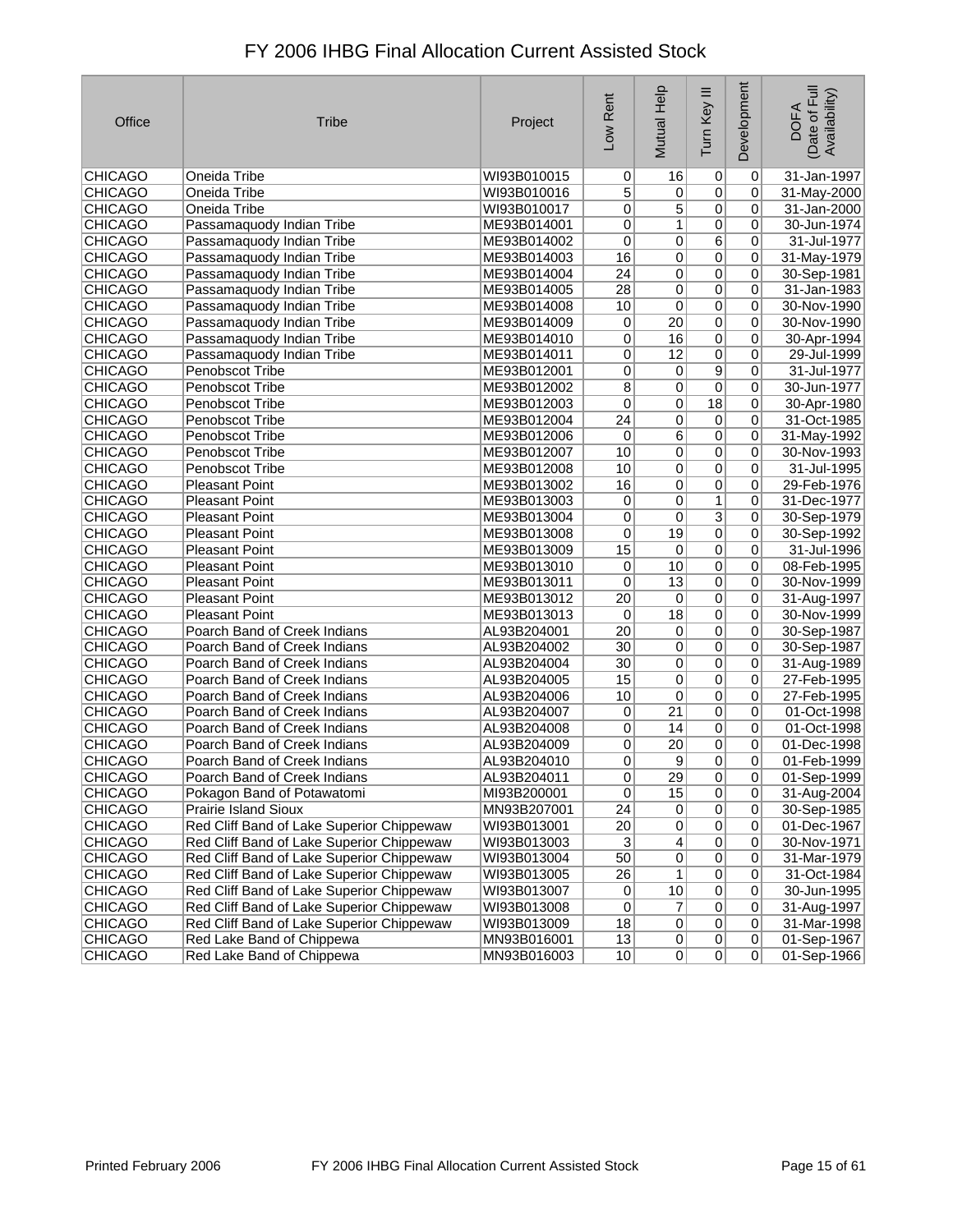# FY 2006 IHBG Final Allocation Current Assisted Stock

| Office | Tribe | Project | Low Rent | Mutual Help | Turn Key III | Development | DOFA (Date of Full Availability) |
|---|---|---|---|---|---|---|---|
| CHICAGO | Oneida Tribe | WI93B010015 | 0 | 16 | 0 | 0 | 31-Jan-1997 |
| CHICAGO | Oneida Tribe | WI93B010016 | 5 | 0 | 0 | 0 | 31-May-2000 |
| CHICAGO | Oneida Tribe | WI93B010017 | 0 | 5 | 0 | 0 | 31-Jan-2000 |
| CHICAGO | Passamaquody Indian Tribe | ME93B014001 | 0 | 1 | 0 | 0 | 30-Jun-1974 |
| CHICAGO | Passamaquody Indian Tribe | ME93B014002 | 0 | 0 | 6 | 0 | 31-Jul-1977 |
| CHICAGO | Passamaquody Indian Tribe | ME93B014003 | 16 | 0 | 0 | 0 | 31-May-1979 |
| CHICAGO | Passamaquody Indian Tribe | ME93B014004 | 24 | 0 | 0 | 0 | 30-Sep-1981 |
| CHICAGO | Passamaquody Indian Tribe | ME93B014005 | 28 | 0 | 0 | 0 | 31-Jan-1983 |
| CHICAGO | Passamaquody Indian Tribe | ME93B014008 | 10 | 0 | 0 | 0 | 30-Nov-1990 |
| CHICAGO | Passamaquody Indian Tribe | ME93B014009 | 0 | 20 | 0 | 0 | 30-Nov-1990 |
| CHICAGO | Passamaquody Indian Tribe | ME93B014010 | 0 | 16 | 0 | 0 | 30-Apr-1994 |
| CHICAGO | Passamaquody Indian Tribe | ME93B014011 | 0 | 12 | 0 | 0 | 29-Jul-1999 |
| CHICAGO | Penobscot Tribe | ME93B012001 | 0 | 0 | 9 | 0 | 31-Jul-1977 |
| CHICAGO | Penobscot Tribe | ME93B012002 | 8 | 0 | 0 | 0 | 30-Jun-1977 |
| CHICAGO | Penobscot Tribe | ME93B012003 | 0 | 0 | 18 | 0 | 30-Apr-1980 |
| CHICAGO | Penobscot Tribe | ME93B012004 | 24 | 0 | 0 | 0 | 31-Oct-1985 |
| CHICAGO | Penobscot Tribe | ME93B012006 | 0 | 6 | 0 | 0 | 31-May-1992 |
| CHICAGO | Penobscot Tribe | ME93B012007 | 10 | 0 | 0 | 0 | 30-Nov-1993 |
| CHICAGO | Penobscot Tribe | ME93B012008 | 10 | 0 | 0 | 0 | 31-Jul-1995 |
| CHICAGO | Pleasant Point | ME93B013002 | 16 | 0 | 0 | 0 | 29-Feb-1976 |
| CHICAGO | Pleasant Point | ME93B013003 | 0 | 0 | 1 | 0 | 31-Dec-1977 |
| CHICAGO | Pleasant Point | ME93B013004 | 0 | 0 | 3 | 0 | 30-Sep-1979 |
| CHICAGO | Pleasant Point | ME93B013008 | 0 | 19 | 0 | 0 | 30-Sep-1992 |
| CHICAGO | Pleasant Point | ME93B013009 | 15 | 0 | 0 | 0 | 31-Jul-1996 |
| CHICAGO | Pleasant Point | ME93B013010 | 0 | 10 | 0 | 0 | 08-Feb-1995 |
| CHICAGO | Pleasant Point | ME93B013011 | 0 | 13 | 0 | 0 | 30-Nov-1999 |
| CHICAGO | Pleasant Point | ME93B013012 | 20 | 0 | 0 | 0 | 31-Aug-1997 |
| CHICAGO | Pleasant Point | ME93B013013 | 0 | 18 | 0 | 0 | 30-Nov-1999 |
| CHICAGO | Poarch Band of Creek Indians | AL93B204001 | 20 | 0 | 0 | 0 | 30-Sep-1987 |
| CHICAGO | Poarch Band of Creek Indians | AL93B204002 | 30 | 0 | 0 | 0 | 30-Sep-1987 |
| CHICAGO | Poarch Band of Creek Indians | AL93B204004 | 30 | 0 | 0 | 0 | 31-Aug-1989 |
| CHICAGO | Poarch Band of Creek Indians | AL93B204005 | 15 | 0 | 0 | 0 | 27-Feb-1995 |
| CHICAGO | Poarch Band of Creek Indians | AL93B204006 | 10 | 0 | 0 | 0 | 27-Feb-1995 |
| CHICAGO | Poarch Band of Creek Indians | AL93B204007 | 0 | 21 | 0 | 0 | 01-Oct-1998 |
| CHICAGO | Poarch Band of Creek Indians | AL93B204008 | 0 | 14 | 0 | 0 | 01-Oct-1998 |
| CHICAGO | Poarch Band of Creek Indians | AL93B204009 | 0 | 20 | 0 | 0 | 01-Dec-1998 |
| CHICAGO | Poarch Band of Creek Indians | AL93B204010 | 0 | 9 | 0 | 0 | 01-Feb-1999 |
| CHICAGO | Poarch Band of Creek Indians | AL93B204011 | 0 | 29 | 0 | 0 | 01-Sep-1999 |
| CHICAGO | Pokagon Band of Potawatomi | MI93B200001 | 0 | 15 | 0 | 0 | 31-Aug-2004 |
| CHICAGO | Prairie Island Sioux | MN93B207001 | 24 | 0 | 0 | 0 | 30-Sep-1985 |
| CHICAGO | Red Cliff Band of Lake Superior Chippewaw | WI93B013001 | 20 | 0 | 0 | 0 | 01-Dec-1967 |
| CHICAGO | Red Cliff Band of Lake Superior Chippewaw | WI93B013003 | 3 | 4 | 0 | 0 | 30-Nov-1971 |
| CHICAGO | Red Cliff Band of Lake Superior Chippewaw | WI93B013004 | 50 | 0 | 0 | 0 | 31-Mar-1979 |
| CHICAGO | Red Cliff Band of Lake Superior Chippewaw | WI93B013005 | 26 | 1 | 0 | 0 | 31-Oct-1984 |
| CHICAGO | Red Cliff Band of Lake Superior Chippewaw | WI93B013007 | 0 | 10 | 0 | 0 | 30-Jun-1995 |
| CHICAGO | Red Cliff Band of Lake Superior Chippewaw | WI93B013008 | 0 | 7 | 0 | 0 | 31-Aug-1997 |
| CHICAGO | Red Cliff Band of Lake Superior Chippewaw | WI93B013009 | 18 | 0 | 0 | 0 | 31-Mar-1998 |
| CHICAGO | Red Lake Band of Chippewa | MN93B016001 | 13 | 0 | 0 | 0 | 01-Sep-1967 |
| CHICAGO | Red Lake Band of Chippewa | MN93B016003 | 10 | 0 | 0 | 0 | 01-Sep-1966 |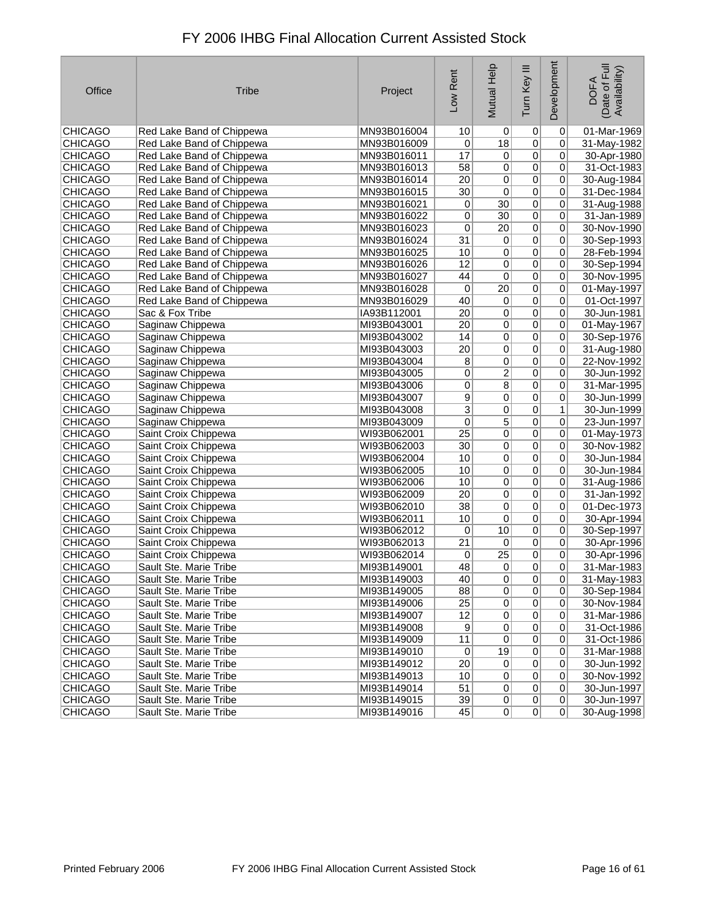# FY 2006 IHBG Final Allocation Current Assisted Stock

| Office | Tribe | Project | Low Rent | Mutual Help | Turn Key III | Development | DOFA (Date of Full Availability) |
|---|---|---|---|---|---|---|---|
| CHICAGO | Red Lake Band of Chippewa | MN93B016004 | 10 | 0 | 0 | 0 | 01-Mar-1969 |
| CHICAGO | Red Lake Band of Chippewa | MN93B016009 | 0 | 18 | 0 | 0 | 31-May-1982 |
| CHICAGO | Red Lake Band of Chippewa | MN93B016011 | 17 | 0 | 0 | 0 | 30-Apr-1980 |
| CHICAGO | Red Lake Band of Chippewa | MN93B016013 | 58 | 0 | 0 | 0 | 31-Oct-1983 |
| CHICAGO | Red Lake Band of Chippewa | MN93B016014 | 20 | 0 | 0 | 0 | 30-Aug-1984 |
| CHICAGO | Red Lake Band of Chippewa | MN93B016015 | 30 | 0 | 0 | 0 | 31-Dec-1984 |
| CHICAGO | Red Lake Band of Chippewa | MN93B016021 | 0 | 30 | 0 | 0 | 31-Aug-1988 |
| CHICAGO | Red Lake Band of Chippewa | MN93B016022 | 0 | 30 | 0 | 0 | 31-Jan-1989 |
| CHICAGO | Red Lake Band of Chippewa | MN93B016023 | 0 | 20 | 0 | 0 | 30-Nov-1990 |
| CHICAGO | Red Lake Band of Chippewa | MN93B016024 | 31 | 0 | 0 | 0 | 30-Sep-1993 |
| CHICAGO | Red Lake Band of Chippewa | MN93B016025 | 10 | 0 | 0 | 0 | 28-Feb-1994 |
| CHICAGO | Red Lake Band of Chippewa | MN93B016026 | 12 | 0 | 0 | 0 | 30-Sep-1994 |
| CHICAGO | Red Lake Band of Chippewa | MN93B016027 | 44 | 0 | 0 | 0 | 30-Nov-1995 |
| CHICAGO | Red Lake Band of Chippewa | MN93B016028 | 0 | 20 | 0 | 0 | 01-May-1997 |
| CHICAGO | Red Lake Band of Chippewa | MN93B016029 | 40 | 0 | 0 | 0 | 01-Oct-1997 |
| CHICAGO | Sac & Fox Tribe | IA93B112001 | 20 | 0 | 0 | 0 | 30-Jun-1981 |
| CHICAGO | Saginaw Chippewa | MI93B043001 | 20 | 0 | 0 | 0 | 01-May-1967 |
| CHICAGO | Saginaw Chippewa | MI93B043002 | 14 | 0 | 0 | 0 | 30-Sep-1976 |
| CHICAGO | Saginaw Chippewa | MI93B043003 | 20 | 0 | 0 | 0 | 31-Aug-1980 |
| CHICAGO | Saginaw Chippewa | MI93B043004 | 8 | 0 | 0 | 0 | 22-Nov-1992 |
| CHICAGO | Saginaw Chippewa | MI93B043005 | 0 | 2 | 0 | 0 | 30-Jun-1992 |
| CHICAGO | Saginaw Chippewa | MI93B043006 | 0 | 8 | 0 | 0 | 31-Mar-1995 |
| CHICAGO | Saginaw Chippewa | MI93B043007 | 9 | 0 | 0 | 0 | 30-Jun-1999 |
| CHICAGO | Saginaw Chippewa | MI93B043008 | 3 | 0 | 0 | 1 | 30-Jun-1999 |
| CHICAGO | Saginaw Chippewa | MI93B043009 | 0 | 5 | 0 | 0 | 23-Jun-1997 |
| CHICAGO | Saint Croix Chippewa | WI93B062001 | 25 | 0 | 0 | 0 | 01-May-1973 |
| CHICAGO | Saint Croix Chippewa | WI93B062003 | 30 | 0 | 0 | 0 | 30-Nov-1982 |
| CHICAGO | Saint Croix Chippewa | WI93B062004 | 10 | 0 | 0 | 0 | 30-Jun-1984 |
| CHICAGO | Saint Croix Chippewa | WI93B062005 | 10 | 0 | 0 | 0 | 30-Jun-1984 |
| CHICAGO | Saint Croix Chippewa | WI93B062006 | 10 | 0 | 0 | 0 | 31-Aug-1986 |
| CHICAGO | Saint Croix Chippewa | WI93B062009 | 20 | 0 | 0 | 0 | 31-Jan-1992 |
| CHICAGO | Saint Croix Chippewa | WI93B062010 | 38 | 0 | 0 | 0 | 01-Dec-1973 |
| CHICAGO | Saint Croix Chippewa | WI93B062011 | 10 | 0 | 0 | 0 | 30-Apr-1994 |
| CHICAGO | Saint Croix Chippewa | WI93B062012 | 0 | 10 | 0 | 0 | 30-Sep-1997 |
| CHICAGO | Saint Croix Chippewa | WI93B062013 | 21 | 0 | 0 | 0 | 30-Apr-1996 |
| CHICAGO | Saint Croix Chippewa | WI93B062014 | 0 | 25 | 0 | 0 | 30-Apr-1996 |
| CHICAGO | Sault Ste. Marie Tribe | MI93B149001 | 48 | 0 | 0 | 0 | 31-Mar-1983 |
| CHICAGO | Sault Ste. Marie Tribe | MI93B149003 | 40 | 0 | 0 | 0 | 31-May-1983 |
| CHICAGO | Sault Ste. Marie Tribe | MI93B149005 | 88 | 0 | 0 | 0 | 30-Sep-1984 |
| CHICAGO | Sault Ste. Marie Tribe | MI93B149006 | 25 | 0 | 0 | 0 | 30-Nov-1984 |
| CHICAGO | Sault Ste. Marie Tribe | MI93B149007 | 12 | 0 | 0 | 0 | 31-Mar-1986 |
| CHICAGO | Sault Ste. Marie Tribe | MI93B149008 | 9 | 0 | 0 | 0 | 31-Oct-1986 |
| CHICAGO | Sault Ste. Marie Tribe | MI93B149009 | 11 | 0 | 0 | 0 | 31-Oct-1986 |
| CHICAGO | Sault Ste. Marie Tribe | MI93B149010 | 0 | 19 | 0 | 0 | 31-Mar-1988 |
| CHICAGO | Sault Ste. Marie Tribe | MI93B149012 | 20 | 0 | 0 | 0 | 30-Jun-1992 |
| CHICAGO | Sault Ste. Marie Tribe | MI93B149013 | 10 | 0 | 0 | 0 | 30-Nov-1992 |
| CHICAGO | Sault Ste. Marie Tribe | MI93B149014 | 51 | 0 | 0 | 0 | 30-Jun-1997 |
| CHICAGO | Sault Ste. Marie Tribe | MI93B149015 | 39 | 0 | 0 | 0 | 30-Jun-1997 |
| CHICAGO | Sault Ste. Marie Tribe | MI93B149016 | 45 | 0 | 0 | 0 | 30-Aug-1998 |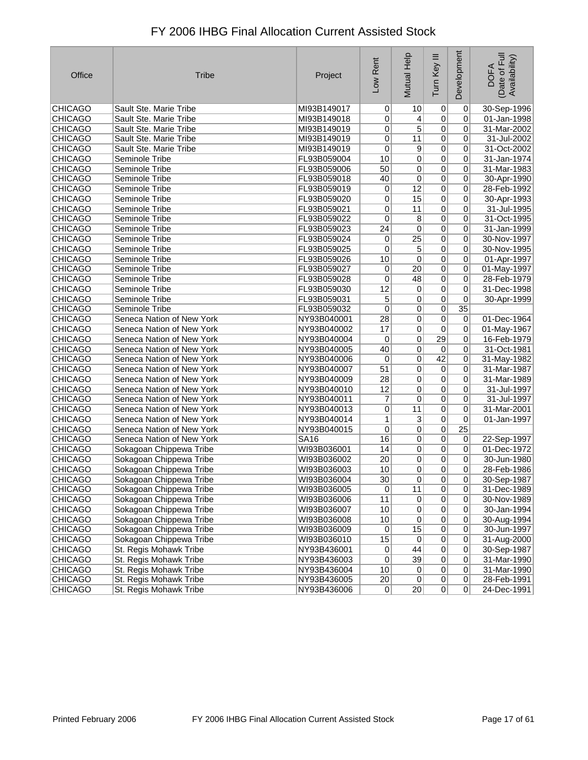# FY 2006 IHBG Final Allocation Current Assisted Stock

| Office | Tribe | Project | Low Rent | Mutual Help | Turn Key III | Development | DOFA (Date of Full Availability) |
|---|---|---|---|---|---|---|---|
| CHICAGO | Sault Ste. Marie Tribe | MI93B149017 | 0 | 10 | 0 | 0 | 30-Sep-1996 |
| CHICAGO | Sault Ste. Marie Tribe | MI93B149018 | 0 | 4 | 0 | 0 | 01-Jan-1998 |
| CHICAGO | Sault Ste. Marie Tribe | MI93B149019 | 0 | 5 | 0 | 0 | 31-Mar-2002 |
| CHICAGO | Sault Ste. Marie Tribe | MI93B149019 | 0 | 11 | 0 | 0 | 31-Jul-2002 |
| CHICAGO | Sault Ste. Marie Tribe | MI93B149019 | 0 | 9 | 0 | 0 | 31-Oct-2002 |
| CHICAGO | Seminole Tribe | FL93B059004 | 10 | 0 | 0 | 0 | 31-Jan-1974 |
| CHICAGO | Seminole Tribe | FL93B059006 | 50 | 0 | 0 | 0 | 31-Mar-1983 |
| CHICAGO | Seminole Tribe | FL93B059018 | 40 | 0 | 0 | 0 | 30-Apr-1990 |
| CHICAGO | Seminole Tribe | FL93B059019 | 0 | 12 | 0 | 0 | 28-Feb-1992 |
| CHICAGO | Seminole Tribe | FL93B059020 | 0 | 15 | 0 | 0 | 30-Apr-1993 |
| CHICAGO | Seminole Tribe | FL93B059021 | 0 | 11 | 0 | 0 | 31-Jul-1995 |
| CHICAGO | Seminole Tribe | FL93B059022 | 0 | 8 | 0 | 0 | 31-Oct-1995 |
| CHICAGO | Seminole Tribe | FL93B059023 | 24 | 0 | 0 | 0 | 31-Jan-1999 |
| CHICAGO | Seminole Tribe | FL93B059024 | 0 | 25 | 0 | 0 | 30-Nov-1997 |
| CHICAGO | Seminole Tribe | FL93B059025 | 0 | 5 | 0 | 0 | 30-Nov-1995 |
| CHICAGO | Seminole Tribe | FL93B059026 | 10 | 0 | 0 | 0 | 01-Apr-1997 |
| CHICAGO | Seminole Tribe | FL93B059027 | 0 | 20 | 0 | 0 | 01-May-1997 |
| CHICAGO | Seminole Tribe | FL93B059028 | 0 | 48 | 0 | 0 | 28-Feb-1979 |
| CHICAGO | Seminole Tribe | FL93B059030 | 12 | 0 | 0 | 0 | 31-Dec-1998 |
| CHICAGO | Seminole Tribe | FL93B059031 | 5 | 0 | 0 | 0 | 30-Apr-1999 |
| CHICAGO | Seminole Tribe | FL93B059032 | 0 | 0 | 0 | 35 | |
| CHICAGO | Seneca Nation of New York | NY93B040001 | 28 | 0 | 0 | 0 | 01-Dec-1964 |
| CHICAGO | Seneca Nation of New York | NY93B040002 | 17 | 0 | 0 | 0 | 01-May-1967 |
| CHICAGO | Seneca Nation of New York | NY93B040004 | 0 | 0 | 29 | 0 | 16-Feb-1979 |
| CHICAGO | Seneca Nation of New York | NY93B040005 | 40 | 0 | 0 | 0 | 31-Oct-1981 |
| CHICAGO | Seneca Nation of New York | NY93B040006 | 0 | 0 | 42 | 0 | 31-May-1982 |
| CHICAGO | Seneca Nation of New York | NY93B040007 | 51 | 0 | 0 | 0 | 31-Mar-1987 |
| CHICAGO | Seneca Nation of New York | NY93B040009 | 28 | 0 | 0 | 0 | 31-Mar-1989 |
| CHICAGO | Seneca Nation of New York | NY93B040010 | 12 | 0 | 0 | 0 | 31-Jul-1997 |
| CHICAGO | Seneca Nation of New York | NY93B040011 | 7 | 0 | 0 | 0 | 31-Jul-1997 |
| CHICAGO | Seneca Nation of New York | NY93B040013 | 0 | 11 | 0 | 0 | 31-Mar-2001 |
| CHICAGO | Seneca Nation of New York | NY93B040014 | 1 | 3 | 0 | 0 | 01-Jan-1997 |
| CHICAGO | Seneca Nation of New York | NY93B040015 | 0 | 0 | 0 | 25 | |
| CHICAGO | Seneca Nation of New York | SA16 | 16 | 0 | 0 | 0 | 22-Sep-1997 |
| CHICAGO | Sokagoan Chippewa Tribe | WI93B036001 | 14 | 0 | 0 | 0 | 01-Dec-1972 |
| CHICAGO | Sokagoan Chippewa Tribe | WI93B036002 | 20 | 0 | 0 | 0 | 30-Jun-1980 |
| CHICAGO | Sokagoan Chippewa Tribe | WI93B036003 | 10 | 0 | 0 | 0 | 28-Feb-1986 |
| CHICAGO | Sokagoan Chippewa Tribe | WI93B036004 | 30 | 0 | 0 | 0 | 30-Sep-1987 |
| CHICAGO | Sokagoan Chippewa Tribe | WI93B036005 | 0 | 11 | 0 | 0 | 31-Dec-1989 |
| CHICAGO | Sokagoan Chippewa Tribe | WI93B036006 | 11 | 0 | 0 | 0 | 30-Nov-1989 |
| CHICAGO | Sokagoan Chippewa Tribe | WI93B036007 | 10 | 0 | 0 | 0 | 30-Jan-1994 |
| CHICAGO | Sokagoan Chippewa Tribe | WI93B036008 | 10 | 0 | 0 | 0 | 30-Aug-1994 |
| CHICAGO | Sokagoan Chippewa Tribe | WI93B036009 | 0 | 15 | 0 | 0 | 30-Jun-1997 |
| CHICAGO | Sokagoan Chippewa Tribe | WI93B036010 | 15 | 0 | 0 | 0 | 31-Aug-2000 |
| CHICAGO | St. Regis Mohawk Tribe | NY93B436001 | 0 | 44 | 0 | 0 | 30-Sep-1987 |
| CHICAGO | St. Regis Mohawk Tribe | NY93B436003 | 0 | 39 | 0 | 0 | 31-Mar-1990 |
| CHICAGO | St. Regis Mohawk Tribe | NY93B436004 | 10 | 0 | 0 | 0 | 31-Mar-1990 |
| CHICAGO | St. Regis Mohawk Tribe | NY93B436005 | 20 | 0 | 0 | 0 | 28-Feb-1991 |
| CHICAGO | St. Regis Mohawk Tribe | NY93B436006 | 0 | 20 | 0 | 0 | 24-Dec-1991 |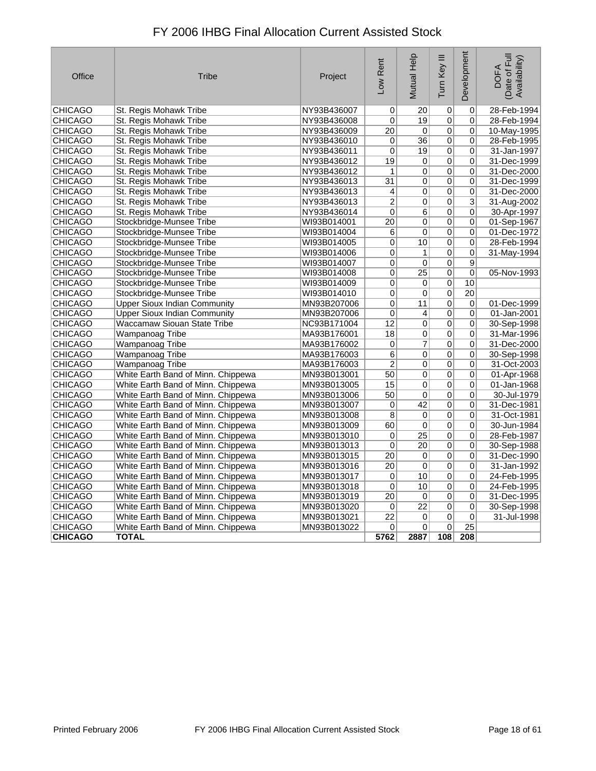# FY 2006 IHBG Final Allocation Current Assisted Stock

| Office | Tribe | Project | Low Rent | Mutual Help | Turn Key III | Development | DOFA (Date of Full Availability) |
|---|---|---|---|---|---|---|---|
| CHICAGO | St. Regis Mohawk Tribe | NY93B436007 | 0 | 20 | 0 | 0 | 28-Feb-1994 |
| CHICAGO | St. Regis Mohawk Tribe | NY93B436008 | 0 | 19 | 0 | 0 | 28-Feb-1994 |
| CHICAGO | St. Regis Mohawk Tribe | NY93B436009 | 20 | 0 | 0 | 0 | 10-May-1995 |
| CHICAGO | St. Regis Mohawk Tribe | NY93B436010 | 0 | 36 | 0 | 0 | 28-Feb-1995 |
| CHICAGO | St. Regis Mohawk Tribe | NY93B436011 | 0 | 19 | 0 | 0 | 31-Jan-1997 |
| CHICAGO | St. Regis Mohawk Tribe | NY93B436012 | 19 | 0 | 0 | 0 | 31-Dec-1999 |
| CHICAGO | St. Regis Mohawk Tribe | NY93B436012 | 1 | 0 | 0 | 0 | 31-Dec-2000 |
| CHICAGO | St. Regis Mohawk Tribe | NY93B436013 | 31 | 0 | 0 | 0 | 31-Dec-1999 |
| CHICAGO | St. Regis Mohawk Tribe | NY93B436013 | 4 | 0 | 0 | 0 | 31-Dec-2000 |
| CHICAGO | St. Regis Mohawk Tribe | NY93B436013 | 2 | 0 | 0 | 3 | 31-Aug-2002 |
| CHICAGO | St. Regis Mohawk Tribe | NY93B436014 | 0 | 6 | 0 | 0 | 30-Apr-1997 |
| CHICAGO | Stockbridge-Munsee Tribe | WI93B014001 | 20 | 0 | 0 | 0 | 01-Sep-1967 |
| CHICAGO | Stockbridge-Munsee Tribe | WI93B014004 | 6 | 0 | 0 | 0 | 01-Dec-1972 |
| CHICAGO | Stockbridge-Munsee Tribe | WI93B014005 | 0 | 10 | 0 | 0 | 28-Feb-1994 |
| CHICAGO | Stockbridge-Munsee Tribe | WI93B014006 | 0 | 1 | 0 | 0 | 31-May-1994 |
| CHICAGO | Stockbridge-Munsee Tribe | WI93B014007 | 0 | 0 | 0 | 9 | |
| CHICAGO | Stockbridge-Munsee Tribe | WI93B014008 | 0 | 25 | 0 | 0 | 05-Nov-1993 |
| CHICAGO | Stockbridge-Munsee Tribe | WI93B014009 | 0 | 0 | 0 | 10 | |
| CHICAGO | Stockbridge-Munsee Tribe | WI93B014010 | 0 | 0 | 0 | 20 | |
| CHICAGO | Upper Sioux Indian Community | MN93B207006 | 0 | 11 | 0 | 0 | 01-Dec-1999 |
| CHICAGO | Upper Sioux Indian Community | MN93B207006 | 0 | 4 | 0 | 0 | 01-Jan-2001 |
| CHICAGO | Waccamaw Siouan State Tribe | NC93B171004 | 12 | 0 | 0 | 0 | 30-Sep-1998 |
| CHICAGO | Wampanoag Tribe | MA93B176001 | 18 | 0 | 0 | 0 | 31-Mar-1996 |
| CHICAGO | Wampanoag Tribe | MA93B176002 | 0 | 7 | 0 | 0 | 31-Dec-2000 |
| CHICAGO | Wampanoag Tribe | MA93B176003 | 6 | 0 | 0 | 0 | 30-Sep-1998 |
| CHICAGO | Wampanoag Tribe | MA93B176003 | 2 | 0 | 0 | 0 | 31-Oct-2003 |
| CHICAGO | White Earth Band of Minn. Chippewa | MN93B013001 | 50 | 0 | 0 | 0 | 01-Apr-1968 |
| CHICAGO | White Earth Band of Minn. Chippewa | MN93B013005 | 15 | 0 | 0 | 0 | 01-Jan-1968 |
| CHICAGO | White Earth Band of Minn. Chippewa | MN93B013006 | 50 | 0 | 0 | 0 | 30-Jul-1979 |
| CHICAGO | White Earth Band of Minn. Chippewa | MN93B013007 | 0 | 42 | 0 | 0 | 31-Dec-1981 |
| CHICAGO | White Earth Band of Minn. Chippewa | MN93B013008 | 8 | 0 | 0 | 0 | 31-Oct-1981 |
| CHICAGO | White Earth Band of Minn. Chippewa | MN93B013009 | 60 | 0 | 0 | 0 | 30-Jun-1984 |
| CHICAGO | White Earth Band of Minn. Chippewa | MN93B013010 | 0 | 25 | 0 | 0 | 28-Feb-1987 |
| CHICAGO | White Earth Band of Minn. Chippewa | MN93B013013 | 0 | 20 | 0 | 0 | 30-Sep-1988 |
| CHICAGO | White Earth Band of Minn. Chippewa | MN93B013015 | 20 | 0 | 0 | 0 | 31-Dec-1990 |
| CHICAGO | White Earth Band of Minn. Chippewa | MN93B013016 | 20 | 0 | 0 | 0 | 31-Jan-1992 |
| CHICAGO | White Earth Band of Minn. Chippewa | MN93B013017 | 0 | 10 | 0 | 0 | 24-Feb-1995 |
| CHICAGO | White Earth Band of Minn. Chippewa | MN93B013018 | 0 | 10 | 0 | 0 | 24-Feb-1995 |
| CHICAGO | White Earth Band of Minn. Chippewa | MN93B013019 | 20 | 0 | 0 | 0 | 31-Dec-1995 |
| CHICAGO | White Earth Band of Minn. Chippewa | MN93B013020 | 0 | 22 | 0 | 0 | 30-Sep-1998 |
| CHICAGO | White Earth Band of Minn. Chippewa | MN93B013021 | 22 | 0 | 0 | 0 | 31-Jul-1998 |
| CHICAGO | White Earth Band of Minn. Chippewa | MN93B013022 | 0 | 0 | 0 | 25 | |
| **CHICAGO** | **TOTAL** | | **5762** | **2887** | **108** | **208** | |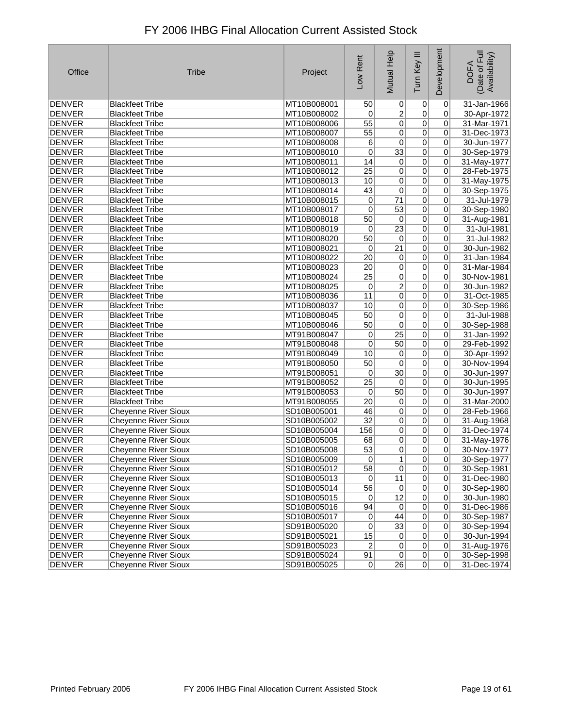# FY 2006 IHBG Final Allocation Current Assisted Stock

| Office | Tribe | Project | Low Rent | Mutual Help | Turn Key III | Development | DOFA (Date of Full Availability) |
|---|---|---|---|---|---|---|---|
| DENVER | Blackfeet Tribe | MT10B008001 | 50 | 0 | 0 | 0 | 31-Jan-1966 |
| DENVER | Blackfeet Tribe | MT10B008002 | 0 | 2 | 0 | 0 | 30-Apr-1972 |
| DENVER | Blackfeet Tribe | MT10B008006 | 55 | 0 | 0 | 0 | 31-Mar-1971 |
| DENVER | Blackfeet Tribe | MT10B008007 | 55 | 0 | 0 | 0 | 31-Dec-1973 |
| DENVER | Blackfeet Tribe | MT10B008008 | 6 | 0 | 0 | 0 | 30-Jun-1977 |
| DENVER | Blackfeet Tribe | MT10B008010 | 0 | 33 | 0 | 0 | 30-Sep-1979 |
| DENVER | Blackfeet Tribe | MT10B008011 | 14 | 0 | 0 | 0 | 31-May-1977 |
| DENVER | Blackfeet Tribe | MT10B008012 | 25 | 0 | 0 | 0 | 28-Feb-1975 |
| DENVER | Blackfeet Tribe | MT10B008013 | 10 | 0 | 0 | 0 | 31-May-1975 |
| DENVER | Blackfeet Tribe | MT10B008014 | 43 | 0 | 0 | 0 | 30-Sep-1975 |
| DENVER | Blackfeet Tribe | MT10B008015 | 0 | 71 | 0 | 0 | 31-Jul-1979 |
| DENVER | Blackfeet Tribe | MT10B008017 | 0 | 53 | 0 | 0 | 30-Sep-1980 |
| DENVER | Blackfeet Tribe | MT10B008018 | 50 | 0 | 0 | 0 | 31-Aug-1981 |
| DENVER | Blackfeet Tribe | MT10B008019 | 0 | 23 | 0 | 0 | 31-Jul-1981 |
| DENVER | Blackfeet Tribe | MT10B008020 | 50 | 0 | 0 | 0 | 31-Jul-1982 |
| DENVER | Blackfeet Tribe | MT10B008021 | 0 | 21 | 0 | 0 | 30-Jun-1982 |
| DENVER | Blackfeet Tribe | MT10B008022 | 20 | 0 | 0 | 0 | 31-Jan-1984 |
| DENVER | Blackfeet Tribe | MT10B008023 | 20 | 0 | 0 | 0 | 31-Mar-1984 |
| DENVER | Blackfeet Tribe | MT10B008024 | 25 | 0 | 0 | 0 | 30-Nov-1981 |
| DENVER | Blackfeet Tribe | MT10B008025 | 0 | 2 | 0 | 0 | 30-Jun-1982 |
| DENVER | Blackfeet Tribe | MT10B008036 | 11 | 0 | 0 | 0 | 31-Oct-1985 |
| DENVER | Blackfeet Tribe | MT10B008037 | 10 | 0 | 0 | 0 | 30-Sep-1986 |
| DENVER | Blackfeet Tribe | MT10B008045 | 50 | 0 | 0 | 0 | 31-Jul-1988 |
| DENVER | Blackfeet Tribe | MT10B008046 | 50 | 0 | 0 | 0 | 30-Sep-1988 |
| DENVER | Blackfeet Tribe | MT91B008047 | 0 | 25 | 0 | 0 | 31-Jan-1992 |
| DENVER | Blackfeet Tribe | MT91B008048 | 0 | 50 | 0 | 0 | 29-Feb-1992 |
| DENVER | Blackfeet Tribe | MT91B008049 | 10 | 0 | 0 | 0 | 30-Apr-1992 |
| DENVER | Blackfeet Tribe | MT91B008050 | 50 | 0 | 0 | 0 | 30-Nov-1994 |
| DENVER | Blackfeet Tribe | MT91B008051 | 0 | 30 | 0 | 0 | 30-Jun-1997 |
| DENVER | Blackfeet Tribe | MT91B008052 | 25 | 0 | 0 | 0 | 30-Jun-1995 |
| DENVER | Blackfeet Tribe | MT91B008053 | 0 | 50 | 0 | 0 | 30-Jun-1997 |
| DENVER | Blackfeet Tribe | MT91B008055 | 20 | 0 | 0 | 0 | 31-Mar-2000 |
| DENVER | Cheyenne River Sioux | SD10B005001 | 46 | 0 | 0 | 0 | 28-Feb-1966 |
| DENVER | Cheyenne River Sioux | SD10B005002 | 32 | 0 | 0 | 0 | 31-Aug-1968 |
| DENVER | Cheyenne River Sioux | SD10B005004 | 156 | 0 | 0 | 0 | 31-Dec-1974 |
| DENVER | Cheyenne River Sioux | SD10B005005 | 68 | 0 | 0 | 0 | 31-May-1976 |
| DENVER | Cheyenne River Sioux | SD10B005008 | 53 | 0 | 0 | 0 | 30-Nov-1977 |
| DENVER | Cheyenne River Sioux | SD10B005009 | 0 | 1 | 0 | 0 | 30-Sep-1977 |
| DENVER | Cheyenne River Sioux | SD10B005012 | 58 | 0 | 0 | 0 | 30-Sep-1981 |
| DENVER | Cheyenne River Sioux | SD10B005013 | 0 | 11 | 0 | 0 | 31-Dec-1980 |
| DENVER | Cheyenne River Sioux | SD10B005014 | 56 | 0 | 0 | 0 | 30-Sep-1980 |
| DENVER | Cheyenne River Sioux | SD10B005015 | 0 | 12 | 0 | 0 | 30-Jun-1980 |
| DENVER | Cheyenne River Sioux | SD10B005016 | 94 | 0 | 0 | 0 | 31-Dec-1986 |
| DENVER | Cheyenne River Sioux | SD10B005017 | 0 | 44 | 0 | 0 | 30-Sep-1987 |
| DENVER | Cheyenne River Sioux | SD91B005020 | 0 | 33 | 0 | 0 | 30-Sep-1994 |
| DENVER | Cheyenne River Sioux | SD91B005021 | 15 | 0 | 0 | 0 | 30-Jun-1994 |
| DENVER | Cheyenne River Sioux | SD91B005023 | 2 | 0 | 0 | 0 | 31-Aug-1976 |
| DENVER | Cheyenne River Sioux | SD91B005024 | 91 | 0 | 0 | 0 | 30-Sep-1998 |
| DENVER | Cheyenne River Sioux | SD91B005025 | 0 | 26 | 0 | 0 | 31-Dec-1974 |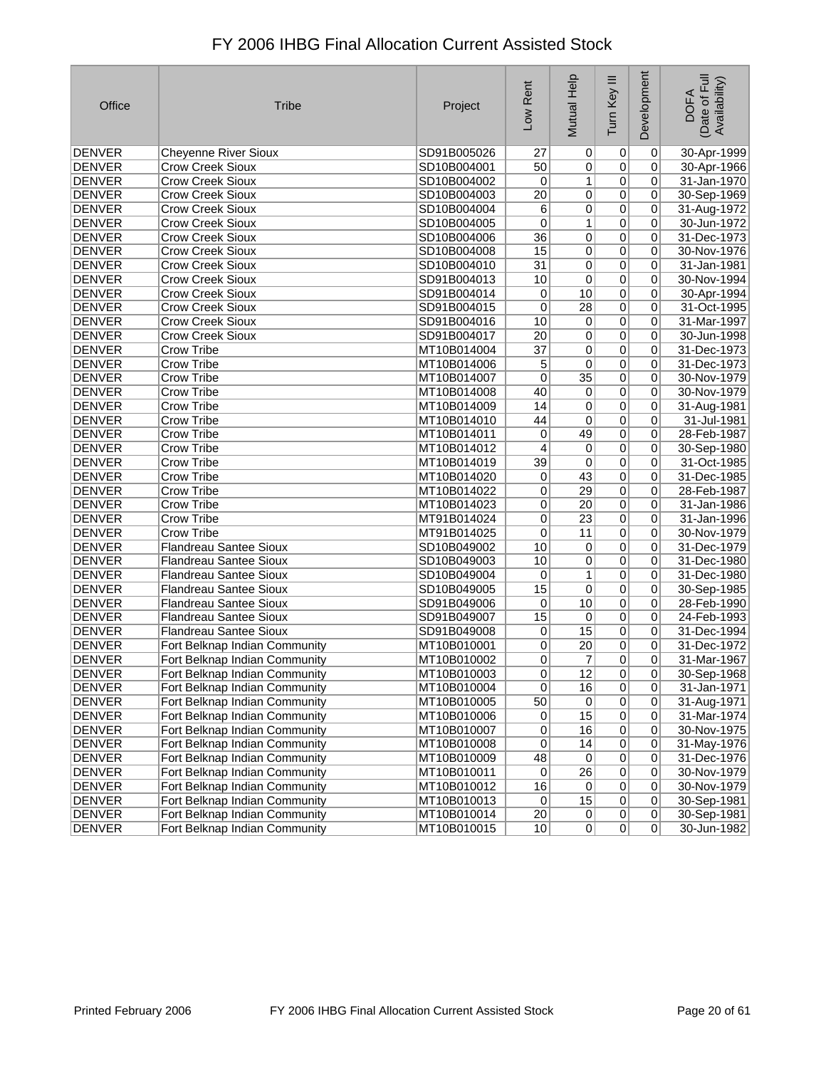# FY 2006 IHBG Final Allocation Current Assisted Stock

| Office | Tribe | Project | Low Rent | Mutual Help | Turn Key III | Development | DOFA (Date of Full Availability) |
|---|---|---|---|---|---|---|---|
| DENVER | Cheyenne River Sioux | SD91B005026 | 27 | 0 | 0 | 0 | 30-Apr-1999 |
| DENVER | Crow Creek Sioux | SD10B004001 | 50 | 0 | 0 | 0 | 30-Apr-1966 |
| DENVER | Crow Creek Sioux | SD10B004002 | 0 | 1 | 0 | 0 | 31-Jan-1970 |
| DENVER | Crow Creek Sioux | SD10B004003 | 20 | 0 | 0 | 0 | 30-Sep-1969 |
| DENVER | Crow Creek Sioux | SD10B004004 | 6 | 0 | 0 | 0 | 31-Aug-1972 |
| DENVER | Crow Creek Sioux | SD10B004005 | 0 | 1 | 0 | 0 | 30-Jun-1972 |
| DENVER | Crow Creek Sioux | SD10B004006 | 36 | 0 | 0 | 0 | 31-Dec-1973 |
| DENVER | Crow Creek Sioux | SD10B004008 | 15 | 0 | 0 | 0 | 30-Nov-1976 |
| DENVER | Crow Creek Sioux | SD10B004010 | 31 | 0 | 0 | 0 | 31-Jan-1981 |
| DENVER | Crow Creek Sioux | SD91B004013 | 10 | 0 | 0 | 0 | 30-Nov-1994 |
| DENVER | Crow Creek Sioux | SD91B004014 | 0 | 10 | 0 | 0 | 30-Apr-1994 |
| DENVER | Crow Creek Sioux | SD91B004015 | 0 | 28 | 0 | 0 | 31-Oct-1995 |
| DENVER | Crow Creek Sioux | SD91B004016 | 10 | 0 | 0 | 0 | 31-Mar-1997 |
| DENVER | Crow Creek Sioux | SD91B004017 | 20 | 0 | 0 | 0 | 30-Jun-1998 |
| DENVER | Crow Tribe | MT10B014004 | 37 | 0 | 0 | 0 | 31-Dec-1973 |
| DENVER | Crow Tribe | MT10B014006 | 5 | 0 | 0 | 0 | 31-Dec-1973 |
| DENVER | Crow Tribe | MT10B014007 | 0 | 35 | 0 | 0 | 30-Nov-1979 |
| DENVER | Crow Tribe | MT10B014008 | 40 | 0 | 0 | 0 | 30-Nov-1979 |
| DENVER | Crow Tribe | MT10B014009 | 14 | 0 | 0 | 0 | 31-Aug-1981 |
| DENVER | Crow Tribe | MT10B014010 | 44 | 0 | 0 | 0 | 31-Jul-1981 |
| DENVER | Crow Tribe | MT10B014011 | 0 | 49 | 0 | 0 | 28-Feb-1987 |
| DENVER | Crow Tribe | MT10B014012 | 4 | 0 | 0 | 0 | 30-Sep-1980 |
| DENVER | Crow Tribe | MT10B014019 | 39 | 0 | 0 | 0 | 31-Oct-1985 |
| DENVER | Crow Tribe | MT10B014020 | 0 | 43 | 0 | 0 | 31-Dec-1985 |
| DENVER | Crow Tribe | MT10B014022 | 0 | 29 | 0 | 0 | 28-Feb-1987 |
| DENVER | Crow Tribe | MT10B014023 | 0 | 20 | 0 | 0 | 31-Jan-1986 |
| DENVER | Crow Tribe | MT91B014024 | 0 | 23 | 0 | 0 | 31-Jan-1996 |
| DENVER | Crow Tribe | MT91B014025 | 0 | 11 | 0 | 0 | 30-Nov-1979 |
| DENVER | Flandreau Santee Sioux | SD10B049002 | 10 | 0 | 0 | 0 | 31-Dec-1979 |
| DENVER | Flandreau Santee Sioux | SD10B049003 | 10 | 0 | 0 | 0 | 31-Dec-1980 |
| DENVER | Flandreau Santee Sioux | SD10B049004 | 0 | 1 | 0 | 0 | 31-Dec-1980 |
| DENVER | Flandreau Santee Sioux | SD10B049005 | 15 | 0 | 0 | 0 | 30-Sep-1985 |
| DENVER | Flandreau Santee Sioux | SD91B049006 | 0 | 10 | 0 | 0 | 28-Feb-1990 |
| DENVER | Flandreau Santee Sioux | SD91B049007 | 15 | 0 | 0 | 0 | 24-Feb-1993 |
| DENVER | Flandreau Santee Sioux | SD91B049008 | 0 | 15 | 0 | 0 | 31-Dec-1994 |
| DENVER | Fort Belknap Indian Community | MT10B010001 | 0 | 20 | 0 | 0 | 31-Dec-1972 |
| DENVER | Fort Belknap Indian Community | MT10B010002 | 0 | 7 | 0 | 0 | 31-Mar-1967 |
| DENVER | Fort Belknap Indian Community | MT10B010003 | 0 | 12 | 0 | 0 | 30-Sep-1968 |
| DENVER | Fort Belknap Indian Community | MT10B010004 | 0 | 16 | 0 | 0 | 31-Jan-1971 |
| DENVER | Fort Belknap Indian Community | MT10B010005 | 50 | 0 | 0 | 0 | 31-Aug-1971 |
| DENVER | Fort Belknap Indian Community | MT10B010006 | 0 | 15 | 0 | 0 | 31-Mar-1974 |
| DENVER | Fort Belknap Indian Community | MT10B010007 | 0 | 16 | 0 | 0 | 30-Nov-1975 |
| DENVER | Fort Belknap Indian Community | MT10B010008 | 0 | 14 | 0 | 0 | 31-May-1976 |
| DENVER | Fort Belknap Indian Community | MT10B010009 | 48 | 0 | 0 | 0 | 31-Dec-1976 |
| DENVER | Fort Belknap Indian Community | MT10B010011 | 0 | 26 | 0 | 0 | 30-Nov-1979 |
| DENVER | Fort Belknap Indian Community | MT10B010012 | 16 | 0 | 0 | 0 | 30-Nov-1979 |
| DENVER | Fort Belknap Indian Community | MT10B010013 | 0 | 15 | 0 | 0 | 30-Sep-1981 |
| DENVER | Fort Belknap Indian Community | MT10B010014 | 20 | 0 | 0 | 0 | 30-Sep-1981 |
| DENVER | Fort Belknap Indian Community | MT10B010015 | 10 | 0 | 0 | 0 | 30-Jun-1982 |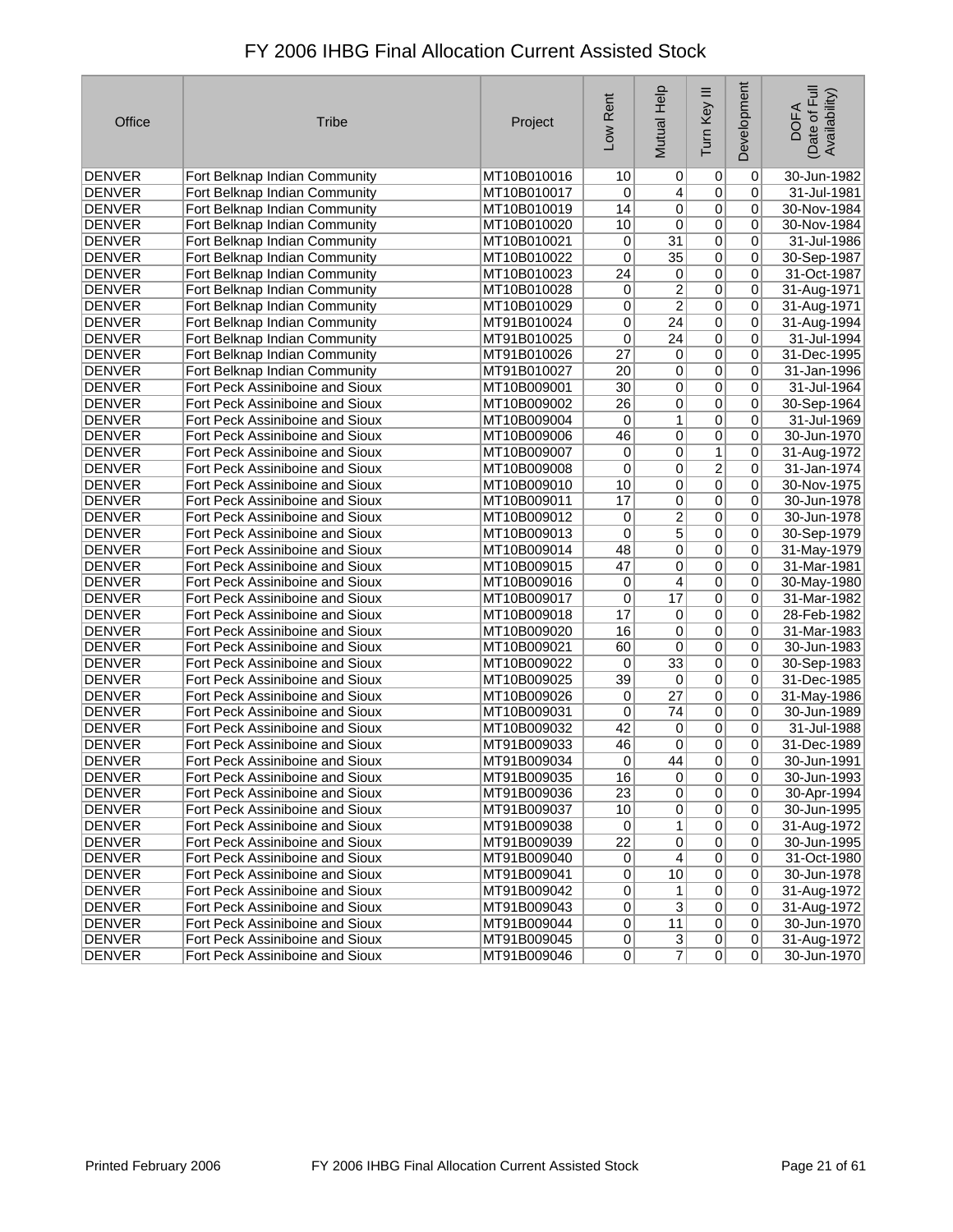# FY 2006 IHBG Final Allocation Current Assisted Stock

| Office | Tribe | Project | Low Rent | Mutual Help | Turn Key III | Development | DOFA (Date of Full Availability) |
|---|---|---|---|---|---|---|---|
| DENVER | Fort Belknap Indian Community | MT10B010016 | 10 | 0 | 0 | 0 | 30-Jun-1982 |
| DENVER | Fort Belknap Indian Community | MT10B010017 | 0 | 4 | 0 | 0 | 31-Jul-1981 |
| DENVER | Fort Belknap Indian Community | MT10B010019 | 14 | 0 | 0 | 0 | 30-Nov-1984 |
| DENVER | Fort Belknap Indian Community | MT10B010020 | 10 | 0 | 0 | 0 | 30-Nov-1984 |
| DENVER | Fort Belknap Indian Community | MT10B010021 | 0 | 31 | 0 | 0 | 31-Jul-1986 |
| DENVER | Fort Belknap Indian Community | MT10B010022 | 0 | 35 | 0 | 0 | 30-Sep-1987 |
| DENVER | Fort Belknap Indian Community | MT10B010023 | 24 | 0 | 0 | 0 | 31-Oct-1987 |
| DENVER | Fort Belknap Indian Community | MT10B010028 | 0 | 2 | 0 | 0 | 31-Aug-1971 |
| DENVER | Fort Belknap Indian Community | MT10B010029 | 0 | 2 | 0 | 0 | 31-Aug-1971 |
| DENVER | Fort Belknap Indian Community | MT91B010024 | 0 | 24 | 0 | 0 | 31-Aug-1994 |
| DENVER | Fort Belknap Indian Community | MT91B010025 | 0 | 24 | 0 | 0 | 31-Jul-1994 |
| DENVER | Fort Belknap Indian Community | MT91B010026 | 27 | 0 | 0 | 0 | 31-Dec-1995 |
| DENVER | Fort Belknap Indian Community | MT91B010027 | 20 | 0 | 0 | 0 | 31-Jan-1996 |
| DENVER | Fort Peck Assiniboine and Sioux | MT10B009001 | 30 | 0 | 0 | 0 | 31-Jul-1964 |
| DENVER | Fort Peck Assiniboine and Sioux | MT10B009002 | 26 | 0 | 0 | 0 | 30-Sep-1964 |
| DENVER | Fort Peck Assiniboine and Sioux | MT10B009004 | 0 | 1 | 0 | 0 | 31-Jul-1969 |
| DENVER | Fort Peck Assiniboine and Sioux | MT10B009006 | 46 | 0 | 0 | 0 | 30-Jun-1970 |
| DENVER | Fort Peck Assiniboine and Sioux | MT10B009007 | 0 | 0 | 1 | 0 | 31-Aug-1972 |
| DENVER | Fort Peck Assiniboine and Sioux | MT10B009008 | 0 | 0 | 2 | 0 | 31-Jan-1974 |
| DENVER | Fort Peck Assiniboine and Sioux | MT10B009010 | 10 | 0 | 0 | 0 | 30-Nov-1975 |
| DENVER | Fort Peck Assiniboine and Sioux | MT10B009011 | 17 | 0 | 0 | 0 | 30-Jun-1978 |
| DENVER | Fort Peck Assiniboine and Sioux | MT10B009012 | 0 | 2 | 0 | 0 | 30-Jun-1978 |
| DENVER | Fort Peck Assiniboine and Sioux | MT10B009013 | 0 | 5 | 0 | 0 | 30-Sep-1979 |
| DENVER | Fort Peck Assiniboine and Sioux | MT10B009014 | 48 | 0 | 0 | 0 | 31-May-1979 |
| DENVER | Fort Peck Assiniboine and Sioux | MT10B009015 | 47 | 0 | 0 | 0 | 31-Mar-1981 |
| DENVER | Fort Peck Assiniboine and Sioux | MT10B009016 | 0 | 4 | 0 | 0 | 30-May-1980 |
| DENVER | Fort Peck Assiniboine and Sioux | MT10B009017 | 0 | 17 | 0 | 0 | 31-Mar-1982 |
| DENVER | Fort Peck Assiniboine and Sioux | MT10B009018 | 17 | 0 | 0 | 0 | 28-Feb-1982 |
| DENVER | Fort Peck Assiniboine and Sioux | MT10B009020 | 16 | 0 | 0 | 0 | 31-Mar-1983 |
| DENVER | Fort Peck Assiniboine and Sioux | MT10B009021 | 60 | 0 | 0 | 0 | 30-Jun-1983 |
| DENVER | Fort Peck Assiniboine and Sioux | MT10B009022 | 0 | 33 | 0 | 0 | 30-Sep-1983 |
| DENVER | Fort Peck Assiniboine and Sioux | MT10B009025 | 39 | 0 | 0 | 0 | 31-Dec-1985 |
| DENVER | Fort Peck Assiniboine and Sioux | MT10B009026 | 0 | 27 | 0 | 0 | 31-May-1986 |
| DENVER | Fort Peck Assiniboine and Sioux | MT10B009031 | 0 | 74 | 0 | 0 | 30-Jun-1989 |
| DENVER | Fort Peck Assiniboine and Sioux | MT10B009032 | 42 | 0 | 0 | 0 | 31-Jul-1988 |
| DENVER | Fort Peck Assiniboine and Sioux | MT91B009033 | 46 | 0 | 0 | 0 | 31-Dec-1989 |
| DENVER | Fort Peck Assiniboine and Sioux | MT91B009034 | 0 | 44 | 0 | 0 | 30-Jun-1991 |
| DENVER | Fort Peck Assiniboine and Sioux | MT91B009035 | 16 | 0 | 0 | 0 | 30-Jun-1993 |
| DENVER | Fort Peck Assiniboine and Sioux | MT91B009036 | 23 | 0 | 0 | 0 | 30-Apr-1994 |
| DENVER | Fort Peck Assiniboine and Sioux | MT91B009037 | 10 | 0 | 0 | 0 | 30-Jun-1995 |
| DENVER | Fort Peck Assiniboine and Sioux | MT91B009038 | 0 | 1 | 0 | 0 | 31-Aug-1972 |
| DENVER | Fort Peck Assiniboine and Sioux | MT91B009039 | 22 | 0 | 0 | 0 | 30-Jun-1995 |
| DENVER | Fort Peck Assiniboine and Sioux | MT91B009040 | 0 | 4 | 0 | 0 | 31-Oct-1980 |
| DENVER | Fort Peck Assiniboine and Sioux | MT91B009041 | 0 | 10 | 0 | 0 | 30-Jun-1978 |
| DENVER | Fort Peck Assiniboine and Sioux | MT91B009042 | 0 | 1 | 0 | 0 | 31-Aug-1972 |
| DENVER | Fort Peck Assiniboine and Sioux | MT91B009043 | 0 | 3 | 0 | 0 | 31-Aug-1972 |
| DENVER | Fort Peck Assiniboine and Sioux | MT91B009044 | 0 | 11 | 0 | 0 | 30-Jun-1970 |
| DENVER | Fort Peck Assiniboine and Sioux | MT91B009045 | 0 | 3 | 0 | 0 | 31-Aug-1972 |
| DENVER | Fort Peck Assiniboine and Sioux | MT91B009046 | 0 | 7 | 0 | 0 | 30-Jun-1970 |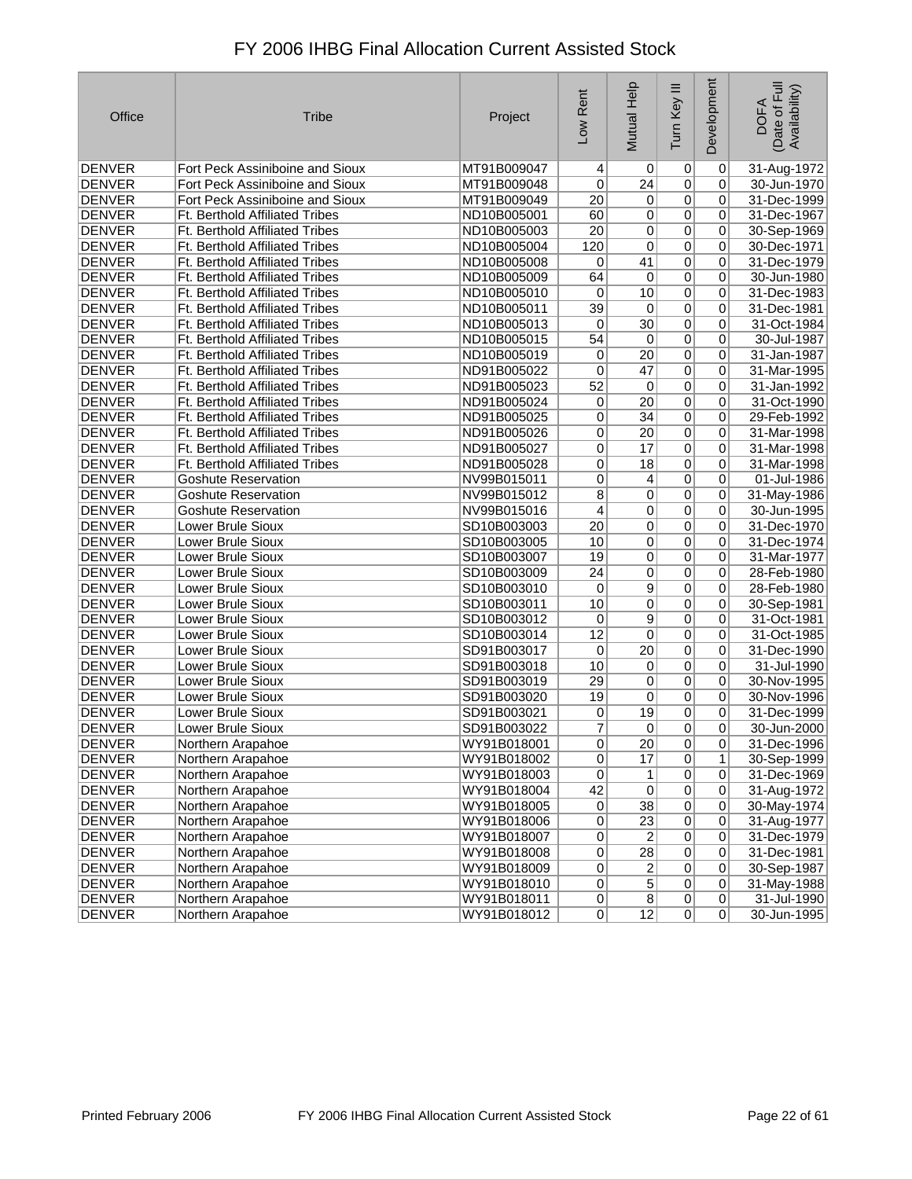# FY 2006 IHBG Final Allocation Current Assisted Stock

| Office | Tribe | Project | Low Rent | Mutual Help | Turn Key III | Development | DOFA (Date of Full Availability) |
|---|---|---|---|---|---|---|---|
| DENVER | Fort Peck Assiniboine and Sioux | MT91B009047 | 4 | 0 | 0 | 0 | 31-Aug-1972 |
| DENVER | Fort Peck Assiniboine and Sioux | MT91B009048 | 0 | 24 | 0 | 0 | 30-Jun-1970 |
| DENVER | Fort Peck Assiniboine and Sioux | MT91B009049 | 20 | 0 | 0 | 0 | 31-Dec-1999 |
| DENVER | Ft. Berthold Affiliated Tribes | ND10B005001 | 60 | 0 | 0 | 0 | 31-Dec-1967 |
| DENVER | Ft. Berthold Affiliated Tribes | ND10B005003 | 20 | 0 | 0 | 0 | 30-Sep-1969 |
| DENVER | Ft. Berthold Affiliated Tribes | ND10B005004 | 120 | 0 | 0 | 0 | 30-Dec-1971 |
| DENVER | Ft. Berthold Affiliated Tribes | ND10B005008 | 0 | 41 | 0 | 0 | 31-Dec-1979 |
| DENVER | Ft. Berthold Affiliated Tribes | ND10B005009 | 64 | 0 | 0 | 0 | 30-Jun-1980 |
| DENVER | Ft. Berthold Affiliated Tribes | ND10B005010 | 0 | 10 | 0 | 0 | 31-Dec-1983 |
| DENVER | Ft. Berthold Affiliated Tribes | ND10B005011 | 39 | 0 | 0 | 0 | 31-Dec-1981 |
| DENVER | Ft. Berthold Affiliated Tribes | ND10B005013 | 0 | 30 | 0 | 0 | 31-Oct-1984 |
| DENVER | Ft. Berthold Affiliated Tribes | ND10B005015 | 54 | 0 | 0 | 0 | 30-Jul-1987 |
| DENVER | Ft. Berthold Affiliated Tribes | ND10B005019 | 0 | 20 | 0 | 0 | 31-Jan-1987 |
| DENVER | Ft. Berthold Affiliated Tribes | ND91B005022 | 0 | 47 | 0 | 0 | 31-Mar-1995 |
| DENVER | Ft. Berthold Affiliated Tribes | ND91B005023 | 52 | 0 | 0 | 0 | 31-Jan-1992 |
| DENVER | Ft. Berthold Affiliated Tribes | ND91B005024 | 0 | 20 | 0 | 0 | 31-Oct-1990 |
| DENVER | Ft. Berthold Affiliated Tribes | ND91B005025 | 0 | 34 | 0 | 0 | 29-Feb-1992 |
| DENVER | Ft. Berthold Affiliated Tribes | ND91B005026 | 0 | 20 | 0 | 0 | 31-Mar-1998 |
| DENVER | Ft. Berthold Affiliated Tribes | ND91B005027 | 0 | 17 | 0 | 0 | 31-Mar-1998 |
| DENVER | Ft. Berthold Affiliated Tribes | ND91B005028 | 0 | 18 | 0 | 0 | 31-Mar-1998 |
| DENVER | Goshute Reservation | NV99B015011 | 0 | 4 | 0 | 0 | 01-Jul-1986 |
| DENVER | Goshute Reservation | NV99B015012 | 8 | 0 | 0 | 0 | 31-May-1986 |
| DENVER | Goshute Reservation | NV99B015016 | 4 | 0 | 0 | 0 | 30-Jun-1995 |
| DENVER | Lower Brule Sioux | SD10B003003 | 20 | 0 | 0 | 0 | 31-Dec-1970 |
| DENVER | Lower Brule Sioux | SD10B003005 | 10 | 0 | 0 | 0 | 31-Dec-1974 |
| DENVER | Lower Brule Sioux | SD10B003007 | 19 | 0 | 0 | 0 | 31-Mar-1977 |
| DENVER | Lower Brule Sioux | SD10B003009 | 24 | 0 | 0 | 0 | 28-Feb-1980 |
| DENVER | Lower Brule Sioux | SD10B003010 | 0 | 9 | 0 | 0 | 28-Feb-1980 |
| DENVER | Lower Brule Sioux | SD10B003011 | 10 | 0 | 0 | 0 | 30-Sep-1981 |
| DENVER | Lower Brule Sioux | SD10B003012 | 0 | 9 | 0 | 0 | 31-Oct-1981 |
| DENVER | Lower Brule Sioux | SD10B003014 | 12 | 0 | 0 | 0 | 31-Oct-1985 |
| DENVER | Lower Brule Sioux | SD91B003017 | 0 | 20 | 0 | 0 | 31-Dec-1990 |
| DENVER | Lower Brule Sioux | SD91B003018 | 10 | 0 | 0 | 0 | 31-Jul-1990 |
| DENVER | Lower Brule Sioux | SD91B003019 | 29 | 0 | 0 | 0 | 30-Nov-1995 |
| DENVER | Lower Brule Sioux | SD91B003020 | 19 | 0 | 0 | 0 | 30-Nov-1996 |
| DENVER | Lower Brule Sioux | SD91B003021 | 0 | 19 | 0 | 0 | 31-Dec-1999 |
| DENVER | Lower Brule Sioux | SD91B003022 | 7 | 0 | 0 | 0 | 30-Jun-2000 |
| DENVER | Northern Arapahoe | WY91B018001 | 0 | 20 | 0 | 0 | 31-Dec-1996 |
| DENVER | Northern Arapahoe | WY91B018002 | 0 | 17 | 0 | 1 | 30-Sep-1999 |
| DENVER | Northern Arapahoe | WY91B018003 | 0 | 1 | 0 | 0 | 31-Dec-1969 |
| DENVER | Northern Arapahoe | WY91B018004 | 42 | 0 | 0 | 0 | 31-Aug-1972 |
| DENVER | Northern Arapahoe | WY91B018005 | 0 | 38 | 0 | 0 | 30-May-1974 |
| DENVER | Northern Arapahoe | WY91B018006 | 0 | 23 | 0 | 0 | 31-Aug-1977 |
| DENVER | Northern Arapahoe | WY91B018007 | 0 | 2 | 0 | 0 | 31-Dec-1979 |
| DENVER | Northern Arapahoe | WY91B018008 | 0 | 28 | 0 | 0 | 31-Dec-1981 |
| DENVER | Northern Arapahoe | WY91B018009 | 0 | 2 | 0 | 0 | 30-Sep-1987 |
| DENVER | Northern Arapahoe | WY91B018010 | 0 | 5 | 0 | 0 | 31-May-1988 |
| DENVER | Northern Arapahoe | WY91B018011 | 0 | 8 | 0 | 0 | 31-Jul-1990 |
| DENVER | Northern Arapahoe | WY91B018012 | 0 | 12 | 0 | 0 | 30-Jun-1995 |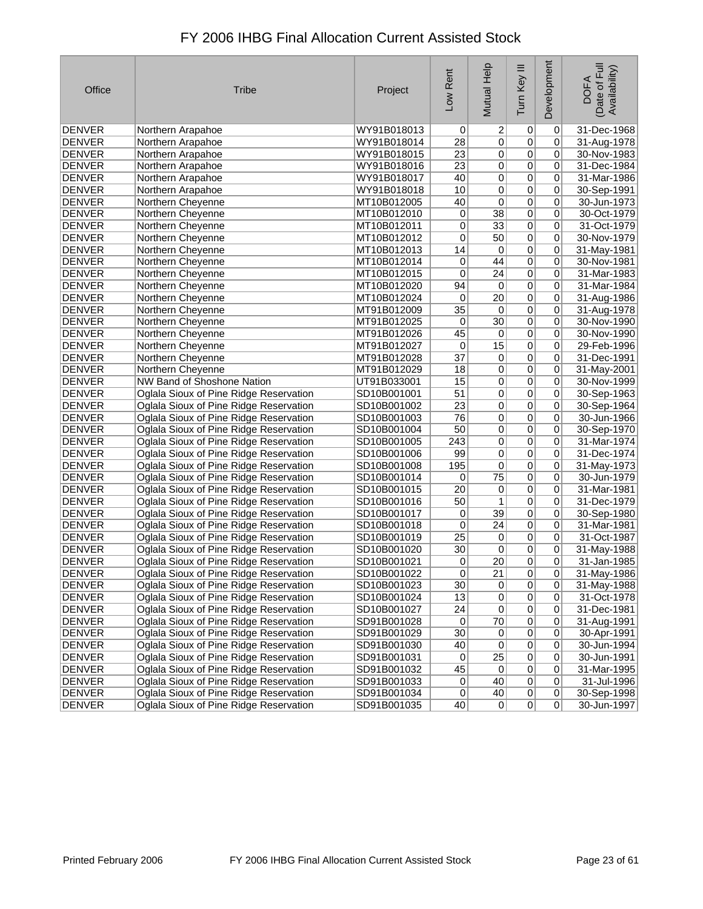# FY 2006 IHBG Final Allocation Current Assisted Stock

| Office | Tribe | Project | Low Rent | Mutual Help | Turn Key III | Development | DOFA (Date of Full Availability) |
|---|---|---|---|---|---|---|---|
| DENVER | Northern Arapahoe | WY91B018013 | 0 | 2 | 0 | 0 | 31-Dec-1968 |
| DENVER | Northern Arapahoe | WY91B018014 | 28 | 0 | 0 | 0 | 31-Aug-1978 |
| DENVER | Northern Arapahoe | WY91B018015 | 23 | 0 | 0 | 0 | 30-Nov-1983 |
| DENVER | Northern Arapahoe | WY91B018016 | 23 | 0 | 0 | 0 | 31-Dec-1984 |
| DENVER | Northern Arapahoe | WY91B018017 | 40 | 0 | 0 | 0 | 31-Mar-1986 |
| DENVER | Northern Arapahoe | WY91B018018 | 10 | 0 | 0 | 0 | 30-Sep-1991 |
| DENVER | Northern Cheyenne | MT10B012005 | 40 | 0 | 0 | 0 | 30-Jun-1973 |
| DENVER | Northern Cheyenne | MT10B012010 | 0 | 38 | 0 | 0 | 30-Oct-1979 |
| DENVER | Northern Cheyenne | MT10B012011 | 0 | 33 | 0 | 0 | 31-Oct-1979 |
| DENVER | Northern Cheyenne | MT10B012012 | 0 | 50 | 0 | 0 | 30-Nov-1979 |
| DENVER | Northern Cheyenne | MT10B012013 | 14 | 0 | 0 | 0 | 31-May-1981 |
| DENVER | Northern Cheyenne | MT10B012014 | 0 | 44 | 0 | 0 | 30-Nov-1981 |
| DENVER | Northern Cheyenne | MT10B012015 | 0 | 24 | 0 | 0 | 31-Mar-1983 |
| DENVER | Northern Cheyenne | MT10B012020 | 94 | 0 | 0 | 0 | 31-Mar-1984 |
| DENVER | Northern Cheyenne | MT10B012024 | 0 | 20 | 0 | 0 | 31-Aug-1986 |
| DENVER | Northern Cheyenne | MT91B012009 | 35 | 0 | 0 | 0 | 31-Aug-1978 |
| DENVER | Northern Cheyenne | MT91B012025 | 0 | 30 | 0 | 0 | 30-Nov-1990 |
| DENVER | Northern Cheyenne | MT91B012026 | 45 | 0 | 0 | 0 | 30-Nov-1990 |
| DENVER | Northern Cheyenne | MT91B012027 | 0 | 15 | 0 | 0 | 29-Feb-1996 |
| DENVER | Northern Cheyenne | MT91B012028 | 37 | 0 | 0 | 0 | 31-Dec-1991 |
| DENVER | Northern Cheyenne | MT91B012029 | 18 | 0 | 0 | 0 | 31-May-2001 |
| DENVER | NW Band of Shoshone Nation | UT91B033001 | 15 | 0 | 0 | 0 | 30-Nov-1999 |
| DENVER | Oglala Sioux of Pine Ridge Reservation | SD10B001001 | 51 | 0 | 0 | 0 | 30-Sep-1963 |
| DENVER | Oglala Sioux of Pine Ridge Reservation | SD10B001002 | 23 | 0 | 0 | 0 | 30-Sep-1964 |
| DENVER | Oglala Sioux of Pine Ridge Reservation | SD10B001003 | 76 | 0 | 0 | 0 | 30-Jun-1966 |
| DENVER | Oglala Sioux of Pine Ridge Reservation | SD10B001004 | 50 | 0 | 0 | 0 | 30-Sep-1970 |
| DENVER | Oglala Sioux of Pine Ridge Reservation | SD10B001005 | 243 | 0 | 0 | 0 | 31-Mar-1974 |
| DENVER | Oglala Sioux of Pine Ridge Reservation | SD10B001006 | 99 | 0 | 0 | 0 | 31-Dec-1974 |
| DENVER | Oglala Sioux of Pine Ridge Reservation | SD10B001008 | 195 | 0 | 0 | 0 | 31-May-1973 |
| DENVER | Oglala Sioux of Pine Ridge Reservation | SD10B001014 | 0 | 75 | 0 | 0 | 30-Jun-1979 |
| DENVER | Oglala Sioux of Pine Ridge Reservation | SD10B001015 | 20 | 0 | 0 | 0 | 31-Mar-1981 |
| DENVER | Oglala Sioux of Pine Ridge Reservation | SD10B001016 | 50 | 1 | 0 | 0 | 31-Dec-1979 |
| DENVER | Oglala Sioux of Pine Ridge Reservation | SD10B001017 | 0 | 39 | 0 | 0 | 30-Sep-1980 |
| DENVER | Oglala Sioux of Pine Ridge Reservation | SD10B001018 | 0 | 24 | 0 | 0 | 31-Mar-1981 |
| DENVER | Oglala Sioux of Pine Ridge Reservation | SD10B001019 | 25 | 0 | 0 | 0 | 31-Oct-1987 |
| DENVER | Oglala Sioux of Pine Ridge Reservation | SD10B001020 | 30 | 0 | 0 | 0 | 31-May-1988 |
| DENVER | Oglala Sioux of Pine Ridge Reservation | SD10B001021 | 0 | 20 | 0 | 0 | 31-Jan-1985 |
| DENVER | Oglala Sioux of Pine Ridge Reservation | SD10B001022 | 0 | 21 | 0 | 0 | 31-May-1986 |
| DENVER | Oglala Sioux of Pine Ridge Reservation | SD10B001023 | 30 | 0 | 0 | 0 | 31-May-1988 |
| DENVER | Oglala Sioux of Pine Ridge Reservation | SD10B001024 | 13 | 0 | 0 | 0 | 31-Oct-1978 |
| DENVER | Oglala Sioux of Pine Ridge Reservation | SD10B001027 | 24 | 0 | 0 | 0 | 31-Dec-1981 |
| DENVER | Oglala Sioux of Pine Ridge Reservation | SD91B001028 | 0 | 70 | 0 | 0 | 31-Aug-1991 |
| DENVER | Oglala Sioux of Pine Ridge Reservation | SD91B001029 | 30 | 0 | 0 | 0 | 30-Apr-1991 |
| DENVER | Oglala Sioux of Pine Ridge Reservation | SD91B001030 | 40 | 0 | 0 | 0 | 30-Jun-1994 |
| DENVER | Oglala Sioux of Pine Ridge Reservation | SD91B001031 | 0 | 25 | 0 | 0 | 30-Jun-1991 |
| DENVER | Oglala Sioux of Pine Ridge Reservation | SD91B001032 | 45 | 0 | 0 | 0 | 31-Mar-1995 |
| DENVER | Oglala Sioux of Pine Ridge Reservation | SD91B001033 | 0 | 40 | 0 | 0 | 31-Jul-1996 |
| DENVER | Oglala Sioux of Pine Ridge Reservation | SD91B001034 | 0 | 40 | 0 | 0 | 30-Sep-1998 |
| DENVER | Oglala Sioux of Pine Ridge Reservation | SD91B001035 | 40 | 0 | 0 | 0 | 30-Jun-1997 |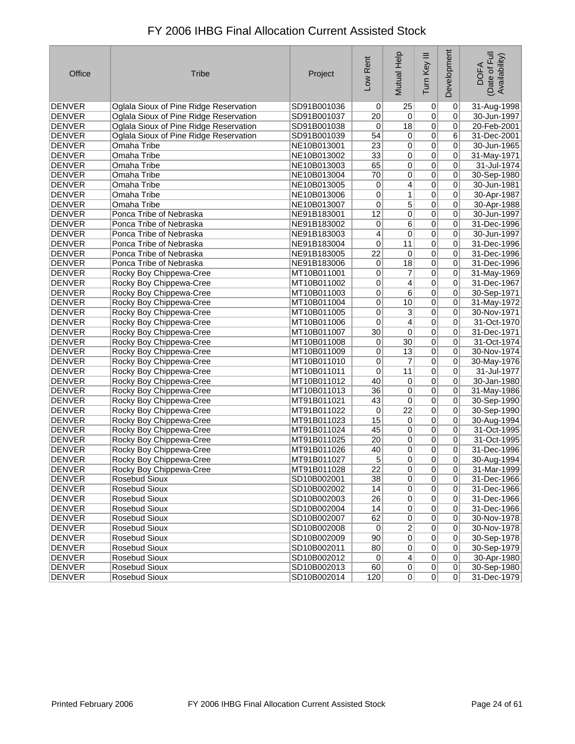# FY 2006 IHBG Final Allocation Current Assisted Stock

| Office | Tribe | Project | Low Rent | Mutual Help | Turn Key III | Development | DOFA (Date of Full Availability) |
|---|---|---|---|---|---|---|---|
| DENVER | Oglala Sioux of Pine Ridge Reservation | SD91B001036 | 0 | 25 | 0 | 0 | 31-Aug-1998 |
| DENVER | Oglala Sioux of Pine Ridge Reservation | SD91B001037 | 20 | 0 | 0 | 0 | 30-Jun-1997 |
| DENVER | Oglala Sioux of Pine Ridge Reservation | SD91B001038 | 0 | 18 | 0 | 0 | 20-Feb-2001 |
| DENVER | Oglala Sioux of Pine Ridge Reservation | SD91B001039 | 54 | 0 | 0 | 6 | 31-Dec-2001 |
| DENVER | Omaha Tribe | NE10B013001 | 23 | 0 | 0 | 0 | 30-Jun-1965 |
| DENVER | Omaha Tribe | NE10B013002 | 33 | 0 | 0 | 0 | 31-May-1971 |
| DENVER | Omaha Tribe | NE10B013003 | 65 | 0 | 0 | 0 | 31-Jul-1974 |
| DENVER | Omaha Tribe | NE10B013004 | 70 | 0 | 0 | 0 | 30-Sep-1980 |
| DENVER | Omaha Tribe | NE10B013005 | 0 | 4 | 0 | 0 | 30-Jun-1981 |
| DENVER | Omaha Tribe | NE10B013006 | 0 | 1 | 0 | 0 | 30-Apr-1987 |
| DENVER | Omaha Tribe | NE10B013007 | 0 | 5 | 0 | 0 | 30-Apr-1988 |
| DENVER | Ponca Tribe of Nebraska | NE91B183001 | 12 | 0 | 0 | 0 | 30-Jun-1997 |
| DENVER | Ponca Tribe of Nebraska | NE91B183002 | 0 | 6 | 0 | 0 | 31-Dec-1996 |
| DENVER | Ponca Tribe of Nebraska | NE91B183003 | 4 | 0 | 0 | 0 | 30-Jun-1997 |
| DENVER | Ponca Tribe of Nebraska | NE91B183004 | 0 | 11 | 0 | 0 | 31-Dec-1996 |
| DENVER | Ponca Tribe of Nebraska | NE91B183005 | 22 | 0 | 0 | 0 | 31-Dec-1996 |
| DENVER | Ponca Tribe of Nebraska | NE91B183006 | 0 | 18 | 0 | 0 | 31-Dec-1996 |
| DENVER | Rocky Boy Chippewa-Cree | MT10B011001 | 0 | 7 | 0 | 0 | 31-May-1969 |
| DENVER | Rocky Boy Chippewa-Cree | MT10B011002 | 0 | 4 | 0 | 0 | 31-Dec-1967 |
| DENVER | Rocky Boy Chippewa-Cree | MT10B011003 | 0 | 6 | 0 | 0 | 30-Sep-1971 |
| DENVER | Rocky Boy Chippewa-Cree | MT10B011004 | 0 | 10 | 0 | 0 | 31-May-1972 |
| DENVER | Rocky Boy Chippewa-Cree | MT10B011005 | 0 | 3 | 0 | 0 | 30-Nov-1971 |
| DENVER | Rocky Boy Chippewa-Cree | MT10B011006 | 0 | 4 | 0 | 0 | 31-Oct-1970 |
| DENVER | Rocky Boy Chippewa-Cree | MT10B011007 | 30 | 0 | 0 | 0 | 31-Dec-1971 |
| DENVER | Rocky Boy Chippewa-Cree | MT10B011008 | 0 | 30 | 0 | 0 | 31-Oct-1974 |
| DENVER | Rocky Boy Chippewa-Cree | MT10B011009 | 0 | 13 | 0 | 0 | 30-Nov-1974 |
| DENVER | Rocky Boy Chippewa-Cree | MT10B011010 | 0 | 7 | 0 | 0 | 30-May-1976 |
| DENVER | Rocky Boy Chippewa-Cree | MT10B011011 | 0 | 11 | 0 | 0 | 31-Jul-1977 |
| DENVER | Rocky Boy Chippewa-Cree | MT10B011012 | 40 | 0 | 0 | 0 | 30-Jan-1980 |
| DENVER | Rocky Boy Chippewa-Cree | MT10B011013 | 36 | 0 | 0 | 0 | 31-May-1986 |
| DENVER | Rocky Boy Chippewa-Cree | MT91B011021 | 43 | 0 | 0 | 0 | 30-Sep-1990 |
| DENVER | Rocky Boy Chippewa-Cree | MT91B011022 | 0 | 22 | 0 | 0 | 30-Sep-1990 |
| DENVER | Rocky Boy Chippewa-Cree | MT91B011023 | 15 | 0 | 0 | 0 | 30-Aug-1994 |
| DENVER | Rocky Boy Chippewa-Cree | MT91B011024 | 45 | 0 | 0 | 0 | 31-Oct-1995 |
| DENVER | Rocky Boy Chippewa-Cree | MT91B011025 | 20 | 0 | 0 | 0 | 31-Oct-1995 |
| DENVER | Rocky Boy Chippewa-Cree | MT91B011026 | 40 | 0 | 0 | 0 | 31-Dec-1996 |
| DENVER | Rocky Boy Chippewa-Cree | MT91B011027 | 5 | 0 | 0 | 0 | 30-Aug-1994 |
| DENVER | Rocky Boy Chippewa-Cree | MT91B011028 | 22 | 0 | 0 | 0 | 31-Mar-1999 |
| DENVER | Rosebud Sioux | SD10B002001 | 38 | 0 | 0 | 0 | 31-Dec-1966 |
| DENVER | Rosebud Sioux | SD10B002002 | 14 | 0 | 0 | 0 | 31-Dec-1966 |
| DENVER | Rosebud Sioux | SD10B002003 | 26 | 0 | 0 | 0 | 31-Dec-1966 |
| DENVER | Rosebud Sioux | SD10B002004 | 14 | 0 | 0 | 0 | 31-Dec-1966 |
| DENVER | Rosebud Sioux | SD10B002007 | 62 | 0 | 0 | 0 | 30-Nov-1978 |
| DENVER | Rosebud Sioux | SD10B002008 | 0 | 2 | 0 | 0 | 30-Nov-1978 |
| DENVER | Rosebud Sioux | SD10B002009 | 90 | 0 | 0 | 0 | 30-Sep-1978 |
| DENVER | Rosebud Sioux | SD10B002011 | 80 | 0 | 0 | 0 | 30-Sep-1979 |
| DENVER | Rosebud Sioux | SD10B002012 | 0 | 4 | 0 | 0 | 30-Apr-1980 |
| DENVER | Rosebud Sioux | SD10B002013 | 60 | 0 | 0 | 0 | 30-Sep-1980 |
| DENVER | Rosebud Sioux | SD10B002014 | 120 | 0 | 0 | 0 | 31-Dec-1979 |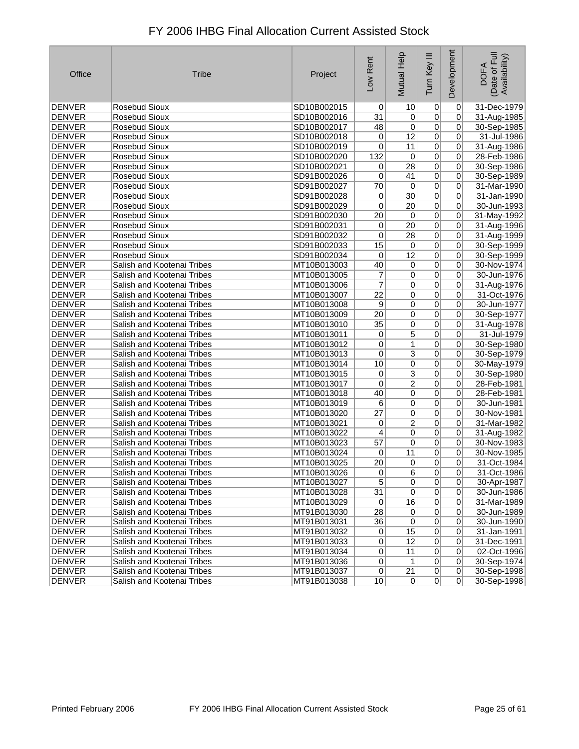# FY 2006 IHBG Final Allocation Current Assisted Stock

| Office | Tribe | Project | Low Rent | Mutual Help | Turn Key III | Development | DOFA (Date of Full Availability) |
|---|---|---|---|---|---|---|---|
| DENVER | Rosebud Sioux | SD10B002015 | 0 | 10 | 0 | 0 | 31-Dec-1979 |
| DENVER | Rosebud Sioux | SD10B002016 | 31 | 0 | 0 | 0 | 31-Aug-1985 |
| DENVER | Rosebud Sioux | SD10B002017 | 48 | 0 | 0 | 0 | 30-Sep-1985 |
| DENVER | Rosebud Sioux | SD10B002018 | 0 | 12 | 0 | 0 | 31-Jul-1986 |
| DENVER | Rosebud Sioux | SD10B002019 | 0 | 11 | 0 | 0 | 31-Aug-1986 |
| DENVER | Rosebud Sioux | SD10B002020 | 132 | 0 | 0 | 0 | 28-Feb-1986 |
| DENVER | Rosebud Sioux | SD10B002021 | 0 | 28 | 0 | 0 | 30-Sep-1986 |
| DENVER | Rosebud Sioux | SD91B002026 | 0 | 41 | 0 | 0 | 30-Sep-1989 |
| DENVER | Rosebud Sioux | SD91B002027 | 70 | 0 | 0 | 0 | 31-Mar-1990 |
| DENVER | Rosebud Sioux | SD91B002028 | 0 | 30 | 0 | 0 | 31-Jan-1990 |
| DENVER | Rosebud Sioux | SD91B002029 | 0 | 20 | 0 | 0 | 30-Jun-1993 |
| DENVER | Rosebud Sioux | SD91B002030 | 20 | 0 | 0 | 0 | 31-May-1992 |
| DENVER | Rosebud Sioux | SD91B002031 | 0 | 20 | 0 | 0 | 31-Aug-1996 |
| DENVER | Rosebud Sioux | SD91B002032 | 0 | 28 | 0 | 0 | 31-Aug-1999 |
| DENVER | Rosebud Sioux | SD91B002033 | 15 | 0 | 0 | 0 | 30-Sep-1999 |
| DENVER | Rosebud Sioux | SD91B002034 | 0 | 12 | 0 | 0 | 30-Sep-1999 |
| DENVER | Salish and Kootenai Tribes | MT10B013003 | 40 | 0 | 0 | 0 | 30-Nov-1974 |
| DENVER | Salish and Kootenai Tribes | MT10B013005 | 7 | 0 | 0 | 0 | 30-Jun-1976 |
| DENVER | Salish and Kootenai Tribes | MT10B013006 | 7 | 0 | 0 | 0 | 31-Aug-1976 |
| DENVER | Salish and Kootenai Tribes | MT10B013007 | 22 | 0 | 0 | 0 | 31-Oct-1976 |
| DENVER | Salish and Kootenai Tribes | MT10B013008 | 9 | 0 | 0 | 0 | 30-Jun-1977 |
| DENVER | Salish and Kootenai Tribes | MT10B013009 | 20 | 0 | 0 | 0 | 30-Sep-1977 |
| DENVER | Salish and Kootenai Tribes | MT10B013010 | 35 | 0 | 0 | 0 | 31-Aug-1978 |
| DENVER | Salish and Kootenai Tribes | MT10B013011 | 0 | 5 | 0 | 0 | 31-Jul-1979 |
| DENVER | Salish and Kootenai Tribes | MT10B013012 | 0 | 1 | 0 | 0 | 30-Sep-1980 |
| DENVER | Salish and Kootenai Tribes | MT10B013013 | 0 | 3 | 0 | 0 | 30-Sep-1979 |
| DENVER | Salish and Kootenai Tribes | MT10B013014 | 10 | 0 | 0 | 0 | 30-May-1979 |
| DENVER | Salish and Kootenai Tribes | MT10B013015 | 0 | 3 | 0 | 0 | 30-Sep-1980 |
| DENVER | Salish and Kootenai Tribes | MT10B013017 | 0 | 2 | 0 | 0 | 28-Feb-1981 |
| DENVER | Salish and Kootenai Tribes | MT10B013018 | 40 | 0 | 0 | 0 | 28-Feb-1981 |
| DENVER | Salish and Kootenai Tribes | MT10B013019 | 6 | 0 | 0 | 0 | 30-Jun-1981 |
| DENVER | Salish and Kootenai Tribes | MT10B013020 | 27 | 0 | 0 | 0 | 30-Nov-1981 |
| DENVER | Salish and Kootenai Tribes | MT10B013021 | 0 | 2 | 0 | 0 | 31-Mar-1982 |
| DENVER | Salish and Kootenai Tribes | MT10B013022 | 4 | 0 | 0 | 0 | 31-Aug-1982 |
| DENVER | Salish and Kootenai Tribes | MT10B013023 | 57 | 0 | 0 | 0 | 30-Nov-1983 |
| DENVER | Salish and Kootenai Tribes | MT10B013024 | 0 | 11 | 0 | 0 | 30-Nov-1985 |
| DENVER | Salish and Kootenai Tribes | MT10B013025 | 20 | 0 | 0 | 0 | 31-Oct-1984 |
| DENVER | Salish and Kootenai Tribes | MT10B013026 | 0 | 6 | 0 | 0 | 31-Oct-1986 |
| DENVER | Salish and Kootenai Tribes | MT10B013027 | 5 | 0 | 0 | 0 | 30-Apr-1987 |
| DENVER | Salish and Kootenai Tribes | MT10B013028 | 31 | 0 | 0 | 0 | 30-Jun-1986 |
| DENVER | Salish and Kootenai Tribes | MT10B013029 | 0 | 16 | 0 | 0 | 31-Mar-1989 |
| DENVER | Salish and Kootenai Tribes | MT91B013030 | 28 | 0 | 0 | 0 | 30-Jun-1989 |
| DENVER | Salish and Kootenai Tribes | MT91B013031 | 36 | 0 | 0 | 0 | 30-Jun-1990 |
| DENVER | Salish and Kootenai Tribes | MT91B013032 | 0 | 15 | 0 | 0 | 31-Jan-1991 |
| DENVER | Salish and Kootenai Tribes | MT91B013033 | 0 | 12 | 0 | 0 | 31-Dec-1991 |
| DENVER | Salish and Kootenai Tribes | MT91B013034 | 0 | 11 | 0 | 0 | 02-Oct-1996 |
| DENVER | Salish and Kootenai Tribes | MT91B013036 | 0 | 1 | 0 | 0 | 30-Sep-1974 |
| DENVER | Salish and Kootenai Tribes | MT91B013037 | 0 | 21 | 0 | 0 | 30-Sep-1998 |
| DENVER | Salish and Kootenai Tribes | MT91B013038 | 10 | 0 | 0 | 0 | 30-Sep-1998 |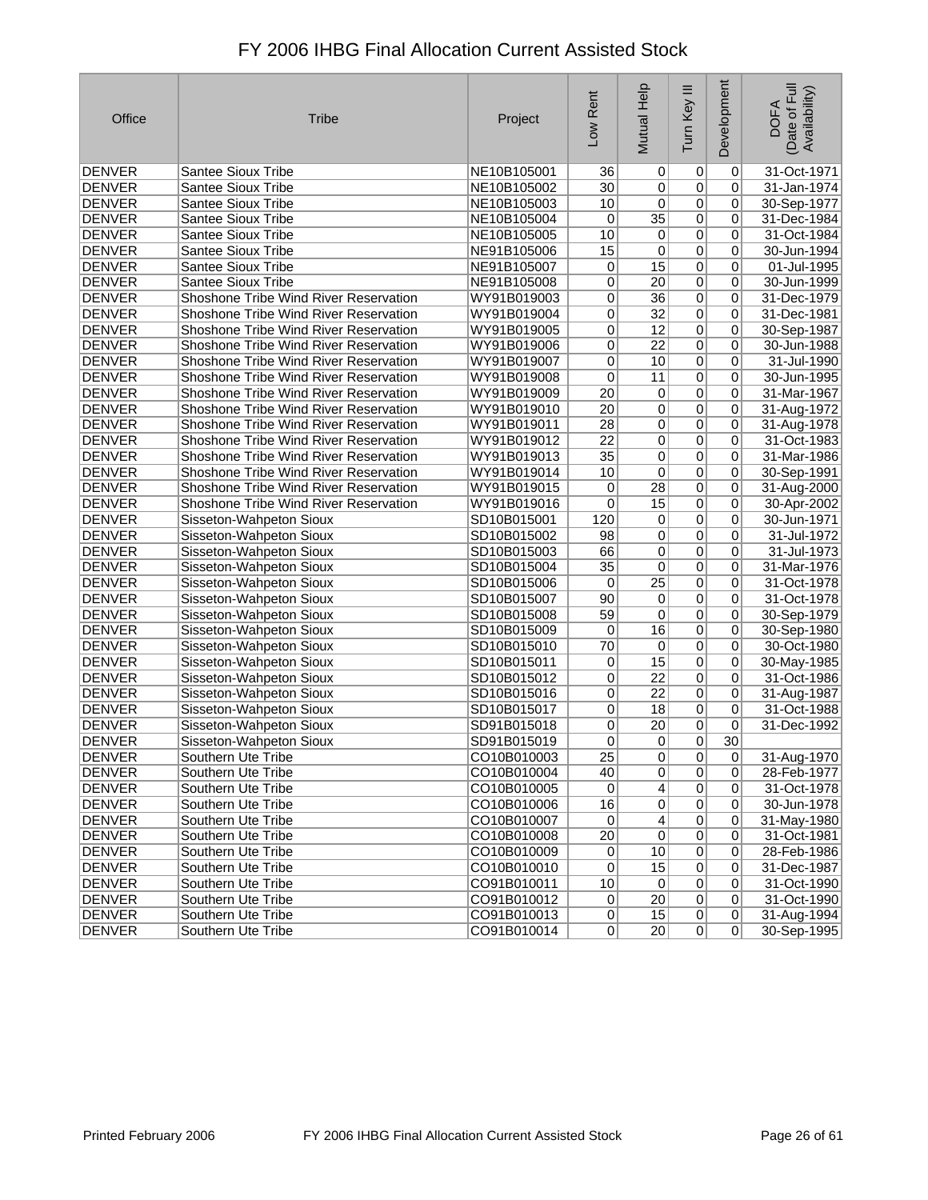# FY 2006 IHBG Final Allocation Current Assisted Stock

| Office | Tribe | Project | Low Rent | Mutual Help | Turn Key III | Development | DOFA (Date of Full Availability) |
|---|---|---|---|---|---|---|---|
| DENVER | Santee Sioux Tribe | NE10B105001 | 36 | 0 | 0 | 0 | 31-Oct-1971 |
| DENVER | Santee Sioux Tribe | NE10B105002 | 30 | 0 | 0 | 0 | 31-Jan-1974 |
| DENVER | Santee Sioux Tribe | NE10B105003 | 10 | 0 | 0 | 0 | 30-Sep-1977 |
| DENVER | Santee Sioux Tribe | NE10B105004 | 0 | 35 | 0 | 0 | 31-Dec-1984 |
| DENVER | Santee Sioux Tribe | NE10B105005 | 10 | 0 | 0 | 0 | 31-Oct-1984 |
| DENVER | Santee Sioux Tribe | NE91B105006 | 15 | 0 | 0 | 0 | 30-Jun-1994 |
| DENVER | Santee Sioux Tribe | NE91B105007 | 0 | 15 | 0 | 0 | 01-Jul-1995 |
| DENVER | Santee Sioux Tribe | NE91B105008 | 0 | 20 | 0 | 0 | 30-Jun-1999 |
| DENVER | Shoshone Tribe Wind River Reservation | WY91B019003 | 0 | 36 | 0 | 0 | 31-Dec-1979 |
| DENVER | Shoshone Tribe Wind River Reservation | WY91B019004 | 0 | 32 | 0 | 0 | 31-Dec-1981 |
| DENVER | Shoshone Tribe Wind River Reservation | WY91B019005 | 0 | 12 | 0 | 0 | 30-Sep-1987 |
| DENVER | Shoshone Tribe Wind River Reservation | WY91B019006 | 0 | 22 | 0 | 0 | 30-Jun-1988 |
| DENVER | Shoshone Tribe Wind River Reservation | WY91B019007 | 0 | 10 | 0 | 0 | 31-Jul-1990 |
| DENVER | Shoshone Tribe Wind River Reservation | WY91B019008 | 0 | 11 | 0 | 0 | 30-Jun-1995 |
| DENVER | Shoshone Tribe Wind River Reservation | WY91B019009 | 20 | 0 | 0 | 0 | 31-Mar-1967 |
| DENVER | Shoshone Tribe Wind River Reservation | WY91B019010 | 20 | 0 | 0 | 0 | 31-Aug-1972 |
| DENVER | Shoshone Tribe Wind River Reservation | WY91B019011 | 28 | 0 | 0 | 0 | 31-Aug-1978 |
| DENVER | Shoshone Tribe Wind River Reservation | WY91B019012 | 22 | 0 | 0 | 0 | 31-Oct-1983 |
| DENVER | Shoshone Tribe Wind River Reservation | WY91B019013 | 35 | 0 | 0 | 0 | 31-Mar-1986 |
| DENVER | Shoshone Tribe Wind River Reservation | WY91B019014 | 10 | 0 | 0 | 0 | 30-Sep-1991 |
| DENVER | Shoshone Tribe Wind River Reservation | WY91B019015 | 0 | 28 | 0 | 0 | 31-Aug-2000 |
| DENVER | Shoshone Tribe Wind River Reservation | WY91B019016 | 0 | 15 | 0 | 0 | 30-Apr-2002 |
| DENVER | Sisseton-Wahpeton Sioux | SD10B015001 | 120 | 0 | 0 | 0 | 30-Jun-1971 |
| DENVER | Sisseton-Wahpeton Sioux | SD10B015002 | 98 | 0 | 0 | 0 | 31-Jul-1972 |
| DENVER | Sisseton-Wahpeton Sioux | SD10B015003 | 66 | 0 | 0 | 0 | 31-Jul-1973 |
| DENVER | Sisseton-Wahpeton Sioux | SD10B015004 | 35 | 0 | 0 | 0 | 31-Mar-1976 |
| DENVER | Sisseton-Wahpeton Sioux | SD10B015006 | 0 | 25 | 0 | 0 | 31-Oct-1978 |
| DENVER | Sisseton-Wahpeton Sioux | SD10B015007 | 90 | 0 | 0 | 0 | 31-Oct-1978 |
| DENVER | Sisseton-Wahpeton Sioux | SD10B015008 | 59 | 0 | 0 | 0 | 30-Sep-1979 |
| DENVER | Sisseton-Wahpeton Sioux | SD10B015009 | 0 | 16 | 0 | 0 | 30-Sep-1980 |
| DENVER | Sisseton-Wahpeton Sioux | SD10B015010 | 70 | 0 | 0 | 0 | 30-Oct-1980 |
| DENVER | Sisseton-Wahpeton Sioux | SD10B015011 | 0 | 15 | 0 | 0 | 30-May-1985 |
| DENVER | Sisseton-Wahpeton Sioux | SD10B015012 | 0 | 22 | 0 | 0 | 31-Oct-1986 |
| DENVER | Sisseton-Wahpeton Sioux | SD10B015016 | 0 | 22 | 0 | 0 | 31-Aug-1987 |
| DENVER | Sisseton-Wahpeton Sioux | SD10B015017 | 0 | 18 | 0 | 0 | 31-Oct-1988 |
| DENVER | Sisseton-Wahpeton Sioux | SD91B015018 | 0 | 20 | 0 | 0 | 31-Dec-1992 |
| DENVER | Sisseton-Wahpeton Sioux | SD91B015019 | 0 | 0 | 0 | 30 | |
| DENVER | Southern Ute Tribe | CO10B010003 | 25 | 0 | 0 | 0 | 31-Aug-1970 |
| DENVER | Southern Ute Tribe | CO10B010004 | 40 | 0 | 0 | 0 | 28-Feb-1977 |
| DENVER | Southern Ute Tribe | CO10B010005 | 0 | 4 | 0 | 0 | 31-Oct-1978 |
| DENVER | Southern Ute Tribe | CO10B010006 | 16 | 0 | 0 | 0 | 30-Jun-1978 |
| DENVER | Southern Ute Tribe | CO10B010007 | 0 | 4 | 0 | 0 | 31-May-1980 |
| DENVER | Southern Ute Tribe | CO10B010008 | 20 | 0 | 0 | 0 | 31-Oct-1981 |
| DENVER | Southern Ute Tribe | CO10B010009 | 0 | 10 | 0 | 0 | 28-Feb-1986 |
| DENVER | Southern Ute Tribe | CO10B010010 | 0 | 15 | 0 | 0 | 31-Dec-1987 |
| DENVER | Southern Ute Tribe | CO91B010011 | 10 | 0 | 0 | 0 | 31-Oct-1990 |
| DENVER | Southern Ute Tribe | CO91B010012 | 0 | 20 | 0 | 0 | 31-Oct-1990 |
| DENVER | Southern Ute Tribe | CO91B010013 | 0 | 15 | 0 | 0 | 31-Aug-1994 |
| DENVER | Southern Ute Tribe | CO91B010014 | 0 | 20 | 0 | 0 | 30-Sep-1995 |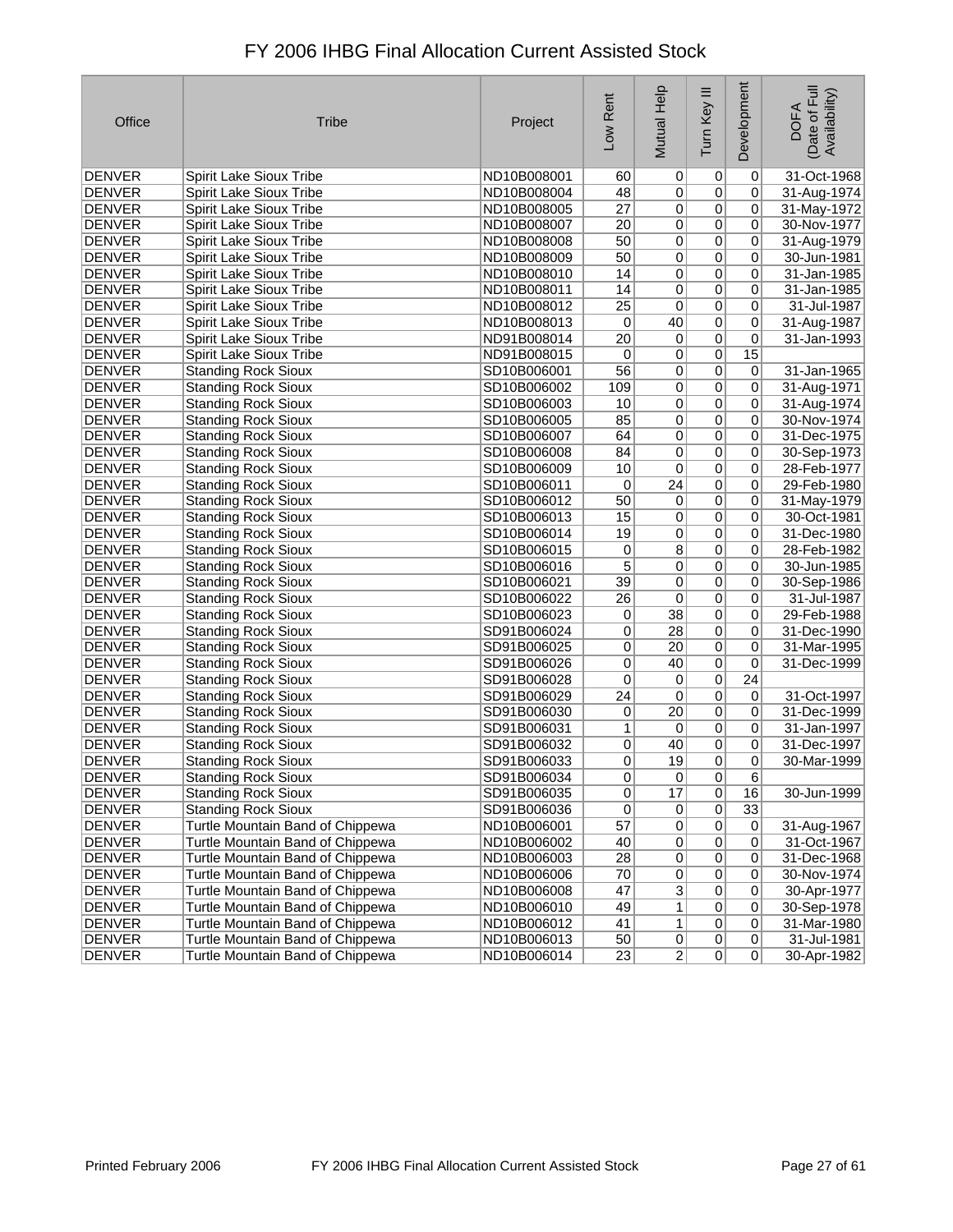# FY 2006 IHBG Final Allocation Current Assisted Stock

| Office | Tribe | Project | Low Rent | Mutual Help | Turn Key III | Development | DOFA (Date of Full Availability) |
|---|---|---|---|---|---|---|---|
| DENVER | Spirit Lake Sioux Tribe | ND10B008001 | 60 | 0 | 0 | 0 | 31-Oct-1968 |
| DENVER | Spirit Lake Sioux Tribe | ND10B008004 | 48 | 0 | 0 | 0 | 31-Aug-1974 |
| DENVER | Spirit Lake Sioux Tribe | ND10B008005 | 27 | 0 | 0 | 0 | 31-May-1972 |
| DENVER | Spirit Lake Sioux Tribe | ND10B008007 | 20 | 0 | 0 | 0 | 30-Nov-1977 |
| DENVER | Spirit Lake Sioux Tribe | ND10B008008 | 50 | 0 | 0 | 0 | 31-Aug-1979 |
| DENVER | Spirit Lake Sioux Tribe | ND10B008009 | 50 | 0 | 0 | 0 | 30-Jun-1981 |
| DENVER | Spirit Lake Sioux Tribe | ND10B008010 | 14 | 0 | 0 | 0 | 31-Jan-1985 |
| DENVER | Spirit Lake Sioux Tribe | ND10B008011 | 14 | 0 | 0 | 0 | 31-Jan-1985 |
| DENVER | Spirit Lake Sioux Tribe | ND10B008012 | 25 | 0 | 0 | 0 | 31-Jul-1987 |
| DENVER | Spirit Lake Sioux Tribe | ND10B008013 | 0 | 40 | 0 | 0 | 31-Aug-1987 |
| DENVER | Spirit Lake Sioux Tribe | ND91B008014 | 20 | 0 | 0 | 0 | 31-Jan-1993 |
| DENVER | Spirit Lake Sioux Tribe | ND91B008015 | 0 | 0 | 0 | 15 | |
| DENVER | Standing Rock Sioux | SD10B006001 | 56 | 0 | 0 | 0 | 31-Jan-1965 |
| DENVER | Standing Rock Sioux | SD10B006002 | 109 | 0 | 0 | 0 | 31-Aug-1971 |
| DENVER | Standing Rock Sioux | SD10B006003 | 10 | 0 | 0 | 0 | 31-Aug-1974 |
| DENVER | Standing Rock Sioux | SD10B006005 | 85 | 0 | 0 | 0 | 30-Nov-1974 |
| DENVER | Standing Rock Sioux | SD10B006007 | 64 | 0 | 0 | 0 | 31-Dec-1975 |
| DENVER | Standing Rock Sioux | SD10B006008 | 84 | 0 | 0 | 0 | 30-Sep-1973 |
| DENVER | Standing Rock Sioux | SD10B006009 | 10 | 0 | 0 | 0 | 28-Feb-1977 |
| DENVER | Standing Rock Sioux | SD10B006011 | 0 | 24 | 0 | 0 | 29-Feb-1980 |
| DENVER | Standing Rock Sioux | SD10B006012 | 50 | 0 | 0 | 0 | 31-May-1979 |
| DENVER | Standing Rock Sioux | SD10B006013 | 15 | 0 | 0 | 0 | 30-Oct-1981 |
| DENVER | Standing Rock Sioux | SD10B006014 | 19 | 0 | 0 | 0 | 31-Dec-1980 |
| DENVER | Standing Rock Sioux | SD10B006015 | 0 | 8 | 0 | 0 | 28-Feb-1982 |
| DENVER | Standing Rock Sioux | SD10B006016 | 5 | 0 | 0 | 0 | 30-Jun-1985 |
| DENVER | Standing Rock Sioux | SD10B006021 | 39 | 0 | 0 | 0 | 30-Sep-1986 |
| DENVER | Standing Rock Sioux | SD10B006022 | 26 | 0 | 0 | 0 | 31-Jul-1987 |
| DENVER | Standing Rock Sioux | SD10B006023 | 0 | 38 | 0 | 0 | 29-Feb-1988 |
| DENVER | Standing Rock Sioux | SD91B006024 | 0 | 28 | 0 | 0 | 31-Dec-1990 |
| DENVER | Standing Rock Sioux | SD91B006025 | 0 | 20 | 0 | 0 | 31-Mar-1995 |
| DENVER | Standing Rock Sioux | SD91B006026 | 0 | 40 | 0 | 0 | 31-Dec-1999 |
| DENVER | Standing Rock Sioux | SD91B006028 | 0 | 0 | 0 | 24 | |
| DENVER | Standing Rock Sioux | SD91B006029 | 24 | 0 | 0 | 0 | 31-Oct-1997 |
| DENVER | Standing Rock Sioux | SD91B006030 | 0 | 20 | 0 | 0 | 31-Dec-1999 |
| DENVER | Standing Rock Sioux | SD91B006031 | 1 | 0 | 0 | 0 | 31-Jan-1997 |
| DENVER | Standing Rock Sioux | SD91B006032 | 0 | 40 | 0 | 0 | 31-Dec-1997 |
| DENVER | Standing Rock Sioux | SD91B006033 | 0 | 19 | 0 | 0 | 30-Mar-1999 |
| DENVER | Standing Rock Sioux | SD91B006034 | 0 | 0 | 0 | 6 | |
| DENVER | Standing Rock Sioux | SD91B006035 | 0 | 17 | 0 | 16 | 30-Jun-1999 |
| DENVER | Standing Rock Sioux | SD91B006036 | 0 | 0 | 0 | 33 | |
| DENVER | Turtle Mountain Band of Chippewa | ND10B006001 | 57 | 0 | 0 | 0 | 31-Aug-1967 |
| DENVER | Turtle Mountain Band of Chippewa | ND10B006002 | 40 | 0 | 0 | 0 | 31-Oct-1967 |
| DENVER | Turtle Mountain Band of Chippewa | ND10B006003 | 28 | 0 | 0 | 0 | 31-Dec-1968 |
| DENVER | Turtle Mountain Band of Chippewa | ND10B006006 | 70 | 0 | 0 | 0 | 30-Nov-1974 |
| DENVER | Turtle Mountain Band of Chippewa | ND10B006008 | 47 | 3 | 0 | 0 | 30-Apr-1977 |
| DENVER | Turtle Mountain Band of Chippewa | ND10B006010 | 49 | 1 | 0 | 0 | 30-Sep-1978 |
| DENVER | Turtle Mountain Band of Chippewa | ND10B006012 | 41 | 1 | 0 | 0 | 31-Mar-1980 |
| DENVER | Turtle Mountain Band of Chippewa | ND10B006013 | 50 | 0 | 0 | 0 | 31-Jul-1981 |
| DENVER | Turtle Mountain Band of Chippewa | ND10B006014 | 23 | 2 | 0 | 0 | 30-Apr-1982 |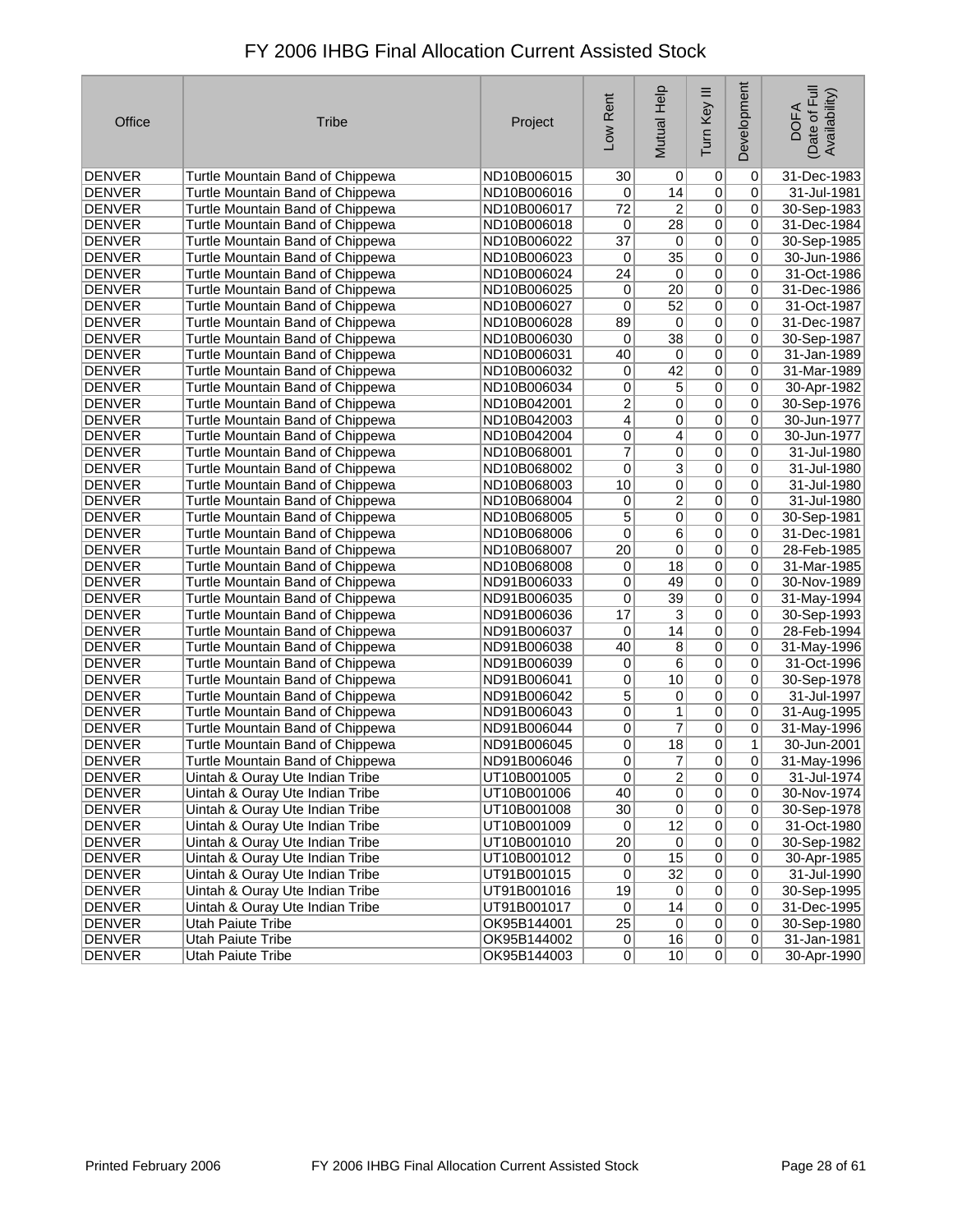# FY 2006 IHBG Final Allocation Current Assisted Stock

| Office | Tribe | Project | Low Rent | Mutual Help | Turn Key III | Development | DOFA (Date of Full Availability) |
|---|---|---|---|---|---|---|---|
| DENVER | Turtle Mountain Band of Chippewa | ND10B006015 | 30 | 0 | 0 | 0 | 31-Dec-1983 |
| DENVER | Turtle Mountain Band of Chippewa | ND10B006016 | 0 | 14 | 0 | 0 | 31-Jul-1981 |
| DENVER | Turtle Mountain Band of Chippewa | ND10B006017 | 72 | 2 | 0 | 0 | 30-Sep-1983 |
| DENVER | Turtle Mountain Band of Chippewa | ND10B006018 | 0 | 28 | 0 | 0 | 31-Dec-1984 |
| DENVER | Turtle Mountain Band of Chippewa | ND10B006022 | 37 | 0 | 0 | 0 | 30-Sep-1985 |
| DENVER | Turtle Mountain Band of Chippewa | ND10B006023 | 0 | 35 | 0 | 0 | 30-Jun-1986 |
| DENVER | Turtle Mountain Band of Chippewa | ND10B006024 | 24 | 0 | 0 | 0 | 31-Oct-1986 |
| DENVER | Turtle Mountain Band of Chippewa | ND10B006025 | 0 | 20 | 0 | 0 | 31-Dec-1986 |
| DENVER | Turtle Mountain Band of Chippewa | ND10B006027 | 0 | 52 | 0 | 0 | 31-Oct-1987 |
| DENVER | Turtle Mountain Band of Chippewa | ND10B006028 | 89 | 0 | 0 | 0 | 31-Dec-1987 |
| DENVER | Turtle Mountain Band of Chippewa | ND10B006030 | 0 | 38 | 0 | 0 | 30-Sep-1987 |
| DENVER | Turtle Mountain Band of Chippewa | ND10B006031 | 40 | 0 | 0 | 0 | 31-Jan-1989 |
| DENVER | Turtle Mountain Band of Chippewa | ND10B006032 | 0 | 42 | 0 | 0 | 31-Mar-1989 |
| DENVER | Turtle Mountain Band of Chippewa | ND10B006034 | 0 | 5 | 0 | 0 | 30-Apr-1982 |
| DENVER | Turtle Mountain Band of Chippewa | ND10B042001 | 2 | 0 | 0 | 0 | 30-Sep-1976 |
| DENVER | Turtle Mountain Band of Chippewa | ND10B042003 | 4 | 0 | 0 | 0 | 30-Jun-1977 |
| DENVER | Turtle Mountain Band of Chippewa | ND10B042004 | 0 | 4 | 0 | 0 | 30-Jun-1977 |
| DENVER | Turtle Mountain Band of Chippewa | ND10B068001 | 7 | 0 | 0 | 0 | 31-Jul-1980 |
| DENVER | Turtle Mountain Band of Chippewa | ND10B068002 | 0 | 3 | 0 | 0 | 31-Jul-1980 |
| DENVER | Turtle Mountain Band of Chippewa | ND10B068003 | 10 | 0 | 0 | 0 | 31-Jul-1980 |
| DENVER | Turtle Mountain Band of Chippewa | ND10B068004 | 0 | 2 | 0 | 0 | 31-Jul-1980 |
| DENVER | Turtle Mountain Band of Chippewa | ND10B068005 | 5 | 0 | 0 | 0 | 30-Sep-1981 |
| DENVER | Turtle Mountain Band of Chippewa | ND10B068006 | 0 | 6 | 0 | 0 | 31-Dec-1981 |
| DENVER | Turtle Mountain Band of Chippewa | ND10B068007 | 20 | 0 | 0 | 0 | 28-Feb-1985 |
| DENVER | Turtle Mountain Band of Chippewa | ND10B068008 | 0 | 18 | 0 | 0 | 31-Mar-1985 |
| DENVER | Turtle Mountain Band of Chippewa | ND91B006033 | 0 | 49 | 0 | 0 | 30-Nov-1989 |
| DENVER | Turtle Mountain Band of Chippewa | ND91B006035 | 0 | 39 | 0 | 0 | 31-May-1994 |
| DENVER | Turtle Mountain Band of Chippewa | ND91B006036 | 17 | 3 | 0 | 0 | 30-Sep-1993 |
| DENVER | Turtle Mountain Band of Chippewa | ND91B006037 | 0 | 14 | 0 | 0 | 28-Feb-1994 |
| DENVER | Turtle Mountain Band of Chippewa | ND91B006038 | 40 | 8 | 0 | 0 | 31-May-1996 |
| DENVER | Turtle Mountain Band of Chippewa | ND91B006039 | 0 | 6 | 0 | 0 | 31-Oct-1996 |
| DENVER | Turtle Mountain Band of Chippewa | ND91B006041 | 0 | 10 | 0 | 0 | 30-Sep-1978 |
| DENVER | Turtle Mountain Band of Chippewa | ND91B006042 | 5 | 0 | 0 | 0 | 31-Jul-1997 |
| DENVER | Turtle Mountain Band of Chippewa | ND91B006043 | 0 | 1 | 0 | 0 | 31-Aug-1995 |
| DENVER | Turtle Mountain Band of Chippewa | ND91B006044 | 0 | 7 | 0 | 0 | 31-May-1996 |
| DENVER | Turtle Mountain Band of Chippewa | ND91B006045 | 0 | 18 | 0 | 1 | 30-Jun-2001 |
| DENVER | Turtle Mountain Band of Chippewa | ND91B006046 | 0 | 7 | 0 | 0 | 31-May-1996 |
| DENVER | Uintah & Ouray Ute Indian Tribe | UT10B001005 | 0 | 2 | 0 | 0 | 31-Jul-1974 |
| DENVER | Uintah & Ouray Ute Indian Tribe | UT10B001006 | 40 | 0 | 0 | 0 | 30-Nov-1974 |
| DENVER | Uintah & Ouray Ute Indian Tribe | UT10B001008 | 30 | 0 | 0 | 0 | 30-Sep-1978 |
| DENVER | Uintah & Ouray Ute Indian Tribe | UT10B001009 | 0 | 12 | 0 | 0 | 31-Oct-1980 |
| DENVER | Uintah & Ouray Ute Indian Tribe | UT10B001010 | 20 | 0 | 0 | 0 | 30-Sep-1982 |
| DENVER | Uintah & Ouray Ute Indian Tribe | UT10B001012 | 0 | 15 | 0 | 0 | 30-Apr-1985 |
| DENVER | Uintah & Ouray Ute Indian Tribe | UT91B001015 | 0 | 32 | 0 | 0 | 31-Jul-1990 |
| DENVER | Uintah & Ouray Ute Indian Tribe | UT91B001016 | 19 | 0 | 0 | 0 | 30-Sep-1995 |
| DENVER | Uintah & Ouray Ute Indian Tribe | UT91B001017 | 0 | 14 | 0 | 0 | 31-Dec-1995 |
| DENVER | Utah Paiute Tribe | OK95B144001 | 25 | 0 | 0 | 0 | 30-Sep-1980 |
| DENVER | Utah Paiute Tribe | OK95B144002 | 0 | 16 | 0 | 0 | 31-Jan-1981 |
| DENVER | Utah Paiute Tribe | OK95B144003 | 0 | 10 | 0 | 0 | 30-Apr-1990 |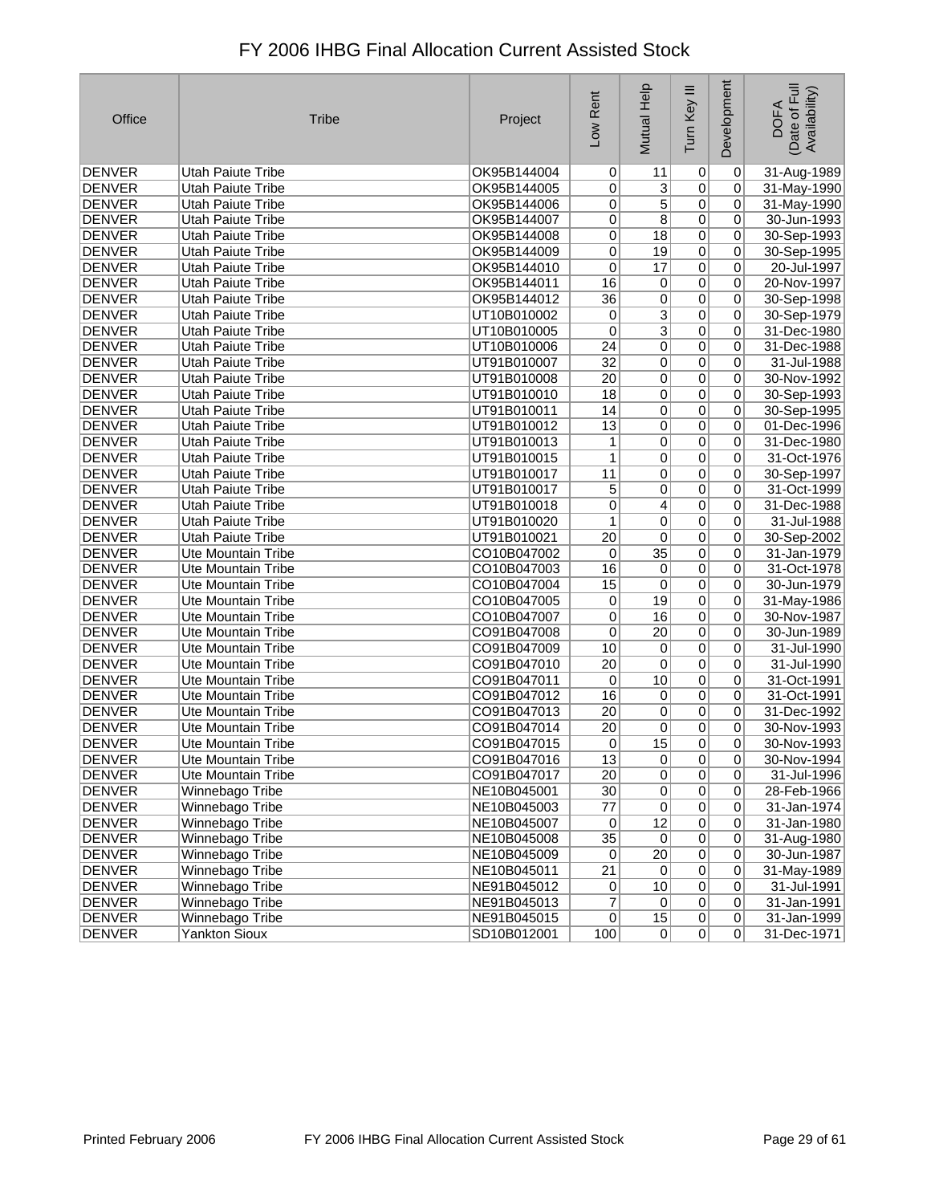# FY 2006 IHBG Final Allocation Current Assisted Stock

| Office | Tribe | Project | Low Rent | Mutual Help | Turn Key III | Development | DOFA (Date of Full Availability) |
|---|---|---|---|---|---|---|---|
| DENVER | Utah Paiute Tribe | OK95B144004 | 0 | 11 | 0 | 0 | 31-Aug-1989 |
| DENVER | Utah Paiute Tribe | OK95B144005 | 0 | 3 | 0 | 0 | 31-May-1990 |
| DENVER | Utah Paiute Tribe | OK95B144006 | 0 | 5 | 0 | 0 | 31-May-1990 |
| DENVER | Utah Paiute Tribe | OK95B144007 | 0 | 8 | 0 | 0 | 30-Jun-1993 |
| DENVER | Utah Paiute Tribe | OK95B144008 | 0 | 18 | 0 | 0 | 30-Sep-1993 |
| DENVER | Utah Paiute Tribe | OK95B144009 | 0 | 19 | 0 | 0 | 30-Sep-1995 |
| DENVER | Utah Paiute Tribe | OK95B144010 | 0 | 17 | 0 | 0 | 20-Jul-1997 |
| DENVER | Utah Paiute Tribe | OK95B144011 | 16 | 0 | 0 | 0 | 20-Nov-1997 |
| DENVER | Utah Paiute Tribe | OK95B144012 | 36 | 0 | 0 | 0 | 30-Sep-1998 |
| DENVER | Utah Paiute Tribe | UT10B010002 | 0 | 3 | 0 | 0 | 30-Sep-1979 |
| DENVER | Utah Paiute Tribe | UT10B010005 | 0 | 3 | 0 | 0 | 31-Dec-1980 |
| DENVER | Utah Paiute Tribe | UT10B010006 | 24 | 0 | 0 | 0 | 31-Dec-1988 |
| DENVER | Utah Paiute Tribe | UT91B010007 | 32 | 0 | 0 | 0 | 31-Jul-1988 |
| DENVER | Utah Paiute Tribe | UT91B010008 | 20 | 0 | 0 | 0 | 30-Nov-1992 |
| DENVER | Utah Paiute Tribe | UT91B010010 | 18 | 0 | 0 | 0 | 30-Sep-1993 |
| DENVER | Utah Paiute Tribe | UT91B010011 | 14 | 0 | 0 | 0 | 30-Sep-1995 |
| DENVER | Utah Paiute Tribe | UT91B010012 | 13 | 0 | 0 | 0 | 01-Dec-1996 |
| DENVER | Utah Paiute Tribe | UT91B010013 | 1 | 0 | 0 | 0 | 31-Dec-1980 |
| DENVER | Utah Paiute Tribe | UT91B010015 | 1 | 0 | 0 | 0 | 31-Oct-1976 |
| DENVER | Utah Paiute Tribe | UT91B010017 | 11 | 0 | 0 | 0 | 30-Sep-1997 |
| DENVER | Utah Paiute Tribe | UT91B010017 | 5 | 0 | 0 | 0 | 31-Oct-1999 |
| DENVER | Utah Paiute Tribe | UT91B010018 | 0 | 4 | 0 | 0 | 31-Dec-1988 |
| DENVER | Utah Paiute Tribe | UT91B010020 | 1 | 0 | 0 | 0 | 31-Jul-1988 |
| DENVER | Utah Paiute Tribe | UT91B010021 | 20 | 0 | 0 | 0 | 30-Sep-2002 |
| DENVER | Ute Mountain Tribe | CO10B047002 | 0 | 35 | 0 | 0 | 31-Jan-1979 |
| DENVER | Ute Mountain Tribe | CO10B047003 | 16 | 0 | 0 | 0 | 31-Oct-1978 |
| DENVER | Ute Mountain Tribe | CO10B047004 | 15 | 0 | 0 | 0 | 30-Jun-1979 |
| DENVER | Ute Mountain Tribe | CO10B047005 | 0 | 19 | 0 | 0 | 31-May-1986 |
| DENVER | Ute Mountain Tribe | CO10B047007 | 0 | 16 | 0 | 0 | 30-Nov-1987 |
| DENVER | Ute Mountain Tribe | CO91B047008 | 0 | 20 | 0 | 0 | 30-Jun-1989 |
| DENVER | Ute Mountain Tribe | CO91B047009 | 10 | 0 | 0 | 0 | 31-Jul-1990 |
| DENVER | Ute Mountain Tribe | CO91B047010 | 20 | 0 | 0 | 0 | 31-Jul-1990 |
| DENVER | Ute Mountain Tribe | CO91B047011 | 0 | 10 | 0 | 0 | 31-Oct-1991 |
| DENVER | Ute Mountain Tribe | CO91B047012 | 16 | 0 | 0 | 0 | 31-Oct-1991 |
| DENVER | Ute Mountain Tribe | CO91B047013 | 20 | 0 | 0 | 0 | 31-Dec-1992 |
| DENVER | Ute Mountain Tribe | CO91B047014 | 20 | 0 | 0 | 0 | 30-Nov-1993 |
| DENVER | Ute Mountain Tribe | CO91B047015 | 0 | 15 | 0 | 0 | 30-Nov-1993 |
| DENVER | Ute Mountain Tribe | CO91B047016 | 13 | 0 | 0 | 0 | 30-Nov-1994 |
| DENVER | Ute Mountain Tribe | CO91B047017 | 20 | 0 | 0 | 0 | 31-Jul-1996 |
| DENVER | Winnebago Tribe | NE10B045001 | 30 | 0 | 0 | 0 | 28-Feb-1966 |
| DENVER | Winnebago Tribe | NE10B045003 | 77 | 0 | 0 | 0 | 31-Jan-1974 |
| DENVER | Winnebago Tribe | NE10B045007 | 0 | 12 | 0 | 0 | 31-Jan-1980 |
| DENVER | Winnebago Tribe | NE10B045008 | 35 | 0 | 0 | 0 | 31-Aug-1980 |
| DENVER | Winnebago Tribe | NE10B045009 | 0 | 20 | 0 | 0 | 30-Jun-1987 |
| DENVER | Winnebago Tribe | NE10B045011 | 21 | 0 | 0 | 0 | 31-May-1989 |
| DENVER | Winnebago Tribe | NE91B045012 | 0 | 10 | 0 | 0 | 31-Jul-1991 |
| DENVER | Winnebago Tribe | NE91B045013 | 7 | 0 | 0 | 0 | 31-Jan-1991 |
| DENVER | Winnebago Tribe | NE91B045015 | 0 | 15 | 0 | 0 | 31-Jan-1999 |
| DENVER | Yankton Sioux | SD10B012001 | 100 | 0 | 0 | 0 | 31-Dec-1971 |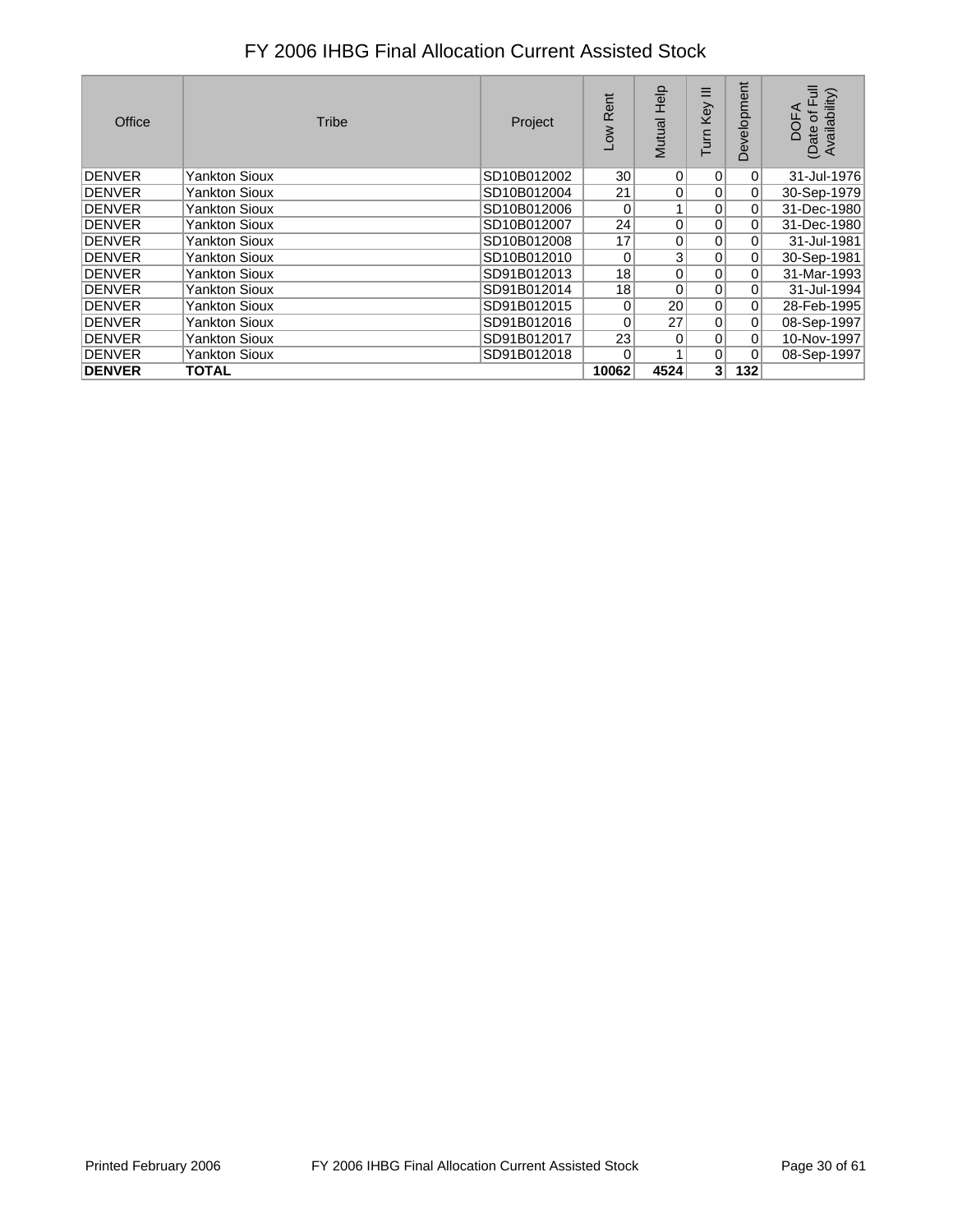# FY 2006 IHBG Final Allocation Current Assisted Stock

| Office | Tribe | Project | Low Rent | Mutual Help | Turn Key III | Development | DOFA (Date of Full Availability) |
|---|---|---|---|---|---|---|---|
| DENVER | Yankton Sioux | SD10B012002 | 30 | 0 | 0 | 0 | 31-Jul-1976 |
| DENVER | Yankton Sioux | SD10B012004 | 21 | 0 | 0 | 0 | 30-Sep-1979 |
| DENVER | Yankton Sioux | SD10B012006 | 0 | 1 | 0 | 0 | 31-Dec-1980 |
| DENVER | Yankton Sioux | SD10B012007 | 24 | 0 | 0 | 0 | 31-Dec-1980 |
| DENVER | Yankton Sioux | SD10B012008 | 17 | 0 | 0 | 0 | 31-Jul-1981 |
| DENVER | Yankton Sioux | SD10B012010 | 0 | 3 | 0 | 0 | 30-Sep-1981 |
| DENVER | Yankton Sioux | SD91B012013 | 18 | 0 | 0 | 0 | 31-Mar-1993 |
| DENVER | Yankton Sioux | SD91B012014 | 18 | 0 | 0 | 0 | 31-Jul-1994 |
| DENVER | Yankton Sioux | SD91B012015 | 0 | 20 | 0 | 0 | 28-Feb-1995 |
| DENVER | Yankton Sioux | SD91B012016 | 0 | 27 | 0 | 0 | 08-Sep-1997 |
| DENVER | Yankton Sioux | SD91B012017 | 23 | 0 | 0 | 0 | 10-Nov-1997 |
| DENVER | Yankton Sioux | SD91B012018 | 0 | 1 | 0 | 0 | 08-Sep-1997 |
| **DENVER** | **TOTAL** | | **10062** | **4524** | **3** | **132** | |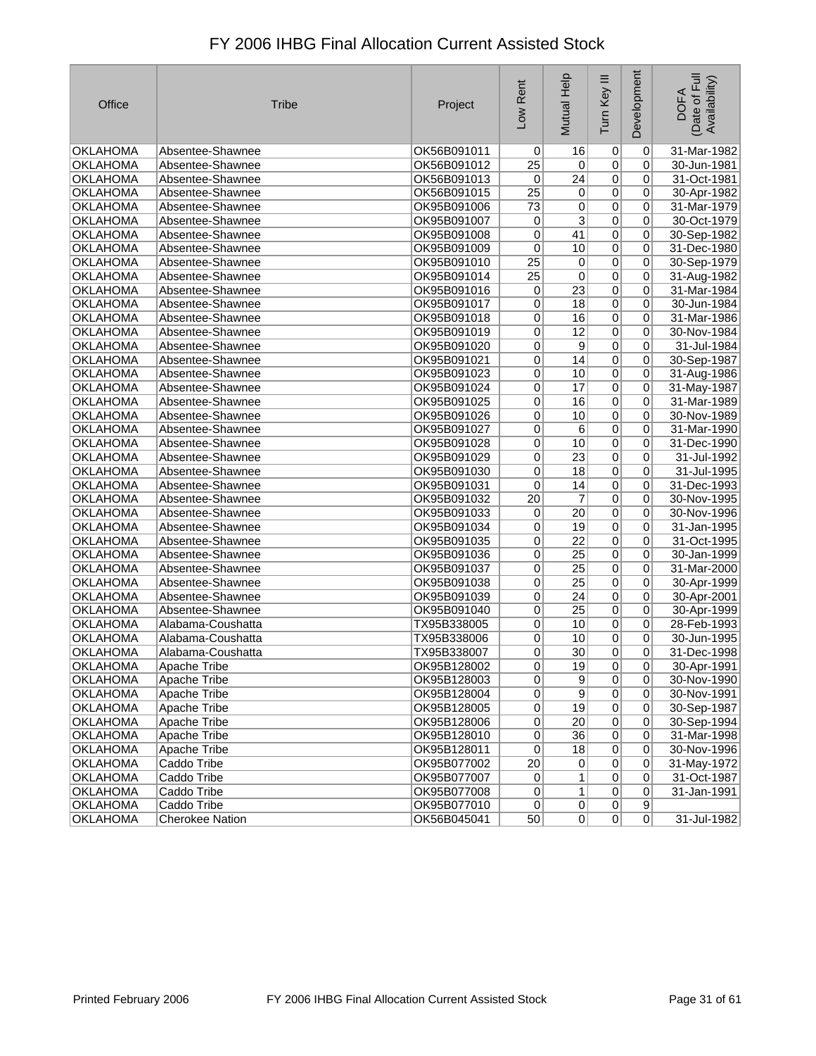# FY 2006 IHBG Final Allocation Current Assisted Stock

| Office | Tribe | Project | Low Rent | Mutual Help | Turn Key III | Development | DOFA (Date of Full Availability) |
|---|---|---|---|---|---|---|---|
| OKLAHOMA | Absentee-Shawnee | OK56B091011 | 0 | 16 | 0 | 0 | 31-Mar-1982 |
| OKLAHOMA | Absentee-Shawnee | OK56B091012 | 25 | 0 | 0 | 0 | 30-Jun-1981 |
| OKLAHOMA | Absentee-Shawnee | OK56B091013 | 0 | 24 | 0 | 0 | 31-Oct-1981 |
| OKLAHOMA | Absentee-Shawnee | OK56B091015 | 25 | 0 | 0 | 0 | 30-Apr-1982 |
| OKLAHOMA | Absentee-Shawnee | OK95B091006 | 73 | 0 | 0 | 0 | 31-Mar-1979 |
| OKLAHOMA | Absentee-Shawnee | OK95B091007 | 0 | 3 | 0 | 0 | 30-Oct-1979 |
| OKLAHOMA | Absentee-Shawnee | OK95B091008 | 0 | 41 | 0 | 0 | 30-Sep-1982 |
| OKLAHOMA | Absentee-Shawnee | OK95B091009 | 0 | 10 | 0 | 0 | 31-Dec-1980 |
| OKLAHOMA | Absentee-Shawnee | OK95B091010 | 25 | 0 | 0 | 0 | 30-Sep-1979 |
| OKLAHOMA | Absentee-Shawnee | OK95B091014 | 25 | 0 | 0 | 0 | 31-Aug-1982 |
| OKLAHOMA | Absentee-Shawnee | OK95B091016 | 0 | 23 | 0 | 0 | 31-Mar-1984 |
| OKLAHOMA | Absentee-Shawnee | OK95B091017 | 0 | 18 | 0 | 0 | 30-Jun-1984 |
| OKLAHOMA | Absentee-Shawnee | OK95B091018 | 0 | 16 | 0 | 0 | 31-Mar-1986 |
| OKLAHOMA | Absentee-Shawnee | OK95B091019 | 0 | 12 | 0 | 0 | 30-Nov-1984 |
| OKLAHOMA | Absentee-Shawnee | OK95B091020 | 0 | 9 | 0 | 0 | 31-Jul-1984 |
| OKLAHOMA | Absentee-Shawnee | OK95B091021 | 0 | 14 | 0 | 0 | 30-Sep-1987 |
| OKLAHOMA | Absentee-Shawnee | OK95B091023 | 0 | 10 | 0 | 0 | 31-Aug-1986 |
| OKLAHOMA | Absentee-Shawnee | OK95B091024 | 0 | 17 | 0 | 0 | 31-May-1987 |
| OKLAHOMA | Absentee-Shawnee | OK95B091025 | 0 | 16 | 0 | 0 | 31-Mar-1989 |
| OKLAHOMA | Absentee-Shawnee | OK95B091026 | 0 | 10 | 0 | 0 | 30-Nov-1989 |
| OKLAHOMA | Absentee-Shawnee | OK95B091027 | 0 | 6 | 0 | 0 | 31-Mar-1990 |
| OKLAHOMA | Absentee-Shawnee | OK95B091028 | 0 | 10 | 0 | 0 | 31-Dec-1990 |
| OKLAHOMA | Absentee-Shawnee | OK95B091029 | 0 | 23 | 0 | 0 | 31-Jul-1992 |
| OKLAHOMA | Absentee-Shawnee | OK95B091030 | 0 | 18 | 0 | 0 | 31-Jul-1995 |
| OKLAHOMA | Absentee-Shawnee | OK95B091031 | 0 | 14 | 0 | 0 | 31-Dec-1993 |
| OKLAHOMA | Absentee-Shawnee | OK95B091032 | 20 | 7 | 0 | 0 | 30-Nov-1995 |
| OKLAHOMA | Absentee-Shawnee | OK95B091033 | 0 | 20 | 0 | 0 | 30-Nov-1996 |
| OKLAHOMA | Absentee-Shawnee | OK95B091034 | 0 | 19 | 0 | 0 | 31-Jan-1995 |
| OKLAHOMA | Absentee-Shawnee | OK95B091035 | 0 | 22 | 0 | 0 | 31-Oct-1995 |
| OKLAHOMA | Absentee-Shawnee | OK95B091036 | 0 | 25 | 0 | 0 | 30-Jan-1999 |
| OKLAHOMA | Absentee-Shawnee | OK95B091037 | 0 | 25 | 0 | 0 | 31-Mar-2000 |
| OKLAHOMA | Absentee-Shawnee | OK95B091038 | 0 | 25 | 0 | 0 | 30-Apr-1999 |
| OKLAHOMA | Absentee-Shawnee | OK95B091039 | 0 | 24 | 0 | 0 | 30-Apr-2001 |
| OKLAHOMA | Absentee-Shawnee | OK95B091040 | 0 | 25 | 0 | 0 | 30-Apr-1999 |
| OKLAHOMA | Alabama-Coushatta | TX95B338005 | 0 | 10 | 0 | 0 | 28-Feb-1993 |
| OKLAHOMA | Alabama-Coushatta | TX95B338006 | 0 | 10 | 0 | 0 | 30-Jun-1995 |
| OKLAHOMA | Alabama-Coushatta | TX95B338007 | 0 | 30 | 0 | 0 | 31-Dec-1998 |
| OKLAHOMA | Apache Tribe | OK95B128002 | 0 | 19 | 0 | 0 | 30-Apr-1991 |
| OKLAHOMA | Apache Tribe | OK95B128003 | 0 | 9 | 0 | 0 | 30-Nov-1990 |
| OKLAHOMA | Apache Tribe | OK95B128004 | 0 | 9 | 0 | 0 | 30-Nov-1991 |
| OKLAHOMA | Apache Tribe | OK95B128005 | 0 | 19 | 0 | 0 | 30-Sep-1987 |
| OKLAHOMA | Apache Tribe | OK95B128006 | 0 | 20 | 0 | 0 | 30-Sep-1994 |
| OKLAHOMA | Apache Tribe | OK95B128010 | 0 | 36 | 0 | 0 | 31-Mar-1998 |
| OKLAHOMA | Apache Tribe | OK95B128011 | 0 | 18 | 0 | 0 | 30-Nov-1996 |
| OKLAHOMA | Caddo Tribe | OK95B077002 | 20 | 0 | 0 | 0 | 31-May-1972 |
| OKLAHOMA | Caddo Tribe | OK95B077007 | 0 | 1 | 0 | 0 | 31-Oct-1987 |
| OKLAHOMA | Caddo Tribe | OK95B077008 | 0 | 1 | 0 | 0 | 31-Jan-1991 |
| OKLAHOMA | Caddo Tribe | OK95B077010 | 0 | 0 | 0 | 9 | |
| OKLAHOMA | Cherokee Nation | OK56B045041 | 50 | 0 | 0 | 0 | 31-Jul-1982 |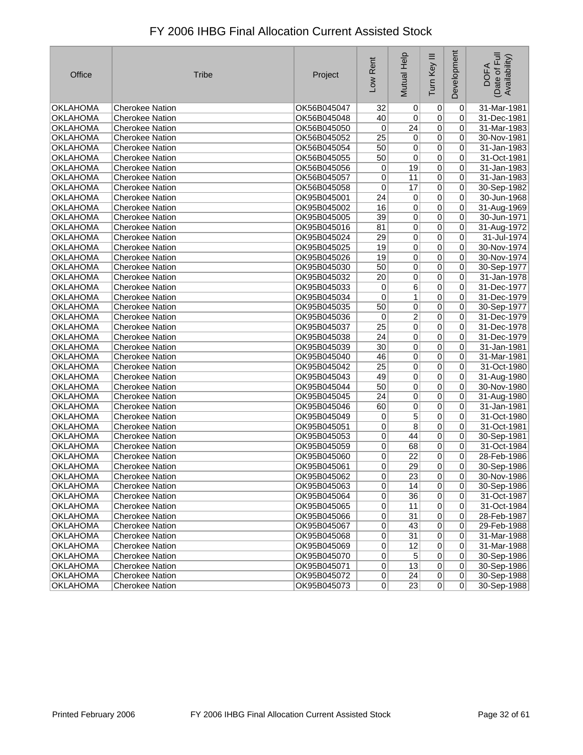# FY 2006 IHBG Final Allocation Current Assisted Stock

| Office | Tribe | Project | Low Rent | Mutual Help | Turn Key III | Development | DOFA (Date of Full Availability) |
|---|---|---|---|---|---|---|---|
| OKLAHOMA | Cherokee Nation | OK56B045047 | 32 | 0 | 0 | 0 | 31-Mar-1981 |
| OKLAHOMA | Cherokee Nation | OK56B045048 | 40 | 0 | 0 | 0 | 31-Dec-1981 |
| OKLAHOMA | Cherokee Nation | OK56B045050 | 0 | 24 | 0 | 0 | 31-Mar-1983 |
| OKLAHOMA | Cherokee Nation | OK56B045052 | 25 | 0 | 0 | 0 | 30-Nov-1981 |
| OKLAHOMA | Cherokee Nation | OK56B045054 | 50 | 0 | 0 | 0 | 31-Jan-1983 |
| OKLAHOMA | Cherokee Nation | OK56B045055 | 50 | 0 | 0 | 0 | 31-Oct-1981 |
| OKLAHOMA | Cherokee Nation | OK56B045056 | 0 | 19 | 0 | 0 | 31-Jan-1983 |
| OKLAHOMA | Cherokee Nation | OK56B045057 | 0 | 11 | 0 | 0 | 31-Jan-1983 |
| OKLAHOMA | Cherokee Nation | OK56B045058 | 0 | 17 | 0 | 0 | 30-Sep-1982 |
| OKLAHOMA | Cherokee Nation | OK95B045001 | 24 | 0 | 0 | 0 | 30-Jun-1968 |
| OKLAHOMA | Cherokee Nation | OK95B045002 | 16 | 0 | 0 | 0 | 31-Aug-1969 |
| OKLAHOMA | Cherokee Nation | OK95B045005 | 39 | 0 | 0 | 0 | 30-Jun-1971 |
| OKLAHOMA | Cherokee Nation | OK95B045016 | 81 | 0 | 0 | 0 | 31-Aug-1972 |
| OKLAHOMA | Cherokee Nation | OK95B045024 | 29 | 0 | 0 | 0 | 31-Jul-1974 |
| OKLAHOMA | Cherokee Nation | OK95B045025 | 19 | 0 | 0 | 0 | 30-Nov-1974 |
| OKLAHOMA | Cherokee Nation | OK95B045026 | 19 | 0 | 0 | 0 | 30-Nov-1974 |
| OKLAHOMA | Cherokee Nation | OK95B045030 | 50 | 0 | 0 | 0 | 30-Sep-1977 |
| OKLAHOMA | Cherokee Nation | OK95B045032 | 20 | 0 | 0 | 0 | 31-Jan-1978 |
| OKLAHOMA | Cherokee Nation | OK95B045033 | 0 | 6 | 0 | 0 | 31-Dec-1977 |
| OKLAHOMA | Cherokee Nation | OK95B045034 | 0 | 1 | 0 | 0 | 31-Dec-1979 |
| OKLAHOMA | Cherokee Nation | OK95B045035 | 50 | 0 | 0 | 0 | 30-Sep-1977 |
| OKLAHOMA | Cherokee Nation | OK95B045036 | 0 | 2 | 0 | 0 | 31-Dec-1979 |
| OKLAHOMA | Cherokee Nation | OK95B045037 | 25 | 0 | 0 | 0 | 31-Dec-1978 |
| OKLAHOMA | Cherokee Nation | OK95B045038 | 24 | 0 | 0 | 0 | 31-Dec-1979 |
| OKLAHOMA | Cherokee Nation | OK95B045039 | 30 | 0 | 0 | 0 | 31-Jan-1981 |
| OKLAHOMA | Cherokee Nation | OK95B045040 | 46 | 0 | 0 | 0 | 31-Mar-1981 |
| OKLAHOMA | Cherokee Nation | OK95B045042 | 25 | 0 | 0 | 0 | 31-Oct-1980 |
| OKLAHOMA | Cherokee Nation | OK95B045043 | 49 | 0 | 0 | 0 | 31-Aug-1980 |
| OKLAHOMA | Cherokee Nation | OK95B045044 | 50 | 0 | 0 | 0 | 30-Nov-1980 |
| OKLAHOMA | Cherokee Nation | OK95B045045 | 24 | 0 | 0 | 0 | 31-Aug-1980 |
| OKLAHOMA | Cherokee Nation | OK95B045046 | 60 | 0 | 0 | 0 | 31-Jan-1981 |
| OKLAHOMA | Cherokee Nation | OK95B045049 | 0 | 5 | 0 | 0 | 31-Oct-1980 |
| OKLAHOMA | Cherokee Nation | OK95B045051 | 0 | 8 | 0 | 0 | 31-Oct-1981 |
| OKLAHOMA | Cherokee Nation | OK95B045053 | 0 | 44 | 0 | 0 | 30-Sep-1981 |
| OKLAHOMA | Cherokee Nation | OK95B045059 | 0 | 68 | 0 | 0 | 31-Oct-1984 |
| OKLAHOMA | Cherokee Nation | OK95B045060 | 0 | 22 | 0 | 0 | 28-Feb-1986 |
| OKLAHOMA | Cherokee Nation | OK95B045061 | 0 | 29 | 0 | 0 | 30-Sep-1986 |
| OKLAHOMA | Cherokee Nation | OK95B045062 | 0 | 23 | 0 | 0 | 30-Nov-1986 |
| OKLAHOMA | Cherokee Nation | OK95B045063 | 0 | 14 | 0 | 0 | 30-Sep-1986 |
| OKLAHOMA | Cherokee Nation | OK95B045064 | 0 | 36 | 0 | 0 | 31-Oct-1987 |
| OKLAHOMA | Cherokee Nation | OK95B045065 | 0 | 11 | 0 | 0 | 31-Oct-1984 |
| OKLAHOMA | Cherokee Nation | OK95B045066 | 0 | 31 | 0 | 0 | 28-Feb-1987 |
| OKLAHOMA | Cherokee Nation | OK95B045067 | 0 | 43 | 0 | 0 | 29-Feb-1988 |
| OKLAHOMA | Cherokee Nation | OK95B045068 | 0 | 31 | 0 | 0 | 31-Mar-1988 |
| OKLAHOMA | Cherokee Nation | OK95B045069 | 0 | 12 | 0 | 0 | 31-Mar-1988 |
| OKLAHOMA | Cherokee Nation | OK95B045070 | 0 | 5 | 0 | 0 | 30-Sep-1986 |
| OKLAHOMA | Cherokee Nation | OK95B045071 | 0 | 13 | 0 | 0 | 30-Sep-1986 |
| OKLAHOMA | Cherokee Nation | OK95B045072 | 0 | 24 | 0 | 0 | 30-Sep-1988 |
| OKLAHOMA | Cherokee Nation | OK95B045073 | 0 | 23 | 0 | 0 | 30-Sep-1988 |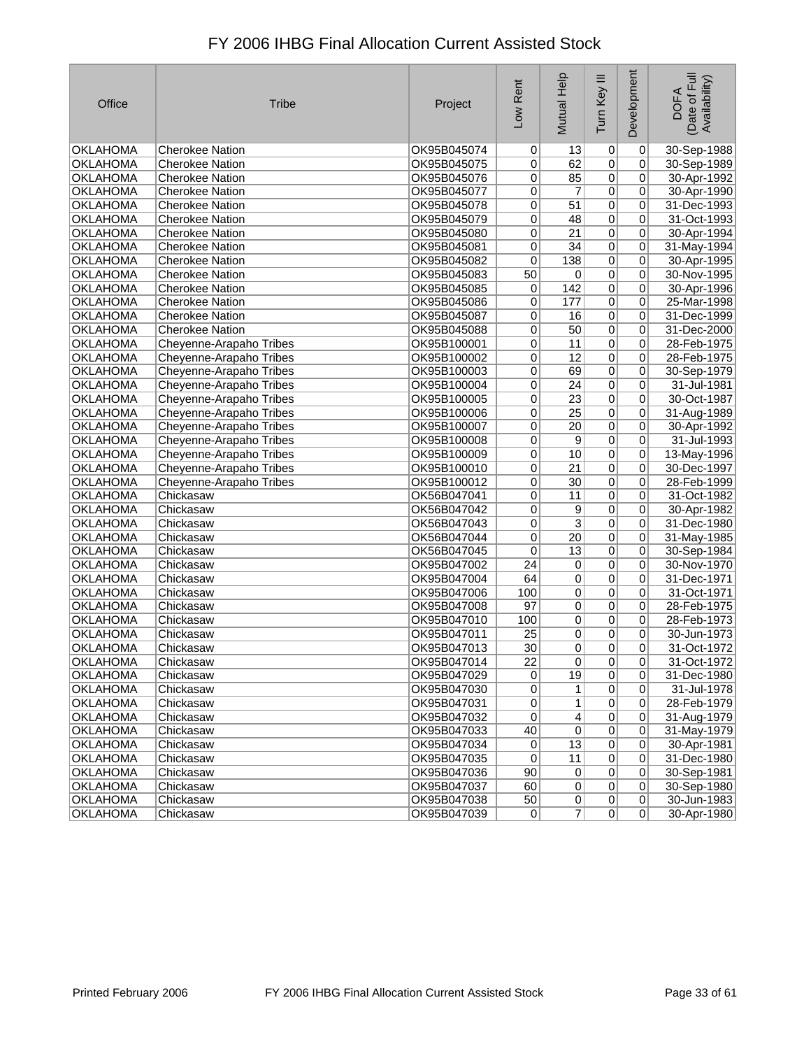# FY 2006 IHBG Final Allocation Current Assisted Stock

| Office | Tribe | Project | Low Rent | Mutual Help | Turn Key III | Development | DOFA (Date of Full Availability) |
|---|---|---|---|---|---|---|---|
| OKLAHOMA | Cherokee Nation | OK95B045074 | 0 | 13 | 0 | 0 | 30-Sep-1988 |
| OKLAHOMA | Cherokee Nation | OK95B045075 | 0 | 62 | 0 | 0 | 30-Sep-1989 |
| OKLAHOMA | Cherokee Nation | OK95B045076 | 0 | 85 | 0 | 0 | 30-Apr-1992 |
| OKLAHOMA | Cherokee Nation | OK95B045077 | 0 | 7 | 0 | 0 | 30-Apr-1990 |
| OKLAHOMA | Cherokee Nation | OK95B045078 | 0 | 51 | 0 | 0 | 31-Dec-1993 |
| OKLAHOMA | Cherokee Nation | OK95B045079 | 0 | 48 | 0 | 0 | 31-Oct-1993 |
| OKLAHOMA | Cherokee Nation | OK95B045080 | 0 | 21 | 0 | 0 | 30-Apr-1994 |
| OKLAHOMA | Cherokee Nation | OK95B045081 | 0 | 34 | 0 | 0 | 31-May-1994 |
| OKLAHOMA | Cherokee Nation | OK95B045082 | 0 | 138 | 0 | 0 | 30-Apr-1995 |
| OKLAHOMA | Cherokee Nation | OK95B045083 | 50 | 0 | 0 | 0 | 30-Nov-1995 |
| OKLAHOMA | Cherokee Nation | OK95B045085 | 0 | 142 | 0 | 0 | 30-Apr-1996 |
| OKLAHOMA | Cherokee Nation | OK95B045086 | 0 | 177 | 0 | 0 | 25-Mar-1998 |
| OKLAHOMA | Cherokee Nation | OK95B045087 | 0 | 16 | 0 | 0 | 31-Dec-1999 |
| OKLAHOMA | Cherokee Nation | OK95B045088 | 0 | 50 | 0 | 0 | 31-Dec-2000 |
| OKLAHOMA | Cheyenne-Arapaho Tribes | OK95B100001 | 0 | 11 | 0 | 0 | 28-Feb-1975 |
| OKLAHOMA | Cheyenne-Arapaho Tribes | OK95B100002 | 0 | 12 | 0 | 0 | 28-Feb-1975 |
| OKLAHOMA | Cheyenne-Arapaho Tribes | OK95B100003 | 0 | 69 | 0 | 0 | 30-Sep-1979 |
| OKLAHOMA | Cheyenne-Arapaho Tribes | OK95B100004 | 0 | 24 | 0 | 0 | 31-Jul-1981 |
| OKLAHOMA | Cheyenne-Arapaho Tribes | OK95B100005 | 0 | 23 | 0 | 0 | 30-Oct-1987 |
| OKLAHOMA | Cheyenne-Arapaho Tribes | OK95B100006 | 0 | 25 | 0 | 0 | 31-Aug-1989 |
| OKLAHOMA | Cheyenne-Arapaho Tribes | OK95B100007 | 0 | 20 | 0 | 0 | 30-Apr-1992 |
| OKLAHOMA | Cheyenne-Arapaho Tribes | OK95B100008 | 0 | 9 | 0 | 0 | 31-Jul-1993 |
| OKLAHOMA | Cheyenne-Arapaho Tribes | OK95B100009 | 0 | 10 | 0 | 0 | 13-May-1996 |
| OKLAHOMA | Cheyenne-Arapaho Tribes | OK95B100010 | 0 | 21 | 0 | 0 | 30-Dec-1997 |
| OKLAHOMA | Cheyenne-Arapaho Tribes | OK95B100012 | 0 | 30 | 0 | 0 | 28-Feb-1999 |
| OKLAHOMA | Chickasaw | OK56B047041 | 0 | 11 | 0 | 0 | 31-Oct-1982 |
| OKLAHOMA | Chickasaw | OK56B047042 | 0 | 9 | 0 | 0 | 30-Apr-1982 |
| OKLAHOMA | Chickasaw | OK56B047043 | 0 | 3 | 0 | 0 | 31-Dec-1980 |
| OKLAHOMA | Chickasaw | OK56B047044 | 0 | 20 | 0 | 0 | 31-May-1985 |
| OKLAHOMA | Chickasaw | OK56B047045 | 0 | 13 | 0 | 0 | 30-Sep-1984 |
| OKLAHOMA | Chickasaw | OK95B047002 | 24 | 0 | 0 | 0 | 30-Nov-1970 |
| OKLAHOMA | Chickasaw | OK95B047004 | 64 | 0 | 0 | 0 | 31-Dec-1971 |
| OKLAHOMA | Chickasaw | OK95B047006 | 100 | 0 | 0 | 0 | 31-Oct-1971 |
| OKLAHOMA | Chickasaw | OK95B047008 | 97 | 0 | 0 | 0 | 28-Feb-1975 |
| OKLAHOMA | Chickasaw | OK95B047010 | 100 | 0 | 0 | 0 | 28-Feb-1973 |
| OKLAHOMA | Chickasaw | OK95B047011 | 25 | 0 | 0 | 0 | 30-Jun-1973 |
| OKLAHOMA | Chickasaw | OK95B047013 | 30 | 0 | 0 | 0 | 31-Oct-1972 |
| OKLAHOMA | Chickasaw | OK95B047014 | 22 | 0 | 0 | 0 | 31-Oct-1972 |
| OKLAHOMA | Chickasaw | OK95B047029 | 0 | 19 | 0 | 0 | 31-Dec-1980 |
| OKLAHOMA | Chickasaw | OK95B047030 | 0 | 1 | 0 | 0 | 31-Jul-1978 |
| OKLAHOMA | Chickasaw | OK95B047031 | 0 | 1 | 0 | 0 | 28-Feb-1979 |
| OKLAHOMA | Chickasaw | OK95B047032 | 0 | 4 | 0 | 0 | 31-Aug-1979 |
| OKLAHOMA | Chickasaw | OK95B047033 | 40 | 0 | 0 | 0 | 31-May-1979 |
| OKLAHOMA | Chickasaw | OK95B047034 | 0 | 13 | 0 | 0 | 30-Apr-1981 |
| OKLAHOMA | Chickasaw | OK95B047035 | 0 | 11 | 0 | 0 | 31-Dec-1980 |
| OKLAHOMA | Chickasaw | OK95B047036 | 90 | 0 | 0 | 0 | 30-Sep-1981 |
| OKLAHOMA | Chickasaw | OK95B047037 | 60 | 0 | 0 | 0 | 30-Sep-1980 |
| OKLAHOMA | Chickasaw | OK95B047038 | 50 | 0 | 0 | 0 | 30-Jun-1983 |
| OKLAHOMA | Chickasaw | OK95B047039 | 0 | 7 | 0 | 0 | 30-Apr-1980 |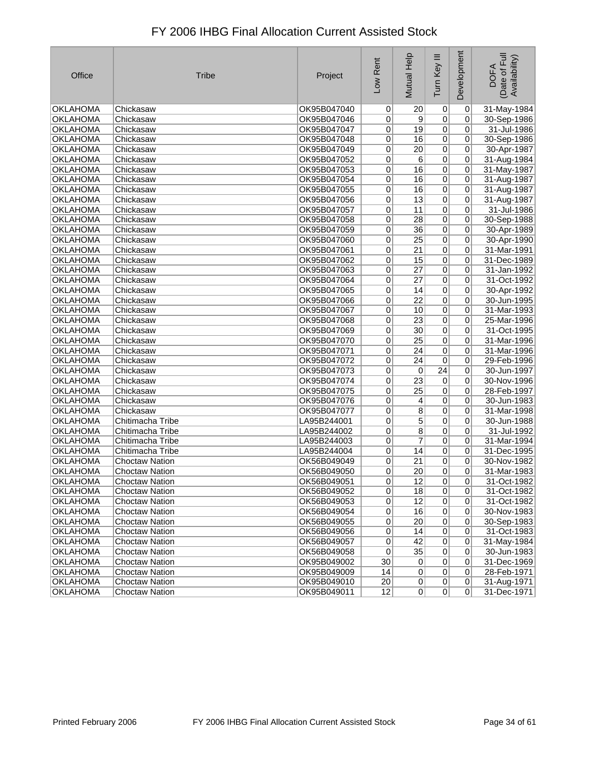# FY 2006 IHBG Final Allocation Current Assisted Stock

| Office | Tribe | Project | Low Rent | Mutual Help | Turn Key III | Development | DOFA (Date of Full Availability) |
|---|---|---|---|---|---|---|---|
| OKLAHOMA | Chickasaw | OK95B047040 | 0 | 20 | 0 | 0 | 31-May-1984 |
| OKLAHOMA | Chickasaw | OK95B047046 | 0 | 9 | 0 | 0 | 30-Sep-1986 |
| OKLAHOMA | Chickasaw | OK95B047047 | 0 | 19 | 0 | 0 | 31-Jul-1986 |
| OKLAHOMA | Chickasaw | OK95B047048 | 0 | 16 | 0 | 0 | 30-Sep-1986 |
| OKLAHOMA | Chickasaw | OK95B047049 | 0 | 20 | 0 | 0 | 30-Apr-1987 |
| OKLAHOMA | Chickasaw | OK95B047052 | 0 | 6 | 0 | 0 | 31-Aug-1984 |
| OKLAHOMA | Chickasaw | OK95B047053 | 0 | 16 | 0 | 0 | 31-May-1987 |
| OKLAHOMA | Chickasaw | OK95B047054 | 0 | 16 | 0 | 0 | 31-Aug-1987 |
| OKLAHOMA | Chickasaw | OK95B047055 | 0 | 16 | 0 | 0 | 31-Aug-1987 |
| OKLAHOMA | Chickasaw | OK95B047056 | 0 | 13 | 0 | 0 | 31-Aug-1987 |
| OKLAHOMA | Chickasaw | OK95B047057 | 0 | 11 | 0 | 0 | 31-Jul-1986 |
| OKLAHOMA | Chickasaw | OK95B047058 | 0 | 28 | 0 | 0 | 30-Sep-1988 |
| OKLAHOMA | Chickasaw | OK95B047059 | 0 | 36 | 0 | 0 | 30-Apr-1989 |
| OKLAHOMA | Chickasaw | OK95B047060 | 0 | 25 | 0 | 0 | 30-Apr-1990 |
| OKLAHOMA | Chickasaw | OK95B047061 | 0 | 21 | 0 | 0 | 31-Mar-1991 |
| OKLAHOMA | Chickasaw | OK95B047062 | 0 | 15 | 0 | 0 | 31-Dec-1989 |
| OKLAHOMA | Chickasaw | OK95B047063 | 0 | 27 | 0 | 0 | 31-Jan-1992 |
| OKLAHOMA | Chickasaw | OK95B047064 | 0 | 27 | 0 | 0 | 31-Oct-1992 |
| OKLAHOMA | Chickasaw | OK95B047065 | 0 | 14 | 0 | 0 | 30-Apr-1992 |
| OKLAHOMA | Chickasaw | OK95B047066 | 0 | 22 | 0 | 0 | 30-Jun-1995 |
| OKLAHOMA | Chickasaw | OK95B047067 | 0 | 10 | 0 | 0 | 31-Mar-1993 |
| OKLAHOMA | Chickasaw | OK95B047068 | 0 | 23 | 0 | 0 | 25-Mar-1996 |
| OKLAHOMA | Chickasaw | OK95B047069 | 0 | 30 | 0 | 0 | 31-Oct-1995 |
| OKLAHOMA | Chickasaw | OK95B047070 | 0 | 25 | 0 | 0 | 31-Mar-1996 |
| OKLAHOMA | Chickasaw | OK95B047071 | 0 | 24 | 0 | 0 | 31-Mar-1996 |
| OKLAHOMA | Chickasaw | OK95B047072 | 0 | 24 | 0 | 0 | 29-Feb-1996 |
| OKLAHOMA | Chickasaw | OK95B047073 | 0 | 0 | 24 | 0 | 30-Jun-1997 |
| OKLAHOMA | Chickasaw | OK95B047074 | 0 | 23 | 0 | 0 | 30-Nov-1996 |
| OKLAHOMA | Chickasaw | OK95B047075 | 0 | 25 | 0 | 0 | 28-Feb-1997 |
| OKLAHOMA | Chickasaw | OK95B047076 | 0 | 4 | 0 | 0 | 30-Jun-1983 |
| OKLAHOMA | Chickasaw | OK95B047077 | 0 | 8 | 0 | 0 | 31-Mar-1998 |
| OKLAHOMA | Chitimacha Tribe | LA95B244001 | 0 | 5 | 0 | 0 | 30-Jun-1988 |
| OKLAHOMA | Chitimacha Tribe | LA95B244002 | 0 | 8 | 0 | 0 | 31-Jul-1992 |
| OKLAHOMA | Chitimacha Tribe | LA95B244003 | 0 | 7 | 0 | 0 | 31-Mar-1994 |
| OKLAHOMA | Chitimacha Tribe | LA95B244004 | 0 | 14 | 0 | 0 | 31-Dec-1995 |
| OKLAHOMA | Choctaw Nation | OK56B049049 | 0 | 21 | 0 | 0 | 30-Nov-1982 |
| OKLAHOMA | Choctaw Nation | OK56B049050 | 0 | 20 | 0 | 0 | 31-Mar-1983 |
| OKLAHOMA | Choctaw Nation | OK56B049051 | 0 | 12 | 0 | 0 | 31-Oct-1982 |
| OKLAHOMA | Choctaw Nation | OK56B049052 | 0 | 18 | 0 | 0 | 31-Oct-1982 |
| OKLAHOMA | Choctaw Nation | OK56B049053 | 0 | 12 | 0 | 0 | 31-Oct-1982 |
| OKLAHOMA | Choctaw Nation | OK56B049054 | 0 | 16 | 0 | 0 | 30-Nov-1983 |
| OKLAHOMA | Choctaw Nation | OK56B049055 | 0 | 20 | 0 | 0 | 30-Sep-1983 |
| OKLAHOMA | Choctaw Nation | OK56B049056 | 0 | 14 | 0 | 0 | 31-Oct-1983 |
| OKLAHOMA | Choctaw Nation | OK56B049057 | 0 | 42 | 0 | 0 | 31-May-1984 |
| OKLAHOMA | Choctaw Nation | OK56B049058 | 0 | 35 | 0 | 0 | 30-Jun-1983 |
| OKLAHOMA | Choctaw Nation | OK95B049002 | 30 | 0 | 0 | 0 | 31-Dec-1969 |
| OKLAHOMA | Choctaw Nation | OK95B049009 | 14 | 0 | 0 | 0 | 28-Feb-1971 |
| OKLAHOMA | Choctaw Nation | OK95B049010 | 20 | 0 | 0 | 0 | 31-Aug-1971 |
| OKLAHOMA | Choctaw Nation | OK95B049011 | 12 | 0 | 0 | 0 | 31-Dec-1971 |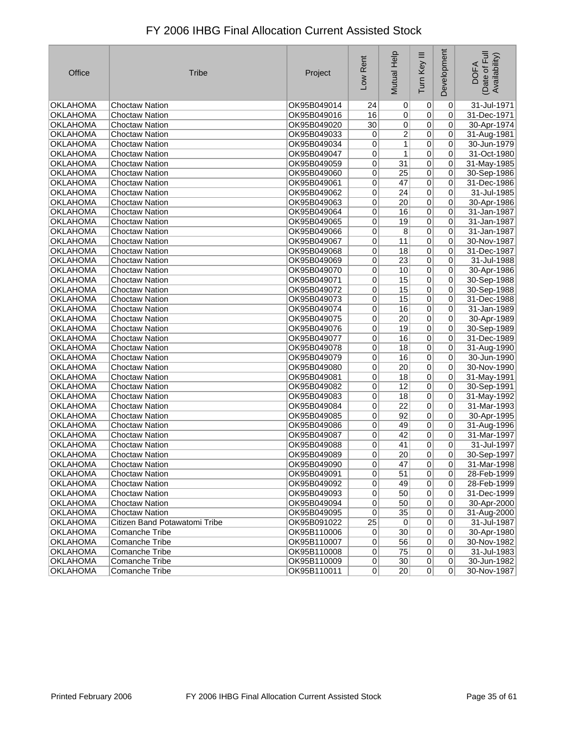# FY 2006 IHBG Final Allocation Current Assisted Stock

| Office | Tribe | Project | Low Rent | Mutual Help | Turn Key III | Development | DOFA (Date of Full Availability) |
|---|---|---|---|---|---|---|---|
| OKLAHOMA | Choctaw Nation | OK95B049014 | 24 | 0 | 0 | 0 | 31-Jul-1971 |
| OKLAHOMA | Choctaw Nation | OK95B049016 | 16 | 0 | 0 | 0 | 31-Dec-1971 |
| OKLAHOMA | Choctaw Nation | OK95B049020 | 30 | 0 | 0 | 0 | 30-Apr-1974 |
| OKLAHOMA | Choctaw Nation | OK95B049033 | 0 | 2 | 0 | 0 | 31-Aug-1981 |
| OKLAHOMA | Choctaw Nation | OK95B049034 | 0 | 1 | 0 | 0 | 30-Jun-1979 |
| OKLAHOMA | Choctaw Nation | OK95B049047 | 0 | 1 | 0 | 0 | 31-Oct-1980 |
| OKLAHOMA | Choctaw Nation | OK95B049059 | 0 | 31 | 0 | 0 | 31-May-1985 |
| OKLAHOMA | Choctaw Nation | OK95B049060 | 0 | 25 | 0 | 0 | 30-Sep-1986 |
| OKLAHOMA | Choctaw Nation | OK95B049061 | 0 | 47 | 0 | 0 | 31-Dec-1986 |
| OKLAHOMA | Choctaw Nation | OK95B049062 | 0 | 24 | 0 | 0 | 31-Jul-1985 |
| OKLAHOMA | Choctaw Nation | OK95B049063 | 0 | 20 | 0 | 0 | 30-Apr-1986 |
| OKLAHOMA | Choctaw Nation | OK95B049064 | 0 | 16 | 0 | 0 | 31-Jan-1987 |
| OKLAHOMA | Choctaw Nation | OK95B049065 | 0 | 19 | 0 | 0 | 31-Jan-1987 |
| OKLAHOMA | Choctaw Nation | OK95B049066 | 0 | 8 | 0 | 0 | 31-Jan-1987 |
| OKLAHOMA | Choctaw Nation | OK95B049067 | 0 | 11 | 0 | 0 | 30-Nov-1987 |
| OKLAHOMA | Choctaw Nation | OK95B049068 | 0 | 18 | 0 | 0 | 31-Dec-1987 |
| OKLAHOMA | Choctaw Nation | OK95B049069 | 0 | 23 | 0 | 0 | 31-Jul-1988 |
| OKLAHOMA | Choctaw Nation | OK95B049070 | 0 | 10 | 0 | 0 | 30-Apr-1986 |
| OKLAHOMA | Choctaw Nation | OK95B049071 | 0 | 15 | 0 | 0 | 30-Sep-1988 |
| OKLAHOMA | Choctaw Nation | OK95B049072 | 0 | 15 | 0 | 0 | 30-Sep-1988 |
| OKLAHOMA | Choctaw Nation | OK95B049073 | 0 | 15 | 0 | 0 | 31-Dec-1988 |
| OKLAHOMA | Choctaw Nation | OK95B049074 | 0 | 16 | 0 | 0 | 31-Jan-1989 |
| OKLAHOMA | Choctaw Nation | OK95B049075 | 0 | 20 | 0 | 0 | 30-Apr-1989 |
| OKLAHOMA | Choctaw Nation | OK95B049076 | 0 | 19 | 0 | 0 | 30-Sep-1989 |
| OKLAHOMA | Choctaw Nation | OK95B049077 | 0 | 16 | 0 | 0 | 31-Dec-1989 |
| OKLAHOMA | Choctaw Nation | OK95B049078 | 0 | 18 | 0 | 0 | 31-Aug-1990 |
| OKLAHOMA | Choctaw Nation | OK95B049079 | 0 | 16 | 0 | 0 | 30-Jun-1990 |
| OKLAHOMA | Choctaw Nation | OK95B049080 | 0 | 20 | 0 | 0 | 30-Nov-1990 |
| OKLAHOMA | Choctaw Nation | OK95B049081 | 0 | 18 | 0 | 0 | 31-May-1991 |
| OKLAHOMA | Choctaw Nation | OK95B049082 | 0 | 12 | 0 | 0 | 30-Sep-1991 |
| OKLAHOMA | Choctaw Nation | OK95B049083 | 0 | 18 | 0 | 0 | 31-May-1992 |
| OKLAHOMA | Choctaw Nation | OK95B049084 | 0 | 22 | 0 | 0 | 31-Mar-1993 |
| OKLAHOMA | Choctaw Nation | OK95B049085 | 0 | 92 | 0 | 0 | 30-Apr-1995 |
| OKLAHOMA | Choctaw Nation | OK95B049086 | 0 | 49 | 0 | 0 | 31-Aug-1996 |
| OKLAHOMA | Choctaw Nation | OK95B049087 | 0 | 42 | 0 | 0 | 31-Mar-1997 |
| OKLAHOMA | Choctaw Nation | OK95B049088 | 0 | 41 | 0 | 0 | 31-Jul-1997 |
| OKLAHOMA | Choctaw Nation | OK95B049089 | 0 | 20 | 0 | 0 | 30-Sep-1997 |
| OKLAHOMA | Choctaw Nation | OK95B049090 | 0 | 47 | 0 | 0 | 31-Mar-1998 |
| OKLAHOMA | Choctaw Nation | OK95B049091 | 0 | 51 | 0 | 0 | 28-Feb-1999 |
| OKLAHOMA | Choctaw Nation | OK95B049092 | 0 | 49 | 0 | 0 | 28-Feb-1999 |
| OKLAHOMA | Choctaw Nation | OK95B049093 | 0 | 50 | 0 | 0 | 31-Dec-1999 |
| OKLAHOMA | Choctaw Nation | OK95B049094 | 0 | 50 | 0 | 0 | 30-Apr-2000 |
| OKLAHOMA | Choctaw Nation | OK95B049095 | 0 | 35 | 0 | 0 | 31-Aug-2000 |
| OKLAHOMA | Citizen Band Potawatomi Tribe | OK95B091022 | 25 | 0 | 0 | 0 | 31-Jul-1987 |
| OKLAHOMA | Comanche Tribe | OK95B110006 | 0 | 30 | 0 | 0 | 30-Apr-1980 |
| OKLAHOMA | Comanche Tribe | OK95B110007 | 0 | 56 | 0 | 0 | 30-Nov-1982 |
| OKLAHOMA | Comanche Tribe | OK95B110008 | 0 | 75 | 0 | 0 | 31-Jul-1983 |
| OKLAHOMA | Comanche Tribe | OK95B110009 | 0 | 30 | 0 | 0 | 30-Jun-1982 |
| OKLAHOMA | Comanche Tribe | OK95B110011 | 0 | 20 | 0 | 0 | 30-Nov-1987 |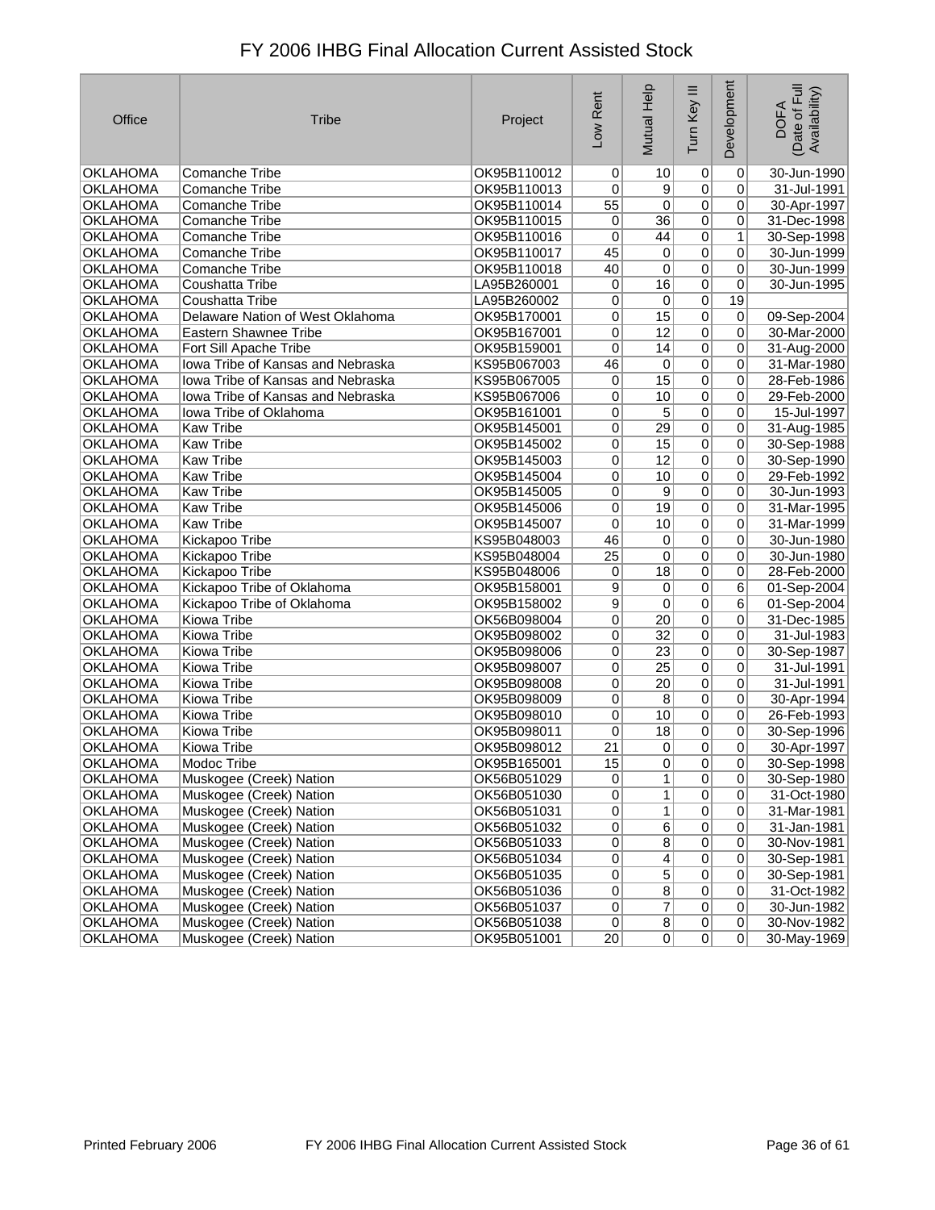# FY 2006 IHBG Final Allocation Current Assisted Stock

| Office | Tribe | Project | Low Rent | Mutual Help | Turn Key III | Development | DOFA (Date of Full Availability) |
|---|---|---|---|---|---|---|---|
| OKLAHOMA | Comanche Tribe | OK95B110012 | 0 | 10 | 0 | 0 | 30-Jun-1990 |
| OKLAHOMA | Comanche Tribe | OK95B110013 | 0 | 9 | 0 | 0 | 31-Jul-1991 |
| OKLAHOMA | Comanche Tribe | OK95B110014 | 55 | 0 | 0 | 0 | 30-Apr-1997 |
| OKLAHOMA | Comanche Tribe | OK95B110015 | 0 | 36 | 0 | 0 | 31-Dec-1998 |
| OKLAHOMA | Comanche Tribe | OK95B110016 | 0 | 44 | 0 | 1 | 30-Sep-1998 |
| OKLAHOMA | Comanche Tribe | OK95B110017 | 45 | 0 | 0 | 0 | 30-Jun-1999 |
| OKLAHOMA | Comanche Tribe | OK95B110018 | 40 | 0 | 0 | 0 | 30-Jun-1999 |
| OKLAHOMA | Coushatta Tribe | LA95B260001 | 0 | 16 | 0 | 0 | 30-Jun-1995 |
| OKLAHOMA | Coushatta Tribe | LA95B260002 | 0 | 0 | 0 | 19 | |
| OKLAHOMA | Delaware Nation of West Oklahoma | OK95B170001 | 0 | 15 | 0 | 0 | 09-Sep-2004 |
| OKLAHOMA | Eastern Shawnee Tribe | OK95B167001 | 0 | 12 | 0 | 0 | 30-Mar-2000 |
| OKLAHOMA | Fort Sill Apache Tribe | OK95B159001 | 0 | 14 | 0 | 0 | 31-Aug-2000 |
| OKLAHOMA | Iowa Tribe of Kansas and Nebraska | KS95B067003 | 46 | 0 | 0 | 0 | 31-Mar-1980 |
| OKLAHOMA | Iowa Tribe of Kansas and Nebraska | KS95B067005 | 0 | 15 | 0 | 0 | 28-Feb-1986 |
| OKLAHOMA | Iowa Tribe of Kansas and Nebraska | KS95B067006 | 0 | 10 | 0 | 0 | 29-Feb-2000 |
| OKLAHOMA | Iowa Tribe of Oklahoma | OK95B161001 | 0 | 5 | 0 | 0 | 15-Jul-1997 |
| OKLAHOMA | Kaw Tribe | OK95B145001 | 0 | 29 | 0 | 0 | 31-Aug-1985 |
| OKLAHOMA | Kaw Tribe | OK95B145002 | 0 | 15 | 0 | 0 | 30-Sep-1988 |
| OKLAHOMA | Kaw Tribe | OK95B145003 | 0 | 12 | 0 | 0 | 30-Sep-1990 |
| OKLAHOMA | Kaw Tribe | OK95B145004 | 0 | 10 | 0 | 0 | 29-Feb-1992 |
| OKLAHOMA | Kaw Tribe | OK95B145005 | 0 | 9 | 0 | 0 | 30-Jun-1993 |
| OKLAHOMA | Kaw Tribe | OK95B145006 | 0 | 19 | 0 | 0 | 31-Mar-1995 |
| OKLAHOMA | Kaw Tribe | OK95B145007 | 0 | 10 | 0 | 0 | 31-Mar-1999 |
| OKLAHOMA | Kickapoo Tribe | KS95B048003 | 46 | 0 | 0 | 0 | 30-Jun-1980 |
| OKLAHOMA | Kickapoo Tribe | KS95B048004 | 25 | 0 | 0 | 0 | 30-Jun-1980 |
| OKLAHOMA | Kickapoo Tribe | KS95B048006 | 0 | 18 | 0 | 0 | 28-Feb-2000 |
| OKLAHOMA | Kickapoo Tribe of Oklahoma | OK95B158001 | 9 | 0 | 0 | 6 | 01-Sep-2004 |
| OKLAHOMA | Kickapoo Tribe of Oklahoma | OK95B158002 | 9 | 0 | 0 | 6 | 01-Sep-2004 |
| OKLAHOMA | Kiowa Tribe | OK56B098004 | 0 | 20 | 0 | 0 | 31-Dec-1985 |
| OKLAHOMA | Kiowa Tribe | OK95B098002 | 0 | 32 | 0 | 0 | 31-Jul-1983 |
| OKLAHOMA | Kiowa Tribe | OK95B098006 | 0 | 23 | 0 | 0 | 30-Sep-1987 |
| OKLAHOMA | Kiowa Tribe | OK95B098007 | 0 | 25 | 0 | 0 | 31-Jul-1991 |
| OKLAHOMA | Kiowa Tribe | OK95B098008 | 0 | 20 | 0 | 0 | 31-Jul-1991 |
| OKLAHOMA | Kiowa Tribe | OK95B098009 | 0 | 8 | 0 | 0 | 30-Apr-1994 |
| OKLAHOMA | Kiowa Tribe | OK95B098010 | 0 | 10 | 0 | 0 | 26-Feb-1993 |
| OKLAHOMA | Kiowa Tribe | OK95B098011 | 0 | 18 | 0 | 0 | 30-Sep-1996 |
| OKLAHOMA | Kiowa Tribe | OK95B098012 | 21 | 0 | 0 | 0 | 30-Apr-1997 |
| OKLAHOMA | Modoc Tribe | OK95B165001 | 15 | 0 | 0 | 0 | 30-Sep-1998 |
| OKLAHOMA | Muskogee (Creek) Nation | OK56B051029 | 0 | 1 | 0 | 0 | 30-Sep-1980 |
| OKLAHOMA | Muskogee (Creek) Nation | OK56B051030 | 0 | 1 | 0 | 0 | 31-Oct-1980 |
| OKLAHOMA | Muskogee (Creek) Nation | OK56B051031 | 0 | 1 | 0 | 0 | 31-Mar-1981 |
| OKLAHOMA | Muskogee (Creek) Nation | OK56B051032 | 0 | 6 | 0 | 0 | 31-Jan-1981 |
| OKLAHOMA | Muskogee (Creek) Nation | OK56B051033 | 0 | 8 | 0 | 0 | 30-Nov-1981 |
| OKLAHOMA | Muskogee (Creek) Nation | OK56B051034 | 0 | 4 | 0 | 0 | 30-Sep-1981 |
| OKLAHOMA | Muskogee (Creek) Nation | OK56B051035 | 0 | 5 | 0 | 0 | 30-Sep-1981 |
| OKLAHOMA | Muskogee (Creek) Nation | OK56B051036 | 0 | 8 | 0 | 0 | 31-Oct-1982 |
| OKLAHOMA | Muskogee (Creek) Nation | OK56B051037 | 0 | 7 | 0 | 0 | 30-Jun-1982 |
| OKLAHOMA | Muskogee (Creek) Nation | OK56B051038 | 0 | 8 | 0 | 0 | 30-Nov-1982 |
| OKLAHOMA | Muskogee (Creek) Nation | OK95B051001 | 20 | 0 | 0 | 0 | 30-May-1969 |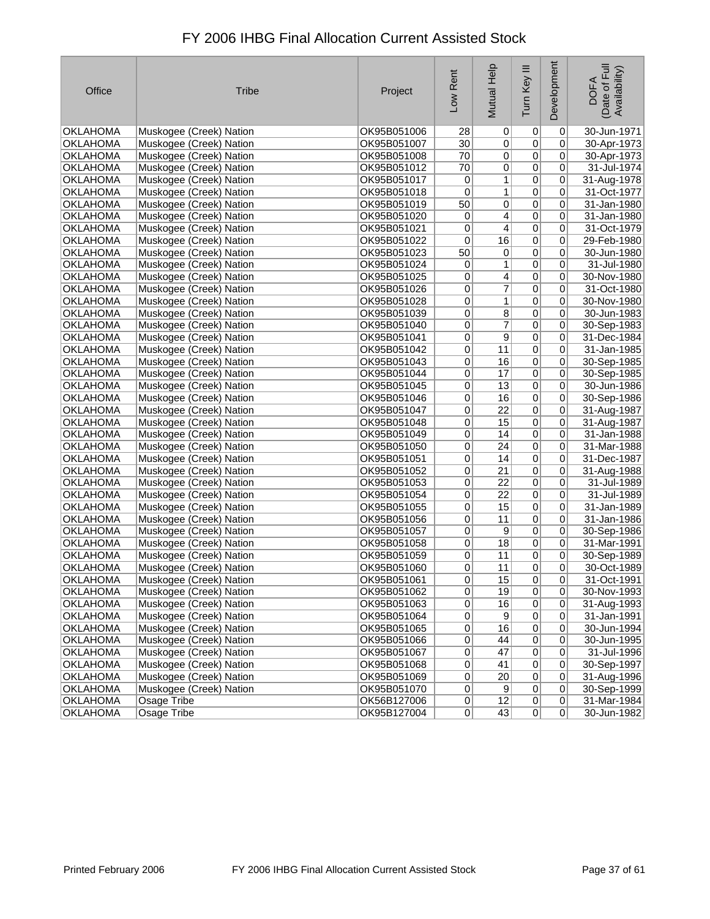# FY 2006 IHBG Final Allocation Current Assisted Stock

| Office | Tribe | Project | Low Rent | Mutual Help | Turn Key III | Development | DOFA (Date of Full Availability) |
|---|---|---|---|---|---|---|---|
| OKLAHOMA | Muskogee (Creek) Nation | OK95B051006 | 28 | 0 | 0 | 0 | 30-Jun-1971 |
| OKLAHOMA | Muskogee (Creek) Nation | OK95B051007 | 30 | 0 | 0 | 0 | 30-Apr-1973 |
| OKLAHOMA | Muskogee (Creek) Nation | OK95B051008 | 70 | 0 | 0 | 0 | 30-Apr-1973 |
| OKLAHOMA | Muskogee (Creek) Nation | OK95B051012 | 70 | 0 | 0 | 0 | 31-Jul-1974 |
| OKLAHOMA | Muskogee (Creek) Nation | OK95B051017 | 0 | 1 | 0 | 0 | 31-Aug-1978 |
| OKLAHOMA | Muskogee (Creek) Nation | OK95B051018 | 0 | 1 | 0 | 0 | 31-Oct-1977 |
| OKLAHOMA | Muskogee (Creek) Nation | OK95B051019 | 50 | 0 | 0 | 0 | 31-Jan-1980 |
| OKLAHOMA | Muskogee (Creek) Nation | OK95B051020 | 0 | 4 | 0 | 0 | 31-Jan-1980 |
| OKLAHOMA | Muskogee (Creek) Nation | OK95B051021 | 0 | 4 | 0 | 0 | 31-Oct-1979 |
| OKLAHOMA | Muskogee (Creek) Nation | OK95B051022 | 0 | 16 | 0 | 0 | 29-Feb-1980 |
| OKLAHOMA | Muskogee (Creek) Nation | OK95B051023 | 50 | 0 | 0 | 0 | 30-Jun-1980 |
| OKLAHOMA | Muskogee (Creek) Nation | OK95B051024 | 0 | 1 | 0 | 0 | 31-Jul-1980 |
| OKLAHOMA | Muskogee (Creek) Nation | OK95B051025 | 0 | 4 | 0 | 0 | 30-Nov-1980 |
| OKLAHOMA | Muskogee (Creek) Nation | OK95B051026 | 0 | 7 | 0 | 0 | 31-Oct-1980 |
| OKLAHOMA | Muskogee (Creek) Nation | OK95B051028 | 0 | 1 | 0 | 0 | 30-Nov-1980 |
| OKLAHOMA | Muskogee (Creek) Nation | OK95B051039 | 0 | 8 | 0 | 0 | 30-Jun-1983 |
| OKLAHOMA | Muskogee (Creek) Nation | OK95B051040 | 0 | 7 | 0 | 0 | 30-Sep-1983 |
| OKLAHOMA | Muskogee (Creek) Nation | OK95B051041 | 0 | 9 | 0 | 0 | 31-Dec-1984 |
| OKLAHOMA | Muskogee (Creek) Nation | OK95B051042 | 0 | 11 | 0 | 0 | 31-Jan-1985 |
| OKLAHOMA | Muskogee (Creek) Nation | OK95B051043 | 0 | 16 | 0 | 0 | 30-Sep-1985 |
| OKLAHOMA | Muskogee (Creek) Nation | OK95B051044 | 0 | 17 | 0 | 0 | 30-Sep-1985 |
| OKLAHOMA | Muskogee (Creek) Nation | OK95B051045 | 0 | 13 | 0 | 0 | 30-Jun-1986 |
| OKLAHOMA | Muskogee (Creek) Nation | OK95B051046 | 0 | 16 | 0 | 0 | 30-Sep-1986 |
| OKLAHOMA | Muskogee (Creek) Nation | OK95B051047 | 0 | 22 | 0 | 0 | 31-Aug-1987 |
| OKLAHOMA | Muskogee (Creek) Nation | OK95B051048 | 0 | 15 | 0 | 0 | 31-Aug-1987 |
| OKLAHOMA | Muskogee (Creek) Nation | OK95B051049 | 0 | 14 | 0 | 0 | 31-Jan-1988 |
| OKLAHOMA | Muskogee (Creek) Nation | OK95B051050 | 0 | 24 | 0 | 0 | 31-Mar-1988 |
| OKLAHOMA | Muskogee (Creek) Nation | OK95B051051 | 0 | 14 | 0 | 0 | 31-Dec-1987 |
| OKLAHOMA | Muskogee (Creek) Nation | OK95B051052 | 0 | 21 | 0 | 0 | 31-Aug-1988 |
| OKLAHOMA | Muskogee (Creek) Nation | OK95B051053 | 0 | 22 | 0 | 0 | 31-Jul-1989 |
| OKLAHOMA | Muskogee (Creek) Nation | OK95B051054 | 0 | 22 | 0 | 0 | 31-Jul-1989 |
| OKLAHOMA | Muskogee (Creek) Nation | OK95B051055 | 0 | 15 | 0 | 0 | 31-Jan-1989 |
| OKLAHOMA | Muskogee (Creek) Nation | OK95B051056 | 0 | 11 | 0 | 0 | 31-Jan-1986 |
| OKLAHOMA | Muskogee (Creek) Nation | OK95B051057 | 0 | 9 | 0 | 0 | 30-Sep-1986 |
| OKLAHOMA | Muskogee (Creek) Nation | OK95B051058 | 0 | 18 | 0 | 0 | 31-Mar-1991 |
| OKLAHOMA | Muskogee (Creek) Nation | OK95B051059 | 0 | 11 | 0 | 0 | 30-Sep-1989 |
| OKLAHOMA | Muskogee (Creek) Nation | OK95B051060 | 0 | 11 | 0 | 0 | 30-Oct-1989 |
| OKLAHOMA | Muskogee (Creek) Nation | OK95B051061 | 0 | 15 | 0 | 0 | 31-Oct-1991 |
| OKLAHOMA | Muskogee (Creek) Nation | OK95B051062 | 0 | 19 | 0 | 0 | 30-Nov-1993 |
| OKLAHOMA | Muskogee (Creek) Nation | OK95B051063 | 0 | 16 | 0 | 0 | 31-Aug-1993 |
| OKLAHOMA | Muskogee (Creek) Nation | OK95B051064 | 0 | 9 | 0 | 0 | 31-Jan-1991 |
| OKLAHOMA | Muskogee (Creek) Nation | OK95B051065 | 0 | 16 | 0 | 0 | 30-Jun-1994 |
| OKLAHOMA | Muskogee (Creek) Nation | OK95B051066 | 0 | 44 | 0 | 0 | 30-Jun-1995 |
| OKLAHOMA | Muskogee (Creek) Nation | OK95B051067 | 0 | 47 | 0 | 0 | 31-Jul-1996 |
| OKLAHOMA | Muskogee (Creek) Nation | OK95B051068 | 0 | 41 | 0 | 0 | 30-Sep-1997 |
| OKLAHOMA | Muskogee (Creek) Nation | OK95B051069 | 0 | 20 | 0 | 0 | 31-Aug-1996 |
| OKLAHOMA | Muskogee (Creek) Nation | OK95B051070 | 0 | 9 | 0 | 0 | 30-Sep-1999 |
| OKLAHOMA | Osage Tribe | OK56B127006 | 0 | 12 | 0 | 0 | 31-Mar-1984 |
| OKLAHOMA | Osage Tribe | OK95B127004 | 0 | 43 | 0 | 0 | 30-Jun-1982 |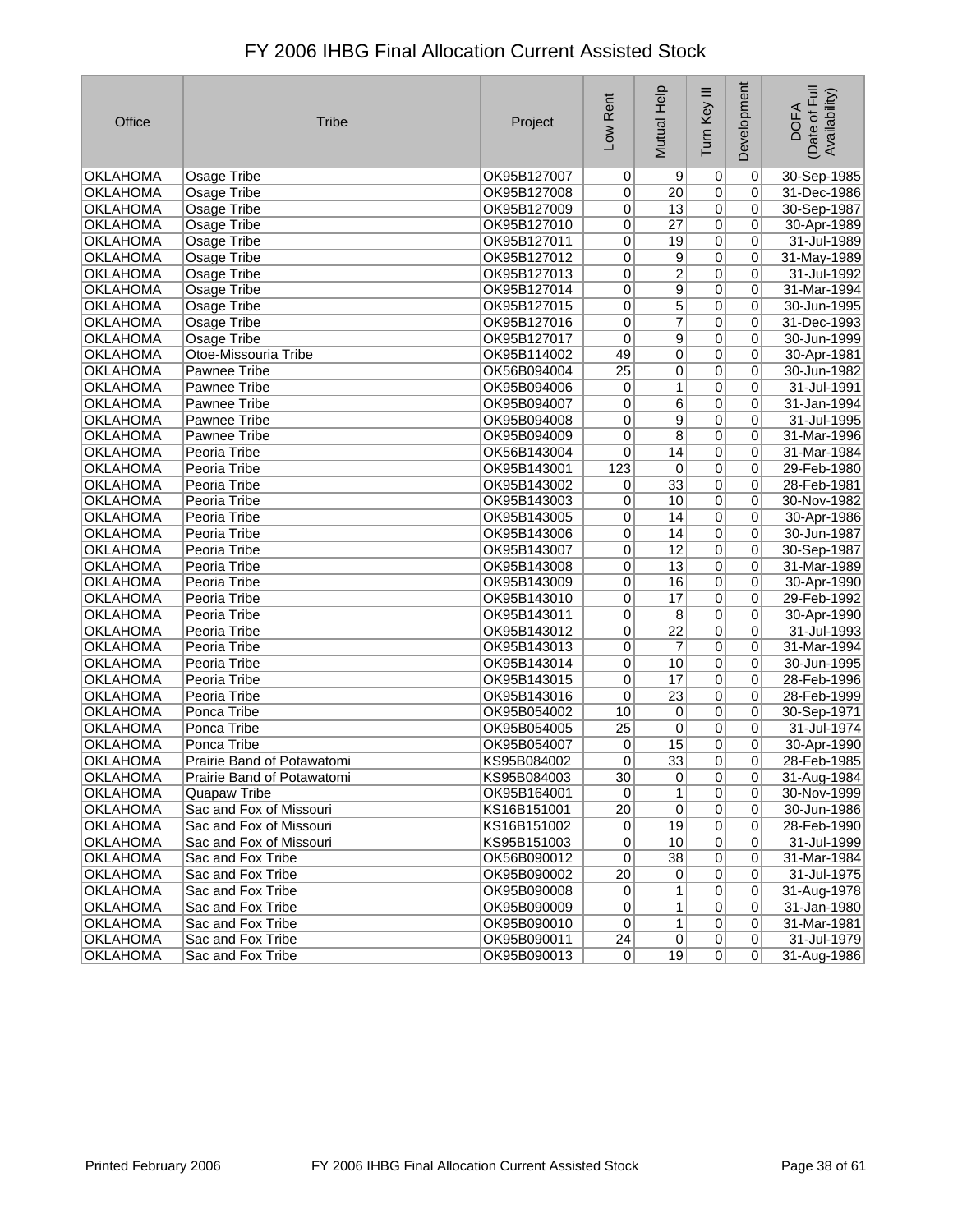# FY 2006 IHBG Final Allocation Current Assisted Stock

| Office | Tribe | Project | Low Rent | Mutual Help | Turn Key III | Development | DOFA (Date of Full Availability) |
|---|---|---|---|---|---|---|---|
| OKLAHOMA | Osage Tribe | OK95B127007 | 0 | 9 | 0 | 0 | 30-Sep-1985 |
| OKLAHOMA | Osage Tribe | OK95B127008 | 0 | 20 | 0 | 0 | 31-Dec-1986 |
| OKLAHOMA | Osage Tribe | OK95B127009 | 0 | 13 | 0 | 0 | 30-Sep-1987 |
| OKLAHOMA | Osage Tribe | OK95B127010 | 0 | 27 | 0 | 0 | 30-Apr-1989 |
| OKLAHOMA | Osage Tribe | OK95B127011 | 0 | 19 | 0 | 0 | 31-Jul-1989 |
| OKLAHOMA | Osage Tribe | OK95B127012 | 0 | 9 | 0 | 0 | 31-May-1989 |
| OKLAHOMA | Osage Tribe | OK95B127013 | 0 | 2 | 0 | 0 | 31-Jul-1992 |
| OKLAHOMA | Osage Tribe | OK95B127014 | 0 | 9 | 0 | 0 | 31-Mar-1994 |
| OKLAHOMA | Osage Tribe | OK95B127015 | 0 | 5 | 0 | 0 | 30-Jun-1995 |
| OKLAHOMA | Osage Tribe | OK95B127016 | 0 | 7 | 0 | 0 | 31-Dec-1993 |
| OKLAHOMA | Osage Tribe | OK95B127017 | 0 | 9 | 0 | 0 | 30-Jun-1999 |
| OKLAHOMA | Otoe-Missouria Tribe | OK95B114002 | 49 | 0 | 0 | 0 | 30-Apr-1981 |
| OKLAHOMA | Pawnee Tribe | OK56B094004 | 25 | 0 | 0 | 0 | 30-Jun-1982 |
| OKLAHOMA | Pawnee Tribe | OK95B094006 | 0 | 1 | 0 | 0 | 31-Jul-1991 |
| OKLAHOMA | Pawnee Tribe | OK95B094007 | 0 | 6 | 0 | 0 | 31-Jan-1994 |
| OKLAHOMA | Pawnee Tribe | OK95B094008 | 0 | 9 | 0 | 0 | 31-Jul-1995 |
| OKLAHOMA | Pawnee Tribe | OK95B094009 | 0 | 8 | 0 | 0 | 31-Mar-1996 |
| OKLAHOMA | Peoria Tribe | OK56B143004 | 0 | 14 | 0 | 0 | 31-Mar-1984 |
| OKLAHOMA | Peoria Tribe | OK95B143001 | 123 | 0 | 0 | 0 | 29-Feb-1980 |
| OKLAHOMA | Peoria Tribe | OK95B143002 | 0 | 33 | 0 | 0 | 28-Feb-1981 |
| OKLAHOMA | Peoria Tribe | OK95B143003 | 0 | 10 | 0 | 0 | 30-Nov-1982 |
| OKLAHOMA | Peoria Tribe | OK95B143005 | 0 | 14 | 0 | 0 | 30-Apr-1986 |
| OKLAHOMA | Peoria Tribe | OK95B143006 | 0 | 14 | 0 | 0 | 30-Jun-1987 |
| OKLAHOMA | Peoria Tribe | OK95B143007 | 0 | 12 | 0 | 0 | 30-Sep-1987 |
| OKLAHOMA | Peoria Tribe | OK95B143008 | 0 | 13 | 0 | 0 | 31-Mar-1989 |
| OKLAHOMA | Peoria Tribe | OK95B143009 | 0 | 16 | 0 | 0 | 30-Apr-1990 |
| OKLAHOMA | Peoria Tribe | OK95B143010 | 0 | 17 | 0 | 0 | 29-Feb-1992 |
| OKLAHOMA | Peoria Tribe | OK95B143011 | 0 | 8 | 0 | 0 | 30-Apr-1990 |
| OKLAHOMA | Peoria Tribe | OK95B143012 | 0 | 22 | 0 | 0 | 31-Jul-1993 |
| OKLAHOMA | Peoria Tribe | OK95B143013 | 0 | 7 | 0 | 0 | 31-Mar-1994 |
| OKLAHOMA | Peoria Tribe | OK95B143014 | 0 | 10 | 0 | 0 | 30-Jun-1995 |
| OKLAHOMA | Peoria Tribe | OK95B143015 | 0 | 17 | 0 | 0 | 28-Feb-1996 |
| OKLAHOMA | Peoria Tribe | OK95B143016 | 0 | 23 | 0 | 0 | 28-Feb-1999 |
| OKLAHOMA | Ponca Tribe | OK95B054002 | 10 | 0 | 0 | 0 | 30-Sep-1971 |
| OKLAHOMA | Ponca Tribe | OK95B054005 | 25 | 0 | 0 | 0 | 31-Jul-1974 |
| OKLAHOMA | Ponca Tribe | OK95B054007 | 0 | 15 | 0 | 0 | 30-Apr-1990 |
| OKLAHOMA | Prairie Band of Potawatomi | KS95B084002 | 0 | 33 | 0 | 0 | 28-Feb-1985 |
| OKLAHOMA | Prairie Band of Potawatomi | KS95B084003 | 30 | 0 | 0 | 0 | 31-Aug-1984 |
| OKLAHOMA | Quapaw Tribe | OK95B164001 | 0 | 1 | 0 | 0 | 30-Nov-1999 |
| OKLAHOMA | Sac and Fox of Missouri | KS16B151001 | 20 | 0 | 0 | 0 | 30-Jun-1986 |
| OKLAHOMA | Sac and Fox of Missouri | KS16B151002 | 0 | 19 | 0 | 0 | 28-Feb-1990 |
| OKLAHOMA | Sac and Fox of Missouri | KS95B151003 | 0 | 10 | 0 | 0 | 31-Jul-1999 |
| OKLAHOMA | Sac and Fox Tribe | OK56B090012 | 0 | 38 | 0 | 0 | 31-Mar-1984 |
| OKLAHOMA | Sac and Fox Tribe | OK95B090002 | 20 | 0 | 0 | 0 | 31-Jul-1975 |
| OKLAHOMA | Sac and Fox Tribe | OK95B090008 | 0 | 1 | 0 | 0 | 31-Aug-1978 |
| OKLAHOMA | Sac and Fox Tribe | OK95B090009 | 0 | 1 | 0 | 0 | 31-Jan-1980 |
| OKLAHOMA | Sac and Fox Tribe | OK95B090010 | 0 | 1 | 0 | 0 | 31-Mar-1981 |
| OKLAHOMA | Sac and Fox Tribe | OK95B090011 | 24 | 0 | 0 | 0 | 31-Jul-1979 |
| OKLAHOMA | Sac and Fox Tribe | OK95B090013 | 0 | 19 | 0 | 0 | 31-Aug-1986 |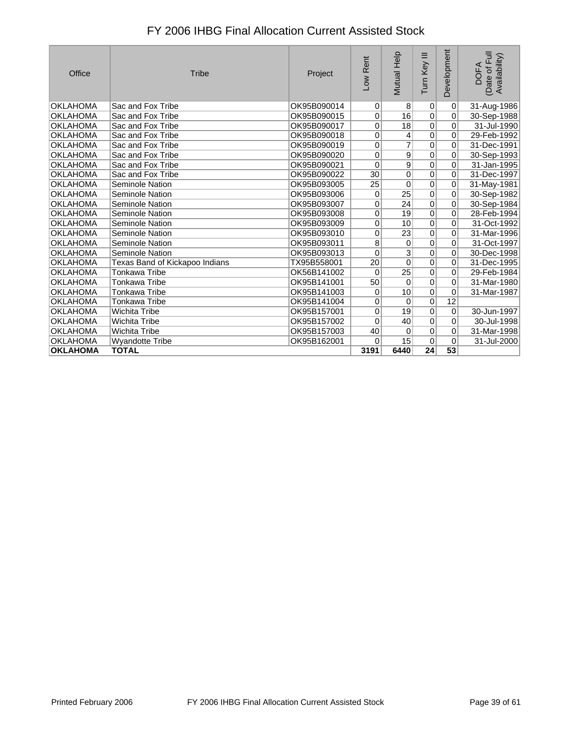# FY 2006 IHBG Final Allocation Current Assisted Stock

| Office | Tribe | Project | Low Rent | Mutual Help | Turn Key III | Development | DOFA (Date of Full Availability) |
|---|---|---|---|---|---|---|---|
| OKLAHOMA | Sac and Fox Tribe | OK95B090014 | 0 | 8 | 0 | 0 | 31-Aug-1986 |
| OKLAHOMA | Sac and Fox Tribe | OK95B090015 | 0 | 16 | 0 | 0 | 30-Sep-1988 |
| OKLAHOMA | Sac and Fox Tribe | OK95B090017 | 0 | 18 | 0 | 0 | 31-Jul-1990 |
| OKLAHOMA | Sac and Fox Tribe | OK95B090018 | 0 | 4 | 0 | 0 | 29-Feb-1992 |
| OKLAHOMA | Sac and Fox Tribe | OK95B090019 | 0 | 7 | 0 | 0 | 31-Dec-1991 |
| OKLAHOMA | Sac and Fox Tribe | OK95B090020 | 0 | 9 | 0 | 0 | 30-Sep-1993 |
| OKLAHOMA | Sac and Fox Tribe | OK95B090021 | 0 | 9 | 0 | 0 | 31-Jan-1995 |
| OKLAHOMA | Sac and Fox Tribe | OK95B090022 | 30 | 0 | 0 | 0 | 31-Dec-1997 |
| OKLAHOMA | Seminole Nation | OK95B093005 | 25 | 0 | 0 | 0 | 31-May-1981 |
| OKLAHOMA | Seminole Nation | OK95B093006 | 0 | 25 | 0 | 0 | 30-Sep-1982 |
| OKLAHOMA | Seminole Nation | OK95B093007 | 0 | 24 | 0 | 0 | 30-Sep-1984 |
| OKLAHOMA | Seminole Nation | OK95B093008 | 0 | 19 | 0 | 0 | 28-Feb-1994 |
| OKLAHOMA | Seminole Nation | OK95B093009 | 0 | 10 | 0 | 0 | 31-Oct-1992 |
| OKLAHOMA | Seminole Nation | OK95B093010 | 0 | 23 | 0 | 0 | 31-Mar-1996 |
| OKLAHOMA | Seminole Nation | OK95B093011 | 8 | 0 | 0 | 0 | 31-Oct-1997 |
| OKLAHOMA | Seminole Nation | OK95B093013 | 0 | 3 | 0 | 0 | 30-Dec-1998 |
| OKLAHOMA | Texas Band of Kickapoo Indians | TX95B558001 | 20 | 0 | 0 | 0 | 31-Dec-1995 |
| OKLAHOMA | Tonkawa Tribe | OK56B141002 | 0 | 25 | 0 | 0 | 29-Feb-1984 |
| OKLAHOMA | Tonkawa Tribe | OK95B141001 | 50 | 0 | 0 | 0 | 31-Mar-1980 |
| OKLAHOMA | Tonkawa Tribe | OK95B141003 | 0 | 10 | 0 | 0 | 31-Mar-1987 |
| OKLAHOMA | Tonkawa Tribe | OK95B141004 | 0 | 0 | 0 | 12 | |
| OKLAHOMA | Wichita Tribe | OK95B157001 | 0 | 19 | 0 | 0 | 30-Jun-1997 |
| OKLAHOMA | Wichita Tribe | OK95B157002 | 0 | 40 | 0 | 0 | 30-Jul-1998 |
| OKLAHOMA | Wichita Tribe | OK95B157003 | 40 | 0 | 0 | 0 | 31-Mar-1998 |
| OKLAHOMA | Wyandotte Tribe | OK95B162001 | 0 | 15 | 0 | 0 | 31-Jul-2000 |
| **OKLAHOMA** | **TOTAL** | | **3191** | **6440** | **24** | **53** | |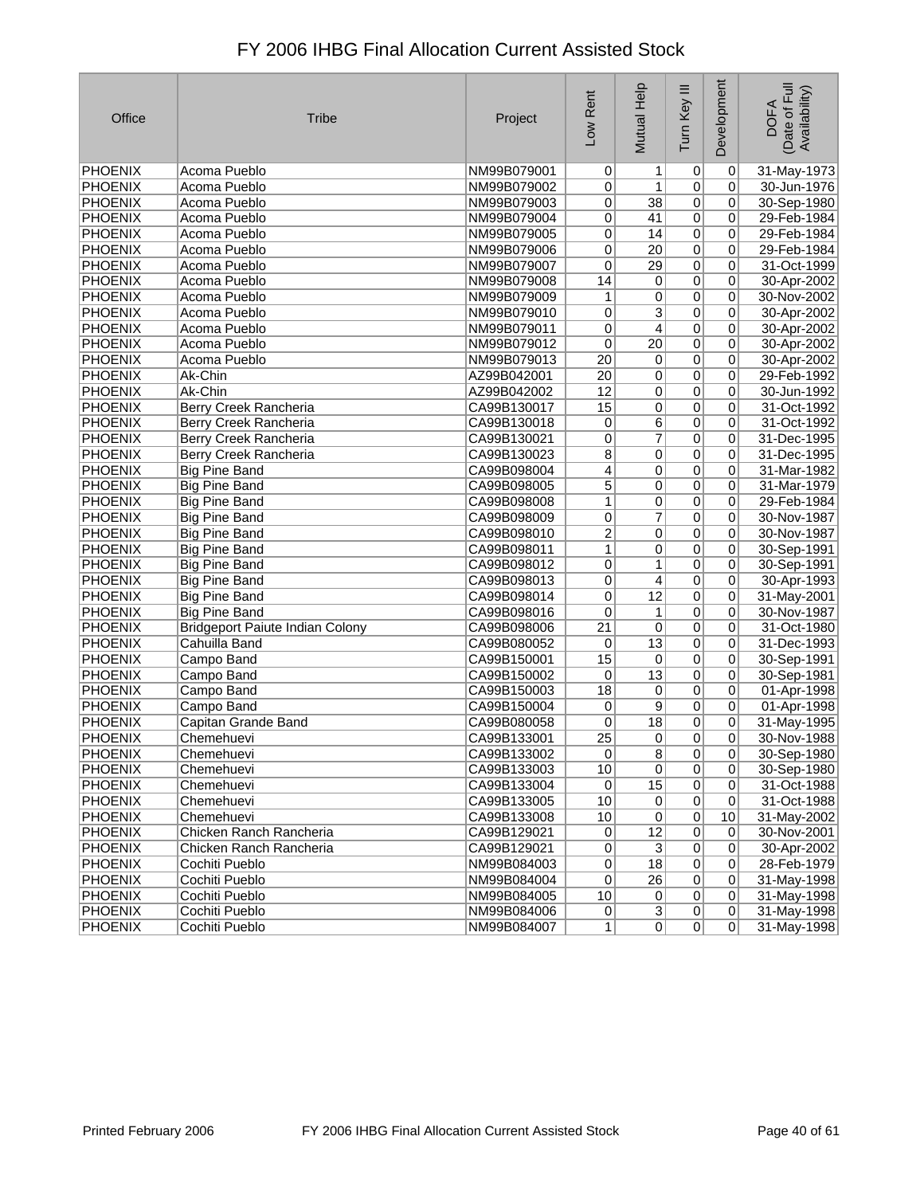# FY 2006 IHBG Final Allocation Current Assisted Stock

| Office | Tribe | Project | Low Rent | Mutual Help | Turn Key III | Development | DOFA (Date of Full Availability) |
|---|---|---|---|---|---|---|---|
| PHOENIX | Acoma Pueblo | NM99B079001 | 0 | 1 | 0 | 0 | 31-May-1973 |
| PHOENIX | Acoma Pueblo | NM99B079002 | 0 | 1 | 0 | 0 | 30-Jun-1976 |
| PHOENIX | Acoma Pueblo | NM99B079003 | 0 | 38 | 0 | 0 | 30-Sep-1980 |
| PHOENIX | Acoma Pueblo | NM99B079004 | 0 | 41 | 0 | 0 | 29-Feb-1984 |
| PHOENIX | Acoma Pueblo | NM99B079005 | 0 | 14 | 0 | 0 | 29-Feb-1984 |
| PHOENIX | Acoma Pueblo | NM99B079006 | 0 | 20 | 0 | 0 | 29-Feb-1984 |
| PHOENIX | Acoma Pueblo | NM99B079007 | 0 | 29 | 0 | 0 | 31-Oct-1999 |
| PHOENIX | Acoma Pueblo | NM99B079008 | 14 | 0 | 0 | 0 | 30-Apr-2002 |
| PHOENIX | Acoma Pueblo | NM99B079009 | 1 | 0 | 0 | 0 | 30-Nov-2002 |
| PHOENIX | Acoma Pueblo | NM99B079010 | 0 | 3 | 0 | 0 | 30-Apr-2002 |
| PHOENIX | Acoma Pueblo | NM99B079011 | 0 | 4 | 0 | 0 | 30-Apr-2002 |
| PHOENIX | Acoma Pueblo | NM99B079012 | 0 | 20 | 0 | 0 | 30-Apr-2002 |
| PHOENIX | Acoma Pueblo | NM99B079013 | 20 | 0 | 0 | 0 | 30-Apr-2002 |
| PHOENIX | Ak-Chin | AZ99B042001 | 20 | 0 | 0 | 0 | 29-Feb-1992 |
| PHOENIX | Ak-Chin | AZ99B042002 | 12 | 0 | 0 | 0 | 30-Jun-1992 |
| PHOENIX | Berry Creek Rancheria | CA99B130017 | 15 | 0 | 0 | 0 | 31-Oct-1992 |
| PHOENIX | Berry Creek Rancheria | CA99B130018 | 0 | 6 | 0 | 0 | 31-Oct-1992 |
| PHOENIX | Berry Creek Rancheria | CA99B130021 | 0 | 7 | 0 | 0 | 31-Dec-1995 |
| PHOENIX | Berry Creek Rancheria | CA99B130023 | 8 | 0 | 0 | 0 | 31-Dec-1995 |
| PHOENIX | Big Pine Band | CA99B098004 | 4 | 0 | 0 | 0 | 31-Mar-1982 |
| PHOENIX | Big Pine Band | CA99B098005 | 5 | 0 | 0 | 0 | 31-Mar-1979 |
| PHOENIX | Big Pine Band | CA99B098008 | 1 | 0 | 0 | 0 | 29-Feb-1984 |
| PHOENIX | Big Pine Band | CA99B098009 | 0 | 7 | 0 | 0 | 30-Nov-1987 |
| PHOENIX | Big Pine Band | CA99B098010 | 2 | 0 | 0 | 0 | 30-Nov-1987 |
| PHOENIX | Big Pine Band | CA99B098011 | 1 | 0 | 0 | 0 | 30-Sep-1991 |
| PHOENIX | Big Pine Band | CA99B098012 | 0 | 1 | 0 | 0 | 30-Sep-1991 |
| PHOENIX | Big Pine Band | CA99B098013 | 0 | 4 | 0 | 0 | 30-Apr-1993 |
| PHOENIX | Big Pine Band | CA99B098014 | 0 | 12 | 0 | 0 | 31-May-2001 |
| PHOENIX | Big Pine Band | CA99B098016 | 0 | 1 | 0 | 0 | 30-Nov-1987 |
| PHOENIX | Bridgeport Paiute Indian Colony | CA99B098006 | 21 | 0 | 0 | 0 | 31-Oct-1980 |
| PHOENIX | Cahuilla Band | CA99B080052 | 0 | 13 | 0 | 0 | 31-Dec-1993 |
| PHOENIX | Campo Band | CA99B150001 | 15 | 0 | 0 | 0 | 30-Sep-1991 |
| PHOENIX | Campo Band | CA99B150002 | 0 | 13 | 0 | 0 | 30-Sep-1981 |
| PHOENIX | Campo Band | CA99B150003 | 18 | 0 | 0 | 0 | 01-Apr-1998 |
| PHOENIX | Campo Band | CA99B150004 | 0 | 9 | 0 | 0 | 01-Apr-1998 |
| PHOENIX | Capitan Grande Band | CA99B080058 | 0 | 18 | 0 | 0 | 31-May-1995 |
| PHOENIX | Chemehuevi | CA99B133001 | 25 | 0 | 0 | 0 | 30-Nov-1988 |
| PHOENIX | Chemehuevi | CA99B133002 | 0 | 8 | 0 | 0 | 30-Sep-1980 |
| PHOENIX | Chemehuevi | CA99B133003 | 10 | 0 | 0 | 0 | 30-Sep-1980 |
| PHOENIX | Chemehuevi | CA99B133004 | 0 | 15 | 0 | 0 | 31-Oct-1988 |
| PHOENIX | Chemehuevi | CA99B133005 | 10 | 0 | 0 | 0 | 31-Oct-1988 |
| PHOENIX | Chemehuevi | CA99B133008 | 10 | 0 | 0 | 10 | 31-May-2002 |
| PHOENIX | Chicken Ranch Rancheria | CA99B129021 | 0 | 12 | 0 | 0 | 30-Nov-2001 |
| PHOENIX | Chicken Ranch Rancheria | CA99B129021 | 0 | 3 | 0 | 0 | 30-Apr-2002 |
| PHOENIX | Cochiti Pueblo | NM99B084003 | 0 | 18 | 0 | 0 | 28-Feb-1979 |
| PHOENIX | Cochiti Pueblo | NM99B084004 | 0 | 26 | 0 | 0 | 31-May-1998 |
| PHOENIX | Cochiti Pueblo | NM99B084005 | 10 | 0 | 0 | 0 | 31-May-1998 |
| PHOENIX | Cochiti Pueblo | NM99B084006 | 0 | 3 | 0 | 0 | 31-May-1998 |
| PHOENIX | Cochiti Pueblo | NM99B084007 | 1 | 0 | 0 | 0 | 31-May-1998 |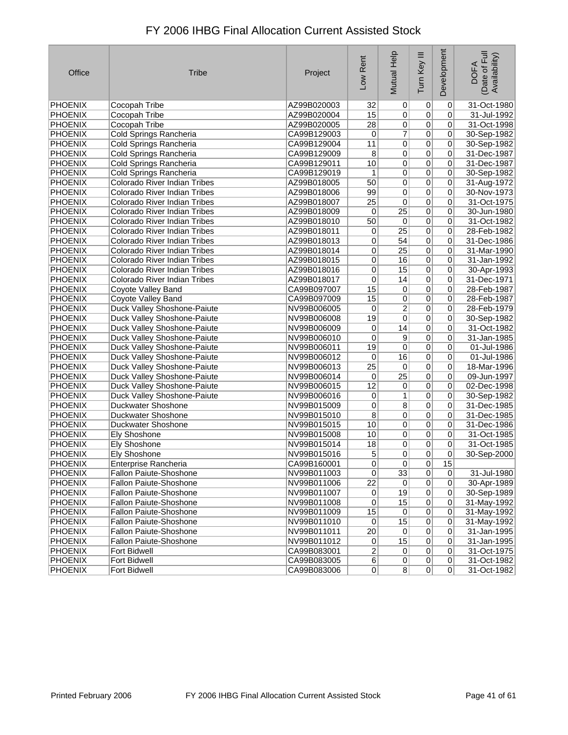# FY 2006 IHBG Final Allocation Current Assisted Stock

| Office | Tribe | Project | Low Rent | Mutual Help | Turn Key III | Development | DOFA (Date of Full Availability) |
|---|---|---|---|---|---|---|---|
| PHOENIX | Cocopah Tribe | AZ99B020003 | 32 | 0 | 0 | 0 | 31-Oct-1980 |
| PHOENIX | Cocopah Tribe | AZ99B020004 | 15 | 0 | 0 | 0 | 31-Jul-1992 |
| PHOENIX | Cocopah Tribe | AZ99B020005 | 28 | 0 | 0 | 0 | 31-Oct-1998 |
| PHOENIX | Cold Springs Rancheria | CA99B129003 | 0 | 7 | 0 | 0 | 30-Sep-1982 |
| PHOENIX | Cold Springs Rancheria | CA99B129004 | 11 | 0 | 0 | 0 | 30-Sep-1982 |
| PHOENIX | Cold Springs Rancheria | CA99B129009 | 8 | 0 | 0 | 0 | 31-Dec-1987 |
| PHOENIX | Cold Springs Rancheria | CA99B129011 | 10 | 0 | 0 | 0 | 31-Dec-1987 |
| PHOENIX | Cold Springs Rancheria | CA99B129019 | 1 | 0 | 0 | 0 | 30-Sep-1982 |
| PHOENIX | Colorado River Indian Tribes | AZ99B018005 | 50 | 0 | 0 | 0 | 31-Aug-1972 |
| PHOENIX | Colorado River Indian Tribes | AZ99B018006 | 99 | 0 | 0 | 0 | 30-Nov-1973 |
| PHOENIX | Colorado River Indian Tribes | AZ99B018007 | 25 | 0 | 0 | 0 | 31-Oct-1975 |
| PHOENIX | Colorado River Indian Tribes | AZ99B018009 | 0 | 25 | 0 | 0 | 30-Jun-1980 |
| PHOENIX | Colorado River Indian Tribes | AZ99B018010 | 50 | 0 | 0 | 0 | 31-Oct-1982 |
| PHOENIX | Colorado River Indian Tribes | AZ99B018011 | 0 | 25 | 0 | 0 | 28-Feb-1982 |
| PHOENIX | Colorado River Indian Tribes | AZ99B018013 | 0 | 54 | 0 | 0 | 31-Dec-1986 |
| PHOENIX | Colorado River Indian Tribes | AZ99B018014 | 0 | 25 | 0 | 0 | 31-Mar-1990 |
| PHOENIX | Colorado River Indian Tribes | AZ99B018015 | 0 | 16 | 0 | 0 | 31-Jan-1992 |
| PHOENIX | Colorado River Indian Tribes | AZ99B018016 | 0 | 15 | 0 | 0 | 30-Apr-1993 |
| PHOENIX | Colorado River Indian Tribes | AZ99B018017 | 0 | 14 | 0 | 0 | 31-Dec-1971 |
| PHOENIX | Coyote Valley Band | CA99B097007 | 15 | 0 | 0 | 0 | 28-Feb-1987 |
| PHOENIX | Coyote Valley Band | CA99B097009 | 15 | 0 | 0 | 0 | 28-Feb-1987 |
| PHOENIX | Duck Valley Shoshone-Paiute | NV99B006005 | 0 | 2 | 0 | 0 | 28-Feb-1979 |
| PHOENIX | Duck Valley Shoshone-Paiute | NV99B006008 | 19 | 0 | 0 | 0 | 30-Sep-1982 |
| PHOENIX | Duck Valley Shoshone-Paiute | NV99B006009 | 0 | 14 | 0 | 0 | 31-Oct-1982 |
| PHOENIX | Duck Valley Shoshone-Paiute | NV99B006010 | 0 | 9 | 0 | 0 | 31-Jan-1985 |
| PHOENIX | Duck Valley Shoshone-Paiute | NV99B006011 | 19 | 0 | 0 | 0 | 01-Jul-1986 |
| PHOENIX | Duck Valley Shoshone-Paiute | NV99B006012 | 0 | 16 | 0 | 0 | 01-Jul-1986 |
| PHOENIX | Duck Valley Shoshone-Paiute | NV99B006013 | 25 | 0 | 0 | 0 | 18-Mar-1996 |
| PHOENIX | Duck Valley Shoshone-Paiute | NV99B006014 | 0 | 25 | 0 | 0 | 09-Jun-1997 |
| PHOENIX | Duck Valley Shoshone-Paiute | NV99B006015 | 12 | 0 | 0 | 0 | 02-Dec-1998 |
| PHOENIX | Duck Valley Shoshone-Paiute | NV99B006016 | 0 | 1 | 0 | 0 | 30-Sep-1982 |
| PHOENIX | Duckwater Shoshone | NV99B015009 | 0 | 8 | 0 | 0 | 31-Dec-1985 |
| PHOENIX | Duckwater Shoshone | NV99B015010 | 8 | 0 | 0 | 0 | 31-Dec-1985 |
| PHOENIX | Duckwater Shoshone | NV99B015015 | 10 | 0 | 0 | 0 | 31-Dec-1986 |
| PHOENIX | Ely Shoshone | NV99B015008 | 10 | 0 | 0 | 0 | 31-Oct-1985 |
| PHOENIX | Ely Shoshone | NV99B015014 | 18 | 0 | 0 | 0 | 31-Oct-1985 |
| PHOENIX | Ely Shoshone | NV99B015016 | 5 | 0 | 0 | 0 | 30-Sep-2000 |
| PHOENIX | Enterprise Rancheria | CA99B160001 | 0 | 0 | 0 | 15 | |
| PHOENIX | Fallon Paiute-Shoshone | NV99B011003 | 0 | 33 | 0 | 0 | 31-Jul-1980 |
| PHOENIX | Fallon Paiute-Shoshone | NV99B011006 | 22 | 0 | 0 | 0 | 30-Apr-1989 |
| PHOENIX | Fallon Paiute-Shoshone | NV99B011007 | 0 | 19 | 0 | 0 | 30-Sep-1989 |
| PHOENIX | Fallon Paiute-Shoshone | NV99B011008 | 0 | 15 | 0 | 0 | 31-May-1992 |
| PHOENIX | Fallon Paiute-Shoshone | NV99B011009 | 15 | 0 | 0 | 0 | 31-May-1992 |
| PHOENIX | Fallon Paiute-Shoshone | NV99B011010 | 0 | 15 | 0 | 0 | 31-May-1992 |
| PHOENIX | Fallon Paiute-Shoshone | NV99B011011 | 20 | 0 | 0 | 0 | 31-Jan-1995 |
| PHOENIX | Fallon Paiute-Shoshone | NV99B011012 | 0 | 15 | 0 | 0 | 31-Jan-1995 |
| PHOENIX | Fort Bidwell | CA99B083001 | 2 | 0 | 0 | 0 | 31-Oct-1975 |
| PHOENIX | Fort Bidwell | CA99B083005 | 6 | 0 | 0 | 0 | 31-Oct-1982 |
| PHOENIX | Fort Bidwell | CA99B083006 | 0 | 8 | 0 | 0 | 31-Oct-1982 |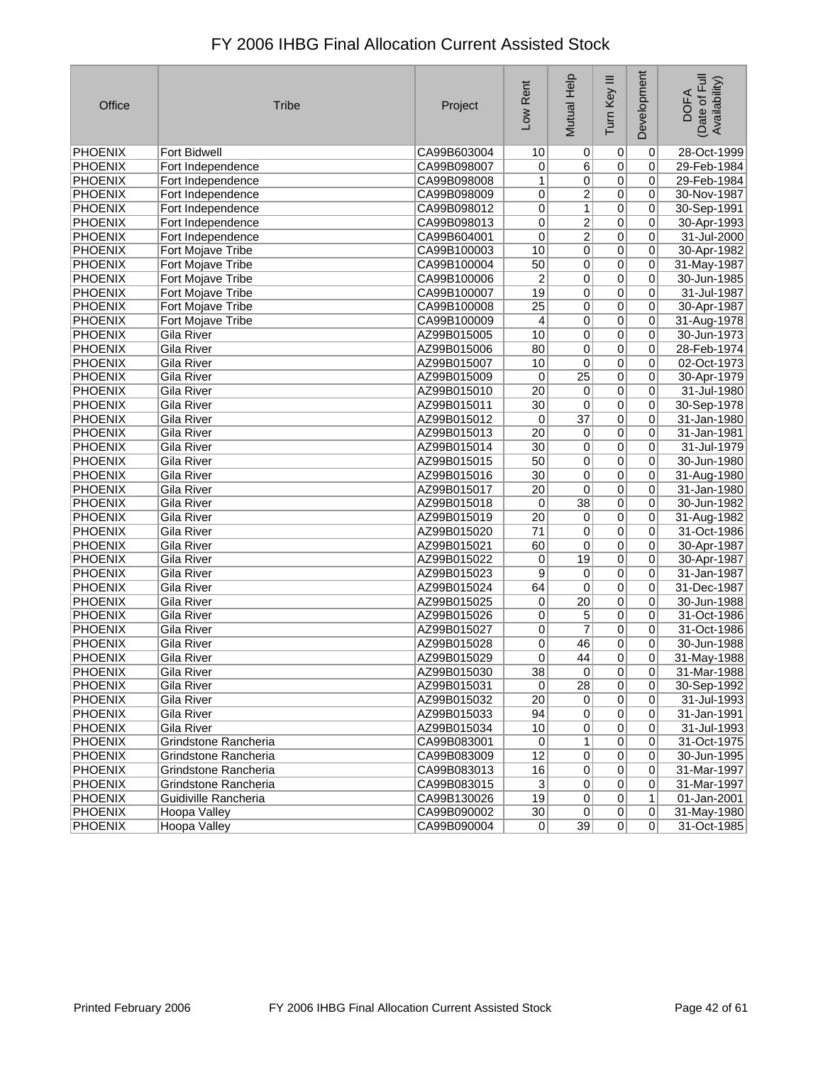# FY 2006 IHBG Final Allocation Current Assisted Stock

| Office | Tribe | Project | Low Rent | Mutual Help | Turn Key III | Development | DOFA (Date of Full Availability) |
|---|---|---|---|---|---|---|---|
| PHOENIX | Fort Bidwell | CA99B603004 | 10 | 0 | 0 | 0 | 28-Oct-1999 |
| PHOENIX | Fort Independence | CA99B098007 | 0 | 6 | 0 | 0 | 29-Feb-1984 |
| PHOENIX | Fort Independence | CA99B098008 | 1 | 0 | 0 | 0 | 29-Feb-1984 |
| PHOENIX | Fort Independence | CA99B098009 | 0 | 2 | 0 | 0 | 30-Nov-1987 |
| PHOENIX | Fort Independence | CA99B098012 | 0 | 1 | 0 | 0 | 30-Sep-1991 |
| PHOENIX | Fort Independence | CA99B098013 | 0 | 2 | 0 | 0 | 30-Apr-1993 |
| PHOENIX | Fort Independence | CA99B604001 | 0 | 2 | 0 | 0 | 31-Jul-2000 |
| PHOENIX | Fort Mojave Tribe | CA99B100003 | 10 | 0 | 0 | 0 | 30-Apr-1982 |
| PHOENIX | Fort Mojave Tribe | CA99B100004 | 50 | 0 | 0 | 0 | 31-May-1987 |
| PHOENIX | Fort Mojave Tribe | CA99B100006 | 2 | 0 | 0 | 0 | 30-Jun-1985 |
| PHOENIX | Fort Mojave Tribe | CA99B100007 | 19 | 0 | 0 | 0 | 31-Jul-1987 |
| PHOENIX | Fort Mojave Tribe | CA99B100008 | 25 | 0 | 0 | 0 | 30-Apr-1987 |
| PHOENIX | Fort Mojave Tribe | CA99B100009 | 4 | 0 | 0 | 0 | 31-Aug-1978 |
| PHOENIX | Gila River | AZ99B015005 | 10 | 0 | 0 | 0 | 30-Jun-1973 |
| PHOENIX | Gila River | AZ99B015006 | 80 | 0 | 0 | 0 | 28-Feb-1974 |
| PHOENIX | Gila River | AZ99B015007 | 10 | 0 | 0 | 0 | 02-Oct-1973 |
| PHOENIX | Gila River | AZ99B015009 | 0 | 25 | 0 | 0 | 30-Apr-1979 |
| PHOENIX | Gila River | AZ99B015010 | 20 | 0 | 0 | 0 | 31-Jul-1980 |
| PHOENIX | Gila River | AZ99B015011 | 30 | 0 | 0 | 0 | 30-Sep-1978 |
| PHOENIX | Gila River | AZ99B015012 | 0 | 37 | 0 | 0 | 31-Jan-1980 |
| PHOENIX | Gila River | AZ99B015013 | 20 | 0 | 0 | 0 | 31-Jan-1981 |
| PHOENIX | Gila River | AZ99B015014 | 30 | 0 | 0 | 0 | 31-Jul-1979 |
| PHOENIX | Gila River | AZ99B015015 | 50 | 0 | 0 | 0 | 30-Jun-1980 |
| PHOENIX | Gila River | AZ99B015016 | 30 | 0 | 0 | 0 | 31-Aug-1980 |
| PHOENIX | Gila River | AZ99B015017 | 20 | 0 | 0 | 0 | 31-Jan-1980 |
| PHOENIX | Gila River | AZ99B015018 | 0 | 38 | 0 | 0 | 30-Jun-1982 |
| PHOENIX | Gila River | AZ99B015019 | 20 | 0 | 0 | 0 | 31-Aug-1982 |
| PHOENIX | Gila River | AZ99B015020 | 71 | 0 | 0 | 0 | 31-Oct-1986 |
| PHOENIX | Gila River | AZ99B015021 | 60 | 0 | 0 | 0 | 30-Apr-1987 |
| PHOENIX | Gila River | AZ99B015022 | 0 | 19 | 0 | 0 | 30-Apr-1987 |
| PHOENIX | Gila River | AZ99B015023 | 9 | 0 | 0 | 0 | 31-Jan-1987 |
| PHOENIX | Gila River | AZ99B015024 | 64 | 0 | 0 | 0 | 31-Dec-1987 |
| PHOENIX | Gila River | AZ99B015025 | 0 | 20 | 0 | 0 | 30-Jun-1988 |
| PHOENIX | Gila River | AZ99B015026 | 0 | 5 | 0 | 0 | 31-Oct-1986 |
| PHOENIX | Gila River | AZ99B015027 | 0 | 7 | 0 | 0 | 31-Oct-1986 |
| PHOENIX | Gila River | AZ99B015028 | 0 | 46 | 0 | 0 | 30-Jun-1988 |
| PHOENIX | Gila River | AZ99B015029 | 0 | 44 | 0 | 0 | 31-May-1988 |
| PHOENIX | Gila River | AZ99B015030 | 38 | 0 | 0 | 0 | 31-Mar-1988 |
| PHOENIX | Gila River | AZ99B015031 | 0 | 28 | 0 | 0 | 30-Sep-1992 |
| PHOENIX | Gila River | AZ99B015032 | 20 | 0 | 0 | 0 | 31-Jul-1993 |
| PHOENIX | Gila River | AZ99B015033 | 94 | 0 | 0 | 0 | 31-Jan-1991 |
| PHOENIX | Gila River | AZ99B015034 | 10 | 0 | 0 | 0 | 31-Jul-1993 |
| PHOENIX | Grindstone Rancheria | CA99B083001 | 0 | 1 | 0 | 0 | 31-Oct-1975 |
| PHOENIX | Grindstone Rancheria | CA99B083009 | 12 | 0 | 0 | 0 | 30-Jun-1995 |
| PHOENIX | Grindstone Rancheria | CA99B083013 | 16 | 0 | 0 | 0 | 31-Mar-1997 |
| PHOENIX | Grindstone Rancheria | CA99B083015 | 3 | 0 | 0 | 0 | 31-Mar-1997 |
| PHOENIX | Guidiville Rancheria | CA99B130026 | 19 | 0 | 0 | 1 | 01-Jan-2001 |
| PHOENIX | Hoopa Valley | CA99B090002 | 30 | 0 | 0 | 0 | 31-May-1980 |
| PHOENIX | Hoopa Valley | CA99B090004 | 0 | 39 | 0 | 0 | 31-Oct-1985 |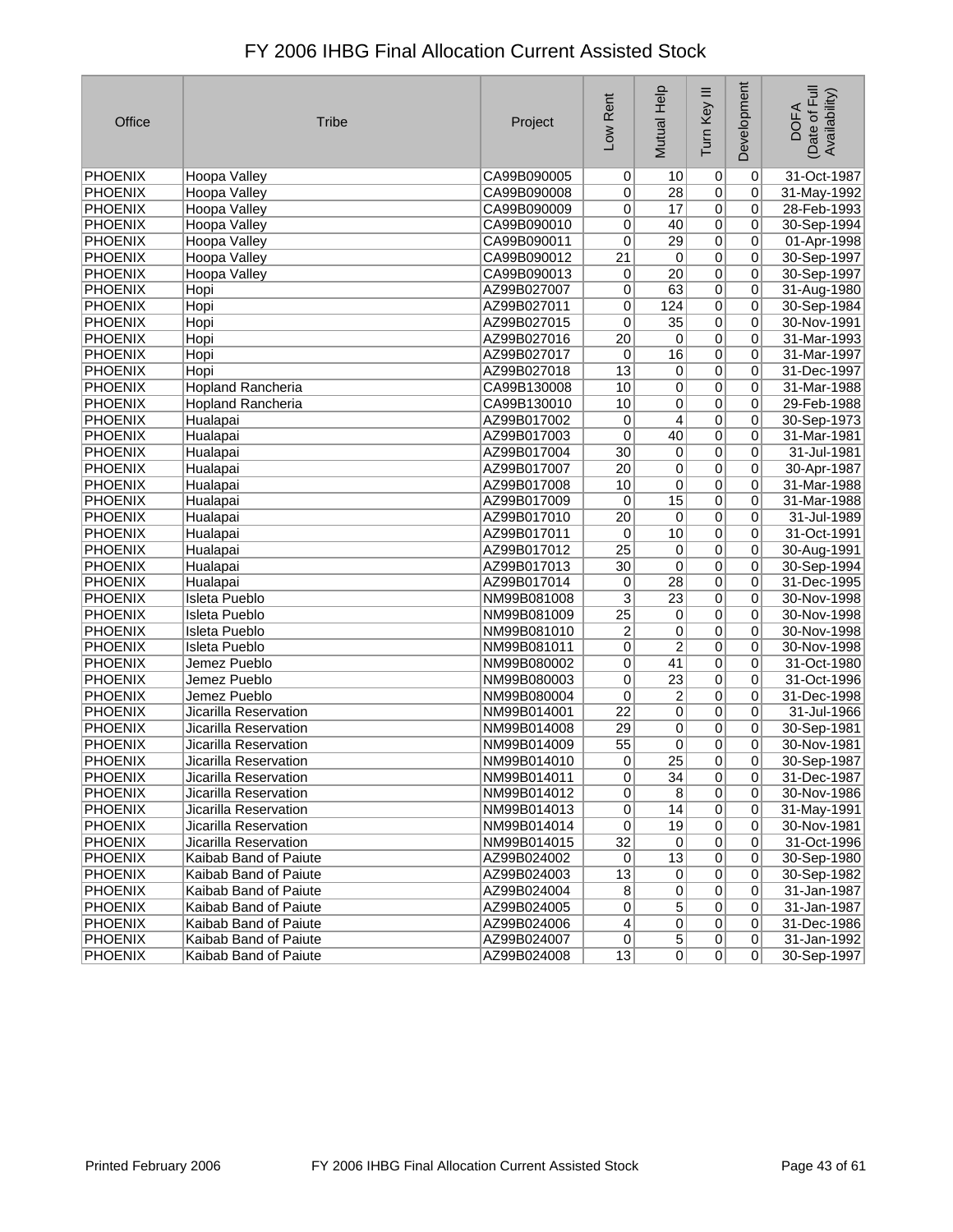# FY 2006 IHBG Final Allocation Current Assisted Stock

| Office | Tribe | Project | Low Rent | Mutual Help | Turn Key III | Development | DOFA (Date of Full Availability) |
|---|---|---|---|---|---|---|---|
| PHOENIX | Hoopa Valley | CA99B090005 | 0 | 10 | 0 | 0 | 31-Oct-1987 |
| PHOENIX | Hoopa Valley | CA99B090008 | 0 | 28 | 0 | 0 | 31-May-1992 |
| PHOENIX | Hoopa Valley | CA99B090009 | 0 | 17 | 0 | 0 | 28-Feb-1993 |
| PHOENIX | Hoopa Valley | CA99B090010 | 0 | 40 | 0 | 0 | 30-Sep-1994 |
| PHOENIX | Hoopa Valley | CA99B090011 | 0 | 29 | 0 | 0 | 01-Apr-1998 |
| PHOENIX | Hoopa Valley | CA99B090012 | 21 | 0 | 0 | 0 | 30-Sep-1997 |
| PHOENIX | Hoopa Valley | CA99B090013 | 0 | 20 | 0 | 0 | 30-Sep-1997 |
| PHOENIX | Hopi | AZ99B027007 | 0 | 63 | 0 | 0 | 31-Aug-1980 |
| PHOENIX | Hopi | AZ99B027011 | 0 | 124 | 0 | 0 | 30-Sep-1984 |
| PHOENIX | Hopi | AZ99B027015 | 0 | 35 | 0 | 0 | 30-Nov-1991 |
| PHOENIX | Hopi | AZ99B027016 | 20 | 0 | 0 | 0 | 31-Mar-1993 |
| PHOENIX | Hopi | AZ99B027017 | 0 | 16 | 0 | 0 | 31-Mar-1997 |
| PHOENIX | Hopi | AZ99B027018 | 13 | 0 | 0 | 0 | 31-Dec-1997 |
| PHOENIX | Hopland Rancheria | CA99B130008 | 10 | 0 | 0 | 0 | 31-Mar-1988 |
| PHOENIX | Hopland Rancheria | CA99B130010 | 10 | 0 | 0 | 0 | 29-Feb-1988 |
| PHOENIX | Hualapai | AZ99B017002 | 0 | 4 | 0 | 0 | 30-Sep-1973 |
| PHOENIX | Hualapai | AZ99B017003 | 0 | 40 | 0 | 0 | 31-Mar-1981 |
| PHOENIX | Hualapai | AZ99B017004 | 30 | 0 | 0 | 0 | 31-Jul-1981 |
| PHOENIX | Hualapai | AZ99B017007 | 20 | 0 | 0 | 0 | 30-Apr-1987 |
| PHOENIX | Hualapai | AZ99B017008 | 10 | 0 | 0 | 0 | 31-Mar-1988 |
| PHOENIX | Hualapai | AZ99B017009 | 0 | 15 | 0 | 0 | 31-Mar-1988 |
| PHOENIX | Hualapai | AZ99B017010 | 20 | 0 | 0 | 0 | 31-Jul-1989 |
| PHOENIX | Hualapai | AZ99B017011 | 0 | 10 | 0 | 0 | 31-Oct-1991 |
| PHOENIX | Hualapai | AZ99B017012 | 25 | 0 | 0 | 0 | 30-Aug-1991 |
| PHOENIX | Hualapai | AZ99B017013 | 30 | 0 | 0 | 0 | 30-Sep-1994 |
| PHOENIX | Hualapai | AZ99B017014 | 0 | 28 | 0 | 0 | 31-Dec-1995 |
| PHOENIX | Isleta Pueblo | NM99B081008 | 3 | 23 | 0 | 0 | 30-Nov-1998 |
| PHOENIX | Isleta Pueblo | NM99B081009 | 25 | 0 | 0 | 0 | 30-Nov-1998 |
| PHOENIX | Isleta Pueblo | NM99B081010 | 2 | 0 | 0 | 0 | 30-Nov-1998 |
| PHOENIX | Isleta Pueblo | NM99B081011 | 0 | 2 | 0 | 0 | 30-Nov-1998 |
| PHOENIX | Jemez Pueblo | NM99B080002 | 0 | 41 | 0 | 0 | 31-Oct-1980 |
| PHOENIX | Jemez Pueblo | NM99B080003 | 0 | 23 | 0 | 0 | 31-Oct-1996 |
| PHOENIX | Jemez Pueblo | NM99B080004 | 0 | 2 | 0 | 0 | 31-Dec-1998 |
| PHOENIX | Jicarilla Reservation | NM99B014001 | 22 | 0 | 0 | 0 | 31-Jul-1966 |
| PHOENIX | Jicarilla Reservation | NM99B014008 | 29 | 0 | 0 | 0 | 30-Sep-1981 |
| PHOENIX | Jicarilla Reservation | NM99B014009 | 55 | 0 | 0 | 0 | 30-Nov-1981 |
| PHOENIX | Jicarilla Reservation | NM99B014010 | 0 | 25 | 0 | 0 | 30-Sep-1987 |
| PHOENIX | Jicarilla Reservation | NM99B014011 | 0 | 34 | 0 | 0 | 31-Dec-1987 |
| PHOENIX | Jicarilla Reservation | NM99B014012 | 0 | 8 | 0 | 0 | 30-Nov-1986 |
| PHOENIX | Jicarilla Reservation | NM99B014013 | 0 | 14 | 0 | 0 | 31-May-1991 |
| PHOENIX | Jicarilla Reservation | NM99B014014 | 0 | 19 | 0 | 0 | 30-Nov-1981 |
| PHOENIX | Jicarilla Reservation | NM99B014015 | 32 | 0 | 0 | 0 | 31-Oct-1996 |
| PHOENIX | Kaibab Band of Paiute | AZ99B024002 | 0 | 13 | 0 | 0 | 30-Sep-1980 |
| PHOENIX | Kaibab Band of Paiute | AZ99B024003 | 13 | 0 | 0 | 0 | 30-Sep-1982 |
| PHOENIX | Kaibab Band of Paiute | AZ99B024004 | 8 | 0 | 0 | 0 | 31-Jan-1987 |
| PHOENIX | Kaibab Band of Paiute | AZ99B024005 | 0 | 5 | 0 | 0 | 31-Jan-1987 |
| PHOENIX | Kaibab Band of Paiute | AZ99B024006 | 4 | 0 | 0 | 0 | 31-Dec-1986 |
| PHOENIX | Kaibab Band of Paiute | AZ99B024007 | 0 | 5 | 0 | 0 | 31-Jan-1992 |
| PHOENIX | Kaibab Band of Paiute | AZ99B024008 | 13 | 0 | 0 | 0 | 30-Sep-1997 |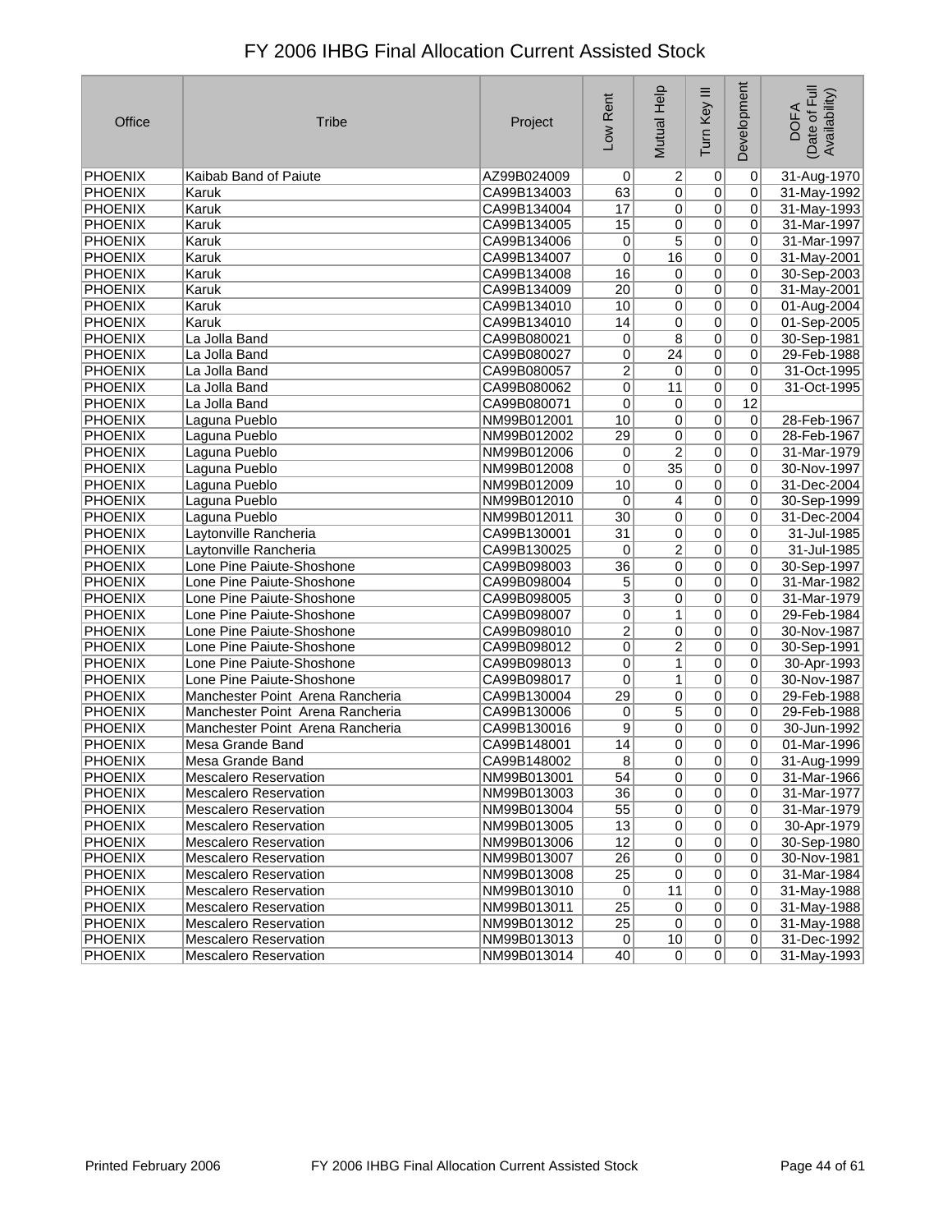# FY 2006 IHBG Final Allocation Current Assisted Stock

| Office | Tribe | Project | Low Rent | Mutual Help | Turn Key III | Development | DOFA (Date of Full Availability) |
|---|---|---|---|---|---|---|---|
| PHOENIX | Kaibab Band of Paiute | AZ99B024009 | 0 | 2 | 0 | 0 | 31-Aug-1970 |
| PHOENIX | Karuk | CA99B134003 | 63 | 0 | 0 | 0 | 31-May-1992 |
| PHOENIX | Karuk | CA99B134004 | 17 | 0 | 0 | 0 | 31-May-1993 |
| PHOENIX | Karuk | CA99B134005 | 15 | 0 | 0 | 0 | 31-Mar-1997 |
| PHOENIX | Karuk | CA99B134006 | 0 | 5 | 0 | 0 | 31-Mar-1997 |
| PHOENIX | Karuk | CA99B134007 | 0 | 16 | 0 | 0 | 31-May-2001 |
| PHOENIX | Karuk | CA99B134008 | 16 | 0 | 0 | 0 | 30-Sep-2003 |
| PHOENIX | Karuk | CA99B134009 | 20 | 0 | 0 | 0 | 31-May-2001 |
| PHOENIX | Karuk | CA99B134010 | 10 | 0 | 0 | 0 | 01-Aug-2004 |
| PHOENIX | Karuk | CA99B134010 | 14 | 0 | 0 | 0 | 01-Sep-2005 |
| PHOENIX | La Jolla Band | CA99B080021 | 0 | 8 | 0 | 0 | 30-Sep-1981 |
| PHOENIX | La Jolla Band | CA99B080027 | 0 | 24 | 0 | 0 | 29-Feb-1988 |
| PHOENIX | La Jolla Band | CA99B080057 | 2 | 0 | 0 | 0 | 31-Oct-1995 |
| PHOENIX | La Jolla Band | CA99B080062 | 0 | 11 | 0 | 0 | 31-Oct-1995 |
| PHOENIX | La Jolla Band | CA99B080071 | 0 | 0 | 0 | 12 | |
| PHOENIX | Laguna Pueblo | NM99B012001 | 10 | 0 | 0 | 0 | 28-Feb-1967 |
| PHOENIX | Laguna Pueblo | NM99B012002 | 29 | 0 | 0 | 0 | 28-Feb-1967 |
| PHOENIX | Laguna Pueblo | NM99B012006 | 0 | 2 | 0 | 0 | 31-Mar-1979 |
| PHOENIX | Laguna Pueblo | NM99B012008 | 0 | 35 | 0 | 0 | 30-Nov-1997 |
| PHOENIX | Laguna Pueblo | NM99B012009 | 10 | 0 | 0 | 0 | 31-Dec-2004 |
| PHOENIX | Laguna Pueblo | NM99B012010 | 0 | 4 | 0 | 0 | 30-Sep-1999 |
| PHOENIX | Laguna Pueblo | NM99B012011 | 30 | 0 | 0 | 0 | 31-Dec-2004 |
| PHOENIX | Laytonville Rancheria | CA99B130001 | 31 | 0 | 0 | 0 | 31-Jul-1985 |
| PHOENIX | Laytonville Rancheria | CA99B130025 | 0 | 2 | 0 | 0 | 31-Jul-1985 |
| PHOENIX | Lone Pine Paiute-Shoshone | CA99B098003 | 36 | 0 | 0 | 0 | 30-Sep-1997 |
| PHOENIX | Lone Pine Paiute-Shoshone | CA99B098004 | 5 | 0 | 0 | 0 | 31-Mar-1982 |
| PHOENIX | Lone Pine Paiute-Shoshone | CA99B098005 | 3 | 0 | 0 | 0 | 31-Mar-1979 |
| PHOENIX | Lone Pine Paiute-Shoshone | CA99B098007 | 0 | 1 | 0 | 0 | 29-Feb-1984 |
| PHOENIX | Lone Pine Paiute-Shoshone | CA99B098010 | 2 | 0 | 0 | 0 | 30-Nov-1987 |
| PHOENIX | Lone Pine Paiute-Shoshone | CA99B098012 | 0 | 2 | 0 | 0 | 30-Sep-1991 |
| PHOENIX | Lone Pine Paiute-Shoshone | CA99B098013 | 0 | 1 | 0 | 0 | 30-Apr-1993 |
| PHOENIX | Lone Pine Paiute-Shoshone | CA99B098017 | 0 | 1 | 0 | 0 | 30-Nov-1987 |
| PHOENIX | Manchester Point Arena Rancheria | CA99B130004 | 29 | 0 | 0 | 0 | 29-Feb-1988 |
| PHOENIX | Manchester Point Arena Rancheria | CA99B130006 | 0 | 5 | 0 | 0 | 29-Feb-1988 |
| PHOENIX | Manchester Point Arena Rancheria | CA99B130016 | 9 | 0 | 0 | 0 | 30-Jun-1992 |
| PHOENIX | Mesa Grande Band | CA99B148001 | 14 | 0 | 0 | 0 | 01-Mar-1996 |
| PHOENIX | Mesa Grande Band | CA99B148002 | 8 | 0 | 0 | 0 | 31-Aug-1999 |
| PHOENIX | Mescalero Reservation | NM99B013001 | 54 | 0 | 0 | 0 | 31-Mar-1966 |
| PHOENIX | Mescalero Reservation | NM99B013003 | 36 | 0 | 0 | 0 | 31-Mar-1977 |
| PHOENIX | Mescalero Reservation | NM99B013004 | 55 | 0 | 0 | 0 | 31-Mar-1979 |
| PHOENIX | Mescalero Reservation | NM99B013005 | 13 | 0 | 0 | 0 | 30-Apr-1979 |
| PHOENIX | Mescalero Reservation | NM99B013006 | 12 | 0 | 0 | 0 | 30-Sep-1980 |
| PHOENIX | Mescalero Reservation | NM99B013007 | 26 | 0 | 0 | 0 | 30-Nov-1981 |
| PHOENIX | Mescalero Reservation | NM99B013008 | 25 | 0 | 0 | 0 | 31-Mar-1984 |
| PHOENIX | Mescalero Reservation | NM99B013010 | 0 | 11 | 0 | 0 | 31-May-1988 |
| PHOENIX | Mescalero Reservation | NM99B013011 | 25 | 0 | 0 | 0 | 31-May-1988 |
| PHOENIX | Mescalero Reservation | NM99B013012 | 25 | 0 | 0 | 0 | 31-May-1988 |
| PHOENIX | Mescalero Reservation | NM99B013013 | 0 | 10 | 0 | 0 | 31-Dec-1992 |
| PHOENIX | Mescalero Reservation | NM99B013014 | 40 | 0 | 0 | 0 | 31-May-1993 |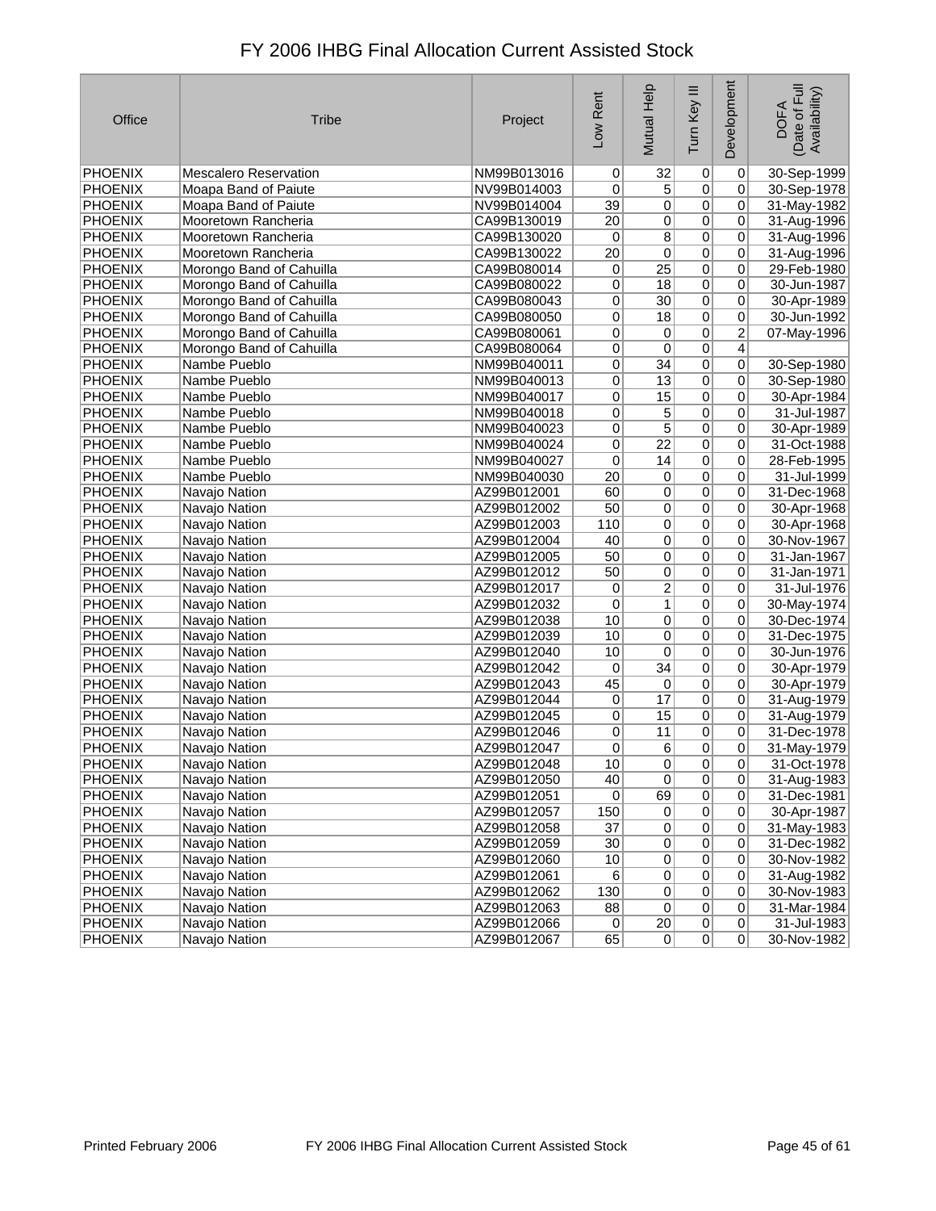# FY 2006 IHBG Final Allocation Current Assisted Stock

| Office | Tribe | Project | Low Rent | Mutual Help | Turn Key III | Development | DOFA (Date of Full Availability) |
|---|---|---|---|---|---|---|---|
| PHOENIX | Mescalero Reservation | NM99B013016 | 0 | 32 | 0 | 0 | 30-Sep-1999 |
| PHOENIX | Moapa Band of Paiute | NV99B014003 | 0 | 5 | 0 | 0 | 30-Sep-1978 |
| PHOENIX | Moapa Band of Paiute | NV99B014004 | 39 | 0 | 0 | 0 | 31-May-1982 |
| PHOENIX | Mooretown Rancheria | CA99B130019 | 20 | 0 | 0 | 0 | 31-Aug-1996 |
| PHOENIX | Mooretown Rancheria | CA99B130020 | 0 | 8 | 0 | 0 | 31-Aug-1996 |
| PHOENIX | Mooretown Rancheria | CA99B130022 | 20 | 0 | 0 | 0 | 31-Aug-1996 |
| PHOENIX | Morongo Band of Cahuilla | CA99B080014 | 0 | 25 | 0 | 0 | 29-Feb-1980 |
| PHOENIX | Morongo Band of Cahuilla | CA99B080022 | 0 | 18 | 0 | 0 | 30-Jun-1987 |
| PHOENIX | Morongo Band of Cahuilla | CA99B080043 | 0 | 30 | 0 | 0 | 30-Apr-1989 |
| PHOENIX | Morongo Band of Cahuilla | CA99B080050 | 0 | 18 | 0 | 0 | 30-Jun-1992 |
| PHOENIX | Morongo Band of Cahuilla | CA99B080061 | 0 | 0 | 0 | 2 | 07-May-1996 |
| PHOENIX | Morongo Band of Cahuilla | CA99B080064 | 0 | 0 | 0 | 4 | |
| PHOENIX | Nambe Pueblo | NM99B040011 | 0 | 34 | 0 | 0 | 30-Sep-1980 |
| PHOENIX | Nambe Pueblo | NM99B040013 | 0 | 13 | 0 | 0 | 30-Sep-1980 |
| PHOENIX | Nambe Pueblo | NM99B040017 | 0 | 15 | 0 | 0 | 30-Apr-1984 |
| PHOENIX | Nambe Pueblo | NM99B040018 | 0 | 5 | 0 | 0 | 31-Jul-1987 |
| PHOENIX | Nambe Pueblo | NM99B040023 | 0 | 5 | 0 | 0 | 30-Apr-1989 |
| PHOENIX | Nambe Pueblo | NM99B040024 | 0 | 22 | 0 | 0 | 31-Oct-1988 |
| PHOENIX | Nambe Pueblo | NM99B040027 | 0 | 14 | 0 | 0 | 28-Feb-1995 |
| PHOENIX | Nambe Pueblo | NM99B040030 | 20 | 0 | 0 | 0 | 31-Jul-1999 |
| PHOENIX | Navajo Nation | AZ99B012001 | 60 | 0 | 0 | 0 | 31-Dec-1968 |
| PHOENIX | Navajo Nation | AZ99B012002 | 50 | 0 | 0 | 0 | 30-Apr-1968 |
| PHOENIX | Navajo Nation | AZ99B012003 | 110 | 0 | 0 | 0 | 30-Apr-1968 |
| PHOENIX | Navajo Nation | AZ99B012004 | 40 | 0 | 0 | 0 | 30-Nov-1967 |
| PHOENIX | Navajo Nation | AZ99B012005 | 50 | 0 | 0 | 0 | 31-Jan-1967 |
| PHOENIX | Navajo Nation | AZ99B012012 | 50 | 0 | 0 | 0 | 31-Jan-1971 |
| PHOENIX | Navajo Nation | AZ99B012017 | 0 | 2 | 0 | 0 | 31-Jul-1976 |
| PHOENIX | Navajo Nation | AZ99B012032 | 0 | 1 | 0 | 0 | 30-May-1974 |
| PHOENIX | Navajo Nation | AZ99B012038 | 10 | 0 | 0 | 0 | 30-Dec-1974 |
| PHOENIX | Navajo Nation | AZ99B012039 | 10 | 0 | 0 | 0 | 31-Dec-1975 |
| PHOENIX | Navajo Nation | AZ99B012040 | 10 | 0 | 0 | 0 | 30-Jun-1976 |
| PHOENIX | Navajo Nation | AZ99B012042 | 0 | 34 | 0 | 0 | 30-Apr-1979 |
| PHOENIX | Navajo Nation | AZ99B012043 | 45 | 0 | 0 | 0 | 30-Apr-1979 |
| PHOENIX | Navajo Nation | AZ99B012044 | 0 | 17 | 0 | 0 | 31-Aug-1979 |
| PHOENIX | Navajo Nation | AZ99B012045 | 0 | 15 | 0 | 0 | 31-Aug-1979 |
| PHOENIX | Navajo Nation | AZ99B012046 | 0 | 11 | 0 | 0 | 31-Dec-1978 |
| PHOENIX | Navajo Nation | AZ99B012047 | 0 | 6 | 0 | 0 | 31-May-1979 |
| PHOENIX | Navajo Nation | AZ99B012048 | 10 | 0 | 0 | 0 | 31-Oct-1978 |
| PHOENIX | Navajo Nation | AZ99B012050 | 40 | 0 | 0 | 0 | 31-Aug-1983 |
| PHOENIX | Navajo Nation | AZ99B012051 | 0 | 69 | 0 | 0 | 31-Dec-1981 |
| PHOENIX | Navajo Nation | AZ99B012057 | 150 | 0 | 0 | 0 | 30-Apr-1987 |
| PHOENIX | Navajo Nation | AZ99B012058 | 37 | 0 | 0 | 0 | 31-May-1983 |
| PHOENIX | Navajo Nation | AZ99B012059 | 30 | 0 | 0 | 0 | 31-Dec-1982 |
| PHOENIX | Navajo Nation | AZ99B012060 | 10 | 0 | 0 | 0 | 30-Nov-1982 |
| PHOENIX | Navajo Nation | AZ99B012061 | 6 | 0 | 0 | 0 | 31-Aug-1982 |
| PHOENIX | Navajo Nation | AZ99B012062 | 130 | 0 | 0 | 0 | 30-Nov-1983 |
| PHOENIX | Navajo Nation | AZ99B012063 | 88 | 0 | 0 | 0 | 31-Mar-1984 |
| PHOENIX | Navajo Nation | AZ99B012066 | 0 | 20 | 0 | 0 | 31-Jul-1983 |
| PHOENIX | Navajo Nation | AZ99B012067 | 65 | 0 | 0 | 0 | 30-Nov-1982 |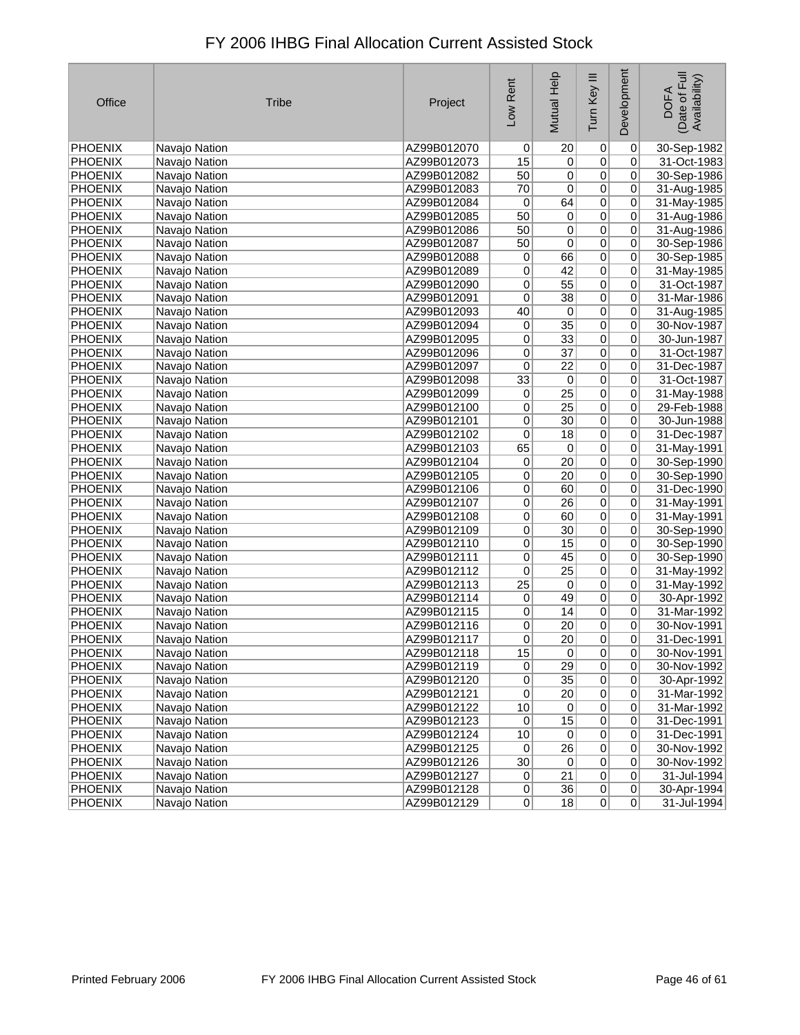# FY 2006 IHBG Final Allocation Current Assisted Stock

| Office | Tribe | Project | Low Rent | Mutual Help | Turn Key III | Development | DOFA (Date of Full Availability) |
|---|---|---|---|---|---|---|---|
| PHOENIX | Navajo Nation | AZ99B012070 | 0 | 20 | 0 | 0 | 30-Sep-1982 |
| PHOENIX | Navajo Nation | AZ99B012073 | 15 | 0 | 0 | 0 | 31-Oct-1983 |
| PHOENIX | Navajo Nation | AZ99B012082 | 50 | 0 | 0 | 0 | 30-Sep-1986 |
| PHOENIX | Navajo Nation | AZ99B012083 | 70 | 0 | 0 | 0 | 31-Aug-1985 |
| PHOENIX | Navajo Nation | AZ99B012084 | 0 | 64 | 0 | 0 | 31-May-1985 |
| PHOENIX | Navajo Nation | AZ99B012085 | 50 | 0 | 0 | 0 | 31-Aug-1986 |
| PHOENIX | Navajo Nation | AZ99B012086 | 50 | 0 | 0 | 0 | 31-Aug-1986 |
| PHOENIX | Navajo Nation | AZ99B012087 | 50 | 0 | 0 | 0 | 30-Sep-1986 |
| PHOENIX | Navajo Nation | AZ99B012088 | 0 | 66 | 0 | 0 | 30-Sep-1985 |
| PHOENIX | Navajo Nation | AZ99B012089 | 0 | 42 | 0 | 0 | 31-May-1985 |
| PHOENIX | Navajo Nation | AZ99B012090 | 0 | 55 | 0 | 0 | 31-Oct-1987 |
| PHOENIX | Navajo Nation | AZ99B012091 | 0 | 38 | 0 | 0 | 31-Mar-1986 |
| PHOENIX | Navajo Nation | AZ99B012093 | 40 | 0 | 0 | 0 | 31-Aug-1985 |
| PHOENIX | Navajo Nation | AZ99B012094 | 0 | 35 | 0 | 0 | 30-Nov-1987 |
| PHOENIX | Navajo Nation | AZ99B012095 | 0 | 33 | 0 | 0 | 30-Jun-1987 |
| PHOENIX | Navajo Nation | AZ99B012096 | 0 | 37 | 0 | 0 | 31-Oct-1987 |
| PHOENIX | Navajo Nation | AZ99B012097 | 0 | 22 | 0 | 0 | 31-Dec-1987 |
| PHOENIX | Navajo Nation | AZ99B012098 | 33 | 0 | 0 | 0 | 31-Oct-1987 |
| PHOENIX | Navajo Nation | AZ99B012099 | 0 | 25 | 0 | 0 | 31-May-1988 |
| PHOENIX | Navajo Nation | AZ99B012100 | 0 | 25 | 0 | 0 | 29-Feb-1988 |
| PHOENIX | Navajo Nation | AZ99B012101 | 0 | 30 | 0 | 0 | 30-Jun-1988 |
| PHOENIX | Navajo Nation | AZ99B012102 | 0 | 18 | 0 | 0 | 31-Dec-1987 |
| PHOENIX | Navajo Nation | AZ99B012103 | 65 | 0 | 0 | 0 | 31-May-1991 |
| PHOENIX | Navajo Nation | AZ99B012104 | 0 | 20 | 0 | 0 | 30-Sep-1990 |
| PHOENIX | Navajo Nation | AZ99B012105 | 0 | 20 | 0 | 0 | 30-Sep-1990 |
| PHOENIX | Navajo Nation | AZ99B012106 | 0 | 60 | 0 | 0 | 31-Dec-1990 |
| PHOENIX | Navajo Nation | AZ99B012107 | 0 | 26 | 0 | 0 | 31-May-1991 |
| PHOENIX | Navajo Nation | AZ99B012108 | 0 | 60 | 0 | 0 | 31-May-1991 |
| PHOENIX | Navajo Nation | AZ99B012109 | 0 | 30 | 0 | 0 | 30-Sep-1990 |
| PHOENIX | Navajo Nation | AZ99B012110 | 0 | 15 | 0 | 0 | 30-Sep-1990 |
| PHOENIX | Navajo Nation | AZ99B012111 | 0 | 45 | 0 | 0 | 30-Sep-1990 |
| PHOENIX | Navajo Nation | AZ99B012112 | 0 | 25 | 0 | 0 | 31-May-1992 |
| PHOENIX | Navajo Nation | AZ99B012113 | 25 | 0 | 0 | 0 | 31-May-1992 |
| PHOENIX | Navajo Nation | AZ99B012114 | 0 | 49 | 0 | 0 | 30-Apr-1992 |
| PHOENIX | Navajo Nation | AZ99B012115 | 0 | 14 | 0 | 0 | 31-Mar-1992 |
| PHOENIX | Navajo Nation | AZ99B012116 | 0 | 20 | 0 | 0 | 30-Nov-1991 |
| PHOENIX | Navajo Nation | AZ99B012117 | 0 | 20 | 0 | 0 | 31-Dec-1991 |
| PHOENIX | Navajo Nation | AZ99B012118 | 15 | 0 | 0 | 0 | 30-Nov-1991 |
| PHOENIX | Navajo Nation | AZ99B012119 | 0 | 29 | 0 | 0 | 30-Nov-1992 |
| PHOENIX | Navajo Nation | AZ99B012120 | 0 | 35 | 0 | 0 | 30-Apr-1992 |
| PHOENIX | Navajo Nation | AZ99B012121 | 0 | 20 | 0 | 0 | 31-Mar-1992 |
| PHOENIX | Navajo Nation | AZ99B012122 | 10 | 0 | 0 | 0 | 31-Mar-1992 |
| PHOENIX | Navajo Nation | AZ99B012123 | 0 | 15 | 0 | 0 | 31-Dec-1991 |
| PHOENIX | Navajo Nation | AZ99B012124 | 10 | 0 | 0 | 0 | 31-Dec-1991 |
| PHOENIX | Navajo Nation | AZ99B012125 | 0 | 26 | 0 | 0 | 30-Nov-1992 |
| PHOENIX | Navajo Nation | AZ99B012126 | 30 | 0 | 0 | 0 | 30-Nov-1992 |
| PHOENIX | Navajo Nation | AZ99B012127 | 0 | 21 | 0 | 0 | 31-Jul-1994 |
| PHOENIX | Navajo Nation | AZ99B012128 | 0 | 36 | 0 | 0 | 30-Apr-1994 |
| PHOENIX | Navajo Nation | AZ99B012129 | 0 | 18 | 0 | 0 | 31-Jul-1994 |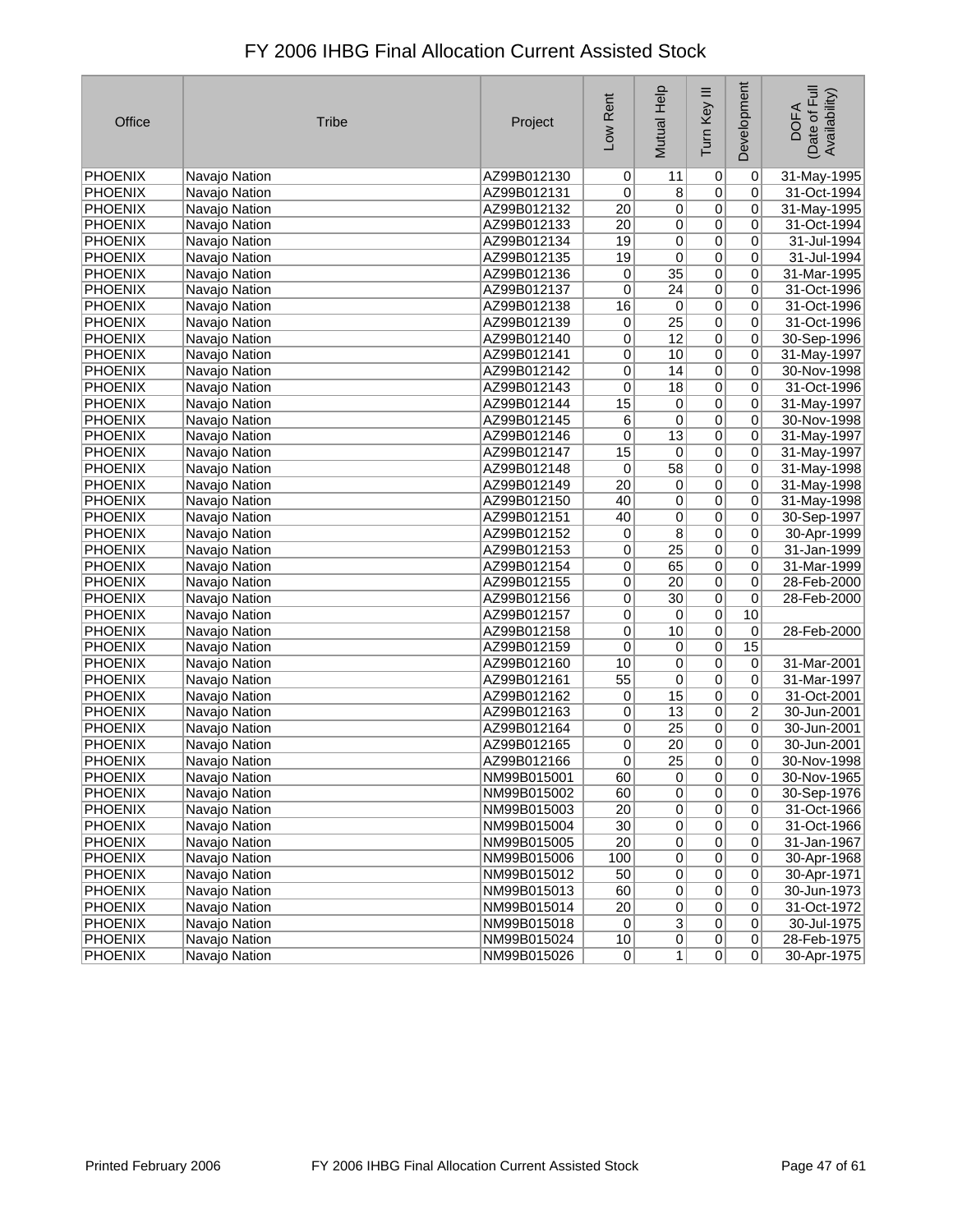# FY 2006 IHBG Final Allocation Current Assisted Stock

| Office | Tribe | Project | Low Rent | Mutual Help | Turn Key III | Development | DOFA (Date of Full Availability) |
|---|---|---|---|---|---|---|---|
| PHOENIX | Navajo Nation | AZ99B012130 | 0 | 11 | 0 | 0 | 31-May-1995 |
| PHOENIX | Navajo Nation | AZ99B012131 | 0 | 8 | 0 | 0 | 31-Oct-1994 |
| PHOENIX | Navajo Nation | AZ99B012132 | 20 | 0 | 0 | 0 | 31-May-1995 |
| PHOENIX | Navajo Nation | AZ99B012133 | 20 | 0 | 0 | 0 | 31-Oct-1994 |
| PHOENIX | Navajo Nation | AZ99B012134 | 19 | 0 | 0 | 0 | 31-Jul-1994 |
| PHOENIX | Navajo Nation | AZ99B012135 | 19 | 0 | 0 | 0 | 31-Jul-1994 |
| PHOENIX | Navajo Nation | AZ99B012136 | 0 | 35 | 0 | 0 | 31-Mar-1995 |
| PHOENIX | Navajo Nation | AZ99B012137 | 0 | 24 | 0 | 0 | 31-Oct-1996 |
| PHOENIX | Navajo Nation | AZ99B012138 | 16 | 0 | 0 | 0 | 31-Oct-1996 |
| PHOENIX | Navajo Nation | AZ99B012139 | 0 | 25 | 0 | 0 | 31-Oct-1996 |
| PHOENIX | Navajo Nation | AZ99B012140 | 0 | 12 | 0 | 0 | 30-Sep-1996 |
| PHOENIX | Navajo Nation | AZ99B012141 | 0 | 10 | 0 | 0 | 31-May-1997 |
| PHOENIX | Navajo Nation | AZ99B012142 | 0 | 14 | 0 | 0 | 30-Nov-1998 |
| PHOENIX | Navajo Nation | AZ99B012143 | 0 | 18 | 0 | 0 | 31-Oct-1996 |
| PHOENIX | Navajo Nation | AZ99B012144 | 15 | 0 | 0 | 0 | 31-May-1997 |
| PHOENIX | Navajo Nation | AZ99B012145 | 6 | 0 | 0 | 0 | 30-Nov-1998 |
| PHOENIX | Navajo Nation | AZ99B012146 | 0 | 13 | 0 | 0 | 31-May-1997 |
| PHOENIX | Navajo Nation | AZ99B012147 | 15 | 0 | 0 | 0 | 31-May-1997 |
| PHOENIX | Navajo Nation | AZ99B012148 | 0 | 58 | 0 | 0 | 31-May-1998 |
| PHOENIX | Navajo Nation | AZ99B012149 | 20 | 0 | 0 | 0 | 31-May-1998 |
| PHOENIX | Navajo Nation | AZ99B012150 | 40 | 0 | 0 | 0 | 31-May-1998 |
| PHOENIX | Navajo Nation | AZ99B012151 | 40 | 0 | 0 | 0 | 30-Sep-1997 |
| PHOENIX | Navajo Nation | AZ99B012152 | 0 | 8 | 0 | 0 | 30-Apr-1999 |
| PHOENIX | Navajo Nation | AZ99B012153 | 0 | 25 | 0 | 0 | 31-Jan-1999 |
| PHOENIX | Navajo Nation | AZ99B012154 | 0 | 65 | 0 | 0 | 31-Mar-1999 |
| PHOENIX | Navajo Nation | AZ99B012155 | 0 | 20 | 0 | 0 | 28-Feb-2000 |
| PHOENIX | Navajo Nation | AZ99B012156 | 0 | 30 | 0 | 0 | 28-Feb-2000 |
| PHOENIX | Navajo Nation | AZ99B012157 | 0 | 0 | 0 | 10 | |
| PHOENIX | Navajo Nation | AZ99B012158 | 0 | 10 | 0 | 0 | 28-Feb-2000 |
| PHOENIX | Navajo Nation | AZ99B012159 | 0 | 0 | 0 | 15 | |
| PHOENIX | Navajo Nation | AZ99B012160 | 10 | 0 | 0 | 0 | 31-Mar-2001 |
| PHOENIX | Navajo Nation | AZ99B012161 | 55 | 0 | 0 | 0 | 31-Mar-1997 |
| PHOENIX | Navajo Nation | AZ99B012162 | 0 | 15 | 0 | 0 | 31-Oct-2001 |
| PHOENIX | Navajo Nation | AZ99B012163 | 0 | 13 | 0 | 2 | 30-Jun-2001 |
| PHOENIX | Navajo Nation | AZ99B012164 | 0 | 25 | 0 | 0 | 30-Jun-2001 |
| PHOENIX | Navajo Nation | AZ99B012165 | 0 | 20 | 0 | 0 | 30-Jun-2001 |
| PHOENIX | Navajo Nation | AZ99B012166 | 0 | 25 | 0 | 0 | 30-Nov-1998 |
| PHOENIX | Navajo Nation | NM99B015001 | 60 | 0 | 0 | 0 | 30-Nov-1965 |
| PHOENIX | Navajo Nation | NM99B015002 | 60 | 0 | 0 | 0 | 30-Sep-1976 |
| PHOENIX | Navajo Nation | NM99B015003 | 20 | 0 | 0 | 0 | 31-Oct-1966 |
| PHOENIX | Navajo Nation | NM99B015004 | 30 | 0 | 0 | 0 | 31-Oct-1966 |
| PHOENIX | Navajo Nation | NM99B015005 | 20 | 0 | 0 | 0 | 31-Jan-1967 |
| PHOENIX | Navajo Nation | NM99B015006 | 100 | 0 | 0 | 0 | 30-Apr-1968 |
| PHOENIX | Navajo Nation | NM99B015012 | 50 | 0 | 0 | 0 | 30-Apr-1971 |
| PHOENIX | Navajo Nation | NM99B015013 | 60 | 0 | 0 | 0 | 30-Jun-1973 |
| PHOENIX | Navajo Nation | NM99B015014 | 20 | 0 | 0 | 0 | 31-Oct-1972 |
| PHOENIX | Navajo Nation | NM99B015018 | 0 | 3 | 0 | 0 | 30-Jul-1975 |
| PHOENIX | Navajo Nation | NM99B015024 | 10 | 0 | 0 | 0 | 28-Feb-1975 |
| PHOENIX | Navajo Nation | NM99B015026 | 0 | 1 | 0 | 0 | 30-Apr-1975 |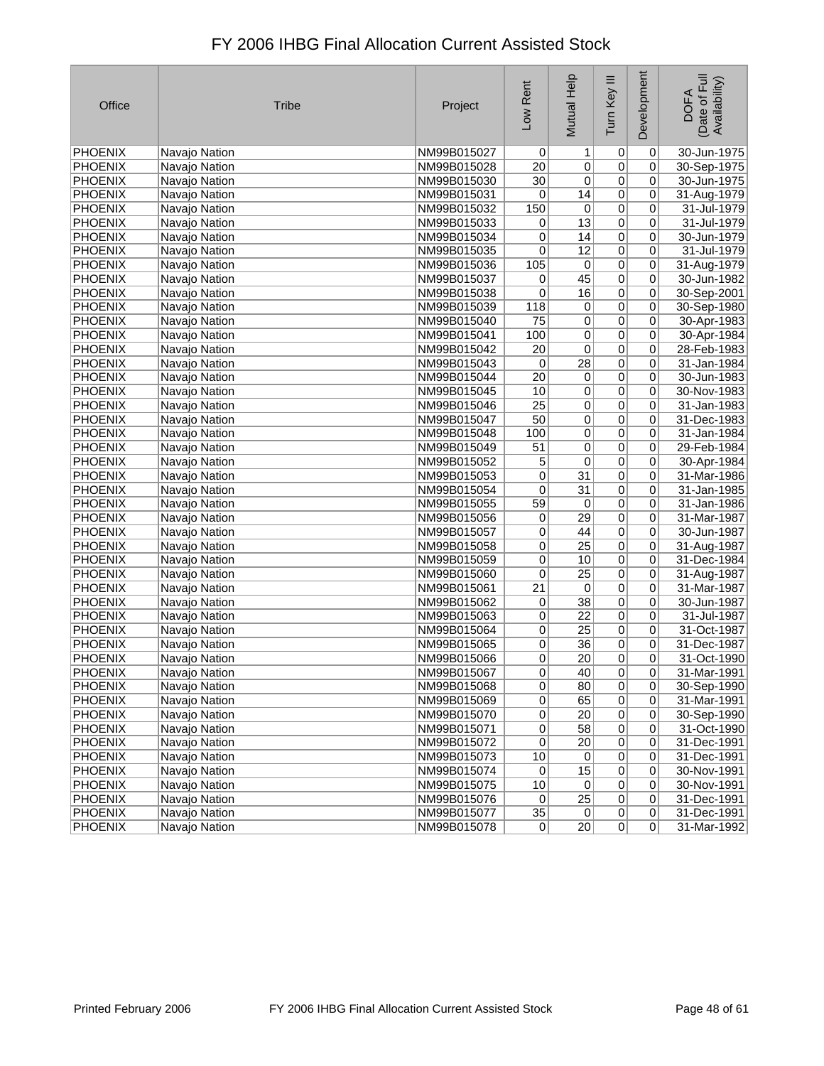# FY 2006 IHBG Final Allocation Current Assisted Stock

| Office | Tribe | Project | Low Rent | Mutual Help | Turn Key III | Development | DOFA (Date of Full Availability) |
|---|---|---|---|---|---|---|---|
| PHOENIX | Navajo Nation | NM99B015027 | 0 | 1 | 0 | 0 | 30-Jun-1975 |
| PHOENIX | Navajo Nation | NM99B015028 | 20 | 0 | 0 | 0 | 30-Sep-1975 |
| PHOENIX | Navajo Nation | NM99B015030 | 30 | 0 | 0 | 0 | 30-Jun-1975 |
| PHOENIX | Navajo Nation | NM99B015031 | 0 | 14 | 0 | 0 | 31-Aug-1979 |
| PHOENIX | Navajo Nation | NM99B015032 | 150 | 0 | 0 | 0 | 31-Jul-1979 |
| PHOENIX | Navajo Nation | NM99B015033 | 0 | 13 | 0 | 0 | 31-Jul-1979 |
| PHOENIX | Navajo Nation | NM99B015034 | 0 | 14 | 0 | 0 | 30-Jun-1979 |
| PHOENIX | Navajo Nation | NM99B015035 | 0 | 12 | 0 | 0 | 31-Jul-1979 |
| PHOENIX | Navajo Nation | NM99B015036 | 105 | 0 | 0 | 0 | 31-Aug-1979 |
| PHOENIX | Navajo Nation | NM99B015037 | 0 | 45 | 0 | 0 | 30-Jun-1982 |
| PHOENIX | Navajo Nation | NM99B015038 | 0 | 16 | 0 | 0 | 30-Sep-2001 |
| PHOENIX | Navajo Nation | NM99B015039 | 118 | 0 | 0 | 0 | 30-Sep-1980 |
| PHOENIX | Navajo Nation | NM99B015040 | 75 | 0 | 0 | 0 | 30-Apr-1983 |
| PHOENIX | Navajo Nation | NM99B015041 | 100 | 0 | 0 | 0 | 30-Apr-1984 |
| PHOENIX | Navajo Nation | NM99B015042 | 20 | 0 | 0 | 0 | 28-Feb-1983 |
| PHOENIX | Navajo Nation | NM99B015043 | 0 | 28 | 0 | 0 | 31-Jan-1984 |
| PHOENIX | Navajo Nation | NM99B015044 | 20 | 0 | 0 | 0 | 30-Jun-1983 |
| PHOENIX | Navajo Nation | NM99B015045 | 10 | 0 | 0 | 0 | 30-Nov-1983 |
| PHOENIX | Navajo Nation | NM99B015046 | 25 | 0 | 0 | 0 | 31-Jan-1983 |
| PHOENIX | Navajo Nation | NM99B015047 | 50 | 0 | 0 | 0 | 31-Dec-1983 |
| PHOENIX | Navajo Nation | NM99B015048 | 100 | 0 | 0 | 0 | 31-Jan-1984 |
| PHOENIX | Navajo Nation | NM99B015049 | 51 | 0 | 0 | 0 | 29-Feb-1984 |
| PHOENIX | Navajo Nation | NM99B015052 | 5 | 0 | 0 | 0 | 30-Apr-1984 |
| PHOENIX | Navajo Nation | NM99B015053 | 0 | 31 | 0 | 0 | 31-Mar-1986 |
| PHOENIX | Navajo Nation | NM99B015054 | 0 | 31 | 0 | 0 | 31-Jan-1985 |
| PHOENIX | Navajo Nation | NM99B015055 | 59 | 0 | 0 | 0 | 31-Jan-1986 |
| PHOENIX | Navajo Nation | NM99B015056 | 0 | 29 | 0 | 0 | 31-Mar-1987 |
| PHOENIX | Navajo Nation | NM99B015057 | 0 | 44 | 0 | 0 | 30-Jun-1987 |
| PHOENIX | Navajo Nation | NM99B015058 | 0 | 25 | 0 | 0 | 31-Aug-1987 |
| PHOENIX | Navajo Nation | NM99B015059 | 0 | 10 | 0 | 0 | 31-Dec-1984 |
| PHOENIX | Navajo Nation | NM99B015060 | 0 | 25 | 0 | 0 | 31-Aug-1987 |
| PHOENIX | Navajo Nation | NM99B015061 | 21 | 0 | 0 | 0 | 31-Mar-1987 |
| PHOENIX | Navajo Nation | NM99B015062 | 0 | 38 | 0 | 0 | 30-Jun-1987 |
| PHOENIX | Navajo Nation | NM99B015063 | 0 | 22 | 0 | 0 | 31-Jul-1987 |
| PHOENIX | Navajo Nation | NM99B015064 | 0 | 25 | 0 | 0 | 31-Oct-1987 |
| PHOENIX | Navajo Nation | NM99B015065 | 0 | 36 | 0 | 0 | 31-Dec-1987 |
| PHOENIX | Navajo Nation | NM99B015066 | 0 | 20 | 0 | 0 | 31-Oct-1990 |
| PHOENIX | Navajo Nation | NM99B015067 | 0 | 40 | 0 | 0 | 31-Mar-1991 |
| PHOENIX | Navajo Nation | NM99B015068 | 0 | 80 | 0 | 0 | 30-Sep-1990 |
| PHOENIX | Navajo Nation | NM99B015069 | 0 | 65 | 0 | 0 | 31-Mar-1991 |
| PHOENIX | Navajo Nation | NM99B015070 | 0 | 20 | 0 | 0 | 30-Sep-1990 |
| PHOENIX | Navajo Nation | NM99B015071 | 0 | 58 | 0 | 0 | 31-Oct-1990 |
| PHOENIX | Navajo Nation | NM99B015072 | 0 | 20 | 0 | 0 | 31-Dec-1991 |
| PHOENIX | Navajo Nation | NM99B015073 | 10 | 0 | 0 | 0 | 31-Dec-1991 |
| PHOENIX | Navajo Nation | NM99B015074 | 0 | 15 | 0 | 0 | 30-Nov-1991 |
| PHOENIX | Navajo Nation | NM99B015075 | 10 | 0 | 0 | 0 | 30-Nov-1991 |
| PHOENIX | Navajo Nation | NM99B015076 | 0 | 25 | 0 | 0 | 31-Dec-1991 |
| PHOENIX | Navajo Nation | NM99B015077 | 35 | 0 | 0 | 0 | 31-Dec-1991 |
| PHOENIX | Navajo Nation | NM99B015078 | 0 | 20 | 0 | 0 | 31-Mar-1992 |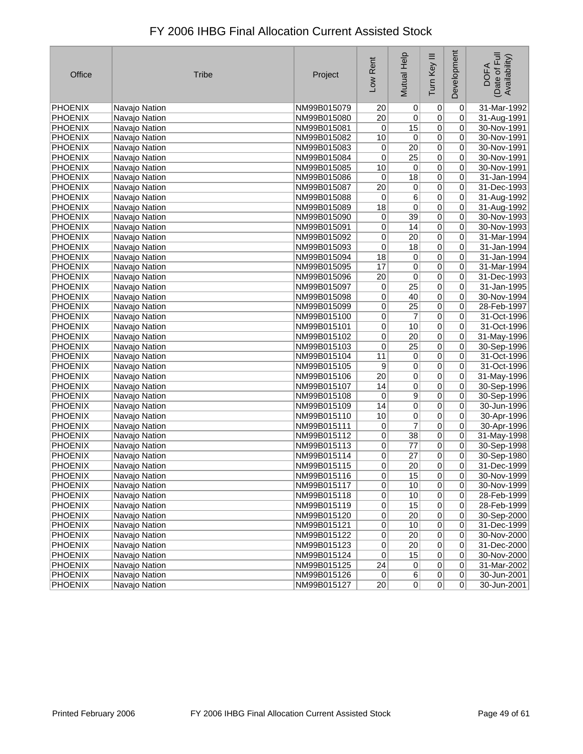# FY 2006 IHBG Final Allocation Current Assisted Stock

| Office | Tribe | Project | Low Rent | Mutual Help | Turn Key III | Development | DOFA (Date of Full Availability) |
|---|---|---|---|---|---|---|---|
| PHOENIX | Navajo Nation | NM99B015079 | 20 | 0 | 0 | 0 | 31-Mar-1992 |
| PHOENIX | Navajo Nation | NM99B015080 | 20 | 0 | 0 | 0 | 31-Aug-1991 |
| PHOENIX | Navajo Nation | NM99B015081 | 0 | 15 | 0 | 0 | 30-Nov-1991 |
| PHOENIX | Navajo Nation | NM99B015082 | 10 | 0 | 0 | 0 | 30-Nov-1991 |
| PHOENIX | Navajo Nation | NM99B015083 | 0 | 20 | 0 | 0 | 30-Nov-1991 |
| PHOENIX | Navajo Nation | NM99B015084 | 0 | 25 | 0 | 0 | 30-Nov-1991 |
| PHOENIX | Navajo Nation | NM99B015085 | 10 | 0 | 0 | 0 | 30-Nov-1991 |
| PHOENIX | Navajo Nation | NM99B015086 | 0 | 18 | 0 | 0 | 31-Jan-1994 |
| PHOENIX | Navajo Nation | NM99B015087 | 20 | 0 | 0 | 0 | 31-Dec-1993 |
| PHOENIX | Navajo Nation | NM99B015088 | 0 | 6 | 0 | 0 | 31-Aug-1992 |
| PHOENIX | Navajo Nation | NM99B015089 | 18 | 0 | 0 | 0 | 31-Aug-1992 |
| PHOENIX | Navajo Nation | NM99B015090 | 0 | 39 | 0 | 0 | 30-Nov-1993 |
| PHOENIX | Navajo Nation | NM99B015091 | 0 | 14 | 0 | 0 | 30-Nov-1993 |
| PHOENIX | Navajo Nation | NM99B015092 | 0 | 20 | 0 | 0 | 31-Mar-1994 |
| PHOENIX | Navajo Nation | NM99B015093 | 0 | 18 | 0 | 0 | 31-Jan-1994 |
| PHOENIX | Navajo Nation | NM99B015094 | 18 | 0 | 0 | 0 | 31-Jan-1994 |
| PHOENIX | Navajo Nation | NM99B015095 | 17 | 0 | 0 | 0 | 31-Mar-1994 |
| PHOENIX | Navajo Nation | NM99B015096 | 20 | 0 | 0 | 0 | 31-Dec-1993 |
| PHOENIX | Navajo Nation | NM99B015097 | 0 | 25 | 0 | 0 | 31-Jan-1995 |
| PHOENIX | Navajo Nation | NM99B015098 | 0 | 40 | 0 | 0 | 30-Nov-1994 |
| PHOENIX | Navajo Nation | NM99B015099 | 0 | 25 | 0 | 0 | 28-Feb-1997 |
| PHOENIX | Navajo Nation | NM99B015100 | 0 | 7 | 0 | 0 | 31-Oct-1996 |
| PHOENIX | Navajo Nation | NM99B015101 | 0 | 10 | 0 | 0 | 31-Oct-1996 |
| PHOENIX | Navajo Nation | NM99B015102 | 0 | 20 | 0 | 0 | 31-May-1996 |
| PHOENIX | Navajo Nation | NM99B015103 | 0 | 25 | 0 | 0 | 30-Sep-1996 |
| PHOENIX | Navajo Nation | NM99B015104 | 11 | 0 | 0 | 0 | 31-Oct-1996 |
| PHOENIX | Navajo Nation | NM99B015105 | 9 | 0 | 0 | 0 | 31-Oct-1996 |
| PHOENIX | Navajo Nation | NM99B015106 | 20 | 0 | 0 | 0 | 31-May-1996 |
| PHOENIX | Navajo Nation | NM99B015107 | 14 | 0 | 0 | 0 | 30-Sep-1996 |
| PHOENIX | Navajo Nation | NM99B015108 | 0 | 9 | 0 | 0 | 30-Sep-1996 |
| PHOENIX | Navajo Nation | NM99B015109 | 14 | 0 | 0 | 0 | 30-Jun-1996 |
| PHOENIX | Navajo Nation | NM99B015110 | 10 | 0 | 0 | 0 | 30-Apr-1996 |
| PHOENIX | Navajo Nation | NM99B015111 | 0 | 7 | 0 | 0 | 30-Apr-1996 |
| PHOENIX | Navajo Nation | NM99B015112 | 0 | 38 | 0 | 0 | 31-May-1998 |
| PHOENIX | Navajo Nation | NM99B015113 | 0 | 77 | 0 | 0 | 30-Sep-1998 |
| PHOENIX | Navajo Nation | NM99B015114 | 0 | 27 | 0 | 0 | 30-Sep-1980 |
| PHOENIX | Navajo Nation | NM99B015115 | 0 | 20 | 0 | 0 | 31-Dec-1999 |
| PHOENIX | Navajo Nation | NM99B015116 | 0 | 15 | 0 | 0 | 30-Nov-1999 |
| PHOENIX | Navajo Nation | NM99B015117 | 0 | 10 | 0 | 0 | 30-Nov-1999 |
| PHOENIX | Navajo Nation | NM99B015118 | 0 | 10 | 0 | 0 | 28-Feb-1999 |
| PHOENIX | Navajo Nation | NM99B015119 | 0 | 15 | 0 | 0 | 28-Feb-1999 |
| PHOENIX | Navajo Nation | NM99B015120 | 0 | 20 | 0 | 0 | 30-Sep-2000 |
| PHOENIX | Navajo Nation | NM99B015121 | 0 | 10 | 0 | 0 | 31-Dec-1999 |
| PHOENIX | Navajo Nation | NM99B015122 | 0 | 20 | 0 | 0 | 30-Nov-2000 |
| PHOENIX | Navajo Nation | NM99B015123 | 0 | 20 | 0 | 0 | 31-Dec-2000 |
| PHOENIX | Navajo Nation | NM99B015124 | 0 | 15 | 0 | 0 | 30-Nov-2000 |
| PHOENIX | Navajo Nation | NM99B015125 | 24 | 0 | 0 | 0 | 31-Mar-2002 |
| PHOENIX | Navajo Nation | NM99B015126 | 0 | 6 | 0 | 0 | 30-Jun-2001 |
| PHOENIX | Navajo Nation | NM99B015127 | 20 | 0 | 0 | 0 | 30-Jun-2001 |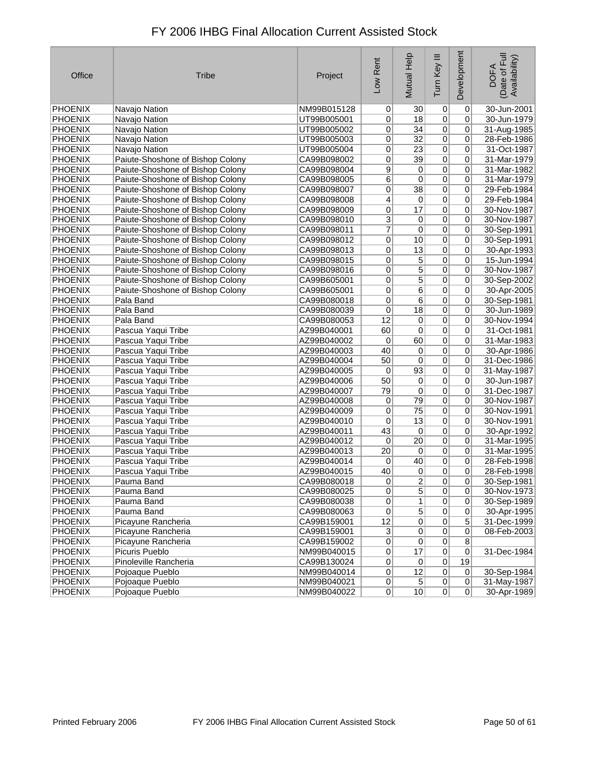# FY 2006 IHBG Final Allocation Current Assisted Stock

| Office | Tribe | Project | Low Rent | Mutual Help | Turn Key III | Development | DOFA (Date of Full Availability) |
|---|---|---|---|---|---|---|---|
| PHOENIX | Navajo Nation | NM99B015128 | 0 | 30 | 0 | 0 | 30-Jun-2001 |
| PHOENIX | Navajo Nation | UT99B005001 | 0 | 18 | 0 | 0 | 30-Jun-1979 |
| PHOENIX | Navajo Nation | UT99B005002 | 0 | 34 | 0 | 0 | 31-Aug-1985 |
| PHOENIX | Navajo Nation | UT99B005003 | 0 | 32 | 0 | 0 | 28-Feb-1986 |
| PHOENIX | Navajo Nation | UT99B005004 | 0 | 23 | 0 | 0 | 31-Oct-1987 |
| PHOENIX | Paiute-Shoshone of Bishop Colony | CA99B098002 | 0 | 39 | 0 | 0 | 31-Mar-1979 |
| PHOENIX | Paiute-Shoshone of Bishop Colony | CA99B098004 | 9 | 0 | 0 | 0 | 31-Mar-1982 |
| PHOENIX | Paiute-Shoshone of Bishop Colony | CA99B098005 | 6 | 0 | 0 | 0 | 31-Mar-1979 |
| PHOENIX | Paiute-Shoshone of Bishop Colony | CA99B098007 | 0 | 38 | 0 | 0 | 29-Feb-1984 |
| PHOENIX | Paiute-Shoshone of Bishop Colony | CA99B098008 | 4 | 0 | 0 | 0 | 29-Feb-1984 |
| PHOENIX | Paiute-Shoshone of Bishop Colony | CA99B098009 | 0 | 17 | 0 | 0 | 30-Nov-1987 |
| PHOENIX | Paiute-Shoshone of Bishop Colony | CA99B098010 | 3 | 0 | 0 | 0 | 30-Nov-1987 |
| PHOENIX | Paiute-Shoshone of Bishop Colony | CA99B098011 | 7 | 0 | 0 | 0 | 30-Sep-1991 |
| PHOENIX | Paiute-Shoshone of Bishop Colony | CA99B098012 | 0 | 10 | 0 | 0 | 30-Sep-1991 |
| PHOENIX | Paiute-Shoshone of Bishop Colony | CA99B098013 | 0 | 13 | 0 | 0 | 30-Apr-1993 |
| PHOENIX | Paiute-Shoshone of Bishop Colony | CA99B098015 | 0 | 5 | 0 | 0 | 15-Jun-1994 |
| PHOENIX | Paiute-Shoshone of Bishop Colony | CA99B098016 | 0 | 5 | 0 | 0 | 30-Nov-1987 |
| PHOENIX | Paiute-Shoshone of Bishop Colony | CA99B605001 | 0 | 5 | 0 | 0 | 30-Sep-2002 |
| PHOENIX | Paiute-Shoshone of Bishop Colony | CA99B605001 | 0 | 6 | 0 | 0 | 30-Apr-2005 |
| PHOENIX | Pala Band | CA99B080018 | 0 | 6 | 0 | 0 | 30-Sep-1981 |
| PHOENIX | Pala Band | CA99B080039 | 0 | 18 | 0 | 0 | 30-Jun-1989 |
| PHOENIX | Pala Band | CA99B080053 | 12 | 0 | 0 | 0 | 30-Nov-1994 |
| PHOENIX | Pascua Yaqui Tribe | AZ99B040001 | 60 | 0 | 0 | 0 | 31-Oct-1981 |
| PHOENIX | Pascua Yaqui Tribe | AZ99B040002 | 0 | 60 | 0 | 0 | 31-Mar-1983 |
| PHOENIX | Pascua Yaqui Tribe | AZ99B040003 | 40 | 0 | 0 | 0 | 30-Apr-1986 |
| PHOENIX | Pascua Yaqui Tribe | AZ99B040004 | 50 | 0 | 0 | 0 | 31-Dec-1986 |
| PHOENIX | Pascua Yaqui Tribe | AZ99B040005 | 0 | 93 | 0 | 0 | 31-May-1987 |
| PHOENIX | Pascua Yaqui Tribe | AZ99B040006 | 50 | 0 | 0 | 0 | 30-Jun-1987 |
| PHOENIX | Pascua Yaqui Tribe | AZ99B040007 | 79 | 0 | 0 | 0 | 31-Dec-1987 |
| PHOENIX | Pascua Yaqui Tribe | AZ99B040008 | 0 | 79 | 0 | 0 | 30-Nov-1987 |
| PHOENIX | Pascua Yaqui Tribe | AZ99B040009 | 0 | 75 | 0 | 0 | 30-Nov-1991 |
| PHOENIX | Pascua Yaqui Tribe | AZ99B040010 | 0 | 13 | 0 | 0 | 30-Nov-1991 |
| PHOENIX | Pascua Yaqui Tribe | AZ99B040011 | 43 | 0 | 0 | 0 | 30-Apr-1992 |
| PHOENIX | Pascua Yaqui Tribe | AZ99B040012 | 0 | 20 | 0 | 0 | 31-Mar-1995 |
| PHOENIX | Pascua Yaqui Tribe | AZ99B040013 | 20 | 0 | 0 | 0 | 31-Mar-1995 |
| PHOENIX | Pascua Yaqui Tribe | AZ99B040014 | 0 | 40 | 0 | 0 | 28-Feb-1998 |
| PHOENIX | Pascua Yaqui Tribe | AZ99B040015 | 40 | 0 | 0 | 0 | 28-Feb-1998 |
| PHOENIX | Pauma Band | CA99B080018 | 0 | 2 | 0 | 0 | 30-Sep-1981 |
| PHOENIX | Pauma Band | CA99B080025 | 0 | 5 | 0 | 0 | 30-Nov-1973 |
| PHOENIX | Pauma Band | CA99B080038 | 0 | 1 | 0 | 0 | 30-Sep-1989 |
| PHOENIX | Pauma Band | CA99B080063 | 0 | 5 | 0 | 0 | 30-Apr-1995 |
| PHOENIX | Picayune Rancheria | CA99B159001 | 12 | 0 | 0 | 5 | 31-Dec-1999 |
| PHOENIX | Picayune Rancheria | CA99B159001 | 3 | 0 | 0 | 0 | 08-Feb-2003 |
| PHOENIX | Picayune Rancheria | CA99B159002 | 0 | 0 | 0 | 8 | |
| PHOENIX | Picuris Pueblo | NM99B040015 | 0 | 17 | 0 | 0 | 31-Dec-1984 |
| PHOENIX | Pinoleville Rancheria | CA99B130024 | 0 | 0 | 0 | 19 | |
| PHOENIX | Pojoaque Pueblo | NM99B040014 | 0 | 12 | 0 | 0 | 30-Sep-1984 |
| PHOENIX | Pojoaque Pueblo | NM99B040021 | 0 | 5 | 0 | 0 | 31-May-1987 |
| PHOENIX | Pojoaque Pueblo | NM99B040022 | 0 | 10 | 0 | 0 | 30-Apr-1989 |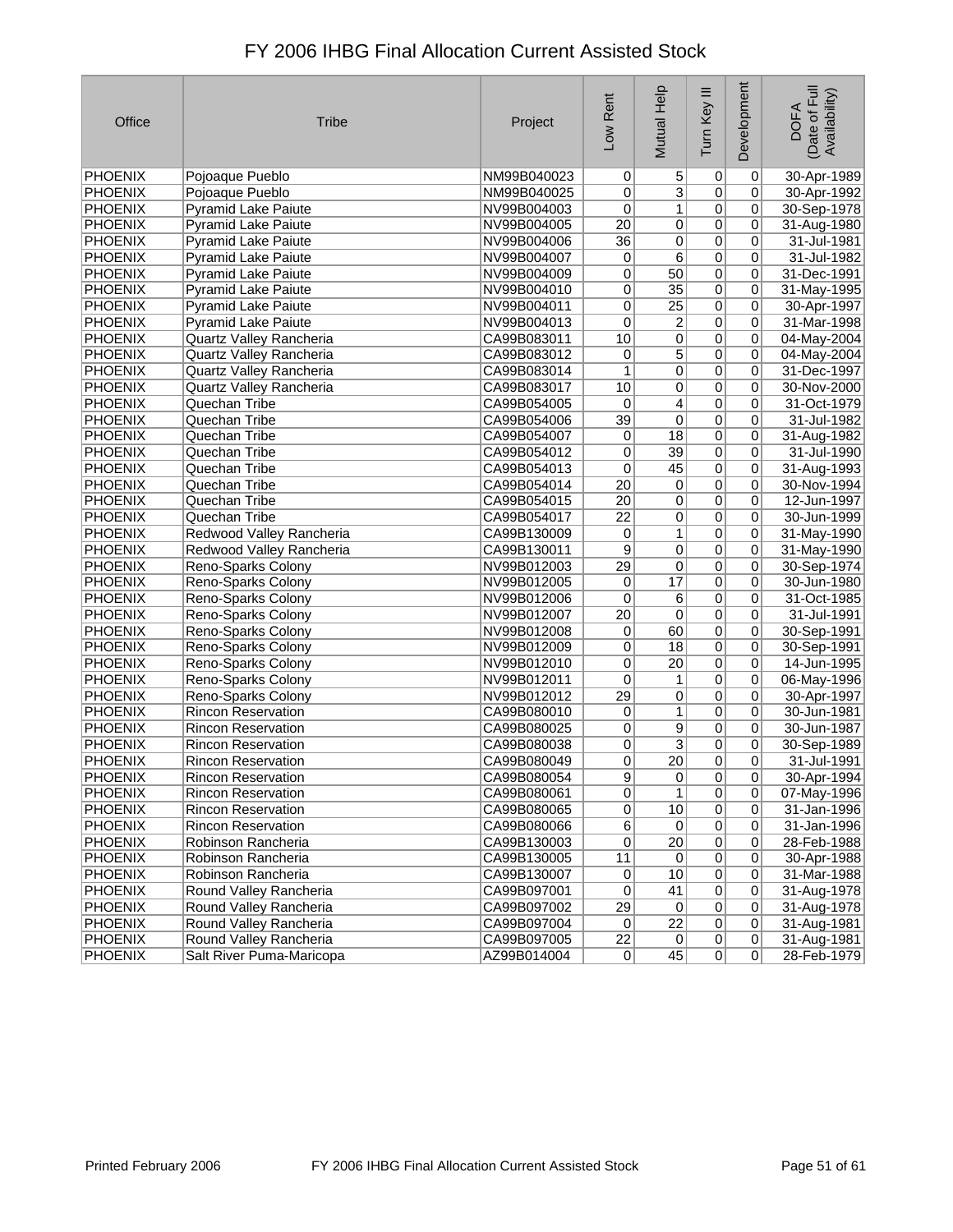# FY 2006 IHBG Final Allocation Current Assisted Stock

| Office | Tribe | Project | Low Rent | Mutual Help | Turn Key III | Development | DOFA (Date of Full Availability) |
|---|---|---|---|---|---|---|---|
| PHOENIX | Pojoaque Pueblo | NM99B040023 | 0 | 5 | 0 | 0 | 30-Apr-1989 |
| PHOENIX | Pojoaque Pueblo | NM99B040025 | 0 | 3 | 0 | 0 | 30-Apr-1992 |
| PHOENIX | Pyramid Lake Paiute | NV99B004003 | 0 | 1 | 0 | 0 | 30-Sep-1978 |
| PHOENIX | Pyramid Lake Paiute | NV99B004005 | 20 | 0 | 0 | 0 | 31-Aug-1980 |
| PHOENIX | Pyramid Lake Paiute | NV99B004006 | 36 | 0 | 0 | 0 | 31-Jul-1981 |
| PHOENIX | Pyramid Lake Paiute | NV99B004007 | 0 | 6 | 0 | 0 | 31-Jul-1982 |
| PHOENIX | Pyramid Lake Paiute | NV99B004009 | 0 | 50 | 0 | 0 | 31-Dec-1991 |
| PHOENIX | Pyramid Lake Paiute | NV99B004010 | 0 | 35 | 0 | 0 | 31-May-1995 |
| PHOENIX | Pyramid Lake Paiute | NV99B004011 | 0 | 25 | 0 | 0 | 30-Apr-1997 |
| PHOENIX | Pyramid Lake Paiute | NV99B004013 | 0 | 2 | 0 | 0 | 31-Mar-1998 |
| PHOENIX | Quartz Valley Rancheria | CA99B083011 | 10 | 0 | 0 | 0 | 04-May-2004 |
| PHOENIX | Quartz Valley Rancheria | CA99B083012 | 0 | 5 | 0 | 0 | 04-May-2004 |
| PHOENIX | Quartz Valley Rancheria | CA99B083014 | 1 | 0 | 0 | 0 | 31-Dec-1997 |
| PHOENIX | Quartz Valley Rancheria | CA99B083017 | 10 | 0 | 0 | 0 | 30-Nov-2000 |
| PHOENIX | Quechan Tribe | CA99B054005 | 0 | 4 | 0 | 0 | 31-Oct-1979 |
| PHOENIX | Quechan Tribe | CA99B054006 | 39 | 0 | 0 | 0 | 31-Jul-1982 |
| PHOENIX | Quechan Tribe | CA99B054007 | 0 | 18 | 0 | 0 | 31-Aug-1982 |
| PHOENIX | Quechan Tribe | CA99B054012 | 0 | 39 | 0 | 0 | 31-Jul-1990 |
| PHOENIX | Quechan Tribe | CA99B054013 | 0 | 45 | 0 | 0 | 31-Aug-1993 |
| PHOENIX | Quechan Tribe | CA99B054014 | 20 | 0 | 0 | 0 | 30-Nov-1994 |
| PHOENIX | Quechan Tribe | CA99B054015 | 20 | 0 | 0 | 0 | 12-Jun-1997 |
| PHOENIX | Quechan Tribe | CA99B054017 | 22 | 0 | 0 | 0 | 30-Jun-1999 |
| PHOENIX | Redwood Valley Rancheria | CA99B130009 | 0 | 1 | 0 | 0 | 31-May-1990 |
| PHOENIX | Redwood Valley Rancheria | CA99B130011 | 9 | 0 | 0 | 0 | 31-May-1990 |
| PHOENIX | Reno-Sparks Colony | NV99B012003 | 29 | 0 | 0 | 0 | 30-Sep-1974 |
| PHOENIX | Reno-Sparks Colony | NV99B012005 | 0 | 17 | 0 | 0 | 30-Jun-1980 |
| PHOENIX | Reno-Sparks Colony | NV99B012006 | 0 | 6 | 0 | 0 | 31-Oct-1985 |
| PHOENIX | Reno-Sparks Colony | NV99B012007 | 20 | 0 | 0 | 0 | 31-Jul-1991 |
| PHOENIX | Reno-Sparks Colony | NV99B012008 | 0 | 60 | 0 | 0 | 30-Sep-1991 |
| PHOENIX | Reno-Sparks Colony | NV99B012009 | 0 | 18 | 0 | 0 | 30-Sep-1991 |
| PHOENIX | Reno-Sparks Colony | NV99B012010 | 0 | 20 | 0 | 0 | 14-Jun-1995 |
| PHOENIX | Reno-Sparks Colony | NV99B012011 | 0 | 1 | 0 | 0 | 06-May-1996 |
| PHOENIX | Reno-Sparks Colony | NV99B012012 | 29 | 0 | 0 | 0 | 30-Apr-1997 |
| PHOENIX | Rincon Reservation | CA99B080010 | 0 | 1 | 0 | 0 | 30-Jun-1981 |
| PHOENIX | Rincon Reservation | CA99B080025 | 0 | 9 | 0 | 0 | 30-Jun-1987 |
| PHOENIX | Rincon Reservation | CA99B080038 | 0 | 3 | 0 | 0 | 30-Sep-1989 |
| PHOENIX | Rincon Reservation | CA99B080049 | 0 | 20 | 0 | 0 | 31-Jul-1991 |
| PHOENIX | Rincon Reservation | CA99B080054 | 9 | 0 | 0 | 0 | 30-Apr-1994 |
| PHOENIX | Rincon Reservation | CA99B080061 | 0 | 1 | 0 | 0 | 07-May-1996 |
| PHOENIX | Rincon Reservation | CA99B080065 | 0 | 10 | 0 | 0 | 31-Jan-1996 |
| PHOENIX | Rincon Reservation | CA99B080066 | 6 | 0 | 0 | 0 | 31-Jan-1996 |
| PHOENIX | Robinson Rancheria | CA99B130003 | 0 | 20 | 0 | 0 | 28-Feb-1988 |
| PHOENIX | Robinson Rancheria | CA99B130005 | 11 | 0 | 0 | 0 | 30-Apr-1988 |
| PHOENIX | Robinson Rancheria | CA99B130007 | 0 | 10 | 0 | 0 | 31-Mar-1988 |
| PHOENIX | Round Valley Rancheria | CA99B097001 | 0 | 41 | 0 | 0 | 31-Aug-1978 |
| PHOENIX | Round Valley Rancheria | CA99B097002 | 29 | 0 | 0 | 0 | 31-Aug-1978 |
| PHOENIX | Round Valley Rancheria | CA99B097004 | 0 | 22 | 0 | 0 | 31-Aug-1981 |
| PHOENIX | Round Valley Rancheria | CA99B097005 | 22 | 0 | 0 | 0 | 31-Aug-1981 |
| PHOENIX | Salt River Puma-Maricopa | AZ99B014004 | 0 | 45 | 0 | 0 | 28-Feb-1979 |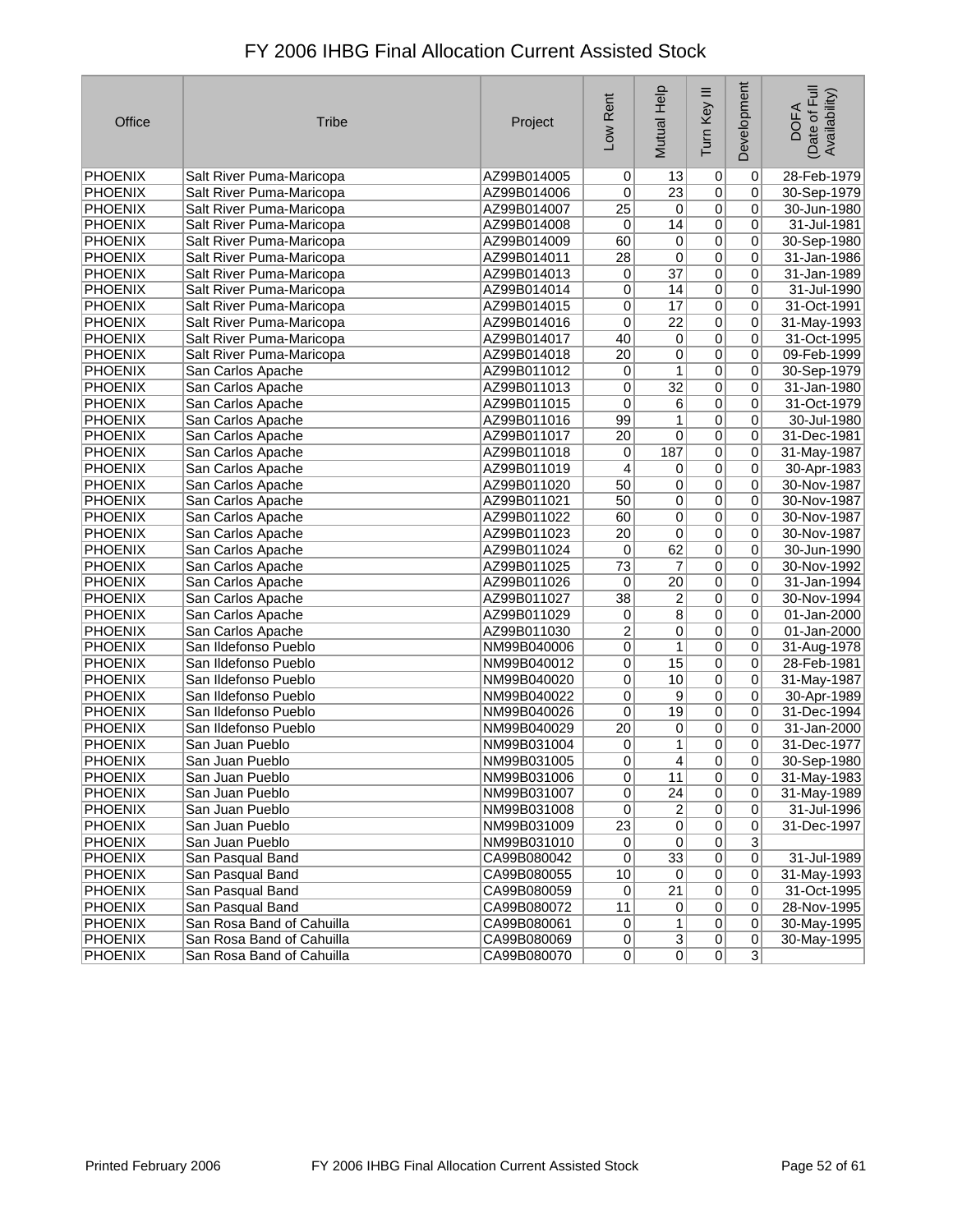# FY 2006 IHBG Final Allocation Current Assisted Stock

| Office | Tribe | Project | Low Rent | Mutual Help | Turn Key III | Development | DOFA (Date of Full Availability) |
|---|---|---|---|---|---|---|---|
| PHOENIX | Salt River Puma-Maricopa | AZ99B014005 | 0 | 13 | 0 | 0 | 28-Feb-1979 |
| PHOENIX | Salt River Puma-Maricopa | AZ99B014006 | 0 | 23 | 0 | 0 | 30-Sep-1979 |
| PHOENIX | Salt River Puma-Maricopa | AZ99B014007 | 25 | 0 | 0 | 0 | 30-Jun-1980 |
| PHOENIX | Salt River Puma-Maricopa | AZ99B014008 | 0 | 14 | 0 | 0 | 31-Jul-1981 |
| PHOENIX | Salt River Puma-Maricopa | AZ99B014009 | 60 | 0 | 0 | 0 | 30-Sep-1980 |
| PHOENIX | Salt River Puma-Maricopa | AZ99B014011 | 28 | 0 | 0 | 0 | 31-Jan-1986 |
| PHOENIX | Salt River Puma-Maricopa | AZ99B014013 | 0 | 37 | 0 | 0 | 31-Jan-1989 |
| PHOENIX | Salt River Puma-Maricopa | AZ99B014014 | 0 | 14 | 0 | 0 | 31-Jul-1990 |
| PHOENIX | Salt River Puma-Maricopa | AZ99B014015 | 0 | 17 | 0 | 0 | 31-Oct-1991 |
| PHOENIX | Salt River Puma-Maricopa | AZ99B014016 | 0 | 22 | 0 | 0 | 31-May-1993 |
| PHOENIX | Salt River Puma-Maricopa | AZ99B014017 | 40 | 0 | 0 | 0 | 31-Oct-1995 |
| PHOENIX | Salt River Puma-Maricopa | AZ99B014018 | 20 | 0 | 0 | 0 | 09-Feb-1999 |
| PHOENIX | San Carlos Apache | AZ99B011012 | 0 | 1 | 0 | 0 | 30-Sep-1979 |
| PHOENIX | San Carlos Apache | AZ99B011013 | 0 | 32 | 0 | 0 | 31-Jan-1980 |
| PHOENIX | San Carlos Apache | AZ99B011015 | 0 | 6 | 0 | 0 | 31-Oct-1979 |
| PHOENIX | San Carlos Apache | AZ99B011016 | 99 | 1 | 0 | 0 | 30-Jul-1980 |
| PHOENIX | San Carlos Apache | AZ99B011017 | 20 | 0 | 0 | 0 | 31-Dec-1981 |
| PHOENIX | San Carlos Apache | AZ99B011018 | 0 | 187 | 0 | 0 | 31-May-1987 |
| PHOENIX | San Carlos Apache | AZ99B011019 | 4 | 0 | 0 | 0 | 30-Apr-1983 |
| PHOENIX | San Carlos Apache | AZ99B011020 | 50 | 0 | 0 | 0 | 30-Nov-1987 |
| PHOENIX | San Carlos Apache | AZ99B011021 | 50 | 0 | 0 | 0 | 30-Nov-1987 |
| PHOENIX | San Carlos Apache | AZ99B011022 | 60 | 0 | 0 | 0 | 30-Nov-1987 |
| PHOENIX | San Carlos Apache | AZ99B011023 | 20 | 0 | 0 | 0 | 30-Nov-1987 |
| PHOENIX | San Carlos Apache | AZ99B011024 | 0 | 62 | 0 | 0 | 30-Jun-1990 |
| PHOENIX | San Carlos Apache | AZ99B011025 | 73 | 7 | 0 | 0 | 30-Nov-1992 |
| PHOENIX | San Carlos Apache | AZ99B011026 | 0 | 20 | 0 | 0 | 31-Jan-1994 |
| PHOENIX | San Carlos Apache | AZ99B011027 | 38 | 2 | 0 | 0 | 30-Nov-1994 |
| PHOENIX | San Carlos Apache | AZ99B011029 | 0 | 8 | 0 | 0 | 01-Jan-2000 |
| PHOENIX | San Carlos Apache | AZ99B011030 | 2 | 0 | 0 | 0 | 01-Jan-2000 |
| PHOENIX | San Ildefonso Pueblo | NM99B040006 | 0 | 1 | 0 | 0 | 31-Aug-1978 |
| PHOENIX | San Ildefonso Pueblo | NM99B040012 | 0 | 15 | 0 | 0 | 28-Feb-1981 |
| PHOENIX | San Ildefonso Pueblo | NM99B040020 | 0 | 10 | 0 | 0 | 31-May-1987 |
| PHOENIX | San Ildefonso Pueblo | NM99B040022 | 0 | 9 | 0 | 0 | 30-Apr-1989 |
| PHOENIX | San Ildefonso Pueblo | NM99B040026 | 0 | 19 | 0 | 0 | 31-Dec-1994 |
| PHOENIX | San Ildefonso Pueblo | NM99B040029 | 20 | 0 | 0 | 0 | 31-Jan-2000 |
| PHOENIX | San Juan Pueblo | NM99B031004 | 0 | 1 | 0 | 0 | 31-Dec-1977 |
| PHOENIX | San Juan Pueblo | NM99B031005 | 0 | 4 | 0 | 0 | 30-Sep-1980 |
| PHOENIX | San Juan Pueblo | NM99B031006 | 0 | 11 | 0 | 0 | 31-May-1983 |
| PHOENIX | San Juan Pueblo | NM99B031007 | 0 | 24 | 0 | 0 | 31-May-1989 |
| PHOENIX | San Juan Pueblo | NM99B031008 | 0 | 2 | 0 | 0 | 31-Jul-1996 |
| PHOENIX | San Juan Pueblo | NM99B031009 | 23 | 0 | 0 | 0 | 31-Dec-1997 |
| PHOENIX | San Juan Pueblo | NM99B031010 | 0 | 0 | 0 | 3 | |
| PHOENIX | San Pasqual Band | CA99B080042 | 0 | 33 | 0 | 0 | 31-Jul-1989 |
| PHOENIX | San Pasqual Band | CA99B080055 | 10 | 0 | 0 | 0 | 31-May-1993 |
| PHOENIX | San Pasqual Band | CA99B080059 | 0 | 21 | 0 | 0 | 31-Oct-1995 |
| PHOENIX | San Pasqual Band | CA99B080072 | 11 | 0 | 0 | 0 | 28-Nov-1995 |
| PHOENIX | San Rosa Band of Cahuilla | CA99B080061 | 0 | 1 | 0 | 0 | 30-May-1995 |
| PHOENIX | San Rosa Band of Cahuilla | CA99B080069 | 0 | 3 | 0 | 0 | 30-May-1995 |
| PHOENIX | San Rosa Band of Cahuilla | CA99B080070 | 0 | 0 | 0 | 3 | |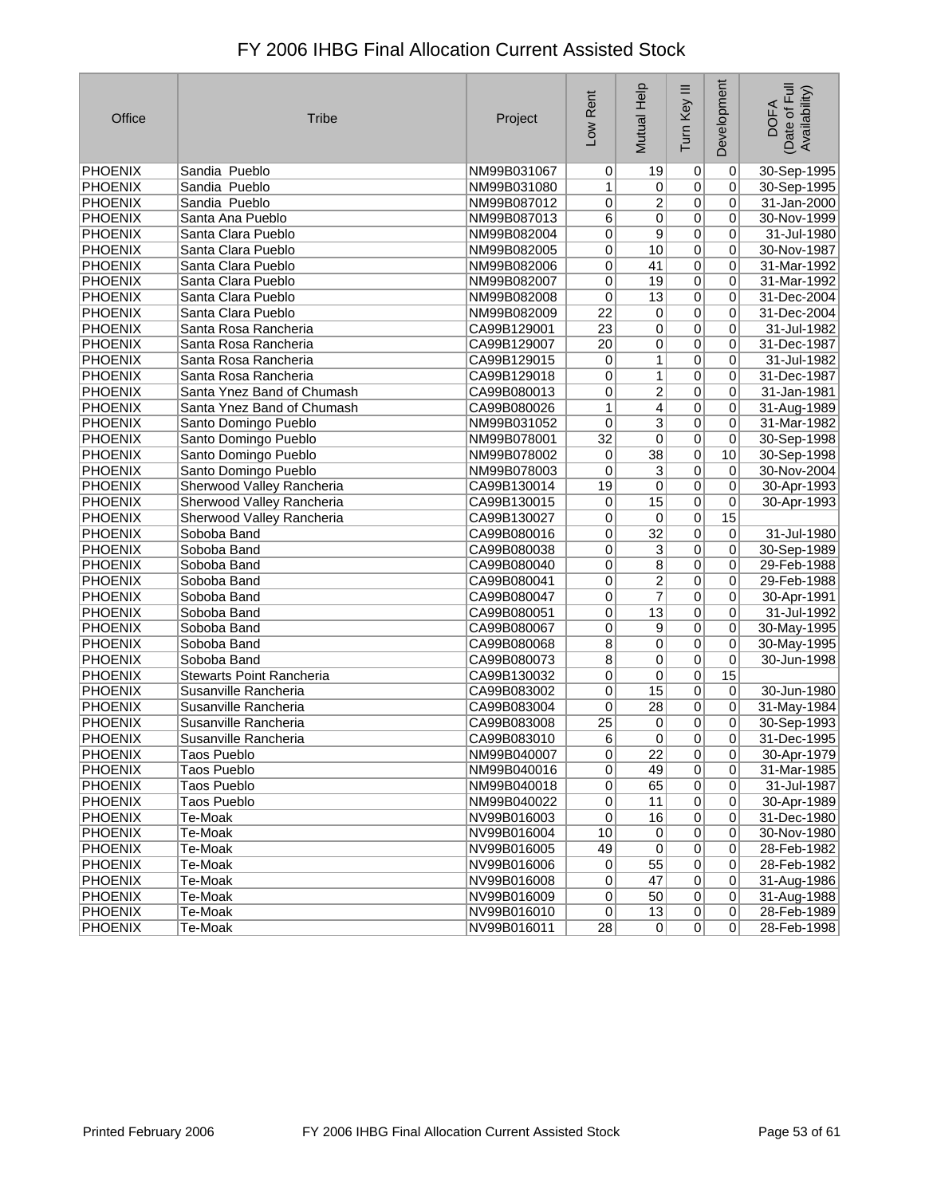# FY 2006 IHBG Final Allocation Current Assisted Stock

| Office | Tribe | Project | Low Rent | Mutual Help | Turn Key III | Development | DOFA (Date of Full Availability) |
|---|---|---|---|---|---|---|---|
| PHOENIX | Sandia Pueblo | NM99B031067 | 0 | 19 | 0 | 0 | 30-Sep-1995 |
| PHOENIX | Sandia Pueblo | NM99B031080 | 1 | 0 | 0 | 0 | 30-Sep-1995 |
| PHOENIX | Sandia Pueblo | NM99B087012 | 0 | 2 | 0 | 0 | 31-Jan-2000 |
| PHOENIX | Santa Ana Pueblo | NM99B087013 | 6 | 0 | 0 | 0 | 30-Nov-1999 |
| PHOENIX | Santa Clara Pueblo | NM99B082004 | 0 | 9 | 0 | 0 | 31-Jul-1980 |
| PHOENIX | Santa Clara Pueblo | NM99B082005 | 0 | 10 | 0 | 0 | 30-Nov-1987 |
| PHOENIX | Santa Clara Pueblo | NM99B082006 | 0 | 41 | 0 | 0 | 31-Mar-1992 |
| PHOENIX | Santa Clara Pueblo | NM99B082007 | 0 | 19 | 0 | 0 | 31-Mar-1992 |
| PHOENIX | Santa Clara Pueblo | NM99B082008 | 0 | 13 | 0 | 0 | 31-Dec-2004 |
| PHOENIX | Santa Clara Pueblo | NM99B082009 | 22 | 0 | 0 | 0 | 31-Dec-2004 |
| PHOENIX | Santa Rosa Rancheria | CA99B129001 | 23 | 0 | 0 | 0 | 31-Jul-1982 |
| PHOENIX | Santa Rosa Rancheria | CA99B129007 | 20 | 0 | 0 | 0 | 31-Dec-1987 |
| PHOENIX | Santa Rosa Rancheria | CA99B129015 | 0 | 1 | 0 | 0 | 31-Jul-1982 |
| PHOENIX | Santa Rosa Rancheria | CA99B129018 | 0 | 1 | 0 | 0 | 31-Dec-1987 |
| PHOENIX | Santa Ynez Band of Chumash | CA99B080013 | 0 | 2 | 0 | 0 | 31-Jan-1981 |
| PHOENIX | Santa Ynez Band of Chumash | CA99B080026 | 1 | 4 | 0 | 0 | 31-Aug-1989 |
| PHOENIX | Santo Domingo Pueblo | NM99B031052 | 0 | 3 | 0 | 0 | 31-Mar-1982 |
| PHOENIX | Santo Domingo Pueblo | NM99B078001 | 32 | 0 | 0 | 0 | 30-Sep-1998 |
| PHOENIX | Santo Domingo Pueblo | NM99B078002 | 0 | 38 | 0 | 10 | 30-Sep-1998 |
| PHOENIX | Santo Domingo Pueblo | NM99B078003 | 0 | 3 | 0 | 0 | 30-Nov-2004 |
| PHOENIX | Sherwood Valley Rancheria | CA99B130014 | 19 | 0 | 0 | 0 | 30-Apr-1993 |
| PHOENIX | Sherwood Valley Rancheria | CA99B130015 | 0 | 15 | 0 | 0 | 30-Apr-1993 |
| PHOENIX | Sherwood Valley Rancheria | CA99B130027 | 0 | 0 | 0 | 15 | |
| PHOENIX | Soboba Band | CA99B080016 | 0 | 32 | 0 | 0 | 31-Jul-1980 |
| PHOENIX | Soboba Band | CA99B080038 | 0 | 3 | 0 | 0 | 30-Sep-1989 |
| PHOENIX | Soboba Band | CA99B080040 | 0 | 8 | 0 | 0 | 29-Feb-1988 |
| PHOENIX | Soboba Band | CA99B080041 | 0 | 2 | 0 | 0 | 29-Feb-1988 |
| PHOENIX | Soboba Band | CA99B080047 | 0 | 7 | 0 | 0 | 30-Apr-1991 |
| PHOENIX | Soboba Band | CA99B080051 | 0 | 13 | 0 | 0 | 31-Jul-1992 |
| PHOENIX | Soboba Band | CA99B080067 | 0 | 9 | 0 | 0 | 30-May-1995 |
| PHOENIX | Soboba Band | CA99B080068 | 8 | 0 | 0 | 0 | 30-May-1995 |
| PHOENIX | Soboba Band | CA99B080073 | 8 | 0 | 0 | 0 | 30-Jun-1998 |
| PHOENIX | Stewarts Point Rancheria | CA99B130032 | 0 | 0 | 0 | 15 | |
| PHOENIX | Susanville Rancheria | CA99B083002 | 0 | 15 | 0 | 0 | 30-Jun-1980 |
| PHOENIX | Susanville Rancheria | CA99B083004 | 0 | 28 | 0 | 0 | 31-May-1984 |
| PHOENIX | Susanville Rancheria | CA99B083008 | 25 | 0 | 0 | 0 | 30-Sep-1993 |
| PHOENIX | Susanville Rancheria | CA99B083010 | 6 | 0 | 0 | 0 | 31-Dec-1995 |
| PHOENIX | Taos Pueblo | NM99B040007 | 0 | 22 | 0 | 0 | 30-Apr-1979 |
| PHOENIX | Taos Pueblo | NM99B040016 | 0 | 49 | 0 | 0 | 31-Mar-1985 |
| PHOENIX | Taos Pueblo | NM99B040018 | 0 | 65 | 0 | 0 | 31-Jul-1987 |
| PHOENIX | Taos Pueblo | NM99B040022 | 0 | 11 | 0 | 0 | 30-Apr-1989 |
| PHOENIX | Te-Moak | NV99B016003 | 0 | 16 | 0 | 0 | 31-Dec-1980 |
| PHOENIX | Te-Moak | NV99B016004 | 10 | 0 | 0 | 0 | 30-Nov-1980 |
| PHOENIX | Te-Moak | NV99B016005 | 49 | 0 | 0 | 0 | 28-Feb-1982 |
| PHOENIX | Te-Moak | NV99B016006 | 0 | 55 | 0 | 0 | 28-Feb-1982 |
| PHOENIX | Te-Moak | NV99B016008 | 0 | 47 | 0 | 0 | 31-Aug-1986 |
| PHOENIX | Te-Moak | NV99B016009 | 0 | 50 | 0 | 0 | 31-Aug-1988 |
| PHOENIX | Te-Moak | NV99B016010 | 0 | 13 | 0 | 0 | 28-Feb-1989 |
| PHOENIX | Te-Moak | NV99B016011 | 28 | 0 | 0 | 0 | 28-Feb-1998 |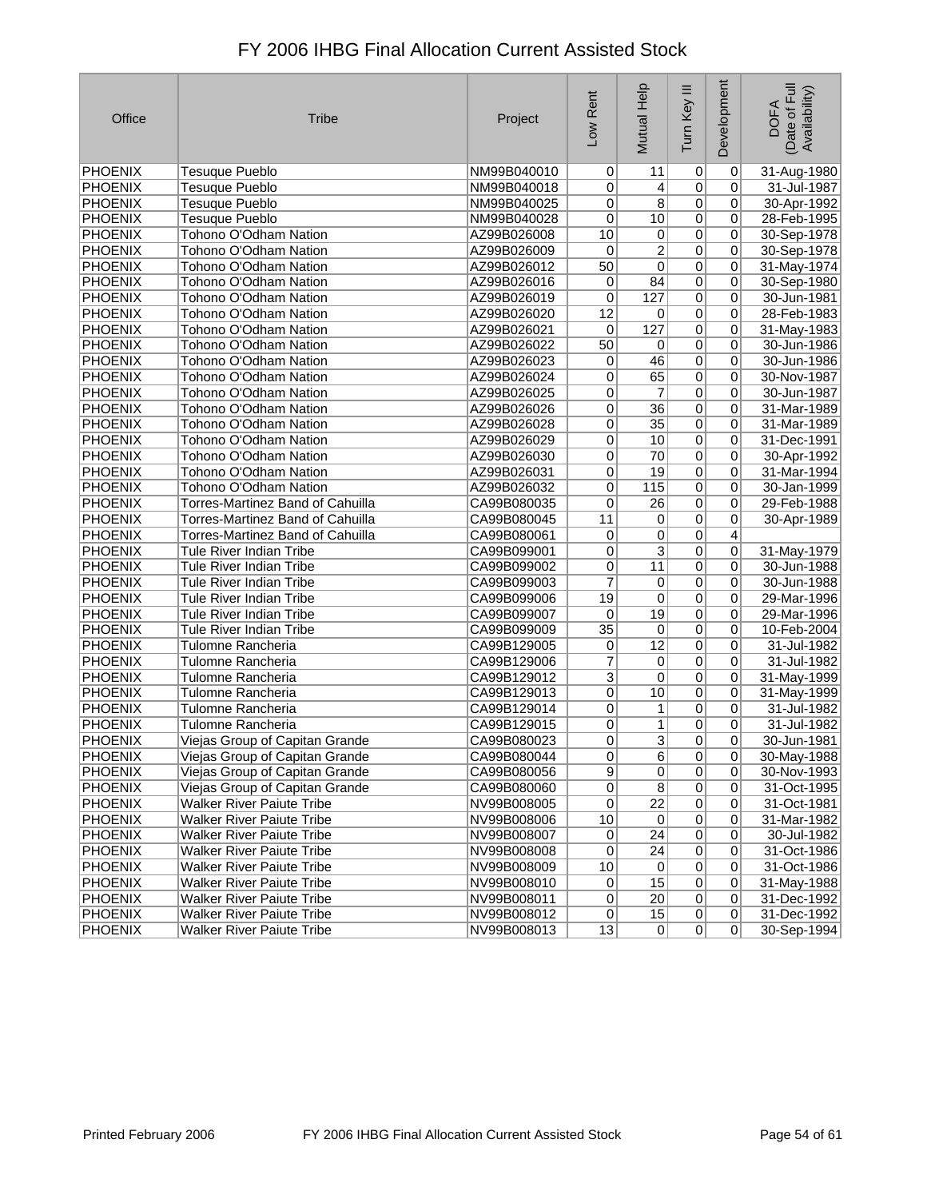# FY 2006 IHBG Final Allocation Current Assisted Stock

| Office | Tribe | Project | Low Rent | Mutual Help | Turn Key III | Development | DOFA (Date of Full Availability) |
|---|---|---|---|---|---|---|---|
| PHOENIX | Tesuque Pueblo | NM99B040010 | 0 | 11 | 0 | 0 | 31-Aug-1980 |
| PHOENIX | Tesuque Pueblo | NM99B040018 | 0 | 4 | 0 | 0 | 31-Jul-1987 |
| PHOENIX | Tesuque Pueblo | NM99B040025 | 0 | 8 | 0 | 0 | 30-Apr-1992 |
| PHOENIX | Tesuque Pueblo | NM99B040028 | 0 | 10 | 0 | 0 | 28-Feb-1995 |
| PHOENIX | Tohono O'Odham Nation | AZ99B026008 | 10 | 0 | 0 | 0 | 30-Sep-1978 |
| PHOENIX | Tohono O'Odham Nation | AZ99B026009 | 0 | 2 | 0 | 0 | 30-Sep-1978 |
| PHOENIX | Tohono O'Odham Nation | AZ99B026012 | 50 | 0 | 0 | 0 | 31-May-1974 |
| PHOENIX | Tohono O'Odham Nation | AZ99B026016 | 0 | 84 | 0 | 0 | 30-Sep-1980 |
| PHOENIX | Tohono O'Odham Nation | AZ99B026019 | 0 | 127 | 0 | 0 | 30-Jun-1981 |
| PHOENIX | Tohono O'Odham Nation | AZ99B026020 | 12 | 0 | 0 | 0 | 28-Feb-1983 |
| PHOENIX | Tohono O'Odham Nation | AZ99B026021 | 0 | 127 | 0 | 0 | 31-May-1983 |
| PHOENIX | Tohono O'Odham Nation | AZ99B026022 | 50 | 0 | 0 | 0 | 30-Jun-1986 |
| PHOENIX | Tohono O'Odham Nation | AZ99B026023 | 0 | 46 | 0 | 0 | 30-Jun-1986 |
| PHOENIX | Tohono O'Odham Nation | AZ99B026024 | 0 | 65 | 0 | 0 | 30-Nov-1987 |
| PHOENIX | Tohono O'Odham Nation | AZ99B026025 | 0 | 7 | 0 | 0 | 30-Jun-1987 |
| PHOENIX | Tohono O'Odham Nation | AZ99B026026 | 0 | 36 | 0 | 0 | 31-Mar-1989 |
| PHOENIX | Tohono O'Odham Nation | AZ99B026028 | 0 | 35 | 0 | 0 | 31-Mar-1989 |
| PHOENIX | Tohono O'Odham Nation | AZ99B026029 | 0 | 10 | 0 | 0 | 31-Dec-1991 |
| PHOENIX | Tohono O'Odham Nation | AZ99B026030 | 0 | 70 | 0 | 0 | 30-Apr-1992 |
| PHOENIX | Tohono O'Odham Nation | AZ99B026031 | 0 | 19 | 0 | 0 | 31-Mar-1994 |
| PHOENIX | Tohono O'Odham Nation | AZ99B026032 | 0 | 115 | 0 | 0 | 30-Jan-1999 |
| PHOENIX | Torres-Martinez Band of Cahuilla | CA99B080035 | 0 | 26 | 0 | 0 | 29-Feb-1988 |
| PHOENIX | Torres-Martinez Band of Cahuilla | CA99B080045 | 11 | 0 | 0 | 0 | 30-Apr-1989 |
| PHOENIX | Torres-Martinez Band of Cahuilla | CA99B080061 | 0 | 0 | 0 | 4 | |
| PHOENIX | Tule River Indian Tribe | CA99B099001 | 0 | 3 | 0 | 0 | 31-May-1979 |
| PHOENIX | Tule River Indian Tribe | CA99B099002 | 0 | 11 | 0 | 0 | 30-Jun-1988 |
| PHOENIX | Tule River Indian Tribe | CA99B099003 | 7 | 0 | 0 | 0 | 30-Jun-1988 |
| PHOENIX | Tule River Indian Tribe | CA99B099006 | 19 | 0 | 0 | 0 | 29-Mar-1996 |
| PHOENIX | Tule River Indian Tribe | CA99B099007 | 0 | 19 | 0 | 0 | 29-Mar-1996 |
| PHOENIX | Tule River Indian Tribe | CA99B099009 | 35 | 0 | 0 | 0 | 10-Feb-2004 |
| PHOENIX | Tulomne Rancheria | CA99B129005 | 0 | 12 | 0 | 0 | 31-Jul-1982 |
| PHOENIX | Tulomne Rancheria | CA99B129006 | 7 | 0 | 0 | 0 | 31-Jul-1982 |
| PHOENIX | Tulomne Rancheria | CA99B129012 | 3 | 0 | 0 | 0 | 31-May-1999 |
| PHOENIX | Tulomne Rancheria | CA99B129013 | 0 | 10 | 0 | 0 | 31-May-1999 |
| PHOENIX | Tulomne Rancheria | CA99B129014 | 0 | 1 | 0 | 0 | 31-Jul-1982 |
| PHOENIX | Tulomne Rancheria | CA99B129015 | 0 | 1 | 0 | 0 | 31-Jul-1982 |
| PHOENIX | Viejas Group of Capitan Grande | CA99B080023 | 0 | 3 | 0 | 0 | 30-Jun-1981 |
| PHOENIX | Viejas Group of Capitan Grande | CA99B080044 | 0 | 6 | 0 | 0 | 30-May-1988 |
| PHOENIX | Viejas Group of Capitan Grande | CA99B080056 | 9 | 0 | 0 | 0 | 30-Nov-1993 |
| PHOENIX | Viejas Group of Capitan Grande | CA99B080060 | 0 | 8 | 0 | 0 | 31-Oct-1995 |
| PHOENIX | Walker River Paiute Tribe | NV99B008005 | 0 | 22 | 0 | 0 | 31-Oct-1981 |
| PHOENIX | Walker River Paiute Tribe | NV99B008006 | 10 | 0 | 0 | 0 | 31-Mar-1982 |
| PHOENIX | Walker River Paiute Tribe | NV99B008007 | 0 | 24 | 0 | 0 | 30-Jul-1982 |
| PHOENIX | Walker River Paiute Tribe | NV99B008008 | 0 | 24 | 0 | 0 | 31-Oct-1986 |
| PHOENIX | Walker River Paiute Tribe | NV99B008009 | 10 | 0 | 0 | 0 | 31-Oct-1986 |
| PHOENIX | Walker River Paiute Tribe | NV99B008010 | 0 | 15 | 0 | 0 | 31-May-1988 |
| PHOENIX | Walker River Paiute Tribe | NV99B008011 | 0 | 20 | 0 | 0 | 31-Dec-1992 |
| PHOENIX | Walker River Paiute Tribe | NV99B008012 | 0 | 15 | 0 | 0 | 31-Dec-1992 |
| PHOENIX | Walker River Paiute Tribe | NV99B008013 | 13 | 0 | 0 | 0 | 30-Sep-1994 |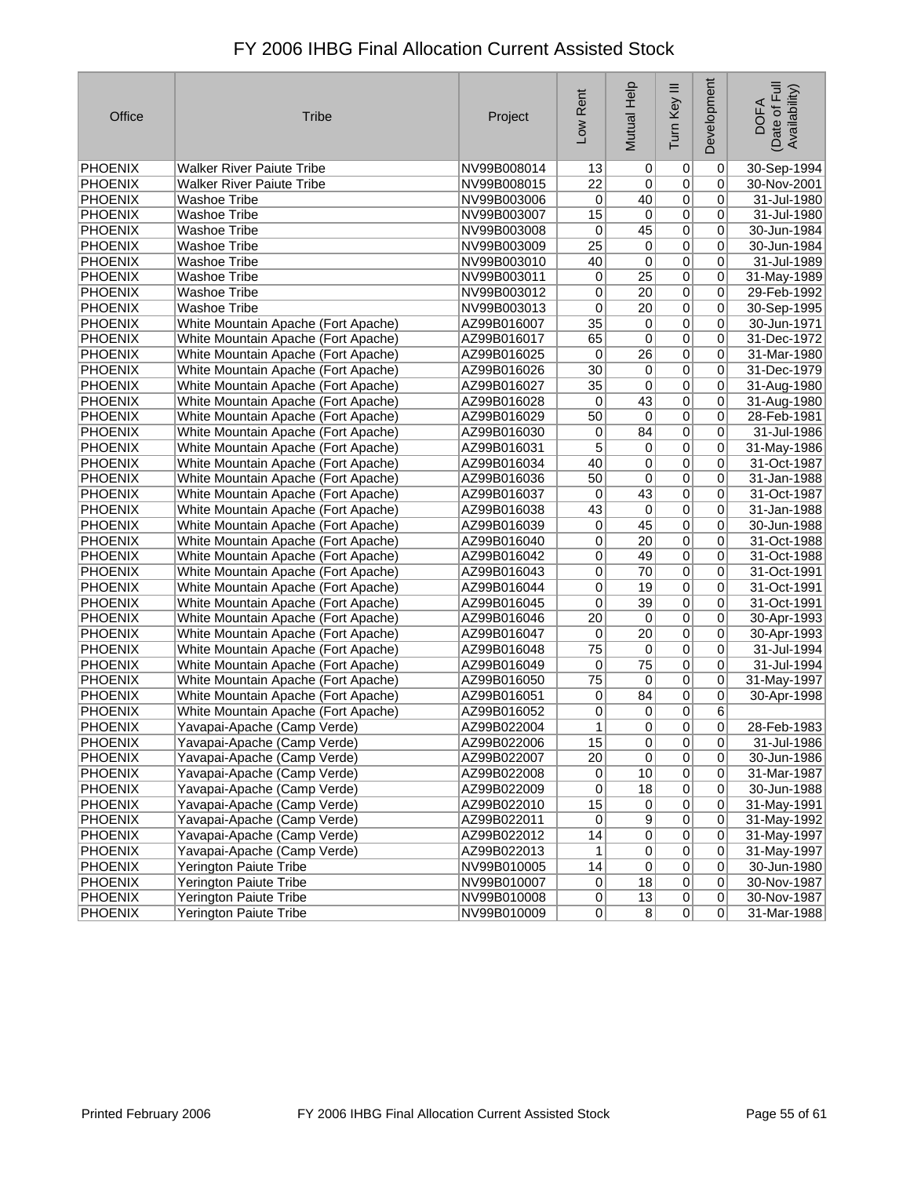# FY 2006 IHBG Final Allocation Current Assisted Stock

| Office | Tribe | Project | Low Rent | Mutual Help | Turn Key III | Development | DOFA (Date of Full Availability) |
|---|---|---|---|---|---|---|---|
| PHOENIX | Walker River Paiute Tribe | NV99B008014 | 13 | 0 | 0 | 0 | 30-Sep-1994 |
| PHOENIX | Walker River Paiute Tribe | NV99B008015 | 22 | 0 | 0 | 0 | 30-Nov-2001 |
| PHOENIX | Washoe Tribe | NV99B003006 | 0 | 40 | 0 | 0 | 31-Jul-1980 |
| PHOENIX | Washoe Tribe | NV99B003007 | 15 | 0 | 0 | 0 | 31-Jul-1980 |
| PHOENIX | Washoe Tribe | NV99B003008 | 0 | 45 | 0 | 0 | 30-Jun-1984 |
| PHOENIX | Washoe Tribe | NV99B003009 | 25 | 0 | 0 | 0 | 30-Jun-1984 |
| PHOENIX | Washoe Tribe | NV99B003010 | 40 | 0 | 0 | 0 | 31-Jul-1989 |
| PHOENIX | Washoe Tribe | NV99B003011 | 0 | 25 | 0 | 0 | 31-May-1989 |
| PHOENIX | Washoe Tribe | NV99B003012 | 0 | 20 | 0 | 0 | 29-Feb-1992 |
| PHOENIX | Washoe Tribe | NV99B003013 | 0 | 20 | 0 | 0 | 30-Sep-1995 |
| PHOENIX | White Mountain Apache (Fort Apache) | AZ99B016007 | 35 | 0 | 0 | 0 | 30-Jun-1971 |
| PHOENIX | White Mountain Apache (Fort Apache) | AZ99B016017 | 65 | 0 | 0 | 0 | 31-Dec-1972 |
| PHOENIX | White Mountain Apache (Fort Apache) | AZ99B016025 | 0 | 26 | 0 | 0 | 31-Mar-1980 |
| PHOENIX | White Mountain Apache (Fort Apache) | AZ99B016026 | 30 | 0 | 0 | 0 | 31-Dec-1979 |
| PHOENIX | White Mountain Apache (Fort Apache) | AZ99B016027 | 35 | 0 | 0 | 0 | 31-Aug-1980 |
| PHOENIX | White Mountain Apache (Fort Apache) | AZ99B016028 | 0 | 43 | 0 | 0 | 31-Aug-1980 |
| PHOENIX | White Mountain Apache (Fort Apache) | AZ99B016029 | 50 | 0 | 0 | 0 | 28-Feb-1981 |
| PHOENIX | White Mountain Apache (Fort Apache) | AZ99B016030 | 0 | 84 | 0 | 0 | 31-Jul-1986 |
| PHOENIX | White Mountain Apache (Fort Apache) | AZ99B016031 | 5 | 0 | 0 | 0 | 31-May-1986 |
| PHOENIX | White Mountain Apache (Fort Apache) | AZ99B016034 | 40 | 0 | 0 | 0 | 31-Oct-1987 |
| PHOENIX | White Mountain Apache (Fort Apache) | AZ99B016036 | 50 | 0 | 0 | 0 | 31-Jan-1988 |
| PHOENIX | White Mountain Apache (Fort Apache) | AZ99B016037 | 0 | 43 | 0 | 0 | 31-Oct-1987 |
| PHOENIX | White Mountain Apache (Fort Apache) | AZ99B016038 | 43 | 0 | 0 | 0 | 31-Jan-1988 |
| PHOENIX | White Mountain Apache (Fort Apache) | AZ99B016039 | 0 | 45 | 0 | 0 | 30-Jun-1988 |
| PHOENIX | White Mountain Apache (Fort Apache) | AZ99B016040 | 0 | 20 | 0 | 0 | 31-Oct-1988 |
| PHOENIX | White Mountain Apache (Fort Apache) | AZ99B016042 | 0 | 49 | 0 | 0 | 31-Oct-1988 |
| PHOENIX | White Mountain Apache (Fort Apache) | AZ99B016043 | 0 | 70 | 0 | 0 | 31-Oct-1991 |
| PHOENIX | White Mountain Apache (Fort Apache) | AZ99B016044 | 0 | 19 | 0 | 0 | 31-Oct-1991 |
| PHOENIX | White Mountain Apache (Fort Apache) | AZ99B016045 | 0 | 39 | 0 | 0 | 31-Oct-1991 |
| PHOENIX | White Mountain Apache (Fort Apache) | AZ99B016046 | 20 | 0 | 0 | 0 | 30-Apr-1993 |
| PHOENIX | White Mountain Apache (Fort Apache) | AZ99B016047 | 0 | 20 | 0 | 0 | 30-Apr-1993 |
| PHOENIX | White Mountain Apache (Fort Apache) | AZ99B016048 | 75 | 0 | 0 | 0 | 31-Jul-1994 |
| PHOENIX | White Mountain Apache (Fort Apache) | AZ99B016049 | 0 | 75 | 0 | 0 | 31-Jul-1994 |
| PHOENIX | White Mountain Apache (Fort Apache) | AZ99B016050 | 75 | 0 | 0 | 0 | 31-May-1997 |
| PHOENIX | White Mountain Apache (Fort Apache) | AZ99B016051 | 0 | 84 | 0 | 0 | 30-Apr-1998 |
| PHOENIX | White Mountain Apache (Fort Apache) | AZ99B016052 | 0 | 0 | 0 | 6 | |
| PHOENIX | Yavapai-Apache (Camp Verde) | AZ99B022004 | 1 | 0 | 0 | 0 | 28-Feb-1983 |
| PHOENIX | Yavapai-Apache (Camp Verde) | AZ99B022006 | 15 | 0 | 0 | 0 | 31-Jul-1986 |
| PHOENIX | Yavapai-Apache (Camp Verde) | AZ99B022007 | 20 | 0 | 0 | 0 | 30-Jun-1986 |
| PHOENIX | Yavapai-Apache (Camp Verde) | AZ99B022008 | 0 | 10 | 0 | 0 | 31-Mar-1987 |
| PHOENIX | Yavapai-Apache (Camp Verde) | AZ99B022009 | 0 | 18 | 0 | 0 | 30-Jun-1988 |
| PHOENIX | Yavapai-Apache (Camp Verde) | AZ99B022010 | 15 | 0 | 0 | 0 | 31-May-1991 |
| PHOENIX | Yavapai-Apache (Camp Verde) | AZ99B022011 | 0 | 9 | 0 | 0 | 31-May-1992 |
| PHOENIX | Yavapai-Apache (Camp Verde) | AZ99B022012 | 14 | 0 | 0 | 0 | 31-May-1997 |
| PHOENIX | Yavapai-Apache (Camp Verde) | AZ99B022013 | 1 | 0 | 0 | 0 | 31-May-1997 |
| PHOENIX | Yerington Paiute Tribe | NV99B010005 | 14 | 0 | 0 | 0 | 30-Jun-1980 |
| PHOENIX | Yerington Paiute Tribe | NV99B010007 | 0 | 18 | 0 | 0 | 30-Nov-1987 |
| PHOENIX | Yerington Paiute Tribe | NV99B010008 | 0 | 13 | 0 | 0 | 30-Nov-1987 |
| PHOENIX | Yerington Paiute Tribe | NV99B010009 | 0 | 8 | 0 | 0 | 31-Mar-1988 |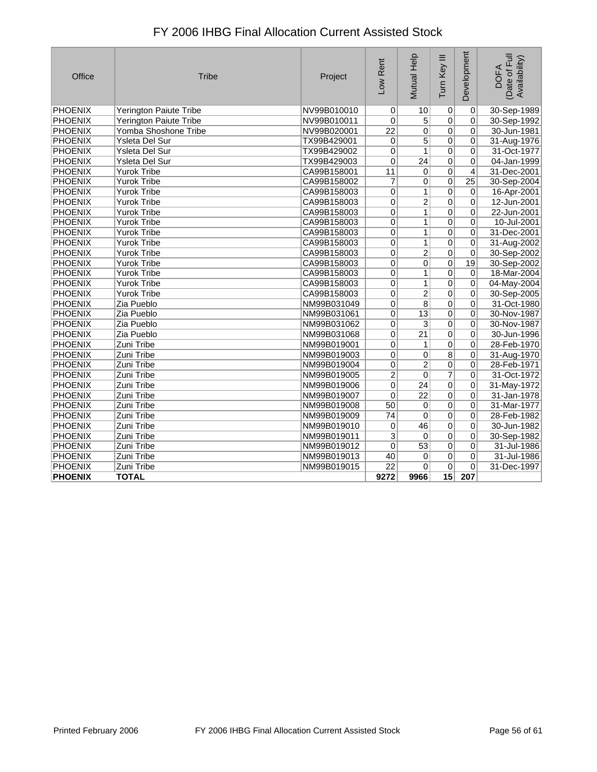# FY 2006 IHBG Final Allocation Current Assisted Stock

| Office | Tribe | Project | Low Rent | Mutual Help | Turn Key III | Development | DOFA (Date of Full Availability) |
|---|---|---|---|---|---|---|---|
| PHOENIX | Yerington Paiute Tribe | NV99B010010 | 0 | 10 | 0 | 0 | 30-Sep-1989 |
| PHOENIX | Yerington Paiute Tribe | NV99B010011 | 0 | 5 | 0 | 0 | 30-Sep-1992 |
| PHOENIX | Yomba Shoshone Tribe | NV99B020001 | 22 | 0 | 0 | 0 | 30-Jun-1981 |
| PHOENIX | Ysleta Del Sur | TX99B429001 | 0 | 5 | 0 | 0 | 31-Aug-1976 |
| PHOENIX | Ysleta Del Sur | TX99B429002 | 0 | 1 | 0 | 0 | 31-Oct-1977 |
| PHOENIX | Ysleta Del Sur | TX99B429003 | 0 | 24 | 0 | 0 | 04-Jan-1999 |
| PHOENIX | Yurok Tribe | CA99B158001 | 11 | 0 | 0 | 4 | 31-Dec-2001 |
| PHOENIX | Yurok Tribe | CA99B158002 | 7 | 0 | 0 | 25 | 30-Sep-2004 |
| PHOENIX | Yurok Tribe | CA99B158003 | 0 | 1 | 0 | 0 | 16-Apr-2001 |
| PHOENIX | Yurok Tribe | CA99B158003 | 0 | 2 | 0 | 0 | 12-Jun-2001 |
| PHOENIX | Yurok Tribe | CA99B158003 | 0 | 1 | 0 | 0 | 22-Jun-2001 |
| PHOENIX | Yurok Tribe | CA99B158003 | 0 | 1 | 0 | 0 | 10-Jul-2001 |
| PHOENIX | Yurok Tribe | CA99B158003 | 0 | 1 | 0 | 0 | 31-Dec-2001 |
| PHOENIX | Yurok Tribe | CA99B158003 | 0 | 1 | 0 | 0 | 31-Aug-2002 |
| PHOENIX | Yurok Tribe | CA99B158003 | 0 | 2 | 0 | 0 | 30-Sep-2002 |
| PHOENIX | Yurok Tribe | CA99B158003 | 0 | 0 | 0 | 19 | 30-Sep-2002 |
| PHOENIX | Yurok Tribe | CA99B158003 | 0 | 1 | 0 | 0 | 18-Mar-2004 |
| PHOENIX | Yurok Tribe | CA99B158003 | 0 | 1 | 0 | 0 | 04-May-2004 |
| PHOENIX | Yurok Tribe | CA99B158003 | 0 | 2 | 0 | 0 | 30-Sep-2005 |
| PHOENIX | Zia Pueblo | NM99B031049 | 0 | 8 | 0 | 0 | 31-Oct-1980 |
| PHOENIX | Zia Pueblo | NM99B031061 | 0 | 13 | 0 | 0 | 30-Nov-1987 |
| PHOENIX | Zia Pueblo | NM99B031062 | 0 | 3 | 0 | 0 | 30-Nov-1987 |
| PHOENIX | Zia Pueblo | NM99B031068 | 0 | 21 | 0 | 0 | 30-Jun-1996 |
| PHOENIX | Zuni Tribe | NM99B019001 | 0 | 1 | 0 | 0 | 28-Feb-1970 |
| PHOENIX | Zuni Tribe | NM99B019003 | 0 | 0 | 8 | 0 | 31-Aug-1970 |
| PHOENIX | Zuni Tribe | NM99B019004 | 0 | 2 | 0 | 0 | 28-Feb-1971 |
| PHOENIX | Zuni Tribe | NM99B019005 | 2 | 0 | 7 | 0 | 31-Oct-1972 |
| PHOENIX | Zuni Tribe | NM99B019006 | 0 | 24 | 0 | 0 | 31-May-1972 |
| PHOENIX | Zuni Tribe | NM99B019007 | 0 | 22 | 0 | 0 | 31-Jan-1978 |
| PHOENIX | Zuni Tribe | NM99B019008 | 50 | 0 | 0 | 0 | 31-Mar-1977 |
| PHOENIX | Zuni Tribe | NM99B019009 | 74 | 0 | 0 | 0 | 28-Feb-1982 |
| PHOENIX | Zuni Tribe | NM99B019010 | 0 | 46 | 0 | 0 | 30-Jun-1982 |
| PHOENIX | Zuni Tribe | NM99B019011 | 3 | 0 | 0 | 0 | 30-Sep-1982 |
| PHOENIX | Zuni Tribe | NM99B019012 | 0 | 53 | 0 | 0 | 31-Jul-1986 |
| PHOENIX | Zuni Tribe | NM99B019013 | 40 | 0 | 0 | 0 | 31-Jul-1986 |
| PHOENIX | Zuni Tribe | NM99B019015 | 22 | 0 | 0 | 0 | 31-Dec-1997 |
| **PHOENIX** | **TOTAL** | | **9272** | **9966** | **15** | **207** | |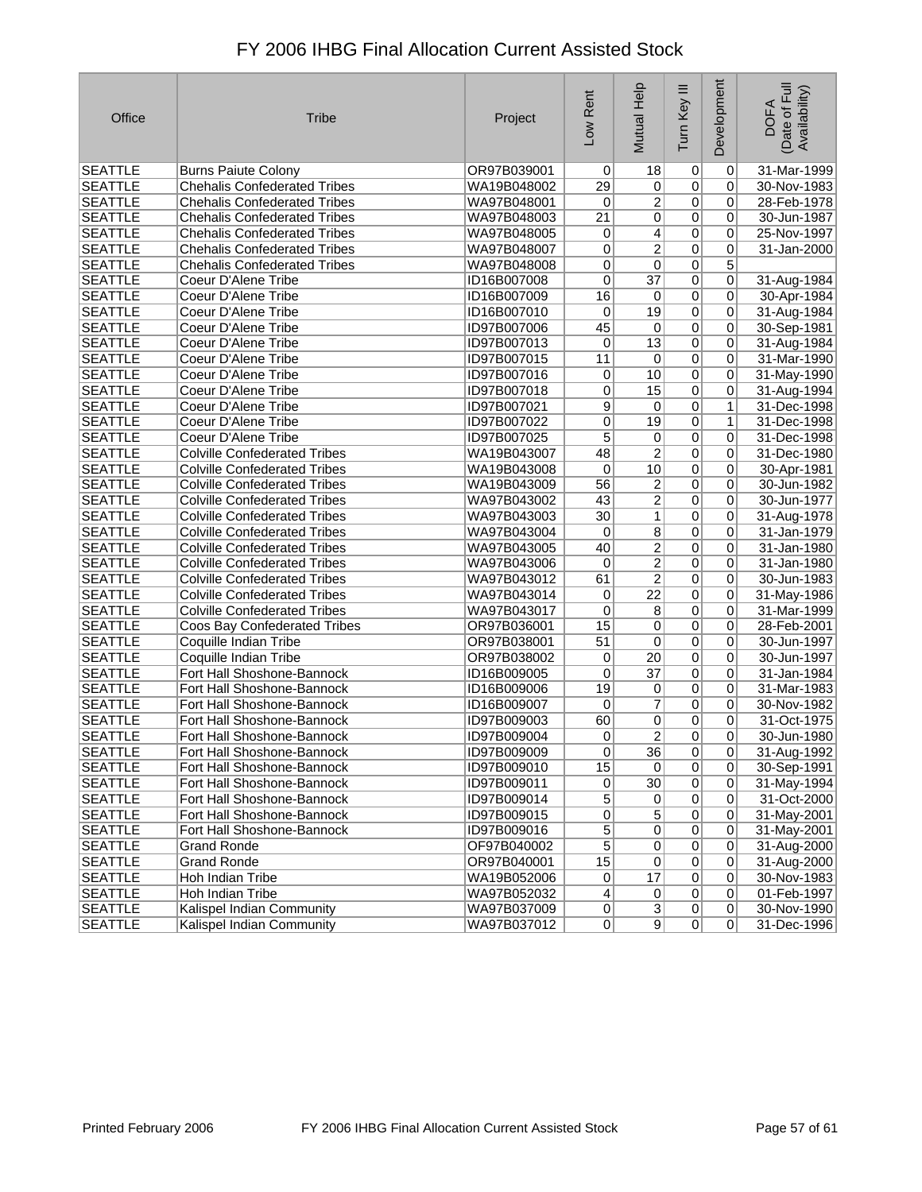# FY 2006 IHBG Final Allocation Current Assisted Stock

| Office | Tribe | Project | Low Rent | Mutual Help | Turn Key III | Development | DOFA (Date of Full Availability) |
|---|---|---|---|---|---|---|---|
| SEATTLE | Burns Paiute Colony | OR97B039001 | 0 | 18 | 0 | 0 | 31-Mar-1999 |
| SEATTLE | Chehalis Confederated Tribes | WA19B048002 | 29 | 0 | 0 | 0 | 30-Nov-1983 |
| SEATTLE | Chehalis Confederated Tribes | WA97B048001 | 0 | 2 | 0 | 0 | 28-Feb-1978 |
| SEATTLE | Chehalis Confederated Tribes | WA97B048003 | 21 | 0 | 0 | 0 | 30-Jun-1987 |
| SEATTLE | Chehalis Confederated Tribes | WA97B048005 | 0 | 4 | 0 | 0 | 25-Nov-1997 |
| SEATTLE | Chehalis Confederated Tribes | WA97B048007 | 0 | 2 | 0 | 0 | 31-Jan-2000 |
| SEATTLE | Chehalis Confederated Tribes | WA97B048008 | 0 | 0 | 0 | 5 | |
| SEATTLE | Coeur D'Alene Tribe | ID16B007008 | 0 | 37 | 0 | 0 | 31-Aug-1984 |
| SEATTLE | Coeur D'Alene Tribe | ID16B007009 | 16 | 0 | 0 | 0 | 30-Apr-1984 |
| SEATTLE | Coeur D'Alene Tribe | ID16B007010 | 0 | 19 | 0 | 0 | 31-Aug-1984 |
| SEATTLE | Coeur D'Alene Tribe | ID97B007006 | 45 | 0 | 0 | 0 | 30-Sep-1981 |
| SEATTLE | Coeur D'Alene Tribe | ID97B007013 | 0 | 13 | 0 | 0 | 31-Aug-1984 |
| SEATTLE | Coeur D'Alene Tribe | ID97B007015 | 11 | 0 | 0 | 0 | 31-Mar-1990 |
| SEATTLE | Coeur D'Alene Tribe | ID97B007016 | 0 | 10 | 0 | 0 | 31-May-1990 |
| SEATTLE | Coeur D'Alene Tribe | ID97B007018 | 0 | 15 | 0 | 0 | 31-Aug-1994 |
| SEATTLE | Coeur D'Alene Tribe | ID97B007021 | 9 | 0 | 0 | 1 | 31-Dec-1998 |
| SEATTLE | Coeur D'Alene Tribe | ID97B007022 | 0 | 19 | 0 | 1 | 31-Dec-1998 |
| SEATTLE | Coeur D'Alene Tribe | ID97B007025 | 5 | 0 | 0 | 0 | 31-Dec-1998 |
| SEATTLE | Colville Confederated Tribes | WA19B043007 | 48 | 2 | 0 | 0 | 31-Dec-1980 |
| SEATTLE | Colville Confederated Tribes | WA19B043008 | 0 | 10 | 0 | 0 | 30-Apr-1981 |
| SEATTLE | Colville Confederated Tribes | WA19B043009 | 56 | 2 | 0 | 0 | 30-Jun-1982 |
| SEATTLE | Colville Confederated Tribes | WA97B043002 | 43 | 2 | 0 | 0 | 30-Jun-1977 |
| SEATTLE | Colville Confederated Tribes | WA97B043003 | 30 | 1 | 0 | 0 | 31-Aug-1978 |
| SEATTLE | Colville Confederated Tribes | WA97B043004 | 0 | 8 | 0 | 0 | 31-Jan-1979 |
| SEATTLE | Colville Confederated Tribes | WA97B043005 | 40 | 2 | 0 | 0 | 31-Jan-1980 |
| SEATTLE | Colville Confederated Tribes | WA97B043006 | 0 | 2 | 0 | 0 | 31-Jan-1980 |
| SEATTLE | Colville Confederated Tribes | WA97B043012 | 61 | 2 | 0 | 0 | 30-Jun-1983 |
| SEATTLE | Colville Confederated Tribes | WA97B043014 | 0 | 22 | 0 | 0 | 31-May-1986 |
| SEATTLE | Colville Confederated Tribes | WA97B043017 | 0 | 8 | 0 | 0 | 31-Mar-1999 |
| SEATTLE | Coos Bay Confederated Tribes | OR97B036001 | 15 | 0 | 0 | 0 | 28-Feb-2001 |
| SEATTLE | Coquille Indian Tribe | OR97B038001 | 51 | 0 | 0 | 0 | 30-Jun-1997 |
| SEATTLE | Coquille Indian Tribe | OR97B038002 | 0 | 20 | 0 | 0 | 30-Jun-1997 |
| SEATTLE | Fort Hall Shoshone-Bannock | ID16B009005 | 0 | 37 | 0 | 0 | 31-Jan-1984 |
| SEATTLE | Fort Hall Shoshone-Bannock | ID16B009006 | 19 | 0 | 0 | 0 | 31-Mar-1983 |
| SEATTLE | Fort Hall Shoshone-Bannock | ID16B009007 | 0 | 7 | 0 | 0 | 30-Nov-1982 |
| SEATTLE | Fort Hall Shoshone-Bannock | ID97B009003 | 60 | 0 | 0 | 0 | 31-Oct-1975 |
| SEATTLE | Fort Hall Shoshone-Bannock | ID97B009004 | 0 | 2 | 0 | 0 | 30-Jun-1980 |
| SEATTLE | Fort Hall Shoshone-Bannock | ID97B009009 | 0 | 36 | 0 | 0 | 31-Aug-1992 |
| SEATTLE | Fort Hall Shoshone-Bannock | ID97B009010 | 15 | 0 | 0 | 0 | 30-Sep-1991 |
| SEATTLE | Fort Hall Shoshone-Bannock | ID97B009011 | 0 | 30 | 0 | 0 | 31-May-1994 |
| SEATTLE | Fort Hall Shoshone-Bannock | ID97B009014 | 5 | 0 | 0 | 0 | 31-Oct-2000 |
| SEATTLE | Fort Hall Shoshone-Bannock | ID97B009015 | 0 | 5 | 0 | 0 | 31-May-2001 |
| SEATTLE | Fort Hall Shoshone-Bannock | ID97B009016 | 5 | 0 | 0 | 0 | 31-May-2001 |
| SEATTLE | Grand Ronde | OF97B040002 | 5 | 0 | 0 | 0 | 31-Aug-2000 |
| SEATTLE | Grand Ronde | OR97B040001 | 15 | 0 | 0 | 0 | 31-Aug-2000 |
| SEATTLE | Hoh Indian Tribe | WA19B052006 | 0 | 17 | 0 | 0 | 30-Nov-1983 |
| SEATTLE | Hoh Indian Tribe | WA97B052032 | 4 | 0 | 0 | 0 | 01-Feb-1997 |
| SEATTLE | Kalispel Indian Community | WA97B037009 | 0 | 3 | 0 | 0 | 30-Nov-1990 |
| SEATTLE | Kalispel Indian Community | WA97B037012 | 0 | 9 | 0 | 0 | 31-Dec-1996 |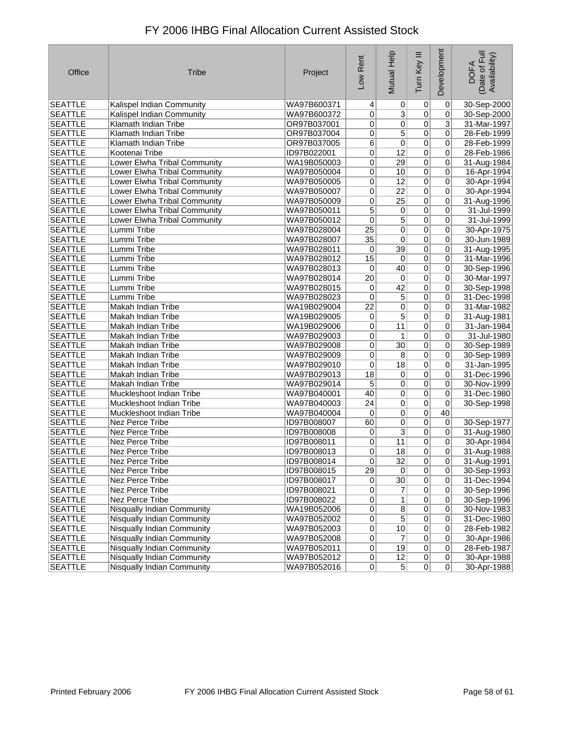# FY 2006 IHBG Final Allocation Current Assisted Stock

| Office | Tribe | Project | Low Rent | Mutual Help | Turn Key III | Development | DOFA (Date of Full Availability) |
|---|---|---|---|---|---|---|---|
| SEATTLE | Kalispel Indian Community | WA97B600371 | 4 | 0 | 0 | 0 | 30-Sep-2000 |
| SEATTLE | Kalispel Indian Community | WA97B600372 | 0 | 3 | 0 | 0 | 30-Sep-2000 |
| SEATTLE | Klamath Indian Tribe | OR97B037001 | 0 | 0 | 0 | 3 | 31-Mar-1997 |
| SEATTLE | Klamath Indian Tribe | OR97B037004 | 0 | 5 | 0 | 0 | 28-Feb-1999 |
| SEATTLE | Klamath Indian Tribe | OR97B037005 | 6 | 0 | 0 | 0 | 28-Feb-1999 |
| SEATTLE | Kootenai Tribe | ID97B022001 | 0 | 12 | 0 | 0 | 28-Feb-1986 |
| SEATTLE | Lower Elwha Tribal Community | WA19B050003 | 0 | 29 | 0 | 0 | 31-Aug-1984 |
| SEATTLE | Lower Elwha Tribal Community | WA97B050004 | 0 | 10 | 0 | 0 | 16-Apr-1994 |
| SEATTLE | Lower Elwha Tribal Community | WA97B050005 | 0 | 12 | 0 | 0 | 30-Apr-1994 |
| SEATTLE | Lower Elwha Tribal Community | WA97B050007 | 0 | 22 | 0 | 0 | 30-Apr-1994 |
| SEATTLE | Lower Elwha Tribal Community | WA97B050009 | 0 | 25 | 0 | 0 | 31-Aug-1996 |
| SEATTLE | Lower Elwha Tribal Community | WA97B050011 | 5 | 0 | 0 | 0 | 31-Jul-1999 |
| SEATTLE | Lower Elwha Tribal Community | WA97B050012 | 0 | 5 | 0 | 0 | 31-Jul-1999 |
| SEATTLE | Lummi Tribe | WA97B028004 | 25 | 0 | 0 | 0 | 30-Apr-1975 |
| SEATTLE | Lummi Tribe | WA97B028007 | 35 | 0 | 0 | 0 | 30-Jun-1989 |
| SEATTLE | Lummi Tribe | WA97B028011 | 0 | 39 | 0 | 0 | 31-Aug-1995 |
| SEATTLE | Lummi Tribe | WA97B028012 | 15 | 0 | 0 | 0 | 31-Mar-1996 |
| SEATTLE | Lummi Tribe | WA97B028013 | 0 | 40 | 0 | 0 | 30-Sep-1996 |
| SEATTLE | Lummi Tribe | WA97B028014 | 20 | 0 | 0 | 0 | 30-Mar-1997 |
| SEATTLE | Lummi Tribe | WA97B028015 | 0 | 42 | 0 | 0 | 30-Sep-1998 |
| SEATTLE | Lummi Tribe | WA97B028023 | 0 | 5 | 0 | 0 | 31-Dec-1998 |
| SEATTLE | Makah Indian Tribe | WA19B029004 | 22 | 0 | 0 | 0 | 31-Mar-1982 |
| SEATTLE | Makah Indian Tribe | WA19B029005 | 0 | 5 | 0 | 0 | 31-Aug-1981 |
| SEATTLE | Makah Indian Tribe | WA19B029006 | 0 | 11 | 0 | 0 | 31-Jan-1984 |
| SEATTLE | Makah Indian Tribe | WA97B029003 | 0 | 1 | 0 | 0 | 31-Jul-1980 |
| SEATTLE | Makah Indian Tribe | WA97B029008 | 0 | 30 | 0 | 0 | 30-Sep-1989 |
| SEATTLE | Makah Indian Tribe | WA97B029009 | 0 | 8 | 0 | 0 | 30-Sep-1989 |
| SEATTLE | Makah Indian Tribe | WA97B029010 | 0 | 18 | 0 | 0 | 31-Jan-1995 |
| SEATTLE | Makah Indian Tribe | WA97B029013 | 18 | 0 | 0 | 0 | 31-Dec-1996 |
| SEATTLE | Makah Indian Tribe | WA97B029014 | 5 | 0 | 0 | 0 | 30-Nov-1999 |
| SEATTLE | Muckleshoot Indian Tribe | WA97B040001 | 40 | 0 | 0 | 0 | 31-Dec-1980 |
| SEATTLE | Muckleshoot Indian Tribe | WA97B040003 | 24 | 0 | 0 | 0 | 30-Sep-1998 |
| SEATTLE | Muckleshoot Indian Tribe | WA97B040004 | 0 | 0 | 0 | 40 | |
| SEATTLE | Nez Perce Tribe | ID97B008007 | 60 | 0 | 0 | 0 | 30-Sep-1977 |
| SEATTLE | Nez Perce Tribe | ID97B008008 | 0 | 3 | 0 | 0 | 31-Aug-1980 |
| SEATTLE | Nez Perce Tribe | ID97B008011 | 0 | 11 | 0 | 0 | 30-Apr-1984 |
| SEATTLE | Nez Perce Tribe | ID97B008013 | 0 | 18 | 0 | 0 | 31-Aug-1988 |
| SEATTLE | Nez Perce Tribe | ID97B008014 | 0 | 32 | 0 | 0 | 31-Aug-1991 |
| SEATTLE | Nez Perce Tribe | ID97B008015 | 29 | 0 | 0 | 0 | 30-Sep-1993 |
| SEATTLE | Nez Perce Tribe | ID97B008017 | 0 | 30 | 0 | 0 | 31-Dec-1994 |
| SEATTLE | Nez Perce Tribe | ID97B008021 | 0 | 7 | 0 | 0 | 30-Sep-1996 |
| SEATTLE | Nez Perce Tribe | ID97B008022 | 0 | 1 | 0 | 0 | 30-Sep-1996 |
| SEATTLE | Nisqually Indian Community | WA19B052006 | 0 | 8 | 0 | 0 | 30-Nov-1983 |
| SEATTLE | Nisqually Indian Community | WA97B052002 | 0 | 5 | 0 | 0 | 31-Dec-1980 |
| SEATTLE | Nisqually Indian Community | WA97B052003 | 0 | 10 | 0 | 0 | 28-Feb-1982 |
| SEATTLE | Nisqually Indian Community | WA97B052008 | 0 | 7 | 0 | 0 | 30-Apr-1986 |
| SEATTLE | Nisqually Indian Community | WA97B052011 | 0 | 19 | 0 | 0 | 28-Feb-1987 |
| SEATTLE | Nisqually Indian Community | WA97B052012 | 0 | 12 | 0 | 0 | 30-Apr-1988 |
| SEATTLE | Nisqually Indian Community | WA97B052016 | 0 | 5 | 0 | 0 | 30-Apr-1988 |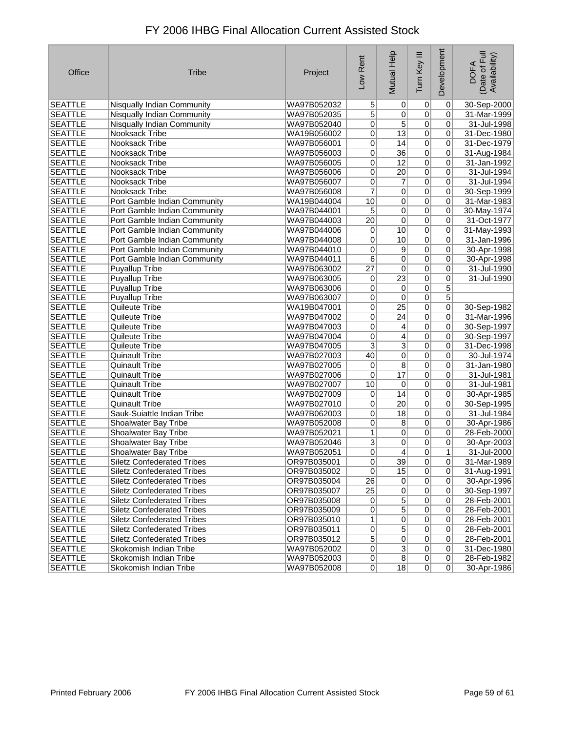# FY 2006 IHBG Final Allocation Current Assisted Stock

| Office | Tribe | Project | Low Rent | Mutual Help | Turn Key III | Development | DOFA (Date of Full Availability) |
|---|---|---|---|---|---|---|---|
| SEATTLE | Nisqually Indian Community | WA97B052032 | 5 | 0 | 0 | 0 | 30-Sep-2000 |
| SEATTLE | Nisqually Indian Community | WA97B052035 | 5 | 0 | 0 | 0 | 31-Mar-1999 |
| SEATTLE | Nisqually Indian Community | WA97B052040 | 0 | 5 | 0 | 0 | 31-Jul-1998 |
| SEATTLE | Nooksack Tribe | WA19B056002 | 0 | 13 | 0 | 0 | 31-Dec-1980 |
| SEATTLE | Nooksack Tribe | WA97B056001 | 0 | 14 | 0 | 0 | 31-Dec-1979 |
| SEATTLE | Nooksack Tribe | WA97B056003 | 0 | 36 | 0 | 0 | 31-Aug-1984 |
| SEATTLE | Nooksack Tribe | WA97B056005 | 0 | 12 | 0 | 0 | 31-Jan-1992 |
| SEATTLE | Nooksack Tribe | WA97B056006 | 0 | 20 | 0 | 0 | 31-Jul-1994 |
| SEATTLE | Nooksack Tribe | WA97B056007 | 0 | 7 | 0 | 0 | 31-Jul-1994 |
| SEATTLE | Nooksack Tribe | WA97B056008 | 7 | 0 | 0 | 0 | 30-Sep-1999 |
| SEATTLE | Port Gamble Indian Community | WA19B044004 | 10 | 0 | 0 | 0 | 31-Mar-1983 |
| SEATTLE | Port Gamble Indian Community | WA97B044001 | 5 | 0 | 0 | 0 | 30-May-1974 |
| SEATTLE | Port Gamble Indian Community | WA97B044003 | 20 | 0 | 0 | 0 | 31-Oct-1977 |
| SEATTLE | Port Gamble Indian Community | WA97B044006 | 0 | 10 | 0 | 0 | 31-May-1993 |
| SEATTLE | Port Gamble Indian Community | WA97B044008 | 0 | 10 | 0 | 0 | 31-Jan-1996 |
| SEATTLE | Port Gamble Indian Community | WA97B044010 | 0 | 9 | 0 | 0 | 30-Apr-1998 |
| SEATTLE | Port Gamble Indian Community | WA97B044011 | 6 | 0 | 0 | 0 | 30-Apr-1998 |
| SEATTLE | Puyallup Tribe | WA97B063002 | 27 | 0 | 0 | 0 | 31-Jul-1990 |
| SEATTLE | Puyallup Tribe | WA97B063005 | 0 | 23 | 0 | 0 | 31-Jul-1990 |
| SEATTLE | Puyallup Tribe | WA97B063006 | 0 | 0 | 0 | 5 | |
| SEATTLE | Puyallup Tribe | WA97B063007 | 0 | 0 | 0 | 5 | |
| SEATTLE | Quileute Tribe | WA19B047001 | 0 | 25 | 0 | 0 | 30-Sep-1982 |
| SEATTLE | Quileute Tribe | WA97B047002 | 0 | 24 | 0 | 0 | 31-Mar-1996 |
| SEATTLE | Quileute Tribe | WA97B047003 | 0 | 4 | 0 | 0 | 30-Sep-1997 |
| SEATTLE | Quileute Tribe | WA97B047004 | 0 | 4 | 0 | 0 | 30-Sep-1997 |
| SEATTLE | Quileute Tribe | WA97B047005 | 3 | 3 | 0 | 0 | 31-Dec-1998 |
| SEATTLE | Quinault Tribe | WA97B027003 | 40 | 0 | 0 | 0 | 30-Jul-1974 |
| SEATTLE | Quinault Tribe | WA97B027005 | 0 | 8 | 0 | 0 | 31-Jan-1980 |
| SEATTLE | Quinault Tribe | WA97B027006 | 0 | 17 | 0 | 0 | 31-Jul-1981 |
| SEATTLE | Quinault Tribe | WA97B027007 | 10 | 0 | 0 | 0 | 31-Jul-1981 |
| SEATTLE | Quinault Tribe | WA97B027009 | 0 | 14 | 0 | 0 | 30-Apr-1985 |
| SEATTLE | Quinault Tribe | WA97B027010 | 0 | 20 | 0 | 0 | 30-Sep-1995 |
| SEATTLE | Sauk-Suiattle Indian Tribe | WA97B062003 | 0 | 18 | 0 | 0 | 31-Jul-1984 |
| SEATTLE | Shoalwater Bay Tribe | WA97B052008 | 0 | 8 | 0 | 0 | 30-Apr-1986 |
| SEATTLE | Shoalwater Bay Tribe | WA97B052021 | 1 | 0 | 0 | 0 | 28-Feb-2000 |
| SEATTLE | Shoalwater Bay Tribe | WA97B052046 | 3 | 0 | 0 | 0 | 30-Apr-2003 |
| SEATTLE | Shoalwater Bay Tribe | WA97B052051 | 0 | 4 | 0 | 1 | 31-Jul-2000 |
| SEATTLE | Siletz Confederated Tribes | OR97B035001 | 0 | 39 | 0 | 0 | 31-Mar-1989 |
| SEATTLE | Siletz Confederated Tribes | OR97B035002 | 0 | 15 | 0 | 0 | 31-Aug-1991 |
| SEATTLE | Siletz Confederated Tribes | OR97B035004 | 26 | 0 | 0 | 0 | 30-Apr-1996 |
| SEATTLE | Siletz Confederated Tribes | OR97B035007 | 25 | 0 | 0 | 0 | 30-Sep-1997 |
| SEATTLE | Siletz Confederated Tribes | OR97B035008 | 0 | 5 | 0 | 0 | 28-Feb-2001 |
| SEATTLE | Siletz Confederated Tribes | OR97B035009 | 0 | 5 | 0 | 0 | 28-Feb-2001 |
| SEATTLE | Siletz Confederated Tribes | OR97B035010 | 1 | 0 | 0 | 0 | 28-Feb-2001 |
| SEATTLE | Siletz Confederated Tribes | OR97B035011 | 0 | 5 | 0 | 0 | 28-Feb-2001 |
| SEATTLE | Siletz Confederated Tribes | OR97B035012 | 5 | 0 | 0 | 0 | 28-Feb-2001 |
| SEATTLE | Skokomish Indian Tribe | WA97B052002 | 0 | 3 | 0 | 0 | 31-Dec-1980 |
| SEATTLE | Skokomish Indian Tribe | WA97B052003 | 0 | 8 | 0 | 0 | 28-Feb-1982 |
| SEATTLE | Skokomish Indian Tribe | WA97B052008 | 0 | 18 | 0 | 0 | 30-Apr-1986 |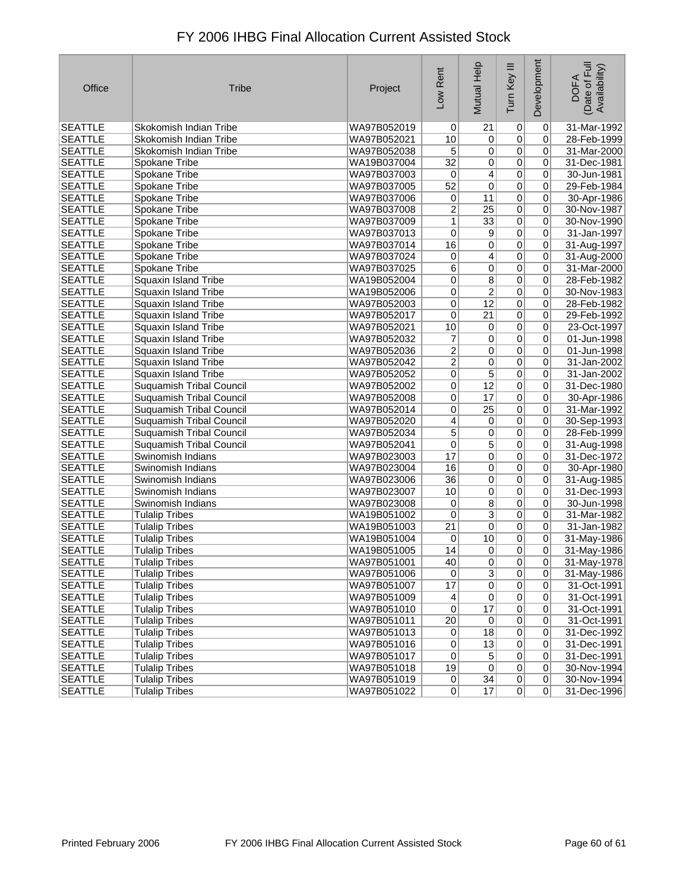# FY 2006 IHBG Final Allocation Current Assisted Stock

| Office | Tribe | Project | Low Rent | Mutual Help | Turn Key III | Development | DOFA (Date of Full Availability) |
|---|---|---|---|---|---|---|---|
| SEATTLE | Skokomish Indian Tribe | WA97B052019 | 0 | 21 | 0 | 0 | 31-Mar-1992 |
| SEATTLE | Skokomish Indian Tribe | WA97B052021 | 10 | 0 | 0 | 0 | 28-Feb-1999 |
| SEATTLE | Skokomish Indian Tribe | WA97B052038 | 5 | 0 | 0 | 0 | 31-Mar-2000 |
| SEATTLE | Spokane Tribe | WA19B037004 | 32 | 0 | 0 | 0 | 31-Dec-1981 |
| SEATTLE | Spokane Tribe | WA97B037003 | 0 | 4 | 0 | 0 | 30-Jun-1981 |
| SEATTLE | Spokane Tribe | WA97B037005 | 52 | 0 | 0 | 0 | 29-Feb-1984 |
| SEATTLE | Spokane Tribe | WA97B037006 | 0 | 11 | 0 | 0 | 30-Apr-1986 |
| SEATTLE | Spokane Tribe | WA97B037008 | 2 | 25 | 0 | 0 | 30-Nov-1987 |
| SEATTLE | Spokane Tribe | WA97B037009 | 1 | 33 | 0 | 0 | 30-Nov-1990 |
| SEATTLE | Spokane Tribe | WA97B037013 | 0 | 9 | 0 | 0 | 31-Jan-1997 |
| SEATTLE | Spokane Tribe | WA97B037014 | 16 | 0 | 0 | 0 | 31-Aug-1997 |
| SEATTLE | Spokane Tribe | WA97B037024 | 0 | 4 | 0 | 0 | 31-Aug-2000 |
| SEATTLE | Spokane Tribe | WA97B037025 | 6 | 0 | 0 | 0 | 31-Mar-2000 |
| SEATTLE | Squaxin Island Tribe | WA19B052004 | 0 | 8 | 0 | 0 | 28-Feb-1982 |
| SEATTLE | Squaxin Island Tribe | WA19B052006 | 0 | 2 | 0 | 0 | 30-Nov-1983 |
| SEATTLE | Squaxin Island Tribe | WA97B052003 | 0 | 12 | 0 | 0 | 28-Feb-1982 |
| SEATTLE | Squaxin Island Tribe | WA97B052017 | 0 | 21 | 0 | 0 | 29-Feb-1992 |
| SEATTLE | Squaxin Island Tribe | WA97B052021 | 10 | 0 | 0 | 0 | 23-Oct-1997 |
| SEATTLE | Squaxin Island Tribe | WA97B052032 | 7 | 0 | 0 | 0 | 01-Jun-1998 |
| SEATTLE | Squaxin Island Tribe | WA97B052036 | 2 | 0 | 0 | 0 | 01-Jun-1998 |
| SEATTLE | Squaxin Island Tribe | WA97B052042 | 2 | 0 | 0 | 0 | 31-Jan-2002 |
| SEATTLE | Squaxin Island Tribe | WA97B052052 | 0 | 5 | 0 | 0 | 31-Jan-2002 |
| SEATTLE | Suquamish Tribal Council | WA97B052002 | 0 | 12 | 0 | 0 | 31-Dec-1980 |
| SEATTLE | Suquamish Tribal Council | WA97B052008 | 0 | 17 | 0 | 0 | 30-Apr-1986 |
| SEATTLE | Suquamish Tribal Council | WA97B052014 | 0 | 25 | 0 | 0 | 31-Mar-1992 |
| SEATTLE | Suquamish Tribal Council | WA97B052020 | 4 | 0 | 0 | 0 | 30-Sep-1993 |
| SEATTLE | Suquamish Tribal Council | WA97B052034 | 5 | 0 | 0 | 0 | 28-Feb-1999 |
| SEATTLE | Suquamish Tribal Council | WA97B052041 | 0 | 5 | 0 | 0 | 31-Aug-1998 |
| SEATTLE | Swinomish Indians | WA97B023003 | 17 | 0 | 0 | 0 | 31-Dec-1972 |
| SEATTLE | Swinomish Indians | WA97B023004 | 16 | 0 | 0 | 0 | 30-Apr-1980 |
| SEATTLE | Swinomish Indians | WA97B023006 | 36 | 0 | 0 | 0 | 31-Aug-1985 |
| SEATTLE | Swinomish Indians | WA97B023007 | 10 | 0 | 0 | 0 | 31-Dec-1993 |
| SEATTLE | Swinomish Indians | WA97B023008 | 0 | 8 | 0 | 0 | 30-Jun-1998 |
| SEATTLE | Tulalip Tribes | WA19B051002 | 0 | 3 | 0 | 0 | 31-Mar-1982 |
| SEATTLE | Tulalip Tribes | WA19B051003 | 21 | 0 | 0 | 0 | 31-Jan-1982 |
| SEATTLE | Tulalip Tribes | WA19B051004 | 0 | 10 | 0 | 0 | 31-May-1986 |
| SEATTLE | Tulalip Tribes | WA19B051005 | 14 | 0 | 0 | 0 | 31-May-1986 |
| SEATTLE | Tulalip Tribes | WA97B051001 | 40 | 0 | 0 | 0 | 31-May-1978 |
| SEATTLE | Tulalip Tribes | WA97B051006 | 0 | 3 | 0 | 0 | 31-May-1986 |
| SEATTLE | Tulalip Tribes | WA97B051007 | 17 | 0 | 0 | 0 | 31-Oct-1991 |
| SEATTLE | Tulalip Tribes | WA97B051009 | 4 | 0 | 0 | 0 | 31-Oct-1991 |
| SEATTLE | Tulalip Tribes | WA97B051010 | 0 | 17 | 0 | 0 | 31-Oct-1991 |
| SEATTLE | Tulalip Tribes | WA97B051011 | 20 | 0 | 0 | 0 | 31-Oct-1991 |
| SEATTLE | Tulalip Tribes | WA97B051013 | 0 | 18 | 0 | 0 | 31-Dec-1992 |
| SEATTLE | Tulalip Tribes | WA97B051016 | 0 | 13 | 0 | 0 | 31-Dec-1991 |
| SEATTLE | Tulalip Tribes | WA97B051017 | 0 | 5 | 0 | 0 | 31-Dec-1991 |
| SEATTLE | Tulalip Tribes | WA97B051018 | 19 | 0 | 0 | 0 | 30-Nov-1994 |
| SEATTLE | Tulalip Tribes | WA97B051019 | 0 | 34 | 0 | 0 | 30-Nov-1994 |
| SEATTLE | Tulalip Tribes | WA97B051022 | 0 | 17 | 0 | 0 | 31-Dec-1996 |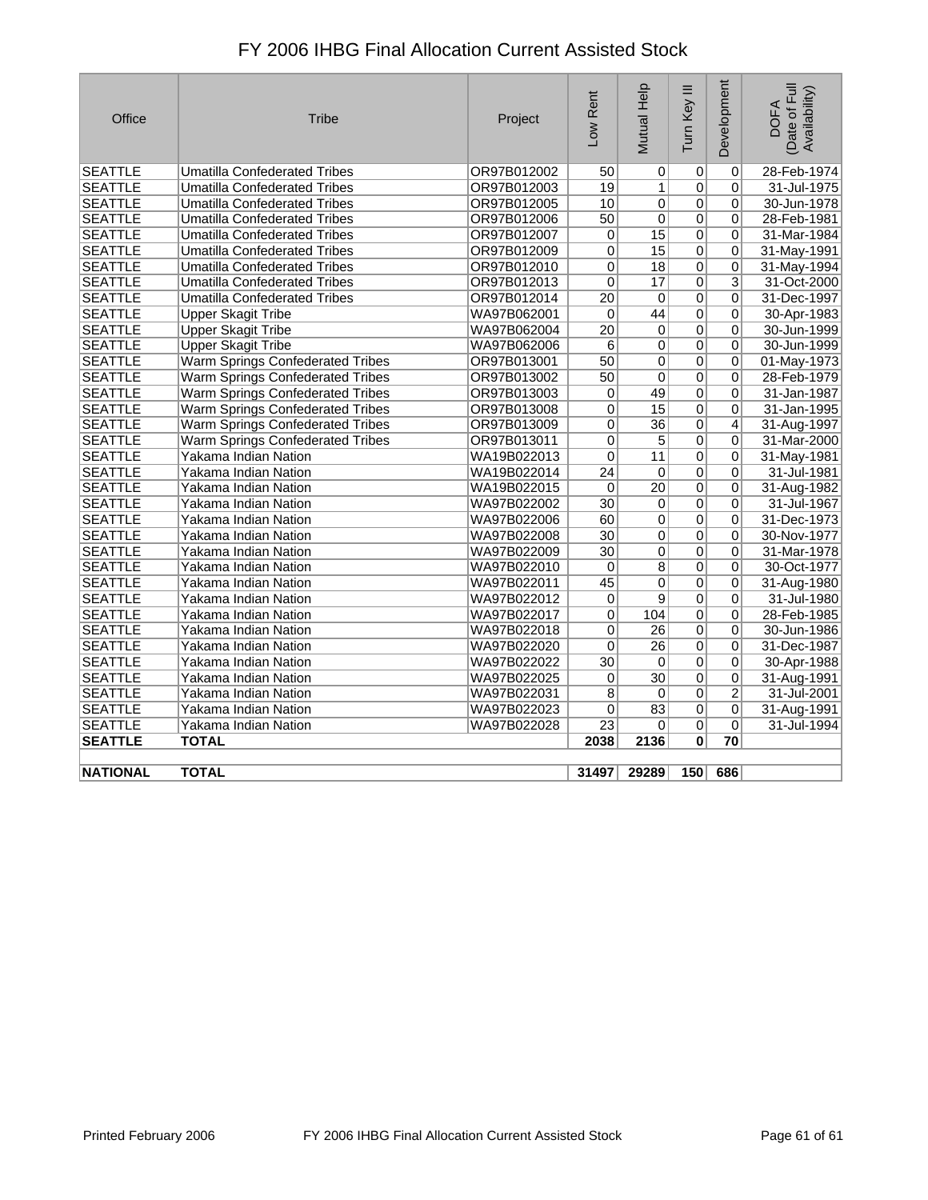# FY 2006 IHBG Final Allocation Current Assisted Stock

| Office | Tribe | Project | Low Rent | Mutual Help | Turn Key III | Development | DOFA (Date of Full Availability) |
|---|---|---|---|---|---|---|---|
| SEATTLE | Umatilla Confederated Tribes | OR97B012002 | 50 | 0 | 0 | 0 | 28-Feb-1974 |
| SEATTLE | Umatilla Confederated Tribes | OR97B012003 | 19 | 1 | 0 | 0 | 31-Jul-1975 |
| SEATTLE | Umatilla Confederated Tribes | OR97B012005 | 10 | 0 | 0 | 0 | 30-Jun-1978 |
| SEATTLE | Umatilla Confederated Tribes | OR97B012006 | 50 | 0 | 0 | 0 | 28-Feb-1981 |
| SEATTLE | Umatilla Confederated Tribes | OR97B012007 | 0 | 15 | 0 | 0 | 31-Mar-1984 |
| SEATTLE | Umatilla Confederated Tribes | OR97B012009 | 0 | 15 | 0 | 0 | 31-May-1991 |
| SEATTLE | Umatilla Confederated Tribes | OR97B012010 | 0 | 18 | 0 | 0 | 31-May-1994 |
| SEATTLE | Umatilla Confederated Tribes | OR97B012013 | 0 | 17 | 0 | 3 | 31-Oct-2000 |
| SEATTLE | Umatilla Confederated Tribes | OR97B012014 | 20 | 0 | 0 | 0 | 31-Dec-1997 |
| SEATTLE | Upper Skagit Tribe | WA97B062001 | 0 | 44 | 0 | 0 | 30-Apr-1983 |
| SEATTLE | Upper Skagit Tribe | WA97B062004 | 20 | 0 | 0 | 0 | 30-Jun-1999 |
| SEATTLE | Upper Skagit Tribe | WA97B062006 | 6 | 0 | 0 | 0 | 30-Jun-1999 |
| SEATTLE | Warm Springs Confederated Tribes | OR97B013001 | 50 | 0 | 0 | 0 | 01-May-1973 |
| SEATTLE | Warm Springs Confederated Tribes | OR97B013002 | 50 | 0 | 0 | 0 | 28-Feb-1979 |
| SEATTLE | Warm Springs Confederated Tribes | OR97B013003 | 0 | 49 | 0 | 0 | 31-Jan-1987 |
| SEATTLE | Warm Springs Confederated Tribes | OR97B013008 | 0 | 15 | 0 | 0 | 31-Jan-1995 |
| SEATTLE | Warm Springs Confederated Tribes | OR97B013009 | 0 | 36 | 0 | 4 | 31-Aug-1997 |
| SEATTLE | Warm Springs Confederated Tribes | OR97B013011 | 0 | 5 | 0 | 0 | 31-Mar-2000 |
| SEATTLE | Yakama Indian Nation | WA19B022013 | 0 | 11 | 0 | 0 | 31-May-1981 |
| SEATTLE | Yakama Indian Nation | WA19B022014 | 24 | 0 | 0 | 0 | 31-Jul-1981 |
| SEATTLE | Yakama Indian Nation | WA19B022015 | 0 | 20 | 0 | 0 | 31-Aug-1982 |
| SEATTLE | Yakama Indian Nation | WA97B022002 | 30 | 0 | 0 | 0 | 31-Jul-1967 |
| SEATTLE | Yakama Indian Nation | WA97B022006 | 60 | 0 | 0 | 0 | 31-Dec-1973 |
| SEATTLE | Yakama Indian Nation | WA97B022008 | 30 | 0 | 0 | 0 | 30-Nov-1977 |
| SEATTLE | Yakama Indian Nation | WA97B022009 | 30 | 0 | 0 | 0 | 31-Mar-1978 |
| SEATTLE | Yakama Indian Nation | WA97B022010 | 0 | 8 | 0 | 0 | 30-Oct-1977 |
| SEATTLE | Yakama Indian Nation | WA97B022011 | 45 | 0 | 0 | 0 | 31-Aug-1980 |
| SEATTLE | Yakama Indian Nation | WA97B022012 | 0 | 9 | 0 | 0 | 31-Jul-1980 |
| SEATTLE | Yakama Indian Nation | WA97B022017 | 0 | 104 | 0 | 0 | 28-Feb-1985 |
| SEATTLE | Yakama Indian Nation | WA97B022018 | 0 | 26 | 0 | 0 | 30-Jun-1986 |
| SEATTLE | Yakama Indian Nation | WA97B022020 | 0 | 26 | 0 | 0 | 31-Dec-1987 |
| SEATTLE | Yakama Indian Nation | WA97B022022 | 30 | 0 | 0 | 0 | 30-Apr-1988 |
| SEATTLE | Yakama Indian Nation | WA97B022025 | 0 | 30 | 0 | 0 | 31-Aug-1991 |
| SEATTLE | Yakama Indian Nation | WA97B022031 | 8 | 0 | 0 | 2 | 31-Jul-2001 |
| SEATTLE | Yakama Indian Nation | WA97B022023 | 0 | 83 | 0 | 0 | 31-Aug-1991 |
| SEATTLE | Yakama Indian Nation | WA97B022028 | 23 | 0 | 0 | 0 | 31-Jul-1994 |
| **SEATTLE** | **TOTAL** | | **2038** | **2136** | **0** | **70** | |
| | | | | | | | |
| **NATIONAL** | **TOTAL** | | **31497** | **29289** | **150** | **686** | |